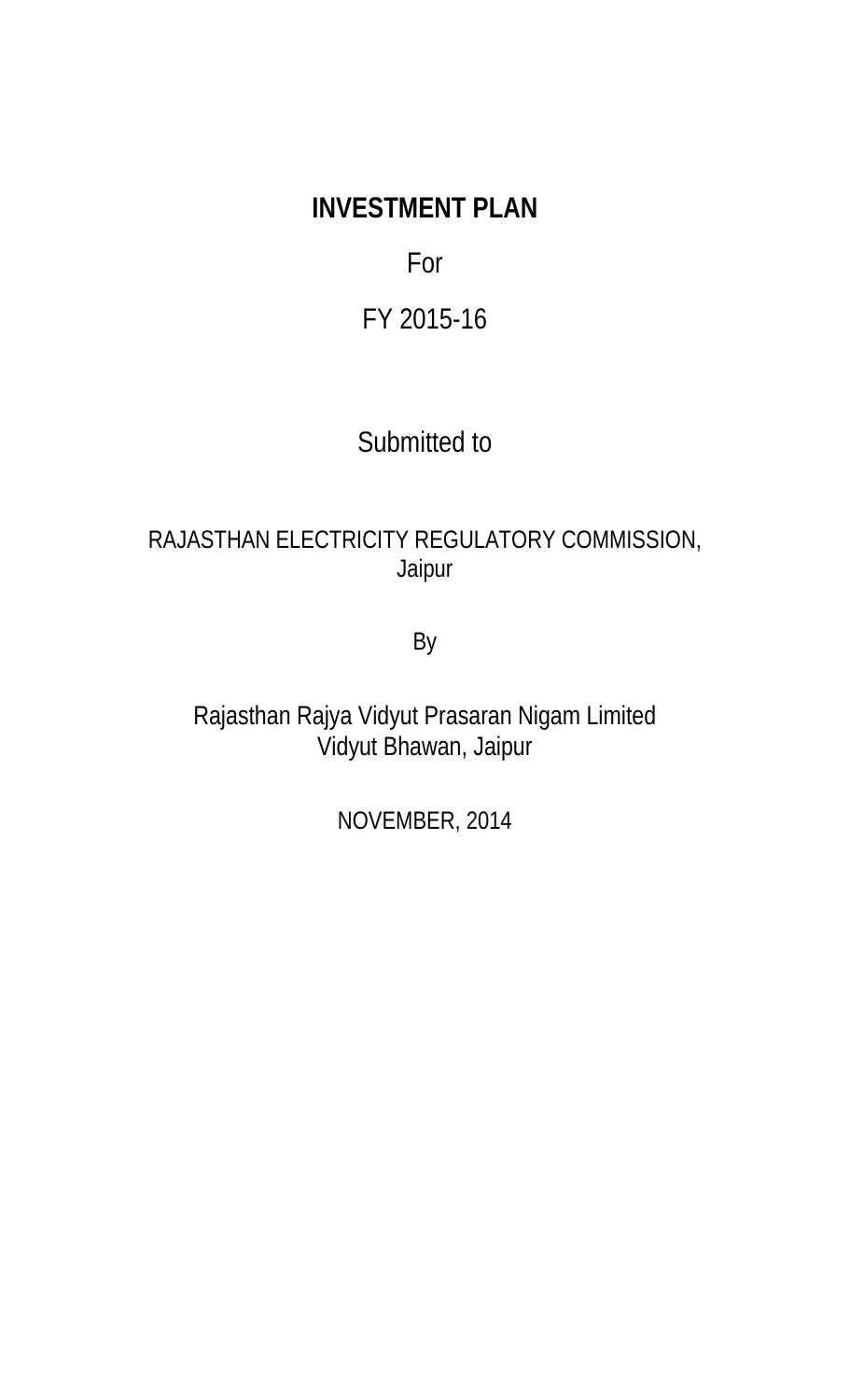# INVESTMENT PLAN

For

FY 2015-16

Submitted to

RAJASTHAN ELECTRICITY REGULATORY COMMISSION,
Jaipur

By

Rajasthan Rajya Vidyut Prasaran Nigam Limited
Vidyut Bhawan, Jaipur

NOVEMBER, 2014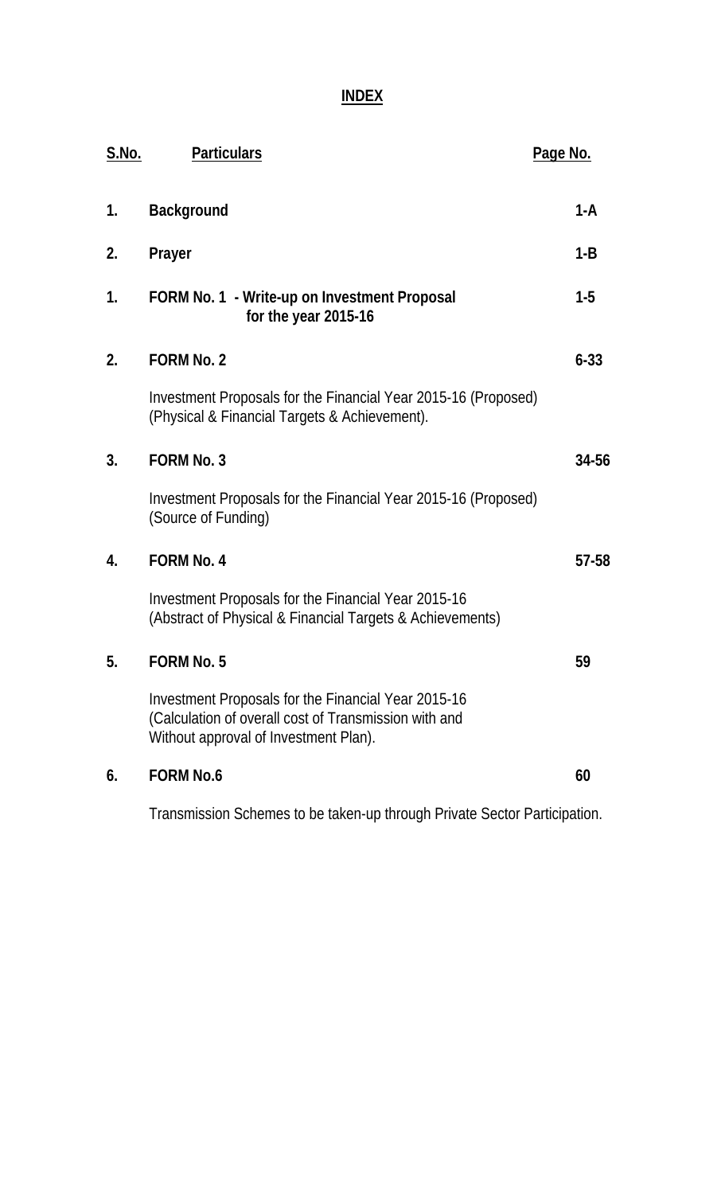# INDEX

| S.No. | Particulars | Page No. |
|---|---|---|
| 1. | **Background** | 1-A |
| 2. | **Prayer** | 1-B |
| 1. | **FORM No. 1 - Write-up on Investment Proposal for the year 2015-16** | 1-5 |
| 2. | **FORM No. 2**<br>Investment Proposals for the Financial Year 2015-16 (Proposed) (Physical & Financial Targets & Achievement). | 6-33 |
| 3. | **FORM No. 3**<br>Investment Proposals for the Financial Year 2015-16 (Proposed) (Source of Funding) | 34-56 |
| 4. | **FORM No. 4**<br>Investment Proposals for the Financial Year 2015-16 (Abstract of Physical & Financial Targets & Achievements) | 57-58 |
| 5. | **FORM No. 5**<br>Investment Proposals for the Financial Year 2015-16 (Calculation of overall cost of Transmission with and Without approval of Investment Plan). | 59 |
| 6. | **FORM No.6**<br>Transmission Schemes to be taken-up through Private Sector Participation. | 60 |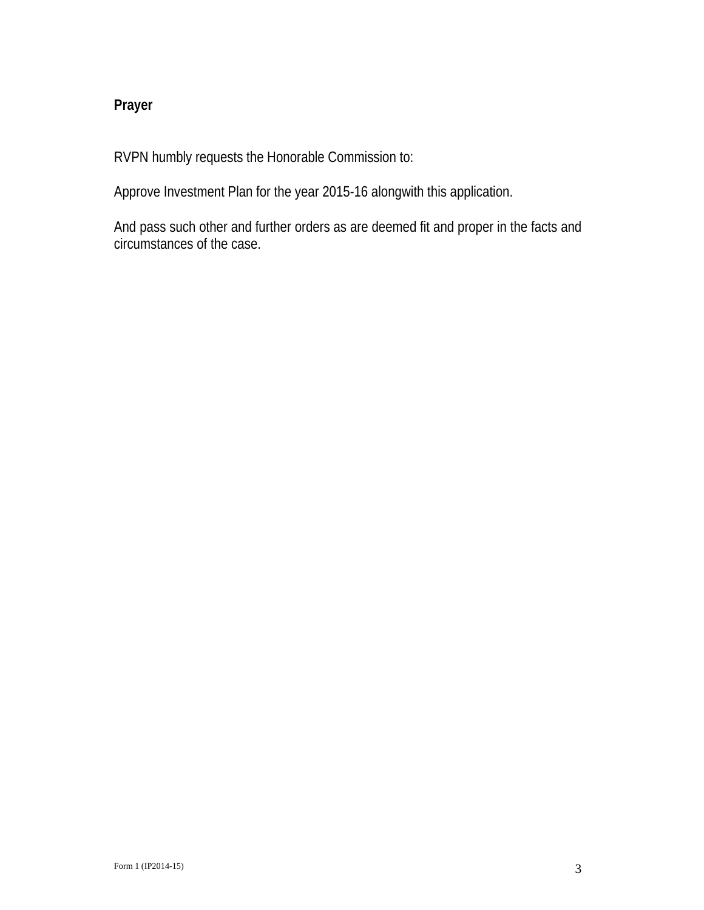**Prayer**

RVPN humbly requests the Honorable Commission to:

Approve Investment Plan for the year 2015-16 alongwith this application.

And pass such other and further orders as are deemed fit and proper in the facts and circumstances of the case.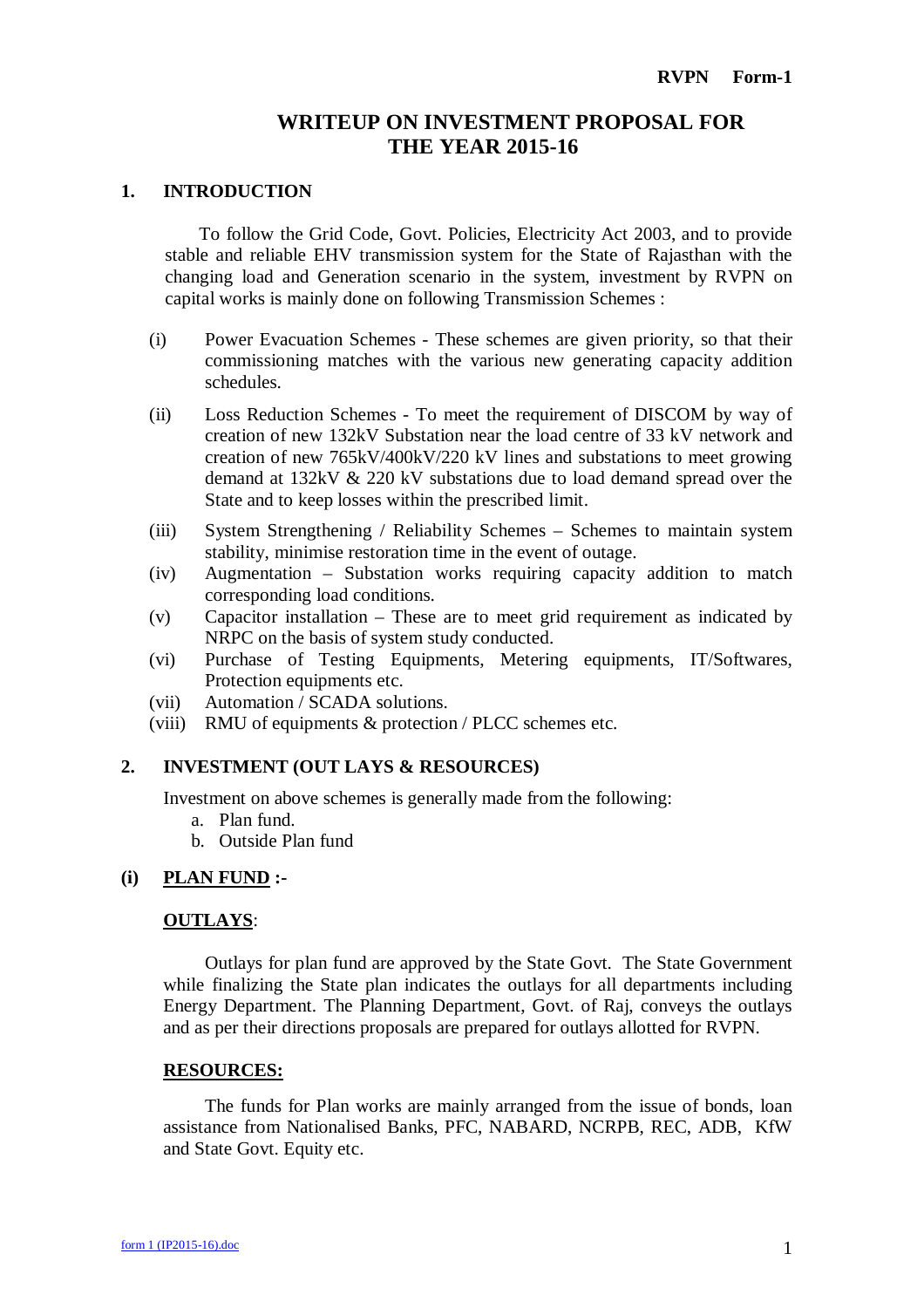**RVPN Form-1**

# WRITEUP ON INVESTMENT PROPOSAL FOR THE YEAR 2015-16

## 1. INTRODUCTION

To follow the Grid Code, Govt. Policies, Electricity Act 2003, and to provide stable and reliable EHV transmission system for the State of Rajasthan with the changing load and Generation scenario in the system, investment by RVPN on capital works is mainly done on following Transmission Schemes :

- (i) Power Evacuation Schemes - These schemes are given priority, so that their commissioning matches with the various new generating capacity addition schedules.
- (ii) Loss Reduction Schemes - To meet the requirement of DISCOM by way of creation of new 132kV Substation near the load centre of 33 kV network and creation of new 765kV/400kV/220 kV lines and substations to meet growing demand at 132kV & 220 kV substations due to load demand spread over the State and to keep losses within the prescribed limit.
- (iii) System Strengthening / Reliability Schemes – Schemes to maintain system stability, minimise restoration time in the event of outage.
- (iv) Augmentation – Substation works requiring capacity addition to match corresponding load conditions.
- (v) Capacitor installation – These are to meet grid requirement as indicated by NRPC on the basis of system study conducted.
- (vi) Purchase of Testing Equipments, Metering equipments, IT/Softwares, Protection equipments etc.
- (vii) Automation / SCADA solutions.
- (viii) RMU of equipments & protection / PLCC schemes etc.

## 2. INVESTMENT (OUT LAYS & RESOURCES)

Investment on above schemes is generally made from the following:

a. Plan fund.
b. Outside Plan fund

### (i) <u>PLAN FUND</u> :-

<u>**OUTLAYS**</u>:

Outlays for plan fund are approved by the State Govt. The State Government while finalizing the State plan indicates the outlays for all departments including Energy Department. The Planning Department, Govt. of Raj, conveys the outlays and as per their directions proposals are prepared for outlays allotted for RVPN.

<u>**RESOURCES:**</u>

The funds for Plan works are mainly arranged from the issue of bonds, loan assistance from Nationalised Banks, PFC, NABARD, NCRPB, REC, ADB, KfW and State Govt. Equity etc.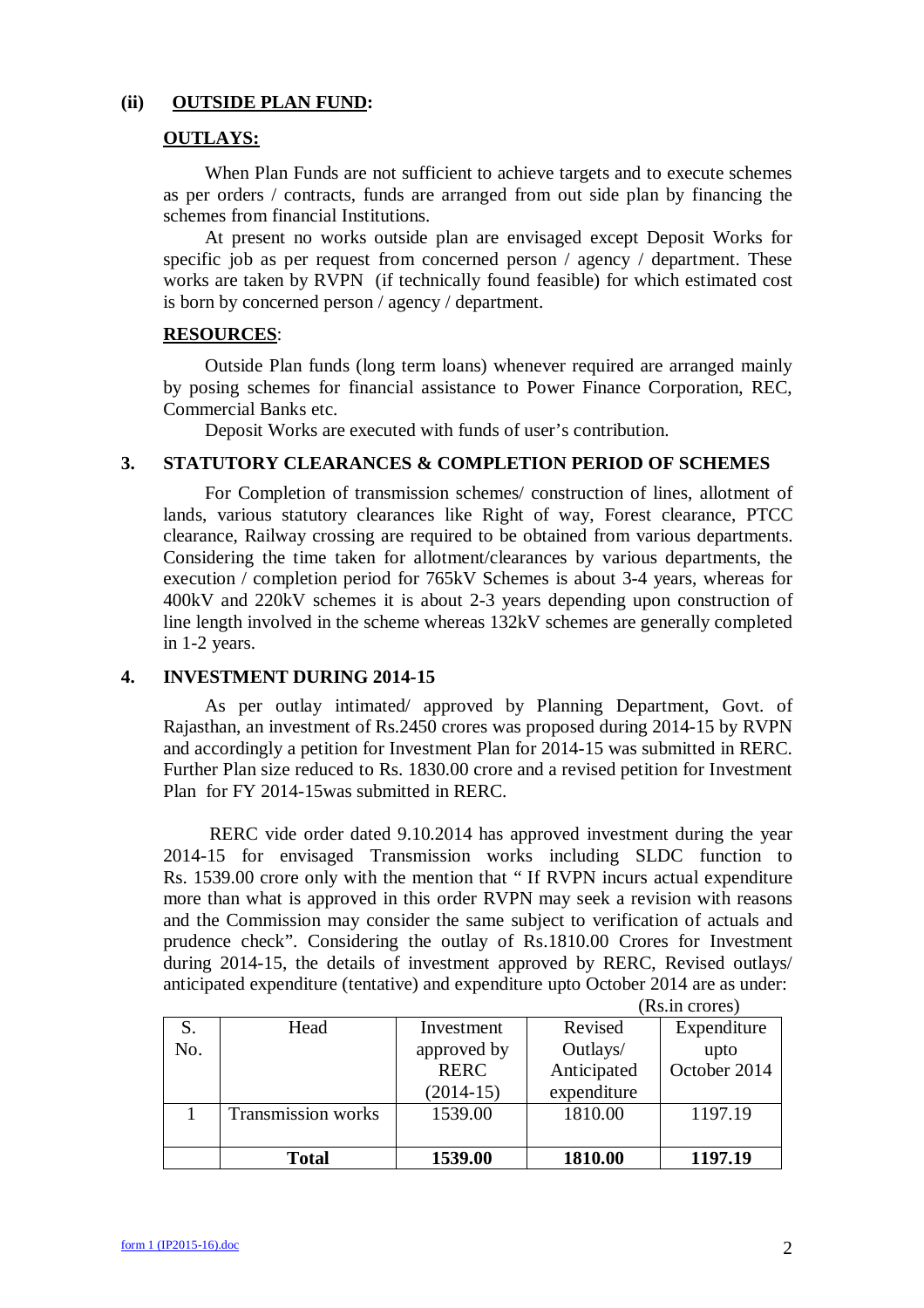**(ii) OUTSIDE PLAN FUND:**

**OUTLAYS:**

When Plan Funds are not sufficient to achieve targets and to execute schemes as per orders / contracts, funds are arranged from out side plan by financing the schemes from financial Institutions.

At present no works outside plan are envisaged except Deposit Works for specific job as per request from concerned person / agency / department. These works are taken by RVPN (if technically found feasible) for which estimated cost is born by concerned person / agency / department.

**RESOURCES**:

Outside Plan funds (long term loans) whenever required are arranged mainly by posing schemes for financial assistance to Power Finance Corporation, REC, Commercial Banks etc.

Deposit Works are executed with funds of user's contribution.

## 3. STATUTORY CLEARANCES & COMPLETION PERIOD OF SCHEMES

For Completion of transmission schemes/ construction of lines, allotment of lands, various statutory clearances like Right of way, Forest clearance, PTCC clearance, Railway crossing are required to be obtained from various departments. Considering the time taken for allotment/clearances by various departments, the execution / completion period for 765kV Schemes is about 3-4 years, whereas for 400kV and 220kV schemes it is about 2-3 years depending upon construction of line length involved in the scheme whereas 132kV schemes are generally completed in 1-2 years.

## 4. INVESTMENT DURING 2014-15

As per outlay intimated/ approved by Planning Department, Govt. of Rajasthan, an investment of Rs.2450 crores was proposed during 2014-15 by RVPN and accordingly a petition for Investment Plan for 2014-15 was submitted in RERC. Further Plan size reduced to Rs. 1830.00 crore and a revised petition for Investment Plan for FY 2014-15was submitted in RERC.

RERC vide order dated 9.10.2014 has approved investment during the year 2014-15 for envisaged Transmission works including SLDC function to Rs. 1539.00 crore only with the mention that " If RVPN incurs actual expenditure more than what is approved in this order RVPN may seek a revision with reasons and the Commission may consider the same subject to verification of actuals and prudence check". Considering the outlay of Rs.1810.00 Crores for Investment during 2014-15, the details of investment approved by RERC, Revised outlays/ anticipated expenditure (tentative) and expenditure upto October 2014 are as under:

(Rs.in crores)

| S. No. | Head | Investment approved by RERC (2014-15) | Revised Outlays/ Anticipated expenditure | Expenditure upto October 2014 |
|---|---|---|---|---|
| 1 | Transmission works | 1539.00 | 1810.00 | 1197.19 |
| | **Total** | **1539.00** | **1810.00** | **1197.19** |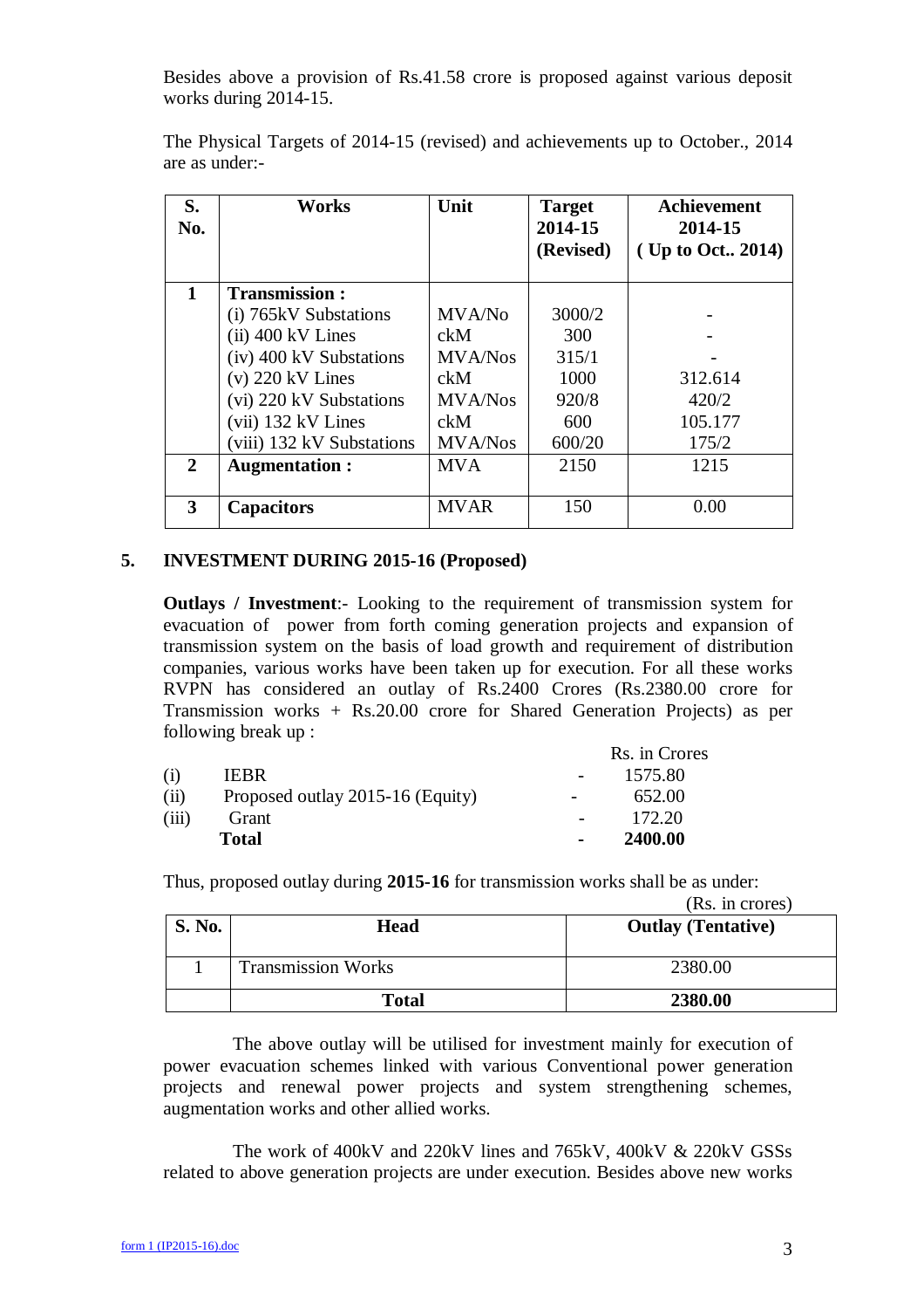Besides above a provision of Rs.41.58 crore is proposed against various deposit works during 2014-15.

The Physical Targets of 2014-15 (revised) and achievements up to October., 2014 are as under:-

| S. No. | Works | Unit | Target 2014-15 (Revised) | Achievement 2014-15 ( Up to Oct.. 2014) |
|---|---|---|---|---|
| 1 | **Transmission :** | | | |
| | (i) 765kV Substations | MVA/No | 3000/2 | - |
| | (ii) 400 kV Lines | ckM | 300 | - |
| | (iv) 400 kV Substations | MVA/Nos | 315/1 | - |
| | (v) 220 kV Lines | ckM | 1000 | 312.614 |
| | (vi) 220 kV Substations | MVA/Nos | 920/8 | 420/2 |
| | (vii) 132 kV Lines | ckM | 600 | 105.177 |
| | (viii) 132 kV Substations | MVA/Nos | 600/20 | 175/2 |
| 2 | **Augmentation :** | MVA | 2150 | 1215 |
| 3 | **Capacitors** | MVAR | 150 | 0.00 |

## 5. INVESTMENT DURING 2015-16 (Proposed)

**Outlays / Investment**:- Looking to the requirement of transmission system for evacuation of power from forth coming generation projects and expansion of transmission system on the basis of load growth and requirement of distribution companies, various works have been taken up for execution. For all these works RVPN has considered an outlay of Rs.2400 Crores (Rs.2380.00 crore for Transmission works + Rs.20.00 crore for Shared Generation Projects) as per following break up :

| | | | Rs. in Crores |
|---|---|---|---|
| (i) | IEBR | - | 1575.80 |
| (ii) | Proposed outlay 2015-16 (Equity) | - | 652.00 |
| (iii) | Grant | - | 172.20 |
| | **Total** | - | **2400.00** |

Thus, proposed outlay during **2015-16** for transmission works shall be as under:

(Rs. in crores)

| S. No. | Head | Outlay (Tentative) |
|---|---|---|
| 1 | Transmission Works | 2380.00 |
| | **Total** | **2380.00** |

The above outlay will be utilised for investment mainly for execution of power evacuation schemes linked with various Conventional power generation projects and renewal power projects and system strengthening schemes, augmentation works and other allied works.

The work of 400kV and 220kV lines and 765kV, 400kV & 220kV GSSs related to above generation projects are under execution. Besides above new works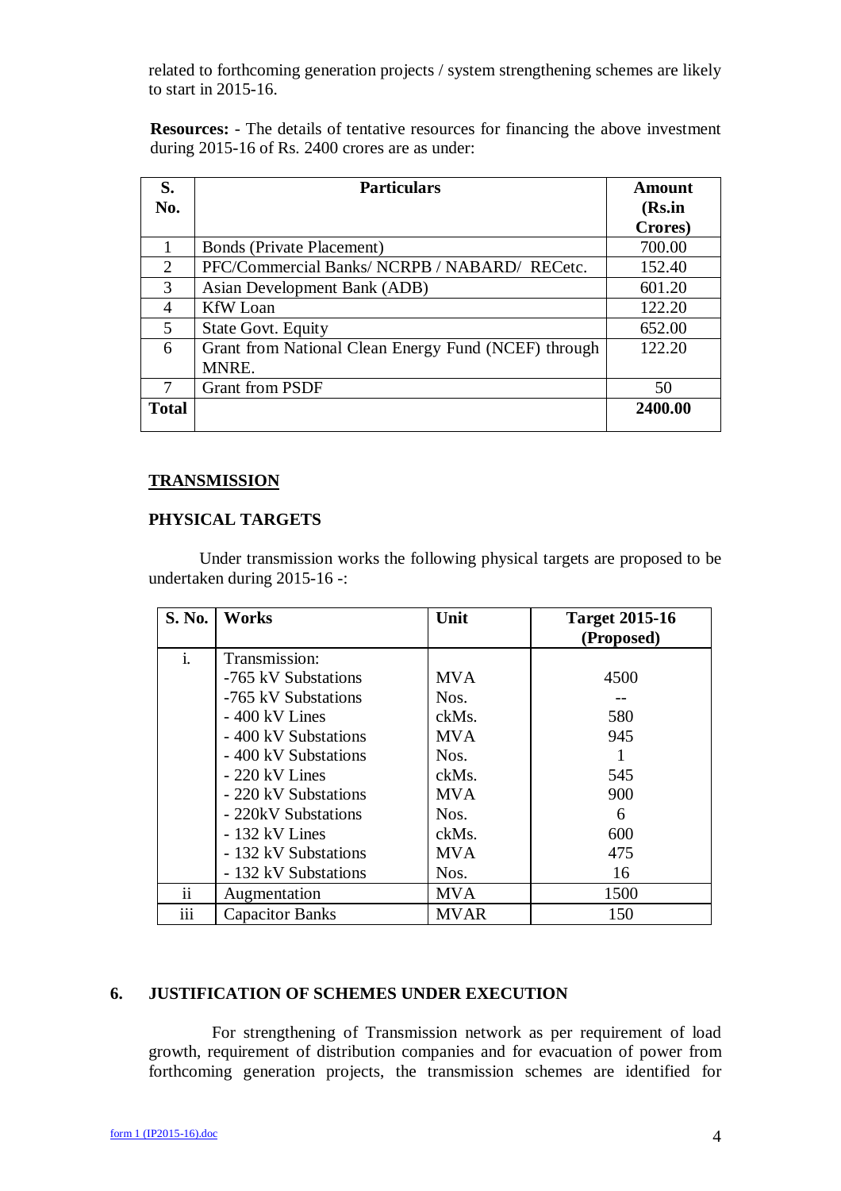related to forthcoming generation projects / system strengthening schemes are likely to start in 2015-16.

**Resources:** - The details of tentative resources for financing the above investment during 2015-16 of Rs. 2400 crores are as under:

| S. No. | Particulars | Amount (Rs.in Crores) |
|---|---|---|
| 1 | Bonds (Private Placement) | 700.00 |
| 2 | PFC/Commercial Banks/ NCRPB / NABARD/ RECetc. | 152.40 |
| 3 | Asian Development Bank (ADB) | 601.20 |
| 4 | KfW Loan | 122.20 |
| 5 | State Govt. Equity | 652.00 |
| 6 | Grant from National Clean Energy Fund (NCEF) through MNRE. | 122.20 |
| 7 | Grant from PSDF | 50 |
| **Total** | | **2400.00** |

## TRANSMISSION

### PHYSICAL TARGETS

Under transmission works the following physical targets are proposed to be undertaken during 2015-16 -:

| S. No. | Works | Unit | Target 2015-16 (Proposed) |
|---|---|---|---|
| i. | Transmission: | | |
| | -765 kV Substations | MVA | 4500 |
| | -765 kV Substations | Nos. | -- |
| | - 400 kV Lines | ckMs. | 580 |
| | - 400 kV Substations | MVA | 945 |
| | - 400 kV Substations | Nos. | 1 |
| | - 220 kV Lines | ckMs. | 545 |
| | - 220 kV Substations | MVA | 900 |
| | - 220kV Substations | Nos. | 6 |
| | - 132 kV Lines | ckMs. | 600 |
| | - 132 kV Substations | MVA | 475 |
| | - 132 kV Substations | Nos. | 16 |
| ii | Augmentation | MVA | 1500 |
| iii | Capacitor Banks | MVAR | 150 |

## 6. JUSTIFICATION OF SCHEMES UNDER EXECUTION

For strengthening of Transmission network as per requirement of load growth, requirement of distribution companies and for evacuation of power from forthcoming generation projects, the transmission schemes are identified for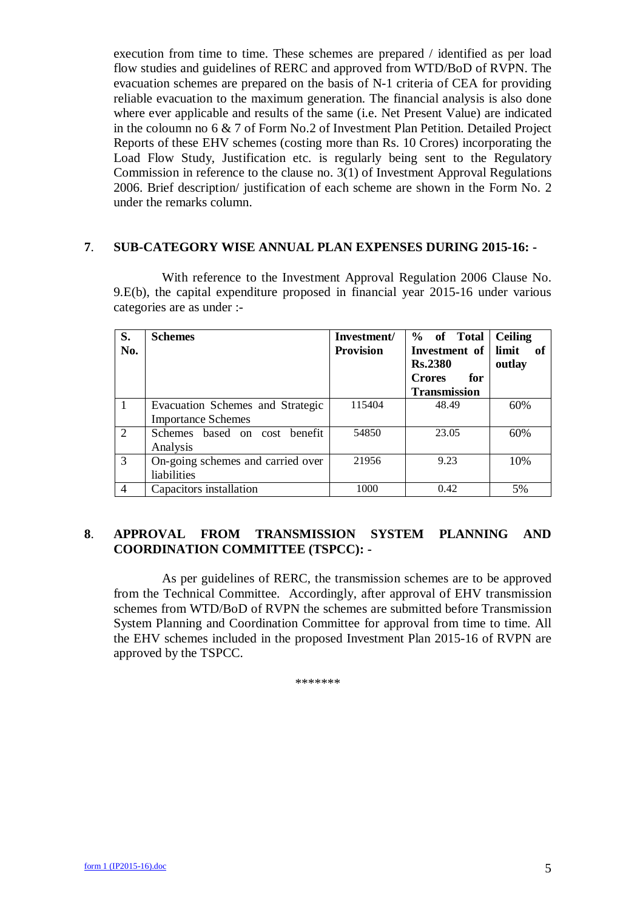execution from time to time. These schemes are prepared / identified as per load flow studies and guidelines of RERC and approved from WTD/BoD of RVPN. The evacuation schemes are prepared on the basis of N-1 criteria of CEA for providing reliable evacuation to the maximum generation. The financial analysis is also done where ever applicable and results of the same (i.e. Net Present Value) are indicated in the coloumn no 6 & 7 of Form No.2 of Investment Plan Petition. Detailed Project Reports of these EHV schemes (costing more than Rs. 10 Crores) incorporating the Load Flow Study, Justification etc. is regularly being sent to the Regulatory Commission in reference to the clause no. 3(1) of Investment Approval Regulations 2006. Brief description/ justification of each scheme are shown in the Form No. 2 under the remarks column.

## 7. SUB-CATEGORY WISE ANNUAL PLAN EXPENSES DURING 2015-16: -

With reference to the Investment Approval Regulation 2006 Clause No. 9.E(b), the capital expenditure proposed in financial year 2015-16 under various categories are as under :-

| S. No. | Schemes | Investment/ Provision | % of Total Investment of Rs.2380 Crores for Transmission | Ceiling limit of outlay |
|---|---|---|---|---|
| 1 | Evacuation Schemes and Strategic Importance Schemes | 115404 | 48.49 | 60% |
| 2 | Schemes based on cost benefit Analysis | 54850 | 23.05 | 60% |
| 3 | On-going schemes and carried over liabilities | 21956 | 9.23 | 10% |
| 4 | Capacitors installation | 1000 | 0.42 | 5% |

## 8. APPROVAL FROM TRANSMISSION SYSTEM PLANNING AND COORDINATION COMMITTEE (TSPCC): -

As per guidelines of RERC, the transmission schemes are to be approved from the Technical Committee. Accordingly, after approval of EHV transmission schemes from WTD/BoD of RVPN the schemes are submitted before Transmission System Planning and Coordination Committee for approval from time to time. All the EHV schemes included in the proposed Investment Plan 2015-16 of RVPN are approved by the TSPCC.

*******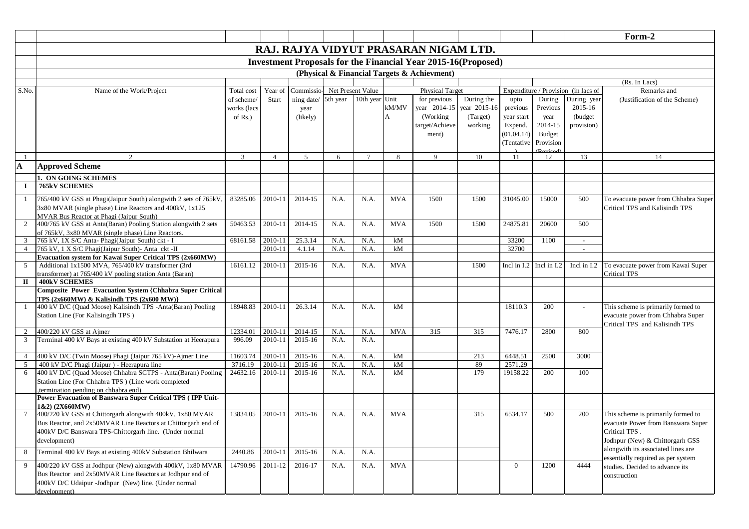**Form-2**

# RAJ. RAJYA VIDYUT PRASARAN NIGAM LTD.

## Investment Proposals for the Financial Year 2015-16(Proposed)

### (Physical & Financial Targets & Achievment)

(Rs. In Lacs)

| S.No. | Name of the Work/Project | Total cost of scheme/ works (lacs of Rs.) | Year of Start | Commissioning date/ year (likely) | Net Present Value | | Unit kM/MVA | Physical Target | | Expenditure / Provision (in lacs of | | | Remarks and (Justification of the Scheme) |
|---|---|---|---|---|---|---|---|---|---|---|---|---|---|
| | | | | | 5th year | 10th year | | for previous year 2014-15 (Working target/Achievement) | During the year 2015-16 (Target) working | upto previous year start Expend. (01.04.14) (Tentative) | During Previous year 2014-15 Budget Provision (Revised) | During year 2015-16 (budget provision) | |
| 1 | 2 | 3 | 4 | 5 | 6 | 7 | 8 | 9 | 10 | 11 | 12 | 13 | 14 |
| **A** | **Approved Scheme** | | | | | | | | | | | | |
| | **1. ON GOING SCHEMES** | | | | | | | | | | | | |
| **I** | **765kV SCHEMES** | | | | | | | | | | | | |
| 1 | 765/400 kV GSS at Phagi(Jaipur South) alongwith 2 sets of 765kV, 3x80 MVAR (single phase) Line Reactors and 400kV, 1x125 MVAR Bus Reactor at Phagi (Jaipur South) | 83285.06 | 2010-11 | 2014-15 | N.A. | N.A. | MVA | 1500 | 1500 | 31045.00 | 15000 | 500 | To evacuate power from Chhabra Super Critical TPS and Kalisindh TPS |
| 2 | 400/765 kV GSS at Anta(Baran) Pooling Station alongwith 2 sets of 765kV, 3x80 MVAR (single phase) Line Reactors. | 50463.53 | 2010-11 | 2014-15 | N.A. | N.A. | MVA | 1500 | 1500 | 24875.81 | 20600 | 500 | |
| 3 | 765 kV, 1X S/C Anta- Phagi(Jaipur South) ckt - I | 68161.58 | 2010-11 | 25.3.14 | N.A. | N.A. | kM | | | 33200 | 1100 | - | |
| 4 | 765 kV, 1 X S/C Phagi(Jaipur South)- Anta ckt -II | | 2010-11 | 4.1.14 | N.A. | N.A. | kM | | | 32700 | | - | |
| | **Evacuation system for Kawai Super Critical TPS (2x660MW)** | | | | | | | | | | | | |
| 5 | Additional 1x1500 MVA, 765/400 kV transformer (3rd transformer) at 765/400 kV pooling station Anta (Baran) | 16161.12 | 2010-11 | 2015-16 | N.A. | N.A. | MVA | | 1500 | Incl in I.2 | Incl in I.2 | Incl in I.2 | To evacuate power from Kawai Super Critical TPS |
| **II** | **400kV SCHEMES** | | | | | | | | | | | | |
| | **Composite Power Evacuation System {Chhabra Super Critical TPS (2x660MW) & Kalisindh TPS (2x600 MW)}** | | | | | | | | | | | | |
| 1 | 400 kV D/C (Quad Moose) Kalisindh TPS -Anta(Baran) Pooling Station Line (For Kalisingdh TPS ) | 18948.83 | 2010-11 | 26.3.14 | N.A. | N.A. | kM | | | 18110.3 | 200 | - | This scheme is primarily formed to evacuate power from Chhabra Super Critical TPS and Kalisindh TPS |
| 2 | 400/220 kV GSS at Ajmer | 12334.01 | 2010-11 | 2014-15 | N.A. | N.A. | MVA | 315 | 315 | 7476.17 | 2800 | 800 | |
| 3 | Terminal 400 kV Bays at existing 400 kV Substation at Heerapura | 996.09 | 2010-11 | 2015-16 | N.A. | N.A. | | | | | | | |
| 4 | 400 kV D/C (Twin Moose) Phagi (Jaipur 765 kV)-Ajmer Line | 11603.74 | 2010-11 | 2015-16 | N.A. | N.A. | kM | | 213 | 6448.51 | 2500 | 3000 | |
| 5 | 400 kV D/C Phagi (Jaipur ) - Heerapura line | 3716.19 | 2010-11 | 2015-16 | N.A. | N.A. | kM | | 89 | 2571.29 | | | |
| 6 | 400 kV D/C (Quad Moose) Chhabra SCTPS - Anta(Baran) Pooling Station Line (For Chhabra TPS ) (Line work completed ,termination pending on chhabra end) | 24632.16 | 2010-11 | 2015-16 | N.A. | N.A. | kM | | 179 | 19158.22 | 200 | 100 | |
| | **Power Evacuation of Banswara Super Critical TPS ( IPP Unit-1&2) (2X660MW)** | | | | | | | | | | | | |
| 7 | 400/220 kV GSS at Chittorgarh alongwith 400kV, 1x80 MVAR Bus Reactor, and 2x50MVAR Line Reactors at Chittorgarh end of 400kV D/C Banswara TPS-Chittorgarh line. (Under normal development) | 13834.05 | 2010-11 | 2015-16 | N.A. | N.A. | MVA | | 315 | 6534.17 | 500 | 200 | This scheme is primarily formed to evacuate Power from Banswara Super Critical TPS . Jodhpur (New) & Chittorgarh GSS alongwith its associated lines are essentially required as per system studies. Decided to advance its construction |
| 8 | Terminal 400 kV Bays at existing 400kV Substation Bhilwara | 2440.86 | 2010-11 | 2015-16 | N.A. | N.A. | | | | | | | |
| 9 | 400/220 kV GSS at Jodhpur (New) alongwith 400kV, 1x80 MVAR Bus Reactor and 2x50MVAR Line Reactors at Jodhpur end of 400kV D/C Udaipur -Jodhpur (New) line. (Under normal development) | 14790.96 | 2011-12 | 2016-17 | N.A. | N.A. | MVA | | | 0 | 1200 | 4444 | |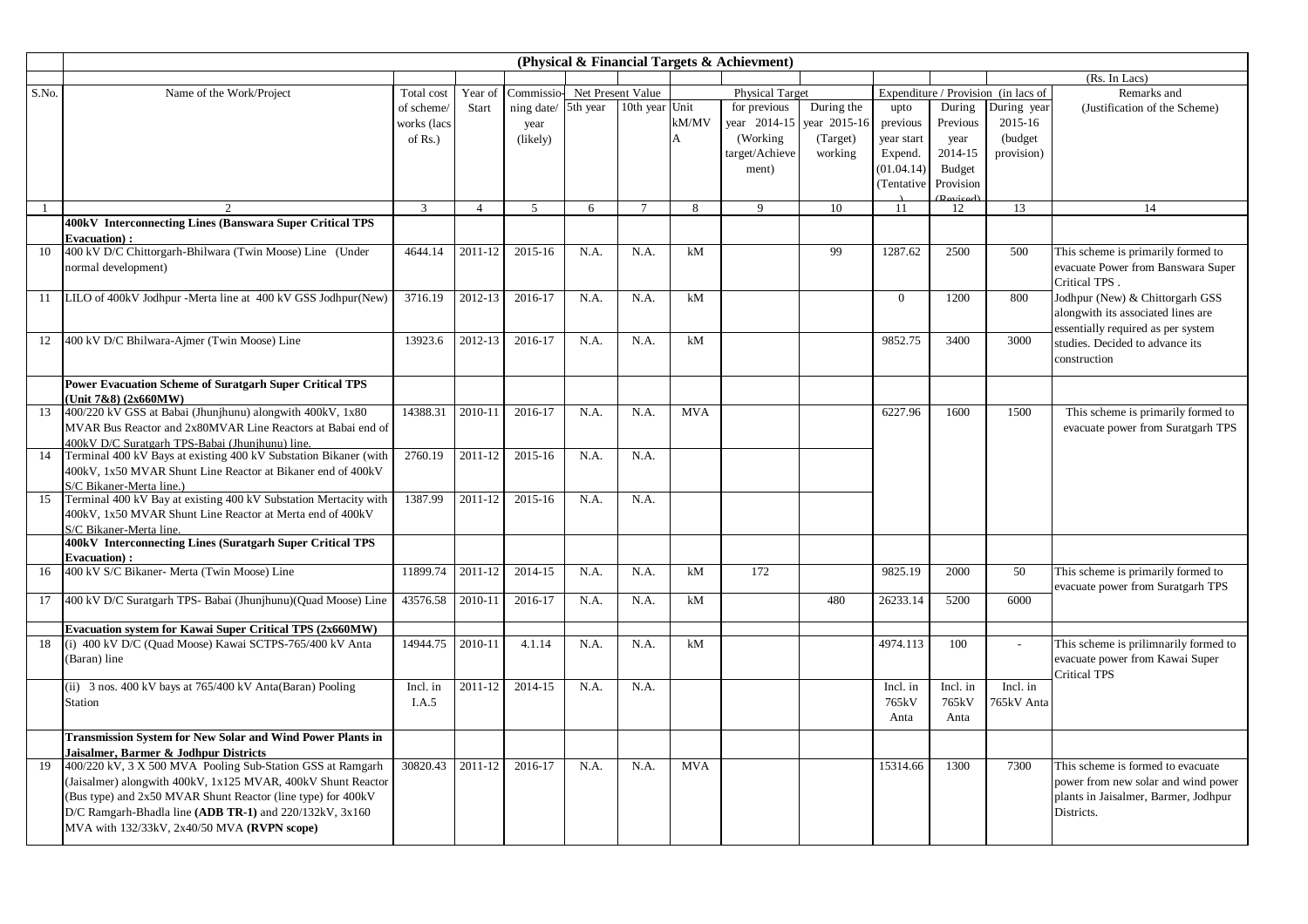**(Physical & Financial Targets & Achievment)**

(Rs. In Lacs)

| S.No. | Name of the Work/Project | Total cost of scheme/ works (lacs of Rs.) | Year of Start | Commissioning date/ year (likely) | Net Present Value | | Physical Target | | | Expenditure / Provision (in lacs of | | | Remarks and (Justification of the Scheme) |
|---|---|---|---|---|---|---|---|---|---|---|---|---|---|
| | | | | | 5th year | 10th year | Unit kM/MVA | for previous year 2014-15 (Working target/Achievement) | During the year 2015-16 (Target) working | upto previous year start Expend. (01.04.14) (Tentative) | During Previous year 2014-15 Budget Provision (Revised) | During year 2015-16 (budget provision) | |
| 1 | 2 | 3 | 4 | 5 | 6 | 7 | 8 | 9 | 10 | 11 | 12 | 13 | 14 |
| | **400kV Interconnecting Lines (Banswara Super Critical TPS Evacuation) :** | | | | | | | | | | | | |
| 10 | 400 kV D/C Chittorgarh-Bhilwara (Twin Moose) Line (Under normal development) | 4644.14 | 2011-12 | 2015-16 | N.A. | N.A. | kM | | 99 | 1287.62 | 2500 | 500 | This scheme is primarily formed to evacuate Power from Banswara Super Critical TPS . |
| 11 | LILO of 400kV Jodhpur -Merta line at 400 kV GSS Jodhpur(New) | 3716.19 | 2012-13 | 2016-17 | N.A. | N.A. | kM | | | 0 | 1200 | 800 | Jodhpur (New) & Chittorgarh GSS alongwith its associated lines are essentially required as per system studies. Decided to advance its construction |
| 12 | 400 kV D/C Bhilwara-Ajmer (Twin Moose) Line | 13923.6 | 2012-13 | 2016-17 | N.A. | N.A. | kM | | | 9852.75 | 3400 | 3000 | |
| | **Power Evacuation Scheme of Suratgarh Super Critical TPS (Unit 7&8) (2x660MW)** | | | | | | | | | | | | |
| 13 | 400/220 kV GSS at Babai (Jhunjhunu) alongwith 400kV, 1x80 MVAR Bus Reactor and 2x80MVAR Line Reactors at Babai end of 400kV D/C Suratgarh TPS-Babai (Jhunjhunu) line. | 14388.31 | 2010-11 | 2016-17 | N.A. | N.A. | MVA | | | 6227.96 | 1600 | 1500 | This scheme is primarily formed to evacuate power from Suratgarh TPS |
| 14 | Terminal 400 kV Bays at existing 400 kV Substation Bikaner (with 400kV, 1x50 MVAR Shunt Line Reactor at Bikaner end of 400kV S/C Bikaner-Merta line.) | 2760.19 | 2011-12 | 2015-16 | N.A. | N.A. | | | | | | | |
| 15 | Terminal 400 kV Bay at existing 400 kV Substation Mertacity with 400kV, 1x50 MVAR Shunt Line Reactor at Merta end of 400kV S/C Bikaner-Merta line. | 1387.99 | 2011-12 | 2015-16 | N.A. | N.A. | | | | | | | |
| | **400kV Interconnecting Lines (Suratgarh Super Critical TPS Evacuation) :** | | | | | | | | | | | | |
| 16 | 400 kV S/C Bikaner- Merta (Twin Moose) Line | 11899.74 | 2011-12 | 2014-15 | N.A. | N.A. | kM | 172 | | 9825.19 | 2000 | 50 | This scheme is primarily formed to evacuate power from Suratgarh TPS |
| 17 | 400 kV D/C Suratgarh TPS- Babai (Jhunjhunu)(Quad Moose) Line | 43576.58 | 2010-11 | 2016-17 | N.A. | N.A. | kM | | 480 | 26233.14 | 5200 | 6000 | |
| | **Evacuation system for Kawai Super Critical TPS (2x660MW)** | | | | | | | | | | | | |
| 18 | (i) 400 kV D/C (Quad Moose) Kawai SCTPS-765/400 kV Anta (Baran) line | 14944.75 | 2010-11 | 4.1.14 | N.A. | N.A. | kM | | | 4974.113 | 100 | - | This scheme is prilimnarily formed to evacuate power from Kawai Super Critical TPS |
| | (ii) 3 nos. 400 kV bays at 765/400 kV Anta(Baran) Pooling Station | Incl. in I.A.5 | 2011-12 | 2014-15 | N.A. | N.A. | | | | Incl. in 765kV Anta | Incl. in 765kV Anta | Incl. in 765kV Anta | |
| | **Transmission System for New Solar and Wind Power Plants in Jaisalmer, Barmer & Jodhpur Districts** | | | | | | | | | | | | |
| 19 | 400/220 kV, 3 X 500 MVA Pooling Sub-Station GSS at Ramgarh (Jaisalmer) alongwith 400kV, 1x125 MVAR, 400kV Shunt Reactor (Bus type) and 2x50 MVAR Shunt Reactor (line type) for 400kV D/C Ramgarh-Bhadla line **(ADB TR-1)** and 220/132kV, 3x160 MVA with 132/33kV, 2x40/50 MVA **(RVPN scope)** | 30820.43 | 2011-12 | 2016-17 | N.A. | N.A. | MVA | | | 15314.66 | 1300 | 7300 | This scheme is formed to evacuate power from new solar and wind power plants in Jaisalmer, Barmer, Jodhpur Districts. |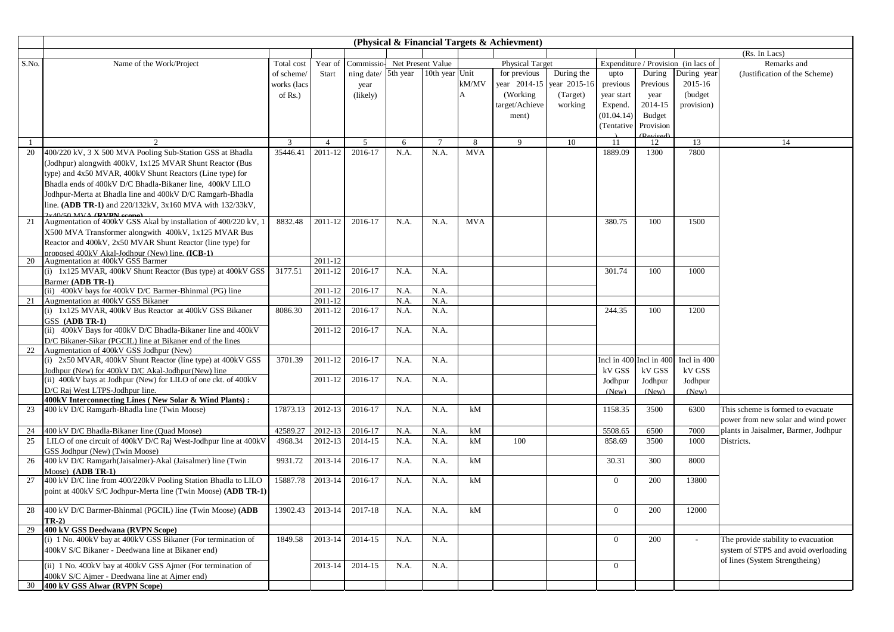## (Physical & Financial Targets & Achievment)

(Rs. In Lacs)

| S.No. | Name of the Work/Project | Total cost of scheme/ works (lacs of Rs.) | Year of Start | Commissioning date/ year (likely) | Net Present Value | | Unit kM/MVA | Physical Target | | Expenditure / Provision (in lacs of | | | Remarks and (Justification of the Scheme) |
|---|---|---|---|---|---|---|---|---|---|---|---|---|---|
| | | | | | 5th year | 10th year | | for previous year 2014-15 (Working target/Achievement) | During the year 2015-16 (Target) working | upto previous year start Expend. (01.04.14) (Tentative) | During Previous year 2014-15 Budget Provision (Revised) | During year 2015-16 (budget provision) | |
| 1 | 2 | 3 | 4 | 5 | 6 | 7 | 8 | 9 | 10 | 11 | 12 | 13 | 14 |
| 20 | 400/220 kV, 3 X 500 MVA Pooling Sub-Station GSS at Bhadla (Jodhpur) alongwith 400kV, 1x125 MVAR Shunt Reactor (Bus type) and 4x50 MVAR, 400kV Shunt Reactors (Line type) for Bhadla ends of 400kV D/C Bhadla-Bikaner line, 400kV LILO Jodhpur-Merta at Bhadla line and 400kV D/C Ramgarh-Bhadla line. **(ADB TR-1)** and 220/132kV, 3x160 MVA with 132/33kV, 2x40/50 MVA **(RVPN scope)** | 35446.41 | 2011-12 | 2016-17 | N.A. | N.A. | MVA | | | 1889.09 | 1300 | 7800 | |
| 21 | Augmentation of 400kV GSS Akal by installation of 400/220 kV, 1 X500 MVA Transformer alongwith 400kV, 1x125 MVAR Bus Reactor and 400kV, 2x50 MVAR Shunt Reactor (line type) for proposed 400kV Akal-Jodhpur (New) line. **(ICB-1)** | 8832.48 | 2011-12 | 2016-17 | N.A. | N.A. | MVA | | | 380.75 | 100 | 1500 | |
| 20 | Augmentation at 400kV GSS Barmer | | 2011-12 | | | | | | | | | | |
| | (i) 1x125 MVAR, 400kV Shunt Reactor (Bus type) at 400kV GSS Barmer **(ADB TR-1)** | 3177.51 | 2011-12 | 2016-17 | N.A. | N.A. | | | | 301.74 | 100 | 1000 | |
| | (ii) 400kV bays for 400kV D/C Barmer-Bhinmal (PG) line | | 2011-12 | 2016-17 | N.A. | N.A. | | | | | | | |
| 21 | Augmentation at 400kV GSS Bikaner | | 2011-12 | | N.A. | N.A. | | | | | | | |
| | (i) 1x125 MVAR, 400kV Bus Reactor at 400kV GSS Bikaner GSS **(ADB TR-1)** | 8086.30 | 2011-12 | 2016-17 | N.A. | N.A. | | | | 244.35 | 100 | 1200 | |
| | (ii) 400kV Bays for 400kV D/C Bhadla-Bikaner line and 400kV D/C Bikaner-Sikar (PGCIL) line at Bikaner end of the lines | | 2011-12 | 2016-17 | N.A. | N.A. | | | | | | | |
| 22 | Augmentation of 400kV GSS Jodhpur (New) | | | | | | | | | | | | |
| | (i) 2x50 MVAR, 400kV Shunt Reactor (line type) at 400kV GSS Jodhpur (New) for 400kV D/C Akal-Jodhpur(New) line | 3701.39 | 2011-12 | 2016-17 | N.A. | N.A. | | | | Incl in 400 kV GSS Jodhpur (New) | Incl in 400 kV GSS Jodhpur (New) | Incl in 400 kV GSS Jodhpur (New) | |
| | (ii) 400kV bays at Jodhpur (New) for LILO of one ckt. of 400kV D/C Raj West LTPS-Jodhpur line. | | 2011-12 | 2016-17 | N.A. | N.A. | | | | | | | |
| | **400kV Interconnecting Lines ( New Solar & Wind Plants) :** | | | | | | | | | | | | |
| 23 | 400 kV D/C Ramgarh-Bhadla line (Twin Moose) | 17873.13 | 2012-13 | 2016-17 | N.A. | N.A. | kM | | | 1158.35 | 3500 | 6300 | This scheme is formed to evacuate power from new solar and wind power plants in Jaisalmer, Barmer, Jodhpur Districts. |
| 24 | 400 kV D/C Bhadla-Bikaner line (Quad Moose) | 42589.27 | 2012-13 | 2016-17 | N.A. | N.A. | kM | | | 5508.65 | 6500 | 7000 | |
| 25 | LILO of one circuit of 400kV D/C Raj West-Jodhpur line at 400kV GSS Jodhpur (New) (Twin Moose) | 4968.34 | 2012-13 | 2014-15 | N.A. | N.A. | kM | 100 | | 858.69 | 3500 | 1000 | |
| 26 | 400 kV D/C Ramgarh(Jaisalmer)-Akal (Jaisalmer) line (Twin Moose) **(ADB TR-1)** | 9931.72 | 2013-14 | 2016-17 | N.A. | N.A. | kM | | | 30.31 | 300 | 8000 | |
| 27 | 400 kV D/C line from 400/220kV Pooling Station Bhadla to LILO point at 400kV S/C Jodhpur-Merta line (Twin Moose) **(ADB TR-1)** | 15887.78 | 2013-14 | 2016-17 | N.A. | N.A. | kM | | | 0 | 200 | 13800 | |
| 28 | 400 kV D/C Barmer-Bhinmal (PGCIL) line (Twin Moose) **(ADB TR-2)** | 13902.43 | 2013-14 | 2017-18 | N.A. | N.A. | kM | | | 0 | 200 | 12000 | |
| 29 | **400 kV GSS Deedwana (RVPN Scope)** | | | | | | | | | | | | |
| | (i) 1 No. 400kV bay at 400kV GSS Bikaner (For termination of 400kV S/C Bikaner - Deedwana line at Bikaner end) | 1849.58 | 2013-14 | 2014-15 | N.A. | N.A. | | | | 0 | 200 | - | The provide stability to evacuation system of STPS and avoid overloading of lines (System Strengtheing) |
| | (ii) 1 No. 400kV bay at 400kV GSS Ajmer (For termination of 400kV S/C Ajmer - Deedwana line at Ajmer end) | | 2013-14 | 2014-15 | N.A. | N.A. | | | | 0 | | | |
| 30 | **400 kV GSS Alwar (RVPN Scope)** | | | | | | | | | | | | |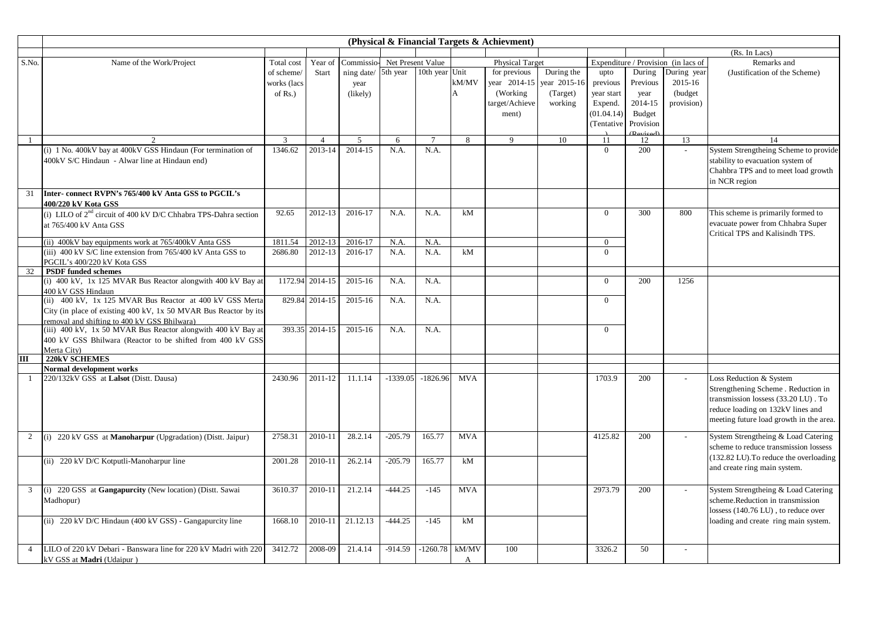## (Physical & Financial Targets & Achievment)

(Rs. In Lacs)

| S.No. | Name of the Work/Project | Total cost of scheme/ works (lacs of Rs.) | Year of Start | Commissioning date/ year (likely) | Net Present Value | | Unit kM/MVA | Physical Target | | Expenditure / Provision (in lacs of | | | Remarks and (Justification of the Scheme) |
|---|---|---|---|---|---|---|---|---|---|---|---|---|---|
| | | | | | 5th year | 10th year | | for previous year 2014-15 (Working target/Achievement) | During the year 2015-16 (Target) working | upto previous year start Expend. (01.04.14) (Tentative) | During Previous year 2014-15 Budget Provision (Revised) | During year 2015-16 (budget provision) | |
| 1 | 2 | 3 | 4 | 5 | 6 | 7 | 8 | 9 | 10 | 11 | 12 | 13 | 14 |
| | (i) 1 No. 400kV bay at 400kV GSS Hindaun (For termination of 400kV S/C Hindaun - Alwar line at Hindaun end) | 1346.62 | 2013-14 | 2014-15 | N.A. | N.A. | | | | 0 | 200 | - | System Strengtheing Scheme to provide stability to evacuation system of Chahbra TPS and to meet load growth in NCR region |
| 31 | **Inter- connect RVPN's 765/400 kV Anta GSS to PGCIL's 400/220 kV Kota GSS** | | | | | | | | | | | | |
| | (i) LILO of 2nd circuit of 400 kV D/C Chhabra TPS-Dahra section at 765/400 kV Anta GSS | 92.65 | 2012-13 | 2016-17 | N.A. | N.A. | kM | | | 0 | 300 | 800 | This scheme is primarily formed to evacuate power from Chhabra Super Critical TPS and Kalisindh TPS. |
| | (ii) 400kV bay equipments work at 765/400kV Anta GSS | 1811.54 | 2012-13 | 2016-17 | N.A. | N.A. | | | | 0 | | | |
| | (iii) 400 kV S/C line extension from 765/400 kV Anta GSS to PGCIL's 400/220 kV Kota GSS | 2686.80 | 2012-13 | 2016-17 | N.A. | N.A. | kM | | | 0 | | | |
| 32 | **PSDF funded schemes** | | | | | | | | | | | | |
| | (i) 400 kV, 1x 125 MVAR Bus Reactor alongwith 400 kV Bay at 400 kV GSS Hindaun | 1172.94 | 2014-15 | 2015-16 | N.A. | N.A. | | | | 0 | 200 | 1256 | |
| | (ii) 400 kV, 1x 125 MVAR Bus Reactor at 400 kV GSS Merta City (in place of existing 400 kV, 1x 50 MVAR Bus Reactor by its removal and shifting to 400 kV GSS Bhilwara) | 829.84 | 2014-15 | 2015-16 | N.A. | N.A. | | | | 0 | | | |
| | (iii) 400 kV, 1x 50 MVAR Bus Reactor alongwith 400 kV Bay at 400 kV GSS Bhilwara (Reactor to be shifted from 400 kV GSS Merta City) | 393.35 | 2014-15 | 2015-16 | N.A. | N.A. | | | | 0 | | | |
| **III** | **220kV SCHEMES** | | | | | | | | | | | | |
| | **Normal development works** | | | | | | | | | | | | |
| 1 | 220/132kV GSS at **Lalsot** (Distt. Dausa) | 2430.96 | 2011-12 | 11.1.14 | -1339.05 | -1826.96 | MVA | | | 1703.9 | 200 | - | Loss Reduction & System Strengthening Scheme . Reduction in transmission lossess (33.20 LU) . To reduce loading on 132kV lines and meeting future load growth in the area. |
| 2 | (i) 220 kV GSS at **Manoharpur** (Upgradation) (Distt. Jaipur) | 2758.31 | 2010-11 | 28.2.14 | -205.79 | 165.77 | MVA | | | 4125.82 | 200 | - | System Strengtheing & Load Catering scheme to reduce transmission lossess (132.82 LU).To reduce the overloading and create ring main system. |
| | (ii) 220 kV D/C Kotputli-Manoharpur line | 2001.28 | 2010-11 | 26.2.14 | -205.79 | 165.77 | kM | | | | | | |
| 3 | (i) 220 GSS at **Gangapurcity** (New location) (Distt. Sawai Madhopur) | 3610.37 | 2010-11 | 21.2.14 | -444.25 | -145 | MVA | | | 2973.79 | 200 | - | System Strengtheing & Load Catering scheme.Reduction in transmission lossess (140.76 LU) , to reduce over loading and create ring main system. |
| | (ii) 220 kV D/C Hindaun (400 kV GSS) - Gangapurcity line | 1668.10 | 2010-11 | 21.12.13 | -444.25 | -145 | kM | | | | | | |
| 4 | LILO of 220 kV Debari - Banswara line for 220 kV Madri with 220 kV GSS at **Madri** (Udaipur ) | 3412.72 | 2008-09 | 21.4.14 | -914.59 | -1260.78 | kM/MVA | 100 | | 3326.2 | 50 | - | |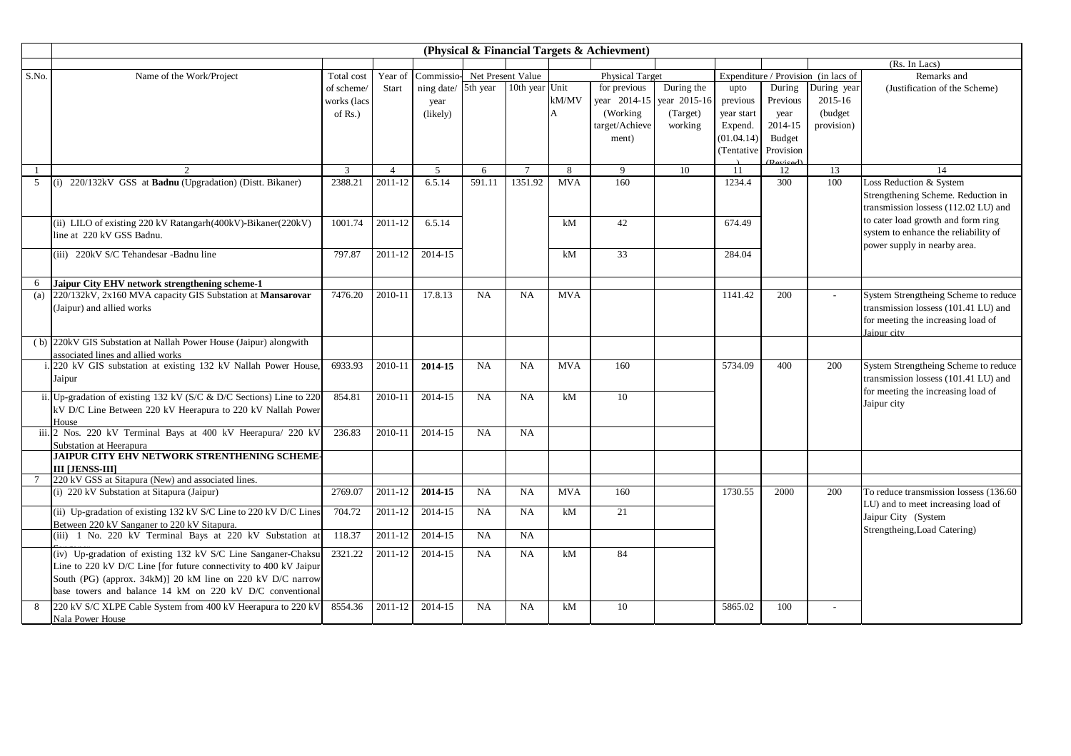## (Physical & Financial Targets & Achievment)

(Rs. In Lacs)

| S.No. | Name of the Work/Project | Total cost of scheme/ works (lacs of Rs.) | Year of Start | Commissio-ning date/ year (likely) | Net Present Value 5th year | Net Present Value 10th year | Physical Target Unit kM/MVA | Physical Target for previous year 2014-15 (Working target/Achievement) | Physical Target During the year 2015-16 (Target) working | Expenditure / Provision (in lacs of upto previous year start Expend. (01.04.14) (Tentative) | During Previous year 2014-15 Budget Provision (Revised) | During year 2015-16 (budget provision) | Remarks and (Justification of the Scheme) |
|---|---|---|---|---|---|---|---|---|---|---|---|---|---|
| 1 | 2 | 3 | 4 | 5 | 6 | 7 | 8 | 9 | 10 | 11 | 12 | 13 | 14 |
| 5 | (i) 220/132kV GSS at **Badnu** (Upgradation) (Distt. Bikaner) | 2388.21 | 2011-12 | 6.5.14 | 591.11 | 1351.92 | MVA | 160 | | 1234.4 | 300 | 100 | Loss Reduction & System Strengthening Scheme. Reduction in transmission lossess (112.02 LU) and to cater load growth and form ring system to enhance the reliability of power supply in nearby area. |
| | (ii) LILO of existing 220 kV Ratangarh(400kV)-Bikaner(220kV) line at 220 kV GSS Badnu. | 1001.74 | 2011-12 | 6.5.14 | | | kM | 42 | | 674.49 | | | |
| | (iii) 220kV S/C Tehandesar -Badnu line | 797.87 | 2011-12 | 2014-15 | | | kM | 33 | | 284.04 | | | |
| 6 | **Jaipur City EHV network strengthening scheme-1** | | | | | | | | | | | | |
| (a) | 220/132kV, 2x160 MVA capacity GIS Substation at **Mansarovar** (Jaipur) and allied works | 7476.20 | 2010-11 | 17.8.13 | NA | NA | MVA | | | 1141.42 | 200 | - | System Strengtheing Scheme to reduce transmission lossess (101.41 LU) and for meeting the increasing load of Jaipur city |
| ( b) | 220kV GIS Substation at Nallah Power House (Jaipur) alongwith associated lines and allied works | | | | | | | | | | | | |
| i. | 220 kV GIS substation at existing 132 kV Nallah Power House, Jaipur | 6933.93 | 2010-11 | **2014-15** | NA | NA | MVA | 160 | | 5734.09 | 400 | 200 | System Strengtheing Scheme to reduce transmission lossess (101.41 LU) and for meeting the increasing load of Jaipur city |
| ii. | Up-gradation of existing 132 kV (S/C & D/C Sections) Line to 220 kV D/C Line Between 220 kV Heerapura to 220 kV Nallah Power House | 854.81 | 2010-11 | 2014-15 | NA | NA | kM | 10 | | | | | |
| iii. | 2 Nos. 220 kV Terminal Bays at 400 kV Heerapura/ 220 kV Substation at Heerapura | 236.83 | 2010-11 | 2014-15 | NA | NA | | | | | | | |
| | **JAIPUR CITY EHV NETWORK STRENTHENING SCHEME-III [JENSS-III]** | | | | | | | | | | | | |
| 7 | 220 kV GSS at Sitapura (New) and associated lines. | | | | | | | | | | | | |
| | (i) 220 kV Substation at Sitapura (Jaipur) | 2769.07 | 2011-12 | **2014-15** | NA | NA | MVA | 160 | | 1730.55 | 2000 | 200 | To reduce transmission lossess (136.60 LU) and to meet increasing load of Jaipur City (System Strengtheing,Load Catering) |
| | (ii) Up-gradation of existing 132 kV S/C Line to 220 kV D/C Lines Between 220 kV Sanganer to 220 kV Sitapura. | 704.72 | 2011-12 | 2014-15 | NA | NA | kM | 21 | | | | | |
| | (iii) 1 No. 220 kV Terminal Bays at 220 kV Substation at Sanganer | 118.37 | 2011-12 | 2014-15 | NA | NA | | | | | | | |
| | (iv) Up-gradation of existing 132 kV S/C Line Sanganer-Chaksu Line to 220 kV D/C Line [for future connectivity to 400 kV Jaipur South (PG) (approx. 34kM)] 20 kM line on 220 kV D/C narrow base towers and balance 14 kM on 220 kV D/C conventional | 2321.22 | 2011-12 | 2014-15 | NA | NA | kM | 84 | | | | | |
| 8 | 220 kV S/C XLPE Cable System from 400 kV Heerapura to 220 kV Nala Power House | 8554.36 | 2011-12 | 2014-15 | NA | NA | kM | 10 | | 5865.02 | 100 | - | |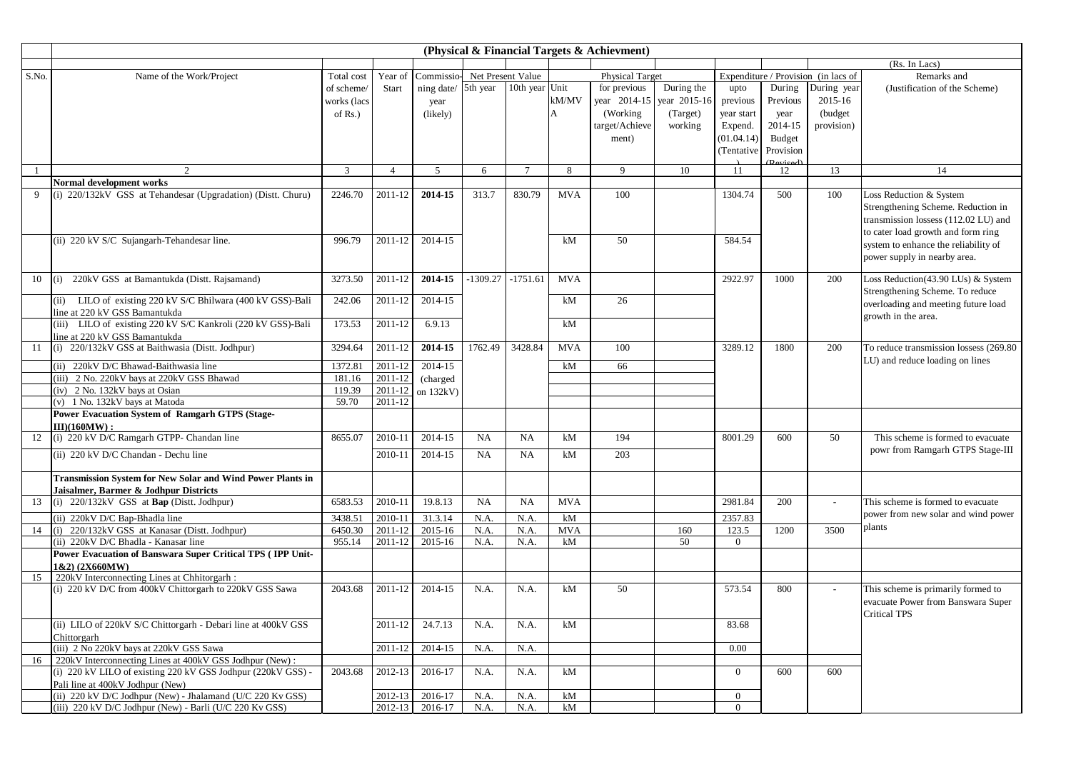**(Physical & Financial Targets & Achievment)**

(Rs. In Lacs)

| S.No. | Name of the Work/Project | Total cost of scheme/ works (lacs of Rs.) | Year of Start | Commissio-ning date/ year (likely) | Net Present Value | | Physical Target | | | | Expenditure / Provision (in lacs of | | | Remarks and (Justification of the Scheme) |
|---|---|---|---|---|---|---|---|---|---|---|---|---|---|---|
| | | | | | 5th year | 10th year | Unit kM/MVA | for previous year 2014-15 (Working target/Achievement) | During the year 2015-16 (Target) working | | upto previous year start Expend. (01.04.14) (Tentative) | During Previous year 2014-15 Budget Provision (Revised) | During year 2015-16 (budget provision) | |
| 1 | 2 | 3 | 4 | 5 | 6 | 7 | 8 | 9 | 10 | | 11 | 12 | 13 | 14 |
| | **Normal development works** | | | | | | | | | | | | | |
| 9 | (i) 220/132kV GSS at Tehandesar (Upgradation) (Distt. Churu) | 2246.70 | 2011-12 | **2014-15** | 313.7 | 830.79 | MVA | 100 | | | 1304.74 | 500 | 100 | Loss Reduction & System Strengthening Scheme. Reduction in transmission lossess (112.02 LU) and to cater load growth and form ring system to enhance the reliability of power supply in nearby area. |
| | (ii) 220 kV S/C Sujangarh-Tehandesar line. | 996.79 | 2011-12 | 2014-15 | | | kM | 50 | | | 584.54 | | | |
| 10 | (i) 220kV GSS at Bamantukda (Distt. Rajsamand) | 3273.50 | 2011-12 | **2014-15** | -1309.27 | -1751.61 | MVA | | | | 2922.97 | 1000 | 200 | Loss Reduction(43.90 LUs) & System Strengthening Scheme. To reduce overloading and meeting future load growth in the area. |
| | (ii) LILO of existing 220 kV S/C Bhilwara (400 kV GSS)-Bali line at 220 kV GSS Bamantukda | 242.06 | 2011-12 | 2014-15 | | | kM | 26 | | | | | | |
| | (iii) LILO of existing 220 kV S/C Kankroli (220 kV GSS)-Bali line at 220 kV GSS Bamantukda | 173.53 | 2011-12 | 6.9.13 | | | kM | | | | | | | |
| 11 | (i) 220/132kV GSS at Baithwasia (Distt. Jodhpur) | 3294.64 | 2011-12 | **2014-15** | 1762.49 | 3428.84 | MVA | 100 | | | 3289.12 | 1800 | 200 | To reduce transmission lossess (269.80 LU) and reduce loading on lines |
| | (ii) 220kV D/C Bhawad-Baithwasia line | 1372.81 | 2011-12 | 2014-15 | | | kM | 66 | | | | | | |
| | (iii) 2 No. 220kV bays at 220kV GSS Bhawad | 181.16 | 2011-12 | (charged on 132kV) | | | | | | | | | | |
| | (iv) 2 No. 132kV bays at Osian | 119.39 | 2011-12 | | | | | | | | | | | |
| | (v) 1 No. 132kV bays at Matoda | 59.70 | 2011-12 | | | | | | | | | | | |
| | **Power Evacuation System of Ramgarh GTPS (Stage-III)(160MW) :** | | | | | | | | | | | | | |
| 12 | (i) 220 kV D/C Ramgarh GTPP- Chandan line | 8655.07 | 2010-11 | 2014-15 | NA | NA | kM | 194 | | | 8001.29 | 600 | 50 | This scheme is formed to evacuate powr from Ramgarh GTPS Stage-III |
| | (ii) 220 kV D/C Chandan - Dechu line | | 2010-11 | 2014-15 | NA | NA | kM | 203 | | | | | | |
| | **Transmission System for New Solar and Wind Power Plants in Jaisalmer, Barmer & Jodhpur Districts** | | | | | | | | | | | | | |
| 13 | (i) 220/132kV GSS at **Bap** (Distt. Jodhpur) | 6583.53 | 2010-11 | 19.8.13 | NA | NA | MVA | | | | 2981.84 | 200 | - | This scheme is formed to evacuate power from new solar and wind power plants |
| | (ii) 220kV D/C Bap-Bhadla line | 3438.51 | 2010-11 | 31.3.14 | N.A. | N.A. | kM | | | | 2357.83 | | | |
| 14 | (i) 220/132kV GSS at Kanasar (Distt. Jodhpur) | 6450.30 | 2011-12 | 2015-16 | N.A. | N.A. | MVA | | 160 | | 123.5 | 1200 | 3500 | |
| | (ii) 220kV D/C Bhadla - Kanasar line | 955.14 | 2011-12 | 2015-16 | N.A. | N.A. | kM | | 50 | | 0 | | | |
| | **Power Evacuation of Banswara Super Critical TPS ( IPP Unit-1&2) (2X660MW)** | | | | | | | | | | | | | |
| 15 | 220kV Interconnecting Lines at Chhitorgarh : | | | | | | | | | | | | | |
| | (i) 220 kV D/C from 400kV Chittorgarh to 220kV GSS Sawa | 2043.68 | 2011-12 | 2014-15 | N.A. | N.A. | kM | 50 | | | 573.54 | 800 | - | This scheme is primarily formed to evacuate Power from Banswara Super Critical TPS |
| | (ii) LILO of 220kV S/C Chittorgarh - Debari line at 400kV GSS Chittorgarh | | 2011-12 | 24.7.13 | N.A. | N.A. | kM | | | | 83.68 | | | |
| | (iii) 2 No 220kV bays at 220kV GSS Sawa | | 2011-12 | 2014-15 | N.A. | N.A. | | | | | 0.00 | | | |
| 16 | 220kV Interconnecting Lines at 400kV GSS Jodhpur (New) : | | | | | | | | | | | | | |
| | (i) 220 kV LILO of existing 220 kV GSS Jodhpur (220kV GSS) - Pali line at 400kV Jodhpur (New) | 2043.68 | 2012-13 | 2016-17 | N.A. | N.A. | kM | | | | 0 | 600 | 600 | |
| | (ii) 220 kV D/C Jodhpur (New) - Jhalamand (U/C 220 Kv GSS) | | 2012-13 | 2016-17 | N.A. | N.A. | kM | | | | 0 | | | |
| | (iii) 220 kV D/C Jodhpur (New) - Barli (U/C 220 Kv GSS) | | 2012-13 | 2016-17 | N.A. | N.A. | kM | | | | 0 | | | |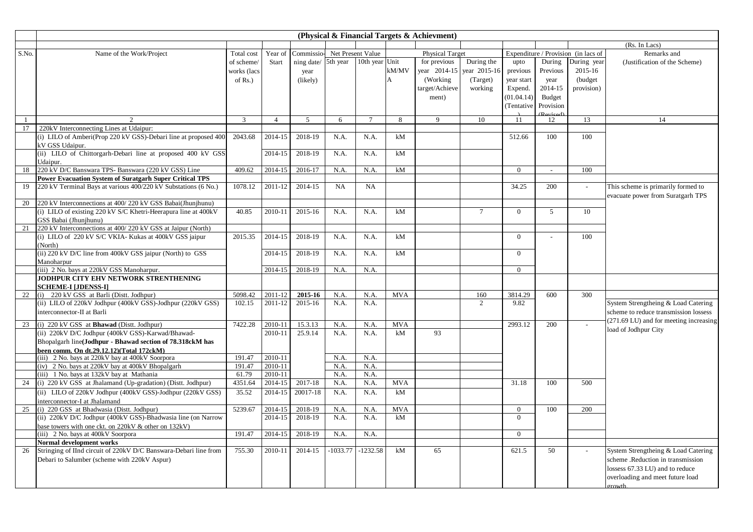**(Physical & Financial Targets & Achievment)**

(Rs. In Lacs)

| S.No. | Name of the Work/Project | Total cost of scheme/ works (lacs of Rs.) | Year of Start | Commissioning date/ year (likely) | Net Present Value | | Unit kM/MVA | Physical Target | | Expenditure / Provision (in lacs of | | | Remarks and (Justification of the Scheme) |
|---|---|---|---|---|---|---|---|---|---|---|---|---|---|
| | | | | | 5th year | 10th year | | for previous year 2014-15 (Working target/Achievement) | During the year 2015-16 (Target) working | upto previous year start Expend. (01.04.14) (Tentative) | During Previous year 2014-15 Budget Provision (Revised) | During year 2015-16 (budget provision) | |
| 1 | 2 | 3 | 4 | 5 | 6 | 7 | 8 | 9 | 10 | 11 | 12 | 13 | 14 |
| 17 | 220kV Interconnecting Lines at Udaipur: | | | | | | | | | | | | |
| | (i) LILO of Amberi(Prop 220 kV GSS)-Debari line at proposed 400 kV GSS Udaipur. | 2043.68 | 2014-15 | 2018-19 | N.A. | N.A. | kM | | | 512.66 | 100 | 100 | |
| | (ii) LILO of Chittorgarh-Debari line at proposed 400 kV GSS Udaipur. | | 2014-15 | 2018-19 | N.A. | N.A. | kM | | | | | | |
| 18 | 220 kV D/C Banswara TPS- Banswara (220 kV GSS) Line | 409.62 | 2014-15 | 2016-17 | N.A. | N.A. | kM | | | 0 | - | 100 | |
| | **Power Evacuation System of Suratgarh Super Critical TPS** | | | | | | | | | | | | |
| 19 | 220 kV Terminal Bays at various 400/220 kV Substations (6 No.) | 1078.12 | 2011-12 | 2014-15 | NA | NA | | | | 34.25 | 200 | - | This scheme is primarily formed to evacuate power from Suratgarh TPS |
| 20 | 220 kV Interconnections at 400/ 220 kV GSS Babai(Jhunjhunu) | | | | | | | | | | | | |
| | (i) LILO of existing 220 kV S/C Khetri-Heerapura line at 400kV GSS Babai (Jhunjhunu) | 40.85 | 2010-11 | 2015-16 | N.A. | N.A. | kM | | 7 | 0 | 5 | 10 | |
| 21 | 220 kV Interconnections at 400/ 220 kV GSS at Jaipur (North) | | | | | | | | | | | | |
| | (i) LILO of 220 kV S/C VKIA- Kukas at 400kV GSS jaipur (North) | 2015.35 | 2014-15 | 2018-19 | N.A. | N.A. | kM | | | 0 | - | 100 | |
| | (ii) 220 kV D/C line from 400kV GSS jaipur (North) to GSS Manoharpur | | 2014-15 | 2018-19 | N.A. | N.A. | kM | | | 0 | | | |
| | (iii) 2 No. bays at 220kV GSS Manoharpur. | | 2014-15 | 2018-19 | N.A. | N.A. | | | | 0 | | | |
| | **JODHPUR CITY EHV NETWORK STRENTHENING SCHEME-I [JDENSS-I]** | | | | | | | | | | | | |
| 22 | (i) 220 kV GSS at Barli (Distt. Jodhpur) | 5098.42 | 2011-12 | **2015-16** | N.A. | N.A. | MVA | | 160 | 3814.29 | 600 | 300 | |
| | (ii) LILO of 220kV Jodhpur (400kV GSS)-Jodhpur (220kV GSS) interconnector-II at Barli | 102.15 | 2011-12 | 2015-16 | N.A. | N.A. | | | 2 | 9.82 | | | System Strengtheing & Load Catering scheme to reduce transmission lossess (271.69 LU) and for meeting increasing load of Jodhpur City |
| 23 | (i) 220 kV GSS at **Bhawad** (Distt. Jodhpur) | 7422.28 | 2010-11 | 15.3.13 | N.A. | N.A. | MVA | | | 2993.12 | 200 | - | |
| | (ii) 220kV D/C Jodhpur (400kV GSS)-Karwad/Bhawad-Bhopalgarh line(**Jodhpur - Bhawad section of 78.318kM has been comm. On dt.29.12.12)(Total 172ckM)** | | 2010-11 | 25.9.14 | N.A. | N.A. | kM | 93 | | | | | |
| | (iii) 2 No. bays at 220kV bay at 400kV Soorpora | 191.47 | 2010-11 | | N.A. | N.A. | | | | | | | |
| | (iv) 2 No. bays at 220kV bay at 400kV Bhopalgarh | 191.47 | 2010-11 | | N.A. | N.A. | | | | | | | |
| | (iii) 1 No. bays at 132kV bay at Mathania | 61.79 | 2010-11 | | N.A. | N.A. | | | | | | | |
| 24 | (i) 220 kV GSS at Jhalamand (Up-gradation) (Distt. Jodhpur) | 4351.64 | 2014-15 | 2017-18 | N.A. | N.A. | MVA | | | 31.18 | 100 | 500 | |
| | (ii) LILO of 220kV Jodhpur (400kV GSS)-Jodhpur (220kV GSS) interconnector-I at Jhalamand | 35.52 | 2014-15 | 20017-18 | N.A. | N.A. | kM | | | | | | |
| 25 | (i) 220 GSS at Bhadwasia (Distt. Jodhpur) | 5239.67 | 2014-15 | 2018-19 | N.A. | N.A. | MVA | | | 0 | 100 | 200 | |
| | (ii) 220kV D/C Jodhpur (400kV GSS)-Bhadwasia line (on Narrow base towers with one ckt. on 220kV & other on 132kV) | | 2014-15 | 2018-19 | N.A. | N.A. | kM | | | 0 | | | |
| | (iii) 2 No. bays at 400kV Soorpora | 191.47 | 2014-15 | 2018-19 | N.A. | N.A. | | | | 0 | | | |
| | **Normal development works** | | | | | | | | | | | | |
| 26 | Stringing of IInd circuit of 220kV D/C Banswara-Debari line from Debari to Salumber (scheme with 220kV Aspur) | 755.30 | 2010-11 | 2014-15 | -1033.77 | -1232.58 | kM | 65 | | 621.5 | 50 | - | System Strengtheing & Load Catering scheme .Reduction in transmission lossess 67.33 LU) and to reduce overloading and meet future load growth. |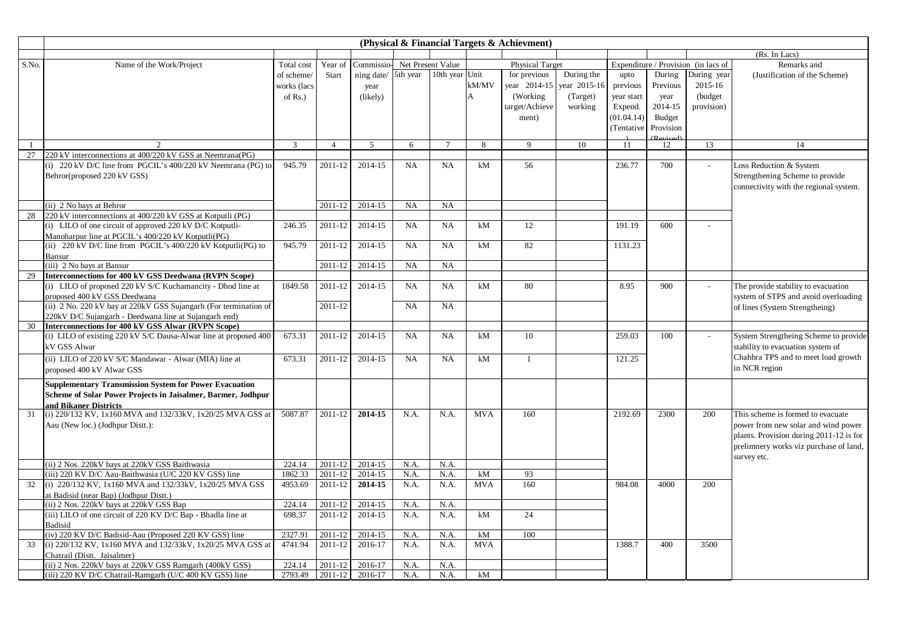# (Physical & Financial Targets & Achievment)

(Rs. In Lacs)

| S.No. | Name of the Work/Project | Total cost of scheme/ works (lacs of Rs.) | Year of Start | Commissioning date/ year (likely) | Net Present Value | | Physical Target | | | | Expenditure / Provision (in lacs of | | | Remarks and (Justification of the Scheme) |
|---|---|---|---|---|---|---|---|---|---|---|---|---|---|---|
| | | | | | 5th year | 10th year | Unit kM/MVA | for previous year 2014-15 (Working target/Achievement) | During the year 2015-16 (Target) working | | upto previous year start Expend. (01.04.14) (Tentative) | During Previous year 2014-15 Budget Provision (Revised) | During year 2015-16 (budget provision) | |
| 1 | 2 | 3 | 4 | 5 | 6 | 7 | 8 | 9 | 10 | | 11 | 12 | 13 | 14 |
| 27 | 220 kV interconnections at 400/220 kV GSS at Neemrana(PG) | | | | | | | | | | | | | |
| | (i) 220 kV D/C line from PGCIL's 400/220 kV Neemrana (PG) to Behror(proposed 220 kV GSS) | 945.79 | 2011-12 | 2014-15 | NA | NA | kM | 56 | | | 236.77 | 700 | - | Loss Reduction & System Strengthening Scheme to provide connectivity with the regional system. |
| | (ii) 2 No bays at Behror | | 2011-12 | 2014-15 | NA | NA | | | | | | | | |
| 28 | 220 kV interconnections at 400/220 kV GSS at Kotputli (PG) | | | | | | | | | | | | | |
| | (i) LILO of one circuit of approved 220 kV D/C Kotputli-Manoharpur line at PGCIL's 400/220 kV Kotputli(PG) | 246.35 | 2011-12 | 2014-15 | NA | NA | kM | 12 | | | 191.19 | 600 | - | |
| | (ii) 220 kV D/C line from PGCIL's 400/220 kV Kotputli(PG) to Bansur | 945.79 | 2011-12 | 2014-15 | NA | NA | kM | 82 | | | 1131.23 | | | |
| | (iii) 2 No bays at Bansur | | 2011-12 | 2014-15 | NA | NA | | | | | | | | |
| 29 | **Interconnections for 400 kV GSS Deedwana (RVPN Scope)** | | | | | | | | | | | | | |
| | (i) LILO of proposed 220 kV S/C Kuchamancity - Dhod line at proposed 400 kV GSS Deedwana | 1849.58 | 2011-12 | 2014-15 | NA | NA | kM | 80 | | | 8.95 | 900 | - | The provide stability to evacuation system of STPS and avoid overloading of lines (System Strengtheing) |
| | (ii) 2 No. 220 kV bay at 220kV GSS Sujangarh (For termination of 220kV D/C Sujangarh - Deedwana line at Sujangarh end) | | 2011-12 | | NA | NA | | | | | | | | |
| 30 | **Interconnections for 400 kV GSS Alwar (RVPN Scope)** | | | | | | | | | | | | | |
| | (i) LILO of existing 220 kV S/C Dausa-Alwar line at proposed 400 kV GSS Alwar | 673.31 | 2011-12 | 2014-15 | NA | NA | kM | 10 | | | 259.03 | 100 | - | System Strengtheing Scheme to provide stability to evacuation system of Chahbra TPS and to meet load growth in NCR region |
| | (ii) LILO of 220 kV S/C Mandawar - Alwar (MIA) line at proposed 400 kV Alwar GSS | 673.31 | 2011-12 | 2014-15 | NA | NA | kM | 1 | | | 121.25 | | | |
| | **Supplementary Transmission System for Power Evacuation Scheme of Solar Power Projects in Jaisalmer, Barmer, Jodhpur and Bikaner Districts** | | | | | | | | | | | | | |
| 31 | (i) 220/132 KV, 1x160 MVA and 132/33kV, 1x20/25 MVA GSS at Aau (New loc.) (Jodhpur Distt.): | 5087.87 | 2011-12 | **2014-15** | N.A. | N.A. | MVA | 160 | | | 2192.69 | 2300 | 200 | This scheme is formed to evacuate power from new solar and wind power plants. Provision during 2011-12 is for prelimnery works viz purchase of land, survey etc. |
| | (ii) 2 Nos. 220kV bays at 220kV GSS Baithwasia | 224.14 | 2011-12 | 2014-15 | N.A. | N.A. | | | | | | | | |
| | (iii) 220 KV D/C Aau-Baithwasia (U/C 220 KV GSS) line | 1862.33 | 2011-12 | 2014-15 | N.A. | N.A. | kM | 93 | | | | | | |
| 32 | (i) 220/132 KV, 1x160 MVA and 132/33kV, 1x20/25 MVA GSS at Badisid (near Bap) (Jodhpur Distt.) | 4953.69 | 2011-12 | **2014-15** | N.A. | N.A. | MVA | 160 | | | 984.08 | 4000 | 200 | |
| | (ii) 2 Nos. 220kV bays at 220kV GSS Bap | 224.14 | 2011-12 | 2014-15 | N.A. | N.A. | | | | | | | | |
| | (iii) LILO of one circuit of 220 KV D/C Bap - Bhadla line at Badisid | 698.37 | 2011-12 | 2014-15 | N.A. | N.A. | kM | 24 | | | | | | |
| | (iv) 220 KV D/C Badisid-Aau (Proposed 220 KV GSS) line | 2327.91 | 2011-12 | 2014-15 | N.A. | N.A. | kM | 100 | | | | | | |
| 33 | (i) 220/132 KV, 1x160 MVA and 132/33kV, 1x20/25 MVA GSS at Chatrail (Distt. Jaisalmer) | 4741.94 | 2011-12 | 2016-17 | N.A. | N.A. | MVA | | | | 1388.7 | 400 | 3500 | |
| | (ii) 2 Nos. 220kV bays at 220kV GSS Ramgarh (400kV GSS) | 224.14 | 2011-12 | 2016-17 | N.A. | N.A. | | | | | | | | |
| | (iii) 220 KV D/C Chatrail-Ramgarh (U/C 400 KV GSS) line | 2793.49 | 2011-12 | 2016-17 | N.A. | N.A. | kM | | | | | | | |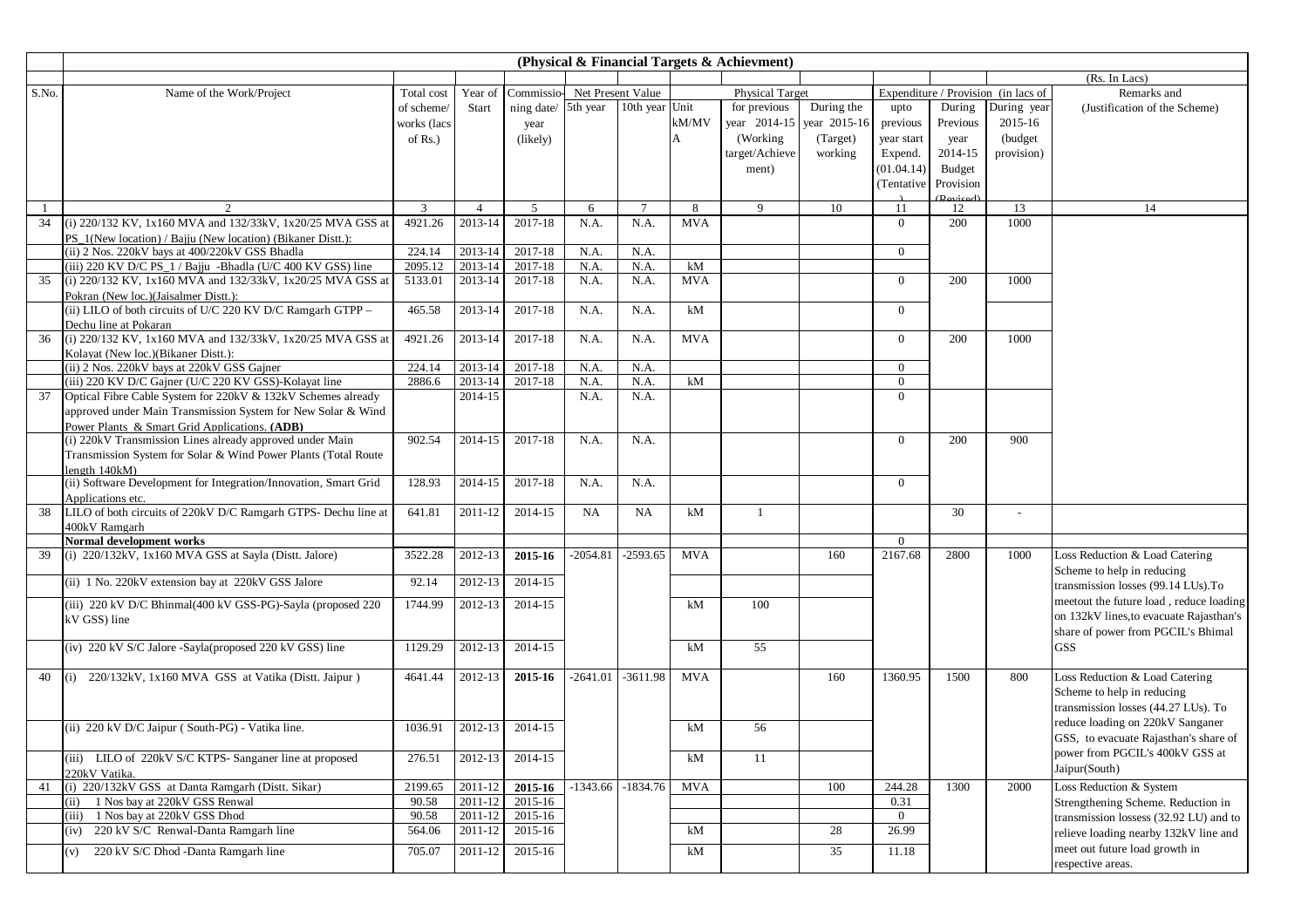# (Physical & Financial Targets & Achievment)

(Rs. In Lacs)

| S.No. | Name of the Work/Project | Total cost of scheme/ works (lacs of Rs.) | Year of Start | Commissio-ning date/ year (likely) | Net Present Value | | Unit kM/MVA | Physical Target | | Expenditure / Provision (in lacs of | | | Remarks and (Justification of the Scheme) |
|---|---|---|---|---|---|---|---|---|---|---|---|---|---|
| | | | | | 5th year | 10th year | | for previous year 2014-15 (Working target/Achievement) | During the year 2015-16 (Target) working | upto previous year start Expend. (01.04.14) (Tentative) | During Previous year 2014-15 Budget Provision (Revised) | During year 2015-16 (budget provision) | |
| 1 | 2 | 3 | 4 | 5 | 6 | 7 | 8 | 9 | 10 | 11 | 12 | 13 | 14 |
| 34 | (i) 220/132 KV, 1x160 MVA and 132/33kV, 1x20/25 MVA GSS at PS_1(New location) / Bajju (New location) (Bikaner Distt.): | 4921.26 | 2013-14 | 2017-18 | N.A. | N.A. | MVA | | | 0 | 200 | 1000 | |
| | (ii) 2 Nos. 220kV bays at 400/220kV GSS Bhadla | 224.14 | 2013-14 | 2017-18 | N.A. | N.A. | | | | 0 | | | |
| | (iii) 220 KV D/C PS_1 / Bajju -Bhadla (U/C 400 KV GSS) line | 2095.12 | 2013-14 | 2017-18 | N.A. | N.A. | kM | | | | | | |
| 35 | (i) 220/132 KV, 1x160 MVA and 132/33kV, 1x20/25 MVA GSS at Pokran (New loc.)(Jaisalmer Distt.): | 5133.01 | 2013-14 | 2017-18 | N.A. | N.A. | MVA | | | 0 | 200 | 1000 | |
| | (ii) LILO of both circuits of U/C 220 KV D/C Ramgarh GTPP – Dechu line at Pokaran | 465.58 | 2013-14 | 2017-18 | N.A. | N.A. | kM | | | 0 | | | |
| 36 | (i) 220/132 KV, 1x160 MVA and 132/33kV, 1x20/25 MVA GSS at Kolayat (New loc.)(Bikaner Distt.): | 4921.26 | 2013-14 | 2017-18 | N.A. | N.A. | MVA | | | 0 | 200 | 1000 | |
| | (ii) 2 Nos. 220kV bays at 220kV GSS Gajner | 224.14 | 2013-14 | 2017-18 | N.A. | N.A. | | | | 0 | | | |
| | (iii) 220 KV D/C Gajner (U/C 220 KV GSS)-Kolayat line | 2886.6 | 2013-14 | 2017-18 | N.A. | N.A. | kM | | | 0 | | | |
| 37 | Optical Fibre Cable System for 220kV & 132kV Schemes already approved under Main Transmission System for New Solar & Wind Power Plants & Smart Grid Applications. **(ADB)** | | 2014-15 | | N.A. | N.A. | | | | 0 | | | |
| | (i) 220kV Transmission Lines already approved under Main Transmission System for Solar & Wind Power Plants (Total Route length 140kM) | 902.54 | 2014-15 | 2017-18 | N.A. | N.A. | | | | 0 | 200 | 900 | |
| | (ii) Software Development for Integration/Innovation, Smart Grid Applications etc. | 128.93 | 2014-15 | 2017-18 | N.A. | N.A. | | | | 0 | | | |
| 38 | LILO of both circuits of 220kV D/C Ramgarh GTPS- Dechu line at 400kV Ramgarh | 641.81 | 2011-12 | 2014-15 | NA | NA | kM | 1 | | | 30 | - | |
| | **Normal development works** | | | | | | | | | 0 | | | |
| 39 | (i) 220/132kV, 1x160 MVA GSS at Sayla (Distt. Jalore) | 3522.28 | 2012-13 | **2015-16** | -2054.81 | -2593.65 | MVA | | 160 | 2167.68 | 2800 | 1000 | Loss Reduction & Load Catering Scheme to help in reducing transmission losses (99.14 LUs).To meetout the future load , reduce loading on 132kV lines,to evacuate Rajasthan's share of power from PGCIL's Bhimal GSS |
| | (ii) 1 No. 220kV extension bay at 220kV GSS Jalore | 92.14 | 2012-13 | 2014-15 | | | | | | | | | |
| | (iii) 220 kV D/C Bhinmal(400 kV GSS-PG)-Sayla (proposed 220 kV GSS) line | 1744.99 | 2012-13 | 2014-15 | | | kM | 100 | | | | | |
| | (iv) 220 kV S/C Jalore -Sayla(proposed 220 kV GSS) line | 1129.29 | 2012-13 | 2014-15 | | | kM | 55 | | | | | |
| 40 | (i) 220/132kV, 1x160 MVA GSS at Vatika (Distt. Jaipur ) | 4641.44 | 2012-13 | **2015-16** | -2641.01 | -3611.98 | MVA | | 160 | 1360.95 | 1500 | 800 | Loss Reduction & Load Catering Scheme to help in reducing transmission losses (44.27 LUs). To reduce loading on 220kV Sanganer GSS, to evacuate Rajasthan's share of power from PGCIL's 400kV GSS at Jaipur(South) |
| | (ii) 220 kV D/C Jaipur ( South-PG) - Vatika line. | 1036.91 | 2012-13 | 2014-15 | | | kM | 56 | | | | | |
| | (iii) LILO of 220kV S/C KTPS- Sanganer line at proposed 220kV Vatika. | 276.51 | 2012-13 | 2014-15 | | | kM | 11 | | | | | |
| 41 | (i) 220/132kV GSS at Danta Ramgarh (Distt. Sikar) | 2199.65 | 2011-12 | **2015-16** | -1343.66 | -1834.76 | MVA | | 100 | 244.28 | 1300 | 2000 | Loss Reduction & System Strengthening Scheme. Reduction in transmission lossess (32.92 LU) and to relieve loading nearby 132kV line and meet out future load growth in respective areas. |
| | (ii) 1 Nos bay at 220kV GSS Renwal | 90.58 | 2011-12 | 2015-16 | | | | | | 0.31 | | | |
| | (iii) 1 Nos bay at 220kV GSS Dhod | 90.58 | 2011-12 | 2015-16 | | | | | | 0 | | | |
| | (iv) 220 kV S/C Renwal-Danta Ramgarh line | 564.06 | 2011-12 | 2015-16 | | | kM | | 28 | 26.99 | | | |
| | (v) 220 kV S/C Dhod -Danta Ramgarh line | 705.07 | 2011-12 | 2015-16 | | | kM | | 35 | 11.18 | | | |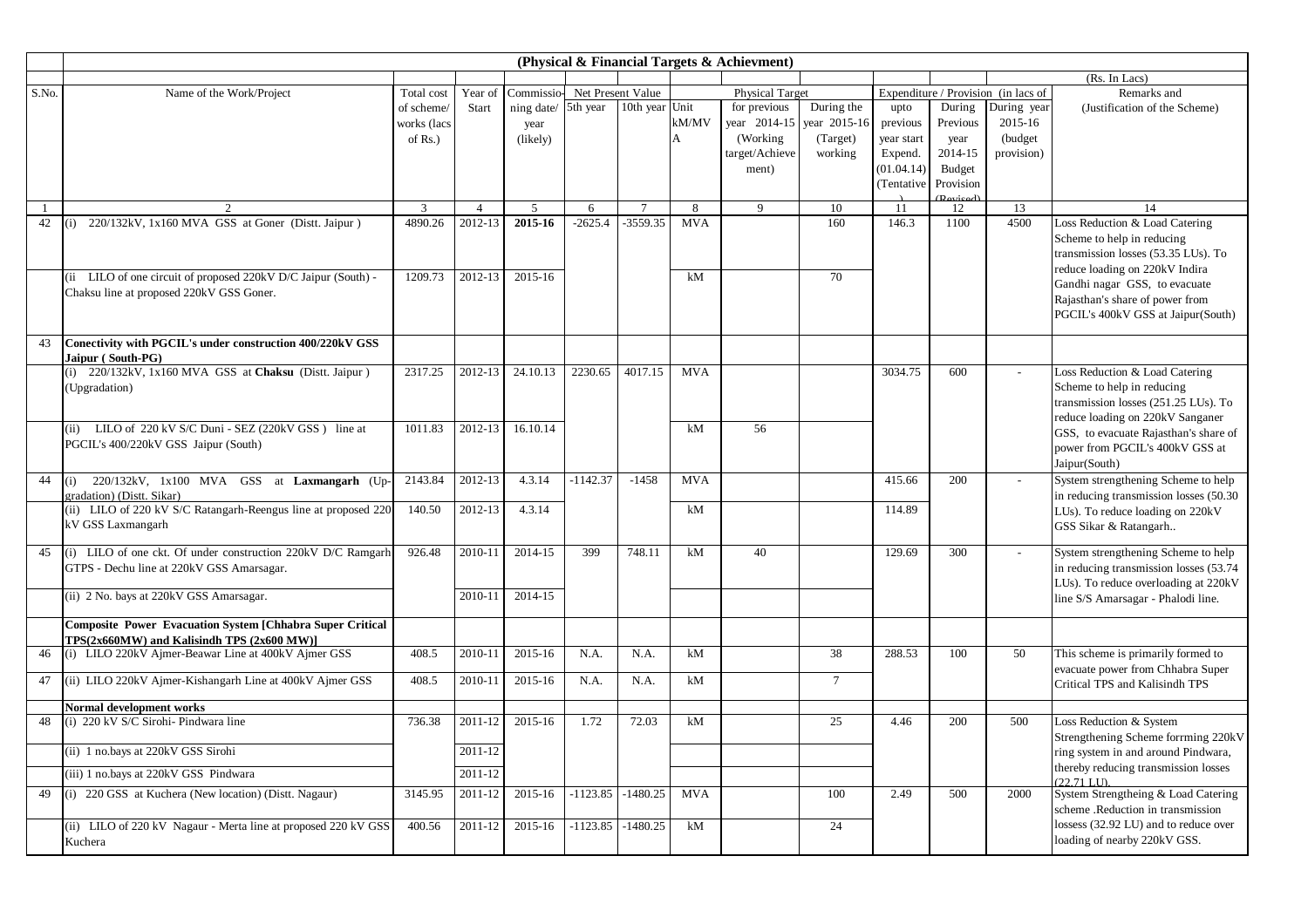**(Physical & Financial Targets & Achievment)**

(Rs. In Lacs)

| S.No. | Name of the Work/Project | Total cost of scheme/ works (lacs of Rs.) | Year of Start | Commissioning date/ year (likely) | Net Present Value | | Unit kM/MVA | Physical Target | | Expenditure / Provision (in lacs of | | | Remarks and (Justification of the Scheme) |
|---|---|---|---|---|---|---|---|---|---|---|---|---|---|
| | | | | | 5th year | 10th year | | for previous year 2014-15 (Working target/Achievement) | During the year 2015-16 (Target) working | upto previous year start Expend. (01.04.14) (Tentative) | During Previous year 2014-15 Budget Provision (Revised) | During year 2015-16 (budget provision) | |
| 1 | 2 | 3 | 4 | 5 | 6 | 7 | 8 | 9 | 10 | 11 | 12 | 13 | 14 |
| 42 | (i) 220/132kV, 1x160 MVA GSS at Goner (Distt. Jaipur ) | 4890.26 | 2012-13 | **2015-16** | -2625.4 | -3559.35 | MVA | | 160 | 146.3 | 1100 | 4500 | Loss Reduction & Load Catering Scheme to help in reducing transmission losses (53.35 LUs). To reduce loading on 220kV Indira Gandhi nagar GSS, to evacuate Rajasthan's share of power from PGCIL's 400kV GSS at Jaipur(South) |
| | (ii LILO of one circuit of proposed 220kV D/C Jaipur (South) - Chaksu line at proposed 220kV GSS Goner. | 1209.73 | 2012-13 | 2015-16 | | | kM | | 70 | | | | |
| 43 | **Conectivity with PGCIL's under construction 400/220kV GSS Jaipur ( South-PG)** | | | | | | | | | | | | |
| | (i) 220/132kV, 1x160 MVA GSS at **Chaksu** (Distt. Jaipur ) (Upgradation) | 2317.25 | 2012-13 | 24.10.13 | 2230.65 | 4017.15 | MVA | | | 3034.75 | 600 | - | Loss Reduction & Load Catering Scheme to help in reducing transmission losses (251.25 LUs). To reduce loading on 220kV Sanganer GSS, to evacuate Rajasthan's share of power from PGCIL's 400kV GSS at Jaipur(South) |
| | (ii) LILO of 220 kV S/C Duni - SEZ (220kV GSS ) line at PGCIL's 400/220kV GSS Jaipur (South) | 1011.83 | 2012-13 | 16.10.14 | | | kM | 56 | | | | | |
| 44 | (i) 220/132kV, 1x100 MVA GSS at **Laxmangarh** (Up-gradation) (Distt. Sikar) | 2143.84 | 2012-13 | 4.3.14 | -1142.37 | -1458 | MVA | | | 415.66 | 200 | - | System strengthening Scheme to help in reducing transmission losses (50.30 LUs). To reduce loading on 220kV GSS Sikar & Ratangarh.. |
| | (ii) LILO of 220 kV S/C Ratangarh-Reengus line at proposed 220 kV GSS Laxmangarh | 140.50 | 2012-13 | 4.3.14 | | | kM | | | 114.89 | | | |
| 45 | (i) LILO of one ckt. Of under construction 220kV D/C Ramgarh GTPS - Dechu line at 220kV GSS Amarsagar. | 926.48 | 2010-11 | 2014-15 | 399 | 748.11 | kM | 40 | | 129.69 | 300 | - | System strengthening Scheme to help in reducing transmission losses (53.74 LUs). To reduce overloading at 220kV line S/S Amarsagar - Phalodi line. |
| | (ii) 2 No. bays at 220kV GSS Amarsagar. | | 2010-11 | 2014-15 | | | | | | | | | |
| | **Composite Power Evacuation System [Chhabra Super Critical TPS(2x660MW) and Kalisindh TPS (2x600 MW)]** | | | | | | | | | | | | |
| 46 | (i) LILO 220kV Ajmer-Beawar Line at 400kV Ajmer GSS | 408.5 | 2010-11 | 2015-16 | N.A. | N.A. | kM | | 38 | 288.53 | 100 | 50 | This scheme is primarily formed to evacuate power from Chhabra Super Critical TPS and Kalisindh TPS |
| 47 | (ii) LILO 220kV Ajmer-Kishangarh Line at 400kV Ajmer GSS | 408.5 | 2010-11 | 2015-16 | N.A. | N.A. | kM | | 7 | | | | |
| | **Normal development works** | | | | | | | | | | | | |
| 48 | (i) 220 kV S/C Sirohi- Pindwara line | 736.38 | 2011-12 | 2015-16 | 1.72 | 72.03 | kM | | 25 | 4.46 | 200 | 500 | Loss Reduction & System Strengthening Scheme forrming 220kV ring system in and around Pindwara, thereby reducing transmission losses (22.71 LU). |
| | (ii) 1 no.bays at 220kV GSS Sirohi | | 2011-12 | | | | | | | | | | |
| | (iii) 1 no.bays at 220kV GSS Pindwara | | 2011-12 | | | | | | | | | | |
| 49 | (i) 220 GSS at Kuchera (New location) (Distt. Nagaur) | 3145.95 | 2011-12 | 2015-16 | -1123.85 | -1480.25 | MVA | | 100 | 2.49 | 500 | 2000 | System Strengtheing & Load Catering scheme .Reduction in transmission lossess (32.92 LU) and to reduce over loading of nearby 220kV GSS. |
| | (ii) LILO of 220 kV Nagaur - Merta line at proposed 220 kV GSS Kuchera | 400.56 | 2011-12 | 2015-16 | -1123.85 | -1480.25 | kM | | 24 | | | | |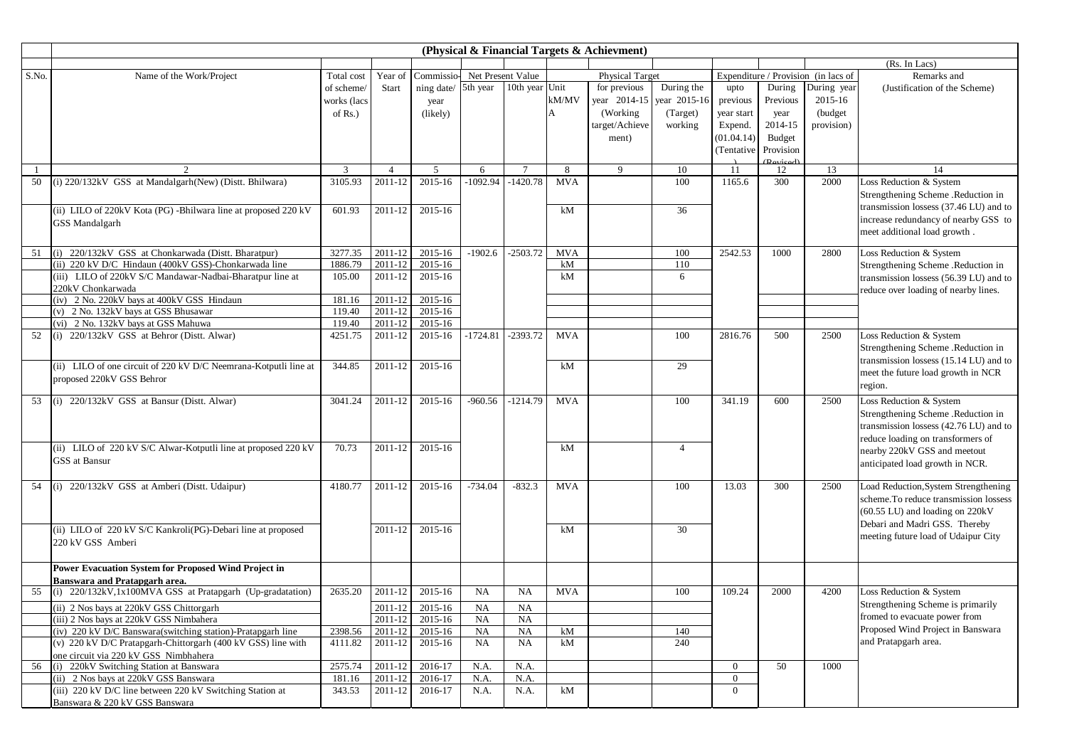## (Physical & Financial Targets & Achievment)

(Rs. In Lacs)

| S.No. | Name of the Work/Project | Total cost of scheme/ works (lacs of Rs.) | Year of Start | Commissioning date/ year (likely) | Net Present Value | | Unit kM/MVA | Physical Target | | Expenditure / Provision (in lacs of | | | Remarks and (Justification of the Scheme) |
|---|---|---|---|---|---|---|---|---|---|---|---|---|---|
| | | | | | 5th year | 10th year | | for previous year 2014-15 (Working target/Achievement) | During the year 2015-16 (Target) working | upto previous year start Expend. (01.04.14) (Tentative) | During Previous year 2014-15 Budget Provision (Revised) | During year 2015-16 (budget provision) | |
| 1 | 2 | 3 | 4 | 5 | 6 | 7 | 8 | 9 | 10 | 11 | 12 | 13 | 14 |
| 50 | (i) 220/132kV GSS at Mandalgarh(New) (Distt. Bhilwara) | 3105.93 | 2011-12 | 2015-16 | -1092.94 | -1420.78 | MVA | | 100 | 1165.6 | 300 | 2000 | Loss Reduction & System Strengthening Scheme .Reduction in transmission lossess (37.46 LU) and to increase redundancy of nearby GSS to meet additional load growth . |
| | (ii) LILO of 220kV Kota (PG) -Bhilwara line at proposed 220 kV GSS Mandalgarh | 601.93 | 2011-12 | 2015-16 | | | kM | | 36 | | | | |
| 51 | (i) 220/132kV GSS at Chonkarwada (Distt. Bharatpur) | 3277.35 | 2011-12 | 2015-16 | -1902.6 | -2503.72 | MVA | | 100 | 2542.53 | 1000 | 2800 | Loss Reduction & System Strengthening Scheme .Reduction in transmission lossess (56.39 LU) and to reduce over loading of nearby lines. |
| | (ii) 220 kV D/C Hindaun (400kV GSS)-Chonkarwada line | 1886.79 | 2011-12 | 2015-16 | | | kM | | 110 | | | | |
| | (iii) LILO of 220kV S/C Mandawar-Nadbai-Bharatpur line at 220kV Chonkarwada | 105.00 | 2011-12 | 2015-16 | | | kM | | 6 | | | | |
| | (iv) 2 No. 220kV bays at 400kV GSS Hindaun | 181.16 | 2011-12 | 2015-16 | | | | | | | | | |
| | (v) 2 No. 132kV bays at GSS Bhusawar | 119.40 | 2011-12 | 2015-16 | | | | | | | | | |
| | (vi) 2 No. 132kV bays at GSS Mahuwa | 119.40 | 2011-12 | 2015-16 | | | | | | | | | |
| 52 | (i) 220/132kV GSS at Behror (Distt. Alwar) | 4251.75 | 2011-12 | 2015-16 | -1724.81 | -2393.72 | MVA | | 100 | 2816.76 | 500 | 2500 | Loss Reduction & System Strengthening Scheme .Reduction in transmission lossess (15.14 LU) and to meet the future load growth in NCR region. |
| | (ii) LILO of one circuit of 220 kV D/C Neemrana-Kotputli line at proposed 220kV GSS Behror | 344.85 | 2011-12 | 2015-16 | | | kM | | 29 | | | | |
| 53 | (i) 220/132kV GSS at Bansur (Distt. Alwar) | 3041.24 | 2011-12 | 2015-16 | -960.56 | -1214.79 | MVA | | 100 | 341.19 | 600 | 2500 | Loss Reduction & System Strengthening Scheme .Reduction in transmission lossess (42.76 LU) and to reduce loading on transformers of nearby 220kV GSS and meetout anticipated load growth in NCR. |
| | (ii) LILO of 220 kV S/C Alwar-Kotputli line at proposed 220 kV GSS at Bansur | 70.73 | 2011-12 | 2015-16 | | | kM | | 4 | | | | |
| 54 | (i) 220/132kV GSS at Amberi (Distt. Udaipur) | 4180.77 | 2011-12 | 2015-16 | -734.04 | -832.3 | MVA | | 100 | 13.03 | 300 | 2500 | Load Reduction,System Strengthening scheme.To reduce transmission lossess (60.55 LU) and loading on 220kV Debari and Madri GSS. Thereby meeting future load of Udaipur City |
| | (ii) LILO of 220 kV S/C Kankroli(PG)-Debari line at proposed 220 kV GSS Amberi | | 2011-12 | 2015-16 | | | kM | | 30 | | | | |
| | **Power Evacuation System for Proposed Wind Project in Banswara and Pratapgarh area.** | | | | | | | | | | | | |
| 55 | (i) 220/132kV,1x100MVA GSS at Pratapgarh (Up-gradatation) | 2635.20 | 2011-12 | 2015-16 | NA | NA | MVA | | 100 | 109.24 | 2000 | 4200 | Loss Reduction & System Strengthening Scheme is primarily fromed to evacuate power from Proposed Wind Project in Banswara and Pratapgarh area. |
| | (ii) 2 Nos bays at 220kV GSS Chittorgarh | | 2011-12 | 2015-16 | NA | NA | | | | | | | |
| | (iii) 2 Nos bays at 220kV GSS Nimbahera | | 2011-12 | 2015-16 | NA | NA | | | | | | | |
| | (iv) 220 kV D/C Banswara(switching station)-Pratapgarh line | 2398.56 | 2011-12 | 2015-16 | NA | NA | kM | | 140 | | | | |
| | (v) 220 kV D/C Pratapgarh-Chittorgarh (400 kV GSS) line with one circuit via 220 kV GSS Nimbhahera | 4111.82 | 2011-12 | 2015-16 | NA | NA | kM | | 240 | | | | |
| 56 | (i) 220kV Switching Station at Banswara | 2575.74 | 2011-12 | 2016-17 | N.A. | N.A. | | | | 0 | 50 | 1000 | |
| | (ii) 2 Nos bays at 220kV GSS Banswara | 181.16 | 2011-12 | 2016-17 | N.A. | N.A. | | | | 0 | | | |
| | (iii) 220 kV D/C line between 220 kV Switching Station at Banswara & 220 kV GSS Banswara | 343.53 | 2011-12 | 2016-17 | N.A. | N.A. | kM | | | 0 | | | |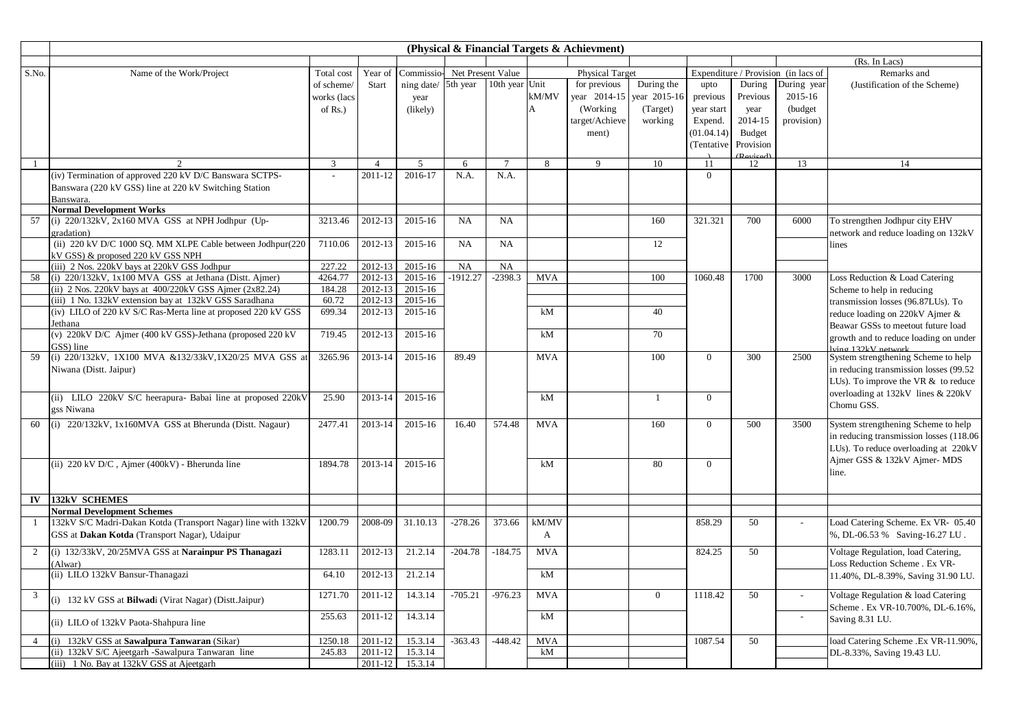## (Physical & Financial Targets & Achievment)

(Rs. In Lacs)

| S.No. | Name of the Work/Project | Total cost of scheme/ works (lacs of Rs.) | Year of Start | Commissioning date/ year (likely) | Net Present Value | | Unit kM/MVA | Physical Target | | Expenditure / Provision (in lacs of | | | Remarks and (Justification of the Scheme) |
|---|---|---|---|---|---|---|---|---|---|---|---|---|---|
| | | | | | 5th year | 10th year | | for previous year 2014-15 (Working target/Achievement) | During the year 2015-16 (Target) working | upto previous year start Expend. (01.04.14) (Tentative) | During Previous year 2014-15 Budget Provision (Revised) | During year 2015-16 (budget provision) | |
| 1 | 2 | 3 | 4 | 5 | 6 | 7 | 8 | 9 | 10 | 11 | 12 | 13 | 14 |
| | (iv) Termination of approved 220 kV D/C Banswara SCTPS-Banswara (220 kV GSS) line at 220 kV Switching Station Banswara. | - | 2011-12 | 2016-17 | N.A. | N.A. | | | | 0 | | | |
| | **Normal Development Works** | | | | | | | | | | | | |
| 57 | (i) 220/132kV, 2x160 MVA GSS at NPH Jodhpur (Up-gradation) | 3213.46 | 2012-13 | 2015-16 | NA | NA | | | 160 | 321.321 | 700 | 6000 | To strengthen Jodhpur city EHV network and reduce loading on 132kV lines |
| | (ii) 220 kV D/C 1000 SQ. MM XLPE Cable between Jodhpur(220 kV GSS) & proposed 220 kV GSS NPH | 7110.06 | 2012-13 | 2015-16 | NA | NA | | | 12 | | | | |
| | (iii) 2 Nos. 220kV bays at 220kV GSS Jodhpur | 227.22 | 2012-13 | 2015-16 | NA | NA | | | | | | | |
| 58 | (i) 220/132kV, 1x100 MVA GSS at Jethana (Distt. Ajmer) | 4264.77 | 2012-13 | 2015-16 | -1912.27 | -2398.3 | MVA | | 100 | 1060.48 | 1700 | 3000 | Loss Reduction & Load Catering Scheme to help in reducing transmission losses (96.87LUs). To reduce loading on 220kV Ajmer & Beawar GSSs to meetout future load growth and to reduce loading on under lying 132kV network |
| | (ii) 2 Nos. 220kV bays at 400/220kV GSS Ajmer (2x82.24) | 184.28 | 2012-13 | 2015-16 | | | | | | | | | |
| | (iii) 1 No. 132kV extension bay at 132kV GSS Saradhana | 60.72 | 2012-13 | 2015-16 | | | | | | | | | |
| | (iv) LILO of 220 kV S/C Ras-Merta line at proposed 220 kV GSS Jethana | 699.34 | 2012-13 | 2015-16 | | | kM | | 40 | | | | |
| | (v) 220kV D/C Ajmer (400 kV GSS)-Jethana (proposed 220 kV GSS) line | 719.45 | 2012-13 | 2015-16 | | | kM | | 70 | | | | |
| 59 | (i) 220/132kV, 1X100 MVA &132/33kV,1X20/25 MVA GSS at Niwana (Distt. Jaipur) | 3265.96 | 2013-14 | 2015-16 | 89.49 | | MVA | | 100 | 0 | 300 | 2500 | System strengthening Scheme to help in reducing transmission losses (99.52 LUs). To improve the VR & to reduce overloading at 132kV lines & 220kV Chomu GSS. |
| | (ii) LILO 220kV S/C heerapura- Babai line at proposed 220kV gss Niwana | 25.90 | 2013-14 | 2015-16 | | | kM | | 1 | 0 | | | |
| 60 | (i) 220/132kV, 1x160MVA GSS at Bherunda (Distt. Nagaur) | 2477.41 | 2013-14 | 2015-16 | 16.40 | 574.48 | MVA | | 160 | 0 | 500 | 3500 | System strengthening Scheme to help in reducing transmission losses (118.06 LUs). To reduce overloading at 220kV Ajmer GSS & 132kV Ajmer- MDS line. |
| | (ii) 220 kV D/C , Ajmer (400kV) - Bherunda line | 1894.78 | 2013-14 | 2015-16 | | | kM | | 80 | 0 | | | |
| **IV** | **132kV SCHEMES** | | | | | | | | | | | | |
| | **Normal Development Schemes** | | | | | | | | | | | | |
| 1 | 132kV S/C Madri-Dakan Kotda (Transport Nagar) line with 132kV GSS at **Dakan Kotda** (Transport Nagar), Udaipur | 1200.79 | 2008-09 | 31.10.13 | -278.26 | 373.66 | kM/MVA | | | 858.29 | 50 | - | Load Catering Scheme. Ex VR- 05.40 %, DL-06.53 % Saving-16.27 LU . |
| 2 | (i) 132/33kV, 20/25MVA GSS at **Narainpur PS Thanagazi** (Alwar) | 1283.11 | 2012-13 | 21.2.14 | -204.78 | -184.75 | MVA | | | 824.25 | 50 | | Voltage Regulation, load Catering, Loss Reduction Scheme . Ex VR-11.40%, DL-8.39%, Saving 31.90 LU. |
| | (ii) LILO 132kV Bansur-Thanagazi | 64.10 | 2012-13 | 21.2.14 | | | kM | | | | | | |
| 3 | (i) 132 kV GSS at **Bilwad**i (Virat Nagar) (Distt.Jaipur) | 1271.70 | 2011-12 | 14.3.14 | -705.21 | -976.23 | MVA | | 0 | 1118.42 | 50 | - | Voltage Regulation & load Catering Scheme . Ex VR-10.700%, DL-6.16%, Saving 8.31 LU. |
| | (ii) LILO of 132kV Paota-Shahpura line | 255.63 | 2011-12 | 14.3.14 | | | kM | | | | | - | |
| 4 | (i) 132kV GSS at **Sawalpura Tanwaran** (Sikar) | 1250.18 | 2011-12 | 15.3.14 | -363.43 | -448.42 | MVA | | | 1087.54 | 50 | | load Catering Scheme .Ex VR-11.90%, DL-8.33%, Saving 19.43 LU. |
| | (ii) 132kV S/C Ajeetgarh -Sawalpura Tanwaran line | 245.83 | 2011-12 | 15.3.14 | | | kM | | | | | | |
| | (iii) 1 No. Bay at 132kV GSS at Ajeetgarh | | 2011-12 | 15.3.14 | | | | | | | | | |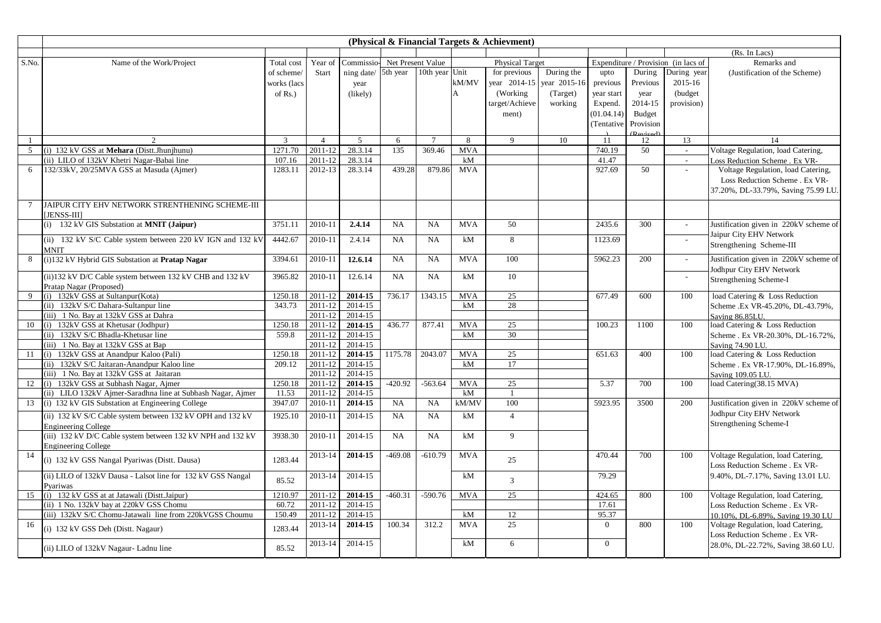## (Physical & Financial Targets & Achievment)

(Rs. In Lacs)

| S.No. | Name of the Work/Project | Total cost of scheme/ works (lacs of Rs.) | Year of Start | Commissio-ning date/ year (likely) | Net Present Value | | Physical Target | | | Expenditure / Provision (in lacs of | | | Remarks and (Justification of the Scheme) |
|---|---|---|---|---|---|---|---|---|---|---|---|---|---|
| | | | | | 5th year | 10th year | Unit kM/MVA | for previous year 2014-15 (Working target/Achievement) | During the year 2015-16 (Target) working | upto previous year start Expend. (01.04.14) (Tentative) | During Previous year 2014-15 Budget Provision (Revised) | During year 2015-16 (budget provision) | |
| 1 | 2 | 3 | 4 | 5 | 6 | 7 | 8 | 9 | 10 | 11 | 12 | 13 | 14 |
| 5 | (i) 132 kV GSS at **Mehara** (Distt.Jhunjhunu) | 1271.70 | 2011-12 | 28.3.14 | 135 | 369.46 | MVA | | | 740.19 | 50 | - | Voltage Regulation, load Catering, Loss Reduction Scheme . Ex VR- |
| | (ii) LILO of 132kV Khetri Nagar-Babai line | 107.16 | 2011-12 | 28.3.14 | | | kM | | | 41.47 | | - | |
| 6 | 132/33kV, 20/25MVA GSS at Masuda (Ajmer) | 1283.11 | 2012-13 | 28.3.14 | 439.28 | 879.86 | MVA | | | 927.69 | 50 | - | Voltage Regulation, load Catering, Loss Reduction Scheme . Ex VR-37.20%, DL-33.79%, Saving 75.99 LU. |
| 7 | JAIPUR CITY EHV NETWORK STRENTHENING SCHEME-III [JENSS-III] | | | | | | | | | | | | |
| | (i) 132 kV GIS Substation at **MNIT (Jaipur)** | 3751.11 | 2010-11 | **2.4.14** | NA | NA | MVA | 50 | | 2435.6 | 300 | - | Justification given in 220kV scheme of Jaipur City EHV Network Strengthening Scheme-III |
| | (ii) 132 kV S/C Cable system between 220 kV IGN and 132 kV MNIT | 4442.67 | 2010-11 | 2.4.14 | NA | NA | kM | 8 | | 1123.69 | | - | |
| 8 | (i)132 kV Hybrid GIS Substation at **Pratap Nagar** | 3394.61 | 2010-11 | **12.6.14** | NA | NA | MVA | 100 | | 5962.23 | 200 | - | Justification given in 220kV scheme of Jodhpur City EHV Network Strengthening Scheme-I |
| | (ii)132 kV D/C Cable system between 132 kV CHB and 132 kV Pratap Nagar (Proposed) | 3965.82 | 2010-11 | 12.6.14 | NA | NA | kM | 10 | | | | - | |
| 9 | (i) 132kV GSS at Sultanpur(Kota) | 1250.18 | 2011-12 | **2014-15** | 736.17 | 1343.15 | MVA | 25 | | 677.49 | 600 | 100 | load Catering & Loss Reduction Scheme .Ex VR-45.20%, DL-43.79%, Saving 86.85LU. |
| | (ii) 132kV S/C Dahara-Sultanpur line | 343.73 | 2011-12 | 2014-15 | | | kM | 28 | | | | | |
| | (iii) 1 No. Bay at 132kV GSS at Dahra | | 2011-12 | 2014-15 | | | | | | | | | |
| 10 | (i) 132kV GSS at Khetusar (Jodhpur) | 1250.18 | 2011-12 | **2014-15** | 436.77 | 877.41 | MVA | 25 | | 100.23 | 1100 | 100 | load Catering & Loss Reduction Scheme . Ex VR-20.30%, DL-16.72%, Saving 74.90 LU. |
| | (ii) 132kV S/C Bhadla-Khetusar line | 559.8 | 2011-12 | 2014-15 | | | kM | 30 | | | | | |
| | (iii) 1 No. Bay at 132kV GSS at Bap | | 2011-12 | 2014-15 | | | | | | | | | |
| 11 | (i) 132kV GSS at Anandpur Kaloo (Pali) | 1250.18 | 2011-12 | **2014-15** | 1175.78 | 2043.07 | MVA | 25 | | 651.63 | 400 | 100 | load Catering & Loss Reduction Scheme . Ex VR-17.90%, DL-16.89%, Saving 109.05 LU. |
| | (ii) 132kV S/C Jaitaran-Anandpur Kaloo line | 209.12 | 2011-12 | 2014-15 | | | kM | 17 | | | | | |
| | (iii) 1 No. Bay at 132kV GSS at Jaitaran | | 2011-12 | 2014-15 | | | | | | | | | |
| 12 | (i) 132kV GSS at Subhash Nagar, Ajmer | 1250.18 | 2011-12 | **2014-15** | -420.92 | -563.64 | MVA | 25 | | 5.37 | 700 | 100 | load Catering(38.15 MVA) |
| | (ii) LILO 132kV Ajmer-Saradhna line at Subhash Nagar, Ajmer | 11.53 | 2011-12 | 2014-15 | | | kM | 1 | | | | | |
| 13 | (i) 132 kV GIS Substation at Engineering College | 3947.07 | 2010-11 | **2014-15** | NA | NA | kM/MV | 100 | | 5923.95 | 3500 | 200 | Justification given in 220kV scheme of Jodhpur City EHV Network Strengthening Scheme-I |
| | (ii) 132 kV S/C Cable system between 132 kV OPH and 132 kV Engineering College | 1925.10 | 2010-11 | 2014-15 | NA | NA | kM | 4 | | | | | |
| | (iii) 132 kV D/C Cable system between 132 kV NPH and 132 kV Engineering College | 3938.30 | 2010-11 | 2014-15 | NA | NA | kM | 9 | | | | | |
| 14 | (i) 132 kV GSS Nangal Pyariwas (Distt. Dausa) | 1283.44 | 2013-14 | **2014-15** | -469.08 | -610.79 | MVA | 25 | | 470.44 | 700 | 100 | Voltage Regulation, load Catering, Loss Reduction Scheme . Ex VR-9.40%, DL-7.17%, Saving 13.01 LU. |
| | (ii) LILO of 132kV Dausa - Lalsot line for 132 kV GSS Nangal Pyariwas | 85.52 | 2013-14 | 2014-15 | | | kM | 3 | | 79.29 | | | |
| 15 | (i) 132 kV GSS at Jatawali (Distt.Jaipur) | 1210.97 | 2011-12 | **2014-15** | -460.31 | -590.76 | MVA | 25 | | 424.65 | 800 | 100 | Voltage Regulation, load Catering, Loss Reduction Scheme . Ex VR-10.10%, DL-6.89%, Saving 19.30 LU |
| | (ii) 1 No. 132kV bay at 220kV GSS Chomu | 60.72 | 2011-12 | 2014-15 | | | | | | 17.61 | | | |
| | (iii) 132kV S/C Chomu-Jatawali line from 220kVGSS Choumu | 150.49 | 2011-12 | 2014-15 | | | kM | 12 | | 95.37 | | | |
| 16 | (i) 132 kV GSS Deh (Distt. Nagaur) | 1283.44 | 2013-14 | **2014-15** | 100.34 | 312.2 | MVA | 25 | | 0 | 800 | 100 | Voltage Regulation, load Catering, Loss Reduction Scheme . Ex VR-28.0%, DL-22.72%, Saving 38.60 LU. |
| | (ii) LILO of 132kV Nagaur- Ladnu line | 85.52 | 2013-14 | 2014-15 | | | kM | 6 | | 0 | | | |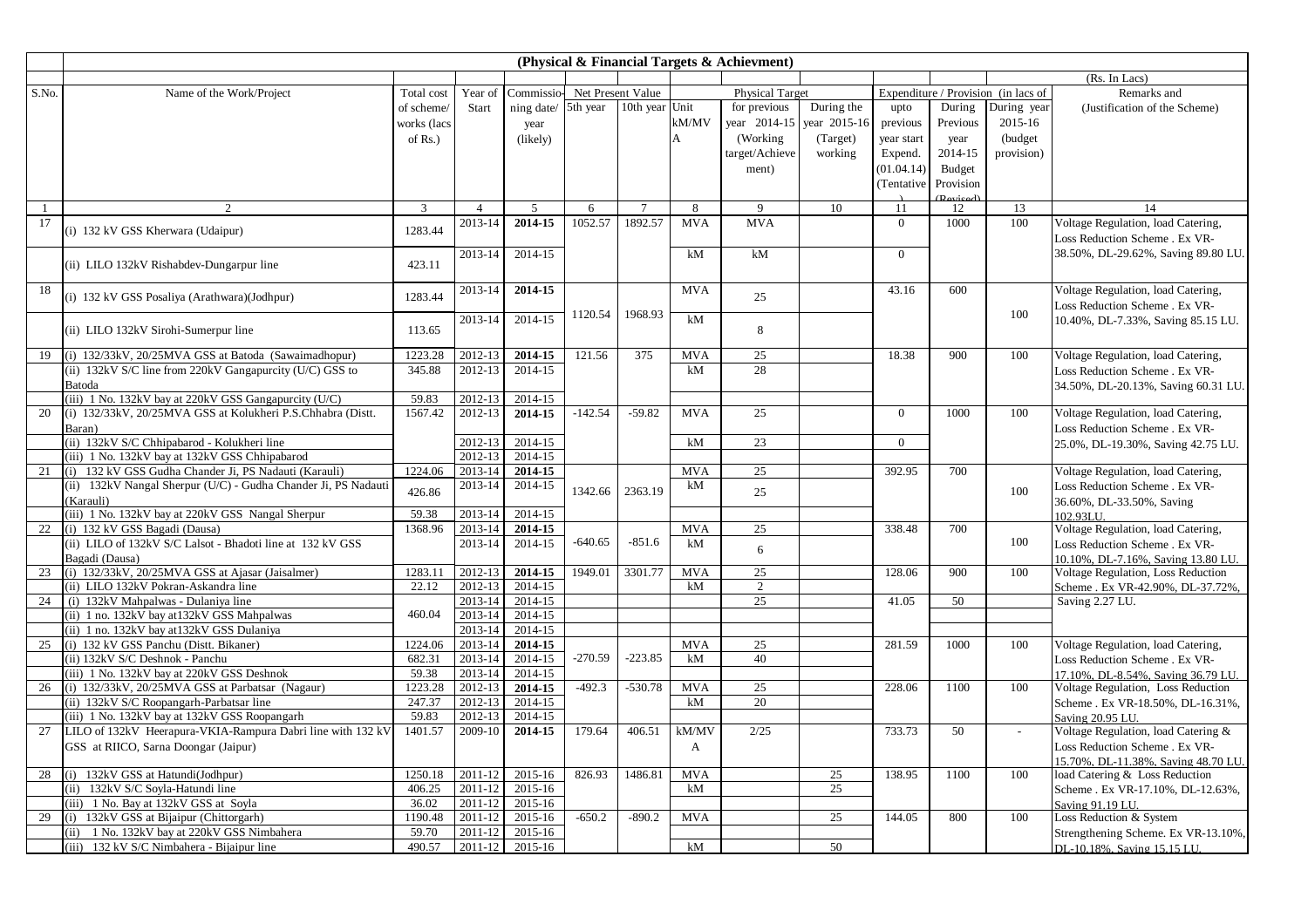## (Physical & Financial Targets & Achievment)

(Rs. In Lacs)

| S.No. | Name of the Work/Project | Total cost of scheme/ works (lacs of Rs.) | Year of Start | Commissio-ning date/ year (likely) | Net Present Value | | Unit kM/MVA | Physical Target | | Expenditure / Provision (in lacs of | | | Remarks and (Justification of the Scheme) |
|---|---|---|---|---|---|---|---|---|---|---|---|---|---|
| | | | | | 5th year | 10th year | | for previous year 2014-15 (Working target/Achievement) | During the year 2015-16 (Target) working | upto previous year start Expend. (01.04.14) (Tentative) | During Previous year 2014-15 Budget Provision (Revised) | During year 2015-16 (budget provision) | |
| 1 | 2 | 3 | 4 | 5 | 6 | 7 | 8 | 9 | 10 | 11 | 12 | 13 | 14 |
| 17 | (i) 132 kV GSS Kherwara (Udaipur) | 1283.44 | 2013-14 | **2014-15** | 1052.57 | 1892.57 | MVA | MVA | | 0 | 1000 | 100 | Voltage Regulation, load Catering, Loss Reduction Scheme . Ex VR-38.50%, DL-29.62%, Saving 89.80 LU. |
| | (ii) LILO 132kV Rishabdev-Dungarpur line | 423.11 | 2013-14 | 2014-15 | | | kM | kM | | 0 | | | |
| 18 | (i) 132 kV GSS Posaliya (Arathwara)(Jodhpur) | 1283.44 | 2013-14 | **2014-15** | 1120.54 | 1968.93 | MVA | 25 | | 43.16 | 600 | 100 | Voltage Regulation, load Catering, Loss Reduction Scheme . Ex VR-10.40%, DL-7.33%, Saving 85.15 LU. |
| | (ii) LILO 132kV Sirohi-Sumerpur line | 113.65 | 2013-14 | 2014-15 | | | kM | 8 | | | | | |
| 19 | (i) 132/33kV, 20/25MVA GSS at Batoda (Sawaimadhopur) | 1223.28 | 2012-13 | **2014-15** | 121.56 | 375 | MVA | 25 | | 18.38 | 900 | 100 | Voltage Regulation, load Catering, Loss Reduction Scheme . Ex VR-34.50%, DL-20.13%, Saving 60.31 LU. |
| | (ii) 132kV S/C line from 220kV Gangapurcity (U/C) GSS to Batoda | 345.88 | 2012-13 | 2014-15 | | | kM | 28 | | | | | |
| | (iii) 1 No. 132kV bay at 220kV GSS Gangapurcity (U/C) | 59.83 | 2012-13 | 2014-15 | | | | | | | | | |
| 20 | (i) 132/33kV, 20/25MVA GSS at Kolukheri P.S.Chhabra (Distt. Baran) | 1567.42 | 2012-13 | **2014-15** | -142.54 | -59.82 | MVA | 25 | | 0 | 1000 | 100 | Voltage Regulation, load Catering, Loss Reduction Scheme . Ex VR-25.0%, DL-19.30%, Saving 42.75 LU. |
| | (ii) 132kV S/C Chhipabarod - Kolukheri line | | 2012-13 | 2014-15 | | | kM | 23 | | 0 | | | |
| | (iii) 1 No. 132kV bay at 132kV GSS Chhipabarod | | 2012-13 | 2014-15 | | | | | | | | | |
| 21 | (i) 132 kV GSS Gudha Chander Ji, PS Nadauti (Karauli) | 1224.06 | 2013-14 | **2014-15** | 1342.66 | 2363.19 | MVA | 25 | | 392.95 | 700 | 100 | Voltage Regulation, load Catering, Loss Reduction Scheme . Ex VR-36.60%, DL-33.50%, Saving 102.93LU. |
| | (ii) 132kV Nangal Sherpur (U/C) - Gudha Chander Ji, PS Nadauti (Karauli) | 426.86 | 2013-14 | 2014-15 | | | kM | 25 | | | | | |
| | (iii) 1 No. 132kV bay at 220kV GSS Nangal Sherpur | 59.38 | 2013-14 | 2014-15 | | | | | | | | | |
| 22 | (i) 132 kV GSS Bagadi (Dausa) | 1368.96 | 2013-14 | **2014-15** | -640.65 | -851.6 | MVA | 25 | | 338.48 | 700 | 100 | Voltage Regulation, load Catering, Loss Reduction Scheme . Ex VR-10.10%, DL-7.16%, Saving 13.80 LU. |
| | (ii) LILO of 132kV S/C Lalsot - Bhadoti line at 132 kV GSS Bagadi (Dausa) | | 2013-14 | 2014-15 | | | kM | 6 | | | | | |
| 23 | (i) 132/33kV, 20/25MVA GSS at Ajasar (Jaisalmer) | 1283.11 | 2012-13 | **2014-15** | 1949.01 | 3301.77 | MVA | 25 | | 128.06 | 900 | 100 | Voltage Regulation, Loss Reduction Scheme . Ex VR-42.90%, DL-37.72%, Saving 2.27 LU. |
| | (ii) LILO 132kV Pokran-Askandra line | 22.12 | 2012-13 | 2014-15 | | | kM | 2 | | | | | |
| 24 | (i) 132kV Mahpalwas - Dulaniya line | 460.04 | 2013-14 | 2014-15 | | | | 25 | | 41.05 | 50 | | |
| | (ii) 1 no. 132kV bay at132kV GSS Mahpalwas | | 2013-14 | 2014-15 | | | | | | | | | |
| | (ii) 1 no. 132kV bay at132kV GSS Dulaniya | | 2013-14 | 2014-15 | | | | | | | | | |
| 25 | (i) 132 kV GSS Panchu (Distt. Bikaner) | 1224.06 | 2013-14 | **2014-15** | -270.59 | -223.85 | MVA | 25 | | 281.59 | 1000 | 100 | Voltage Regulation, load Catering, Loss Reduction Scheme . Ex VR-17.10%, DL-8.54%, Saving 36.79 LU. |
| | (ii) 132kV S/C Deshnok - Panchu | 682.31 | 2013-14 | 2014-15 | | | kM | 40 | | | | | |
| | (iii) 1 No. 132kV bay at 220kV GSS Deshnok | 59.38 | 2013-14 | 2014-15 | | | | | | | | | |
| 26 | (i) 132/33kV, 20/25MVA GSS at Parbatsar (Nagaur) | 1223.28 | 2012-13 | **2014-15** | -492.3 | -530.78 | MVA | 25 | | 228.06 | 1100 | 100 | Voltage Regulation, Loss Reduction Scheme . Ex VR-18.50%, DL-16.31%, Saving 20.95 LU. |
| | (ii) 132kV S/C Roopangarh-Parbatsar line | 247.37 | 2012-13 | 2014-15 | | | kM | 20 | | | | | |
| | (iii) 1 No. 132kV bay at 132kV GSS Roopangarh | 59.83 | 2012-13 | 2014-15 | | | | | | | | | |
| 27 | LILO of 132kV Heerapura-VKIA-Rampura Dabri line with 132 kV GSS at RIICO, Sarna Doongar (Jaipur) | 1401.57 | 2009-10 | **2014-15** | 179.64 | 406.51 | kM/MVA | 2/25 | | 733.73 | 50 | - | Voltage Regulation, load Catering & Loss Reduction Scheme . Ex VR-15.70%, DL-11.38%, Saving 48.70 LU. |
| 28 | (i) 132kV GSS at Hatundi(Jodhpur) | 1250.18 | 2011-12 | 2015-16 | 826.93 | 1486.81 | MVA | | 25 | 138.95 | 1100 | 100 | load Catering & Loss Reduction Scheme . Ex VR-17.10%, DL-12.63%, Saving 91.19 LU. |
| | (ii) 132kV S/C Soyla-Hatundi line | 406.25 | 2011-12 | 2015-16 | | | kM | | 25 | | | | |
| | (iii) 1 No. Bay at 132kV GSS at Soyla | 36.02 | 2011-12 | 2015-16 | | | | | | | | | |
| 29 | (i) 132kV GSS at Bijaipur (Chittorgarh) | 1190.48 | 2011-12 | 2015-16 | -650.2 | -890.2 | MVA | | 25 | 144.05 | 800 | 100 | Loss Reduction & System Strengthening Scheme. Ex VR-13.10%, DL-10.18%, Saving 15.15 LU. |
| | (ii) 1 No. 132kV bay at 220kV GSS Nimbahera | 59.70 | 2011-12 | 2015-16 | | | | | | | | | |
| | (iii) 132 kV S/C Nimbahera - Bijaipur line | 490.57 | 2011-12 | 2015-16 | | | kM | | 50 | | | | |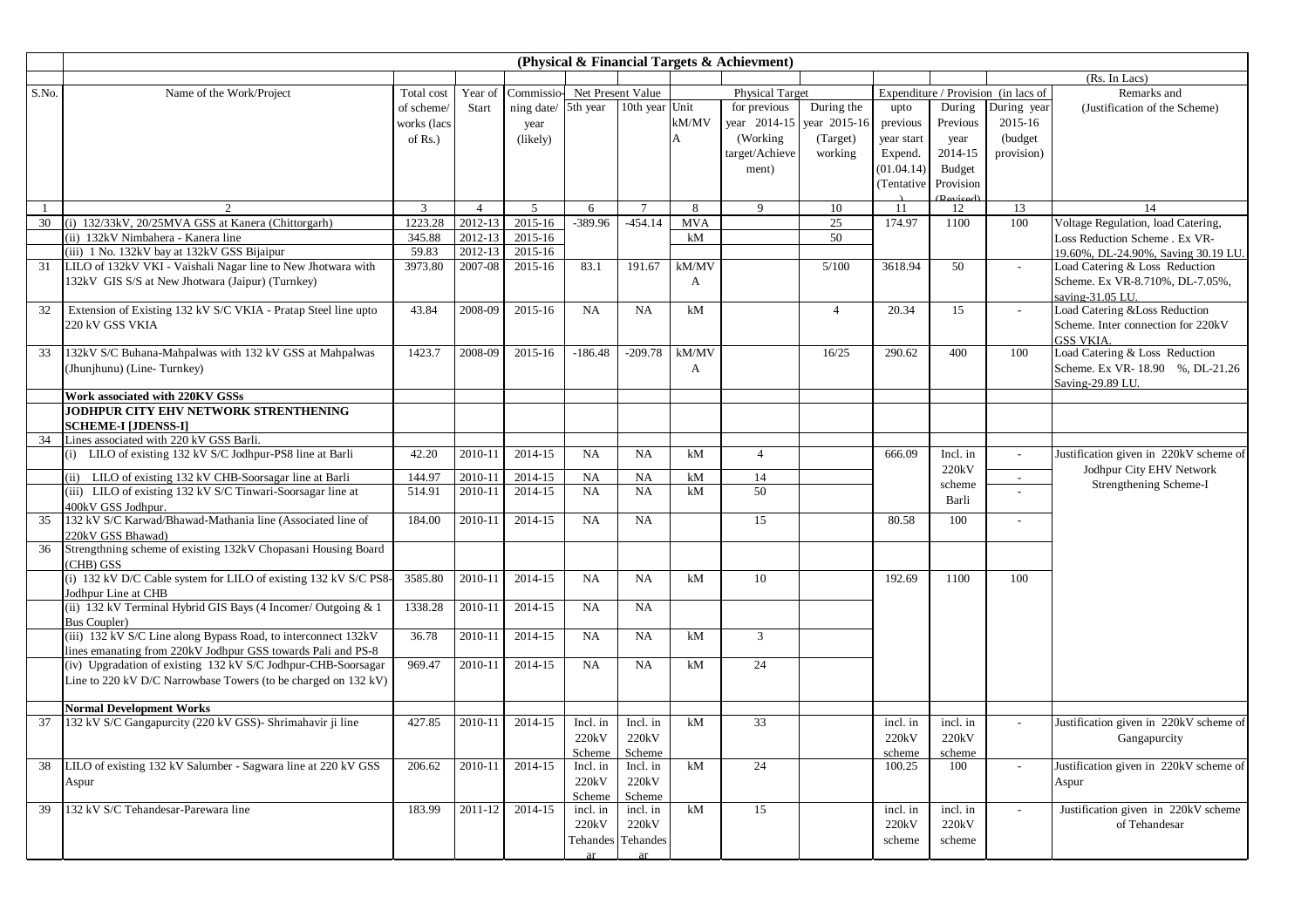## (Physical & Financial Targets & Achievment)

(Rs. In Lacs)

| S.No. | Name of the Work/Project | Total cost of scheme/ works (lacs of Rs.) | Year of Start | Commissioning date/ year (likely) | Net Present Value 5th year | Net Present Value 10th year | Unit kM/MVA | Physical Target for previous year 2014-15 (Working target/Achievement) | Physical Target During the year 2015-16 (Target) working | Expenditure / Provision (in lacs of) upto previous year start Expend. (01.04.14) (Tentative) | During Previous year 2014-15 Budget Provision (Revised) | During year 2015-16 (budget provision) | Remarks and (Justification of the Scheme) |
|---|---|---|---|---|---|---|---|---|---|---|---|---|---|
| 1 | 2 | 3 | 4 | 5 | 6 | 7 | 8 | 9 | 10 | 11 | 12 | 13 | 14 |
| 30 | (i) 132/33kV, 20/25MVA GSS at Kanera (Chittorgarh) | 1223.28 | 2012-13 | 2015-16 | -389.96 | -454.14 | MVA | | 25 | 174.97 | 1100 | 100 | Voltage Regulation, load Catering, Loss Reduction Scheme . Ex VR-19.60%, DL-24.90%, Saving 30.19 LU. |
| | (ii) 132kV Nimbahera - Kanera line | 345.88 | 2012-13 | 2015-16 | | | kM | | 50 | | | | |
| | (iii) 1 No. 132kV bay at 132kV GSS Bijaipur | 59.83 | 2012-13 | 2015-16 | | | | | | | | | |
| 31 | LILO of 132kV VKI - Vaishali Nagar line to New Jhotwara with 132kV GIS S/S at New Jhotwara (Jaipur) (Turnkey) | 3973.80 | 2007-08 | 2015-16 | 83.1 | 191.67 | kM/MVA | | 5/100 | 3618.94 | 50 | - | Load Catering & Loss Reduction Scheme. Ex VR-8.710%, DL-7.05%, saving-31.05 LU. |
| 32 | Extension of Existing 132 kV S/C VKIA - Pratap Steel line upto 220 kV GSS VKIA | 43.84 | 2008-09 | 2015-16 | NA | NA | kM | | 4 | 20.34 | 15 | - | Load Catering &Loss Reduction Scheme. Inter connection for 220kV GSS VKIA. |
| 33 | 132kV S/C Buhana-Mahpalwas with 132 kV GSS at Mahpalwas (Jhunjhunu) (Line- Turnkey) | 1423.7 | 2008-09 | 2015-16 | -186.48 | -209.78 | kM/MVA | | 16/25 | 290.62 | 400 | 100 | Load Catering & Loss Reduction Scheme. Ex VR- 18.90 %, DL-21.26 Saving-29.89 LU. |
| | **Work associated with 220KV GSSs** | | | | | | | | | | | | |
| | **JODHPUR CITY EHV NETWORK STRENTHENING SCHEME-I [JDENSS-I]** | | | | | | | | | | | | |
| 34 | Lines associated with 220 kV GSS Barli. | | | | | | | | | | | | |
| | (i) LILO of existing 132 kV S/C Jodhpur-PS8 line at Barli | 42.20 | 2010-11 | 2014-15 | NA | NA | kM | 4 | | 666.09 | Incl. in 220kV scheme Barli | - | Justification given in 220kV scheme of Jodhpur City EHV Network Strengthening Scheme-I |
| | (ii) LILO of existing 132 kV CHB-Soorsagar line at Barli | 144.97 | 2010-11 | 2014-15 | NA | NA | kM | 14 | | | | - | |
| | (iii) LILO of existing 132 kV S/C Tinwari-Soorsagar line at 400kV GSS Jodhpur. | 514.91 | 2010-11 | 2014-15 | NA | NA | kM | 50 | | | | - | |
| 35 | 132 kV S/C Karwad/Bhawad-Mathania line (Associated line of 220kV GSS Bhawad) | 184.00 | 2010-11 | 2014-15 | NA | NA | | 15 | | 80.58 | 100 | - | |
| 36 | Strengthning scheme of existing 132kV Chopasani Housing Board (CHB) GSS | | | | | | | | | | | | |
| | (i) 132 kV D/C Cable system for LILO of existing 132 kV S/C PS8-Jodhpur Line at CHB | 3585.80 | 2010-11 | 2014-15 | NA | NA | kM | 10 | | 192.69 | 1100 | 100 | |
| | (ii) 132 kV Terminal Hybrid GIS Bays (4 Incomer/ Outgoing & 1 Bus Coupler) | 1338.28 | 2010-11 | 2014-15 | NA | NA | | | | | | | |
| | (iii) 132 kV S/C Line along Bypass Road, to interconnect 132kV lines emanating from 220kV Jodhpur GSS towards Pali and PS-8 | 36.78 | 2010-11 | 2014-15 | NA | NA | kM | 3 | | | | | |
| | (iv) Upgradation of existing 132 kV S/C Jodhpur-CHB-Soorsagar Line to 220 kV D/C Narrowbase Towers (to be charged on 132 kV) | 969.47 | 2010-11 | 2014-15 | NA | NA | kM | 24 | | | | | |
| | **Normal Development Works** | | | | | | | | | | | | |
| 37 | 132 kV S/C Gangapurcity (220 kV GSS)- Shrimahavir ji line | 427.85 | 2010-11 | 2014-15 | Incl. in 220kV Scheme | Incl. in 220kV Scheme | kM | 33 | | incl. in 220kV scheme | incl. in 220kV scheme | - | Justification given in 220kV scheme of Gangapurcity |
| 38 | LILO of existing 132 kV Salumber - Sagwara line at 220 kV GSS Aspur | 206.62 | 2010-11 | 2014-15 | Incl. in 220kV Scheme | Incl. in 220kV Scheme | kM | 24 | | 100.25 | 100 | - | Justification given in 220kV scheme of Aspur |
| 39 | 132 kV S/C Tehandesar-Parewara line | 183.99 | 2011-12 | 2014-15 | incl. in 220kV Tehandesar | incl. in 220kV Tehandesar | kM | 15 | | incl. in 220kV scheme | incl. in 220kV scheme | - | Justification given in 220kV scheme of Tehandesar |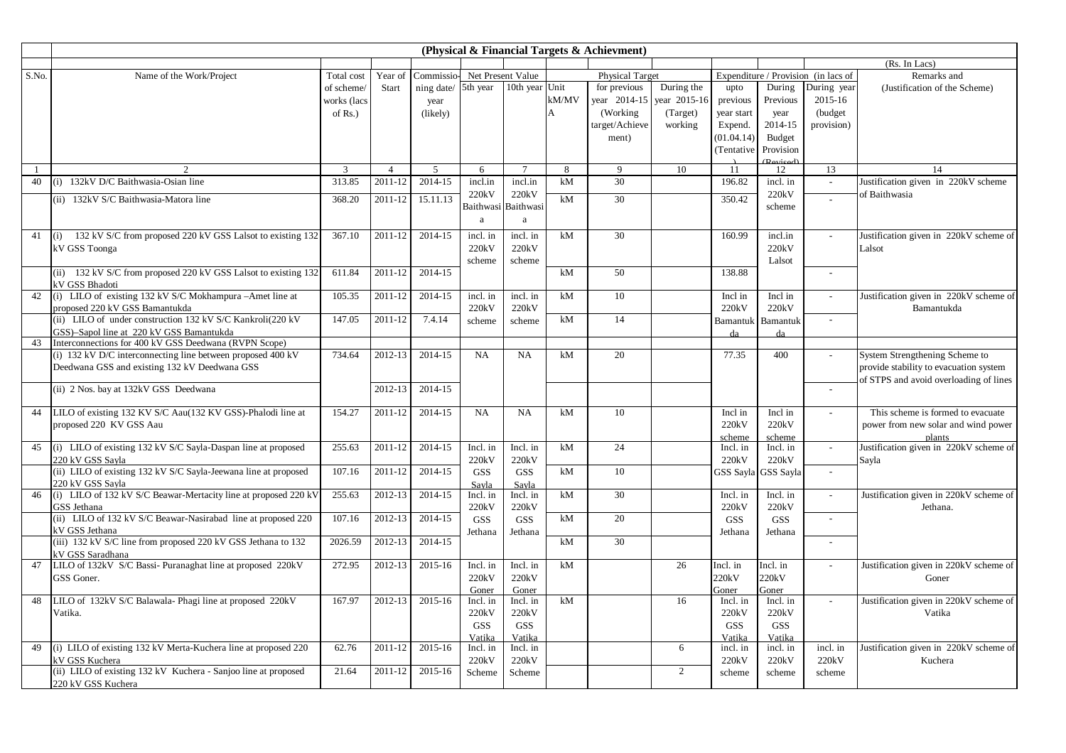## (Physical & Financial Targets & Achievment)

(Rs. In Lacs)

| S.No. | Name of the Work/Project | Total cost of scheme/ works (lacs of Rs.) | Year of Start | Commissio-ning date/ year (likely) | Net Present Value | | Unit kM/MVA | Physical Target | | Expenditure / Provision (in lacs of | | | Remarks and (Justification of the Scheme) |
|---|---|---|---|---|---|---|---|---|---|---|---|---|---|
| | | | | | 5th year | 10th year | | for previous year 2014-15 (Working target/Achievement) | During the year 2015-16 (Target) working | upto previous year start Expend. (01.04.14) (Tentative) | During Previous year 2014-15 Budget Provision (Revised) | During year 2015-16 (budget provision) | |
| 1 | 2 | 3 | 4 | 5 | 6 | 7 | 8 | 9 | 10 | 11 | 12 | 13 | 14 |
| 40 | (i) 132kV D/C Baithwasia-Osian line | 313.85 | 2011-12 | 2014-15 | incl.in 220kV Baithwasia | incl.in 220kV Baithwasia | kM | 30 | | 196.82 | incl. in 220kV scheme | - | Justification given in 220kV scheme of Baithwasia |
| | (ii) 132kV S/C Baithwasia-Matora line | 368.20 | 2011-12 | 15.11.13 | | | kM | 30 | | 350.42 | | - | |
| 41 | (i) 132 kV S/C from proposed 220 kV GSS Lalsot to existing 132 kV GSS Toonga | 367.10 | 2011-12 | 2014-15 | incl. in 220kV scheme | incl. in 220kV scheme | kM | 30 | | 160.99 | incl.in 220kV Lalsot | - | Justification given in 220kV scheme of Lalsot |
| | (ii) 132 kV S/C from proposed 220 kV GSS Lalsot to existing 132 kV GSS Bhadoti | 611.84 | 2011-12 | 2014-15 | | | kM | 50 | | 138.88 | | - | |
| 42 | (i) LILO of existing 132 kV S/C Mokhampura –Amet line at proposed 220 kV GSS Bamantukda | 105.35 | 2011-12 | 2014-15 | incl. in 220kV scheme | incl. in 220kV scheme | kM | 10 | | Incl in 220kV Bamantukda | Incl in 220kV Bamantukda | - | Justification given in 220kV scheme of Bamantukda |
| | (ii) LILO of under construction 132 kV S/C Kankroli(220 kV GSS)–Sapol line at 220 kV GSS Bamantukda | 147.05 | 2011-12 | 7.4.14 | | | kM | 14 | | | | - | |
| 43 | Interconnections for 400 kV GSS Deedwana (RVPN Scope) | | | | | | | | | | | | |
| | (i) 132 kV D/C interconnecting line between proposed 400 kV Deedwana GSS and existing 132 kV Deedwana GSS | 734.64 | 2012-13 | 2014-15 | NA | NA | kM | 20 | | 77.35 | 400 | - | System Strengthening Scheme to provide stability to evacuation system of STPS and avoid overloading of lines |
| | (ii) 2 Nos. bay at 132kV GSS Deedwana | | 2012-13 | 2014-15 | | | | | | | | - | |
| 44 | LILO of existing 132 KV S/C Aau(132 KV GSS)-Phalodi line at proposed 220 KV GSS Aau | 154.27 | 2011-12 | 2014-15 | NA | NA | kM | 10 | | Incl in 220kV scheme | Incl in 220kV scheme | - | This scheme is formed to evacuate power from new solar and wind power plants |
| 45 | (i) LILO of existing 132 kV S/C Sayla-Daspan line at proposed 220 kV GSS Sayla | 255.63 | 2011-12 | 2014-15 | Incl. in 220kV GSS Sayla | Incl. in 220kV GSS Sayla | kM | 24 | | Incl. in 220kV GSS Sayla | Incl. in 220kV GSS Sayla | - | Justification given in 220kV scheme of Sayla |
| | (ii) LILO of existing 132 kV S/C Sayla-Jeewana line at proposed 220 kV GSS Sayla | 107.16 | 2011-12 | 2014-15 | | | kM | 10 | | | | - | |
| 46 | (i) LILO of 132 kV S/C Beawar-Mertacity line at proposed 220 kV GSS Jethana | 255.63 | 2012-13 | 2014-15 | Incl. in 220kV GSS Jethana | Incl. in 220kV GSS Jethana | kM | 30 | | Incl. in 220kV GSS Jethana | Incl. in 220kV GSS Jethana | - | Justification given in 220kV scheme of Jethana. |
| | (ii) LILO of 132 kV S/C Beawar-Nasirabad line at proposed 220 kV GSS Jethana | 107.16 | 2012-13 | 2014-15 | | | kM | 20 | | | | - | |
| | (iii) 132 kV S/C line from proposed 220 kV GSS Jethana to 132 kV GSS Saradhana | 2026.59 | 2012-13 | 2014-15 | | | kM | 30 | | | | - | |
| 47 | LILO of 132kV S/C Bassi- Puranaghat line at proposed 220kV GSS Goner. | 272.95 | 2012-13 | 2015-16 | Incl. in 220kV Goner | Incl. in 220kV Goner | kM | | 26 | Incl. in 220kV Goner | Incl. in 220kV Goner | - | Justification given in 220kV scheme of Goner |
| 48 | LILO of 132kV S/C Balawala- Phagi line at proposed 220kV Vatika. | 167.97 | 2012-13 | 2015-16 | Incl. in 220kV GSS Vatika | Incl. in 220kV GSS Vatika | kM | | 16 | Incl. in 220kV GSS Vatika | Incl. in 220kV GSS Vatika | - | Justification given in 220kV scheme of Vatika |
| 49 | (i) LILO of existing 132 kV Merta-Kuchera line at proposed 220 kV GSS Kuchera | 62.76 | 2011-12 | 2015-16 | Incl. in 220kV Scheme | Incl. in 220kV Scheme | | | 6 | incl. in 220kV scheme | incl. in 220kV scheme | incl. in 220kV scheme | Justification given in 220kV scheme of Kuchera |
| | (ii) LILO of existing 132 kV Kuchera - Sanjoo line at proposed 220 kV GSS Kuchera | 21.64 | 2011-12 | 2015-16 | | | | | 2 | | | | |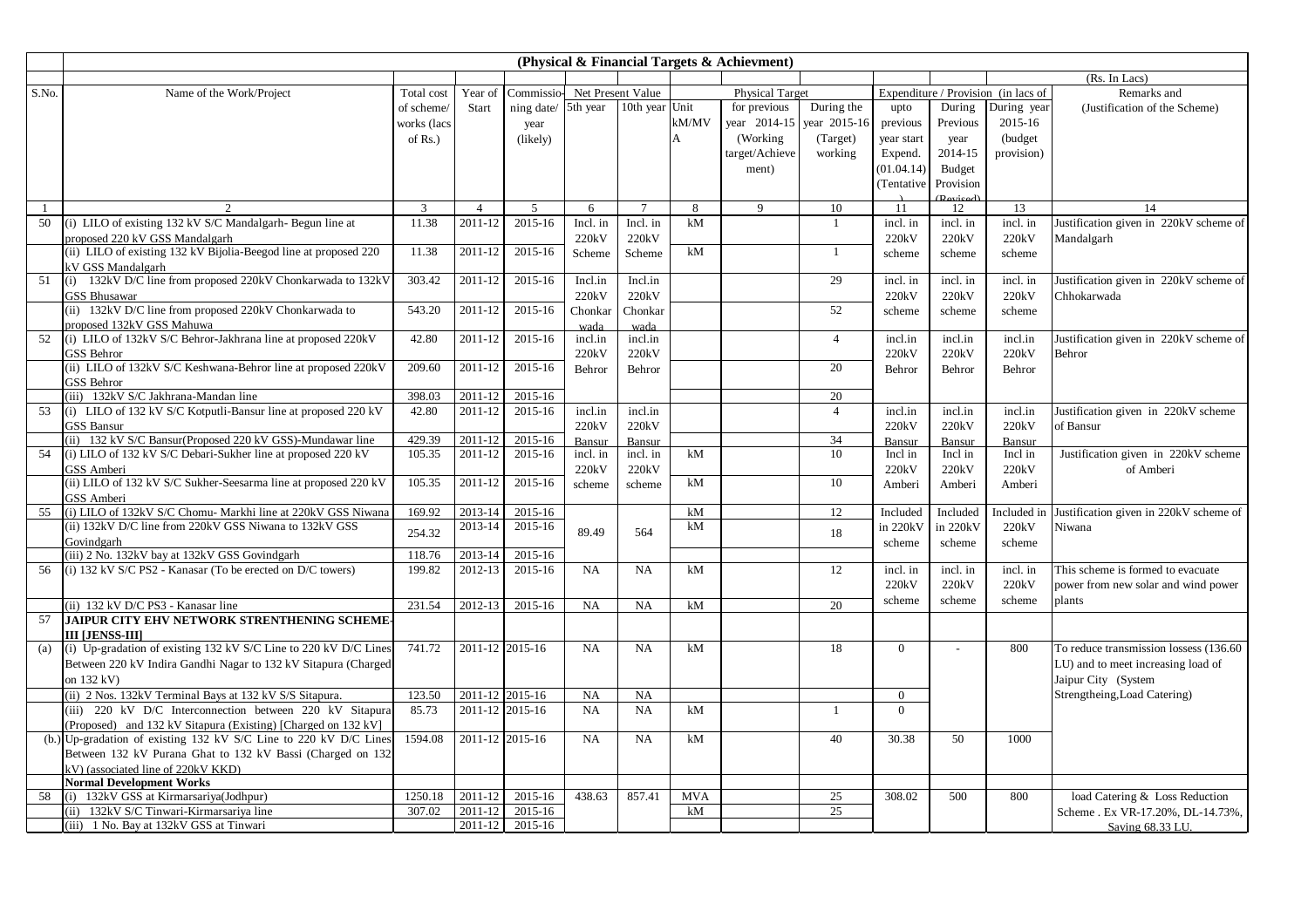## (Physical & Financial Targets & Achievment)

(Rs. In Lacs)

| S.No. | Name of the Work/Project | Total cost of scheme/ works (lacs of Rs.) | Year of Start | Commissioning date/ year (likely) | Net Present Value | | Unit kM/MVA | Physical Target | | Expenditure / Provision (in lacs of | | | Remarks and (Justification of the Scheme) |
|---|---|---|---|---|---|---|---|---|---|---|---|---|---|
| | | | | | 5th year | 10th year | | for previous year 2014-15 (Working target/Achievement) | During the year 2015-16 (Target) working | upto previous year start Expend. (01.04.14) (Tentative) | During Previous year 2014-15 Budget Provision (Revised) | During year 2015-16 (budget provision) | |
| 1 | 2 | 3 | 4 | 5 | 6 | 7 | 8 | 9 | 10 | 11 | 12 | 13 | 14 |
| 50 | (i) LILO of existing 132 kV S/C Mandalgarh- Begun line at proposed 220 kV GSS Mandalgarh | 11.38 | 2011-12 | 2015-16 | Incl. in 220kV Scheme | Incl. in 220kV Scheme | kM | | 1 | incl. in 220kV scheme | incl. in 220kV scheme | incl. in 220kV scheme | Justification given in 220kV scheme of Mandalgarh |
| | (ii) LILO of existing 132 kV Bijolia-Beegod line at proposed 220 kV GSS Mandalgarh | 11.38 | 2011-12 | 2015-16 | | | kM | | 1 | | | | |
| 51 | (i) 132kV D/C line from proposed 220kV Chonkarwada to 132kV GSS Bhusawar | 303.42 | 2011-12 | 2015-16 | Incl.in 220kV Chonkarwada | Incl.in 220kV Chonkarwada | | | 29 | incl. in 220kV scheme | incl. in 220kV scheme | incl. in 220kV scheme | Justification given in 220kV scheme of Chhokarwada |
| | (ii) 132kV D/C line from proposed 220kV Chonkarwada to proposed 132kV GSS Mahuwa | 543.20 | 2011-12 | 2015-16 | | | | | 52 | | | | |
| 52 | (i) LILO of 132kV S/C Behror-Jakhrana line at proposed 220kV GSS Behror | 42.80 | 2011-12 | 2015-16 | incl.in 220kV Behror | incl.in 220kV Behror | | | 4 | incl.in 220kV Behror | incl.in 220kV Behror | incl.in 220kV Behror | Justification given in 220kV scheme of Behror |
| | (ii) LILO of 132kV S/C Keshwana-Behror line at proposed 220kV GSS Behror | 209.60 | 2011-12 | 2015-16 | | | | | 20 | | | | |
| | (iii) 132kV S/C Jakhrana-Mandan line | 398.03 | 2011-12 | 2015-16 | | | | | 20 | | | | |
| 53 | (i) LILO of 132 kV S/C Kotputli-Bansur line at proposed 220 kV GSS Bansur | 42.80 | 2011-12 | 2015-16 | incl.in 220kV Bansur | incl.in 220kV Bansur | | | 4 | incl.in 220kV Bansur | incl.in 220kV Bansur | incl.in 220kV Bansur | Justification given in 220kV scheme of Bansur |
| | (ii) 132 kV S/C Bansur(Proposed 220 kV GSS)-Mundawar line | 429.39 | 2011-12 | 2015-16 | | | | | 34 | | | | |
| 54 | (i) LILO of 132 kV S/C Debari-Sukher line at proposed 220 kV GSS Amberi | 105.35 | 2011-12 | 2015-16 | incl. in 220kV scheme | incl. in 220kV scheme | kM | | 10 | Incl in 220kV Amberi | Incl in 220kV Amberi | Incl in 220kV Amberi | Justification given in 220kV scheme of Amberi |
| | (ii) LILO of 132 kV S/C Sukher-Seesarma line at proposed 220 kV GSS Amberi | 105.35 | 2011-12 | 2015-16 | | | kM | | 10 | | | | |
| 55 | (i) LILO of 132kV S/C Chomu- Markhi line at 220kV GSS Niwana | 169.92 | 2013-14 | 2015-16 | 89.49 | 564 | kM | | 12 | Included in 220kV scheme | Included in 220kV scheme | Included in 220kV scheme | Justification given in 220kV scheme of Niwana |
| | (ii) 132kV D/C line from 220kV GSS Niwana to 132kV GSS Govindgarh | 254.32 | 2013-14 | 2015-16 | | | kM | | 18 | | | | |
| | (iii) 2 No. 132kV bay at 132kV GSS Govindgarh | 118.76 | 2013-14 | 2015-16 | | | | | | | | | |
| 56 | (i) 132 kV S/C PS2 - Kanasar (To be erected on D/C towers) | 199.82 | 2012-13 | 2015-16 | NA | NA | kM | | 12 | incl. in 220kV scheme | incl. in 220kV scheme | incl. in 220kV scheme | This scheme is formed to evacuate power from new solar and wind power plants |
| | (ii) 132 kV D/C PS3 - Kanasar line | 231.54 | 2012-13 | 2015-16 | NA | NA | kM | | 20 | | | | |
| 57 | **JAIPUR CITY EHV NETWORK STRENTHENING SCHEME-III [JENSS-III]** | | | | | | | | | | | | |
| (a) | (i) Up-gradation of existing 132 kV S/C Line to 220 kV D/C Lines Between 220 kV Indira Gandhi Nagar to 132 kV Sitapura (Charged on 132 kV) | 741.72 | 2011-12 | 2015-16 | NA | NA | kM | | 18 | 0 | - | 800 | To reduce transmission lossess (136.60 LU) and to meet increasing load of Jaipur City (System Strengtheing,Load Catering) |
| | (ii) 2 Nos. 132kV Terminal Bays at 132 kV S/S Sitapura. | 123.50 | 2011-12 | 2015-16 | NA | NA | | | | 0 | | | |
| | (iii) 220 kV D/C Interconnection between 220 kV Sitapura (Proposed) and 132 kV Sitapura (Existing) [Charged on 132 kV] | 85.73 | 2011-12 | 2015-16 | NA | NA | kM | | 1 | 0 | | | |
| (b.) | Up-gradation of existing 132 kV S/C Line to 220 kV D/C Lines Between 132 kV Purana Ghat to 132 kV Bassi (Charged on 132 kV) (associated line of 220kV KKD) | 1594.08 | 2011-12 | 2015-16 | NA | NA | kM | | 40 | 30.38 | 50 | 1000 | |
| | **Normal Development Works** | | | | | | | | | | | | |
| 58 | (i) 132kV GSS at Kirmarsariya(Jodhpur) | 1250.18 | 2011-12 | 2015-16 | 438.63 | 857.41 | MVA | | 25 | 308.02 | 500 | 800 | load Catering & Loss Reduction Scheme . Ex VR-17.20%, DL-14.73%, Saving 68.33 LU. |
| | (ii) 132kV S/C Tinwari-Kirmarsariya line | 307.02 | 2011-12 | 2015-16 | | | kM | | 25 | | | | |
| | (iii) 1 No. Bay at 132kV GSS at Tinwari | | 2011-12 | 2015-16 | | | | | | | | | |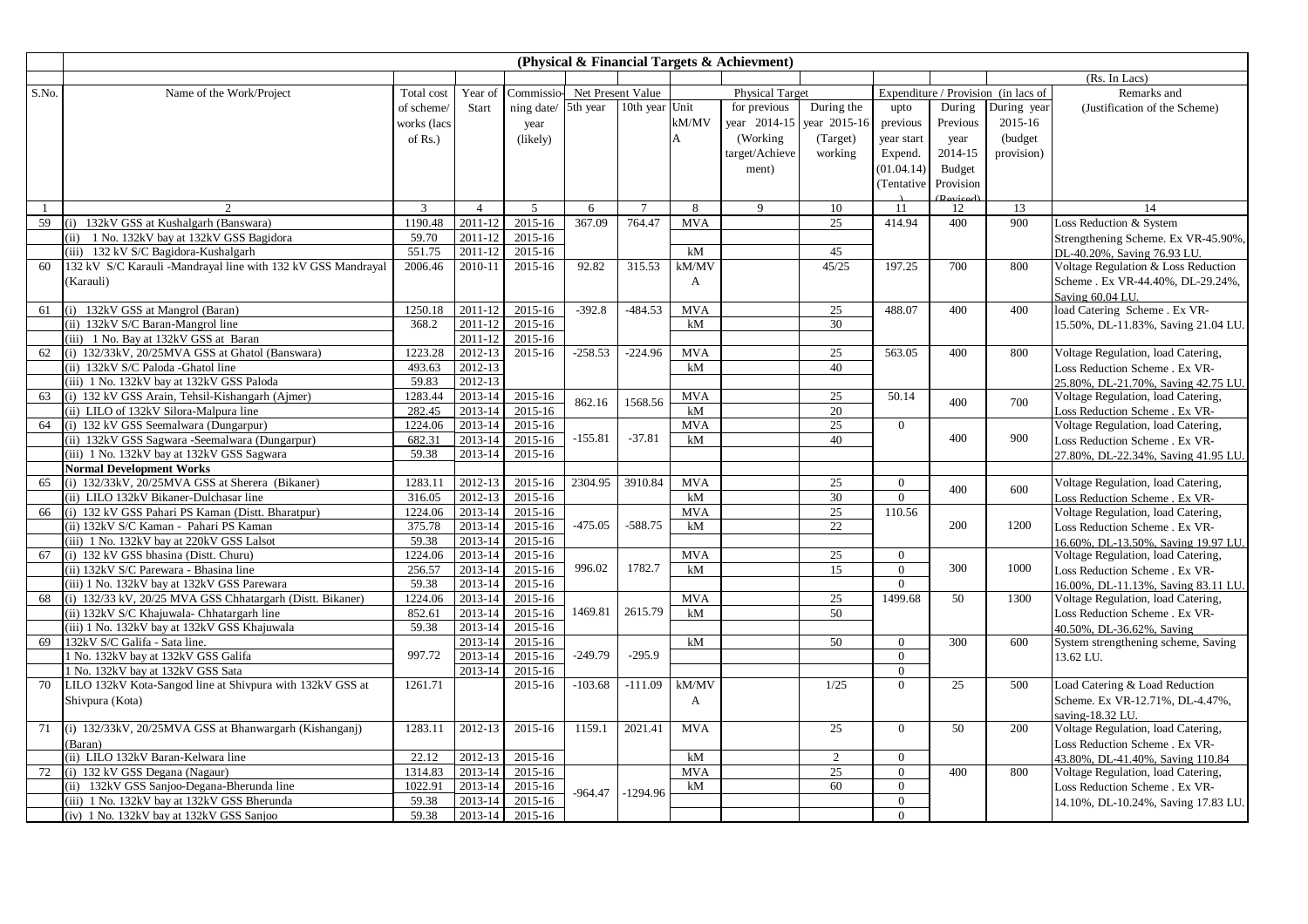**(Physical & Financial Targets & Achievment)**

(Rs. In Lacs)

| S.No. | Name of the Work/Project | Total cost of scheme/ works (lacs of Rs.) | Year of Start | Commissio-ning date/ year (likely) | Net Present Value | | Physical Target | | | Expenditure / Provision (in lacs of | | | Remarks and (Justification of the Scheme) |
|---|---|---|---|---|---|---|---|---|---|---|---|---|---|
| | | | | | 5th year | 10th year | Unit kM/MVA | for previous year 2014-15 (Working target/Achievement) | During the year 2015-16 (Target) working | upto previous year start Expend. (01.04.14) (Tentative) | During Previous year 2014-15 Budget Provision (Revised) | During year 2015-16 (budget provision) | |
| 1 | 2 | 3 | 4 | 5 | 6 | 7 | 8 | 9 | 10 | 11 | 12 | 13 | 14 |
| 59 | (i) 132kV GSS at Kushalgarh (Banswara) | 1190.48 | 2011-12 | 2015-16 | 367.09 | 764.47 | MVA | | 25 | 414.94 | 400 | 900 | Loss Reduction & System Strengthening Scheme. Ex VR-45.90%, DL-40.20%, Saving 76.93 LU. |
| | (ii) 1 No. 132kV bay at 132kV GSS Bagidora | 59.70 | 2011-12 | 2015-16 | | | | | | | | | |
| | (iii) 132 kV S/C Bagidora-Kushalgarh | 551.75 | 2011-12 | 2015-16 | | | kM | | 45 | | | | |
| 60 | 132 kV S/C Karauli -Mandrayal line with 132 kV GSS Mandrayal (Karauli) | 2006.46 | 2010-11 | 2015-16 | 92.82 | 315.53 | kM/MVA | | 45/25 | 197.25 | 700 | 800 | Voltage Regulation & Loss Reduction Scheme . Ex VR-44.40%, DL-29.24%, Saving 60.04 LU. |
| 61 | (i) 132kV GSS at Mangrol (Baran) | 1250.18 | 2011-12 | 2015-16 | -392.8 | -484.53 | MVA | | 25 | 488.07 | 400 | 400 | load Catering Scheme . Ex VR-15.50%, DL-11.83%, Saving 21.04 LU. |
| | (ii) 132kV S/C Baran-Mangrol line | 368.2 | 2011-12 | 2015-16 | | | kM | | 30 | | | | |
| | (iii) 1 No. Bay at 132kV GSS at Baran | | 2011-12 | 2015-16 | | | | | | | | | |
| 62 | (i) 132/33kV, 20/25MVA GSS at Ghatol (Banswara) | 1223.28 | 2012-13 | 2015-16 | -258.53 | -224.96 | MVA | | 25 | 563.05 | 400 | 800 | Voltage Regulation, load Catering, Loss Reduction Scheme . Ex VR-25.80%, DL-21.70%, Saving 42.75 LU. |
| | (ii) 132kV S/C Paloda -Ghatol line | 493.63 | 2012-13 | | | | kM | | 40 | | | | |
| | (iii) 1 No. 132kV bay at 132kV GSS Paloda | 59.83 | 2012-13 | | | | | | | | | | |
| 63 | (i) 132 kV GSS Arain, Tehsil-Kishangarh (Ajmer) | 1283.44 | 2013-14 | 2015-16 | 862.16 | 1568.56 | MVA | | 25 | 50.14 | 400 | 700 | Voltage Regulation, load Catering, Loss Reduction Scheme . Ex VR- |
| | (ii) LILO of 132kV Silora-Malpura line | 282.45 | 2013-14 | 2015-16 | | | kM | | 20 | | | | |
| 64 | (i) 132 kV GSS Seemalwara (Dungarpur) | 1224.06 | 2013-14 | 2015-16 | -155.81 | -37.81 | MVA | | 25 | 0 | 400 | 900 | Voltage Regulation, load Catering, Loss Reduction Scheme . Ex VR-27.80%, DL-22.34%, Saving 41.95 LU. |
| | (ii) 132kV GSS Sagwara -Seemalwara (Dungarpur) | 682.31 | 2013-14 | 2015-16 | | | kM | | 40 | | | | |
| | (iii) 1 No. 132kV bay at 132kV GSS Sagwara | 59.38 | 2013-14 | 2015-16 | | | | | | | | | |
| | **Normal Development Works** | | | | | | | | | | | | |
| 65 | (i) 132/33kV, 20/25MVA GSS at Sherera (Bikaner) | 1283.11 | 2012-13 | 2015-16 | 2304.95 | 3910.84 | MVA | | 25 | 0 | 400 | 600 | Voltage Regulation, load Catering, Loss Reduction Scheme . Ex VR- |
| | (ii) LILO 132kV Bikaner-Dulchasar line | 316.05 | 2012-13 | 2015-16 | | | kM | | 30 | 0 | | | |
| 66 | (i) 132 kV GSS Pahari PS Kaman (Distt. Bharatpur) | 1224.06 | 2013-14 | 2015-16 | -475.05 | -588.75 | MVA | | 25 | 110.56 | 200 | 1200 | Voltage Regulation, load Catering, Loss Reduction Scheme . Ex VR-16.60%, DL-13.50%, Saving 19.97 LU. |
| | (ii) 132kV S/C Kaman - Pahari PS Kaman | 375.78 | 2013-14 | 2015-16 | | | kM | | 22 | | | | |
| | (iii) 1 No. 132kV bay at 220kV GSS Lalsot | 59.38 | 2013-14 | 2015-16 | | | | | | | | | |
| 67 | (i) 132 kV GSS bhasina (Distt. Churu) | 1224.06 | 2013-14 | 2015-16 | 996.02 | 1782.7 | MVA | | 25 | 0 | 300 | 1000 | Voltage Regulation, load Catering, Loss Reduction Scheme . Ex VR-16.00%, DL-11.13%, Saving 83.11 LU. |
| | (ii) 132kV S/C Parewara - Bhasina line | 256.57 | 2013-14 | 2015-16 | | | kM | | 15 | 0 | | | |
| | (iii) 1 No. 132kV bay at 132kV GSS Parewara | 59.38 | 2013-14 | 2015-16 | | | | | | 0 | | | |
| 68 | (i) 132/33 kV, 20/25 MVA GSS Chhatargarh (Distt. Bikaner) | 1224.06 | 2013-14 | 2015-16 | 1469.81 | 2615.79 | MVA | | 25 | 1499.68 | 50 | 1300 | Voltage Regulation, load Catering, Loss Reduction Scheme . Ex VR-40.50%, DL-36.62%, Saving |
| | (ii) 132kV S/C Khajuwala- Chhatargarh line | 852.61 | 2013-14 | 2015-16 | | | kM | | 50 | | | | |
| | (iii) 1 No. 132kV bay at 132kV GSS Khajuwala | 59.38 | 2013-14 | 2015-16 | | | | | | | | | |
| 69 | 132kV S/C Galifa - Sata line. | 997.72 | 2013-14 | 2015-16 | -249.79 | -295.9 | kM | | 50 | 0 | 300 | 600 | System strengthening scheme, Saving 13.62 LU. |
| | 1 No. 132kV bay at 132kV GSS Galifa | | 2013-14 | 2015-16 | | | | | | 0 | | | |
| | 1 No. 132kV bay at 132kV GSS Sata | | 2013-14 | 2015-16 | | | | | | 0 | | | |
| 70 | LILO 132kV Kota-Sangod line at Shivpura with 132kV GSS at Shivpura (Kota) | 1261.71 | | 2015-16 | -103.68 | -111.09 | kM/MVA | | 1/25 | 0 | 25 | 500 | Load Catering & Load Reduction Scheme. Ex VR-12.71%, DL-4.47%, saving-18.32 LU. |
| 71 | (i) 132/33kV, 20/25MVA GSS at Bhanwargarh (Kishanganj) (Baran) | 1283.11 | 2012-13 | 2015-16 | 1159.1 | 2021.41 | MVA | | 25 | 0 | 50 | 200 | Voltage Regulation, load Catering, Loss Reduction Scheme . Ex VR-43.80%, DL-41.40%, Saving 110.84 |
| | (ii) LILO 132kV Baran-Kelwara line | 22.12 | 2012-13 | 2015-16 | | | kM | | 2 | 0 | | | |
| 72 | (i) 132 kV GSS Degana (Nagaur) | 1314.83 | 2013-14 | 2015-16 | -964.47 | -1294.96 | MVA | | 25 | 0 | 400 | 800 | Voltage Regulation, load Catering, Loss Reduction Scheme . Ex VR-14.10%, DL-10.24%, Saving 17.83 LU. |
| | (ii) 132kV GSS Sanjoo-Degana-Bherunda line | 1022.91 | 2013-14 | 2015-16 | | | kM | | 60 | 0 | | | |
| | (iii) 1 No. 132kV bay at 132kV GSS Bherunda | 59.38 | 2013-14 | 2015-16 | | | | | | 0 | | | |
| | (iv) 1 No. 132kV bay at 132kV GSS Sanjoo | 59.38 | 2013-14 | 2015-16 | | | | | | 0 | | | |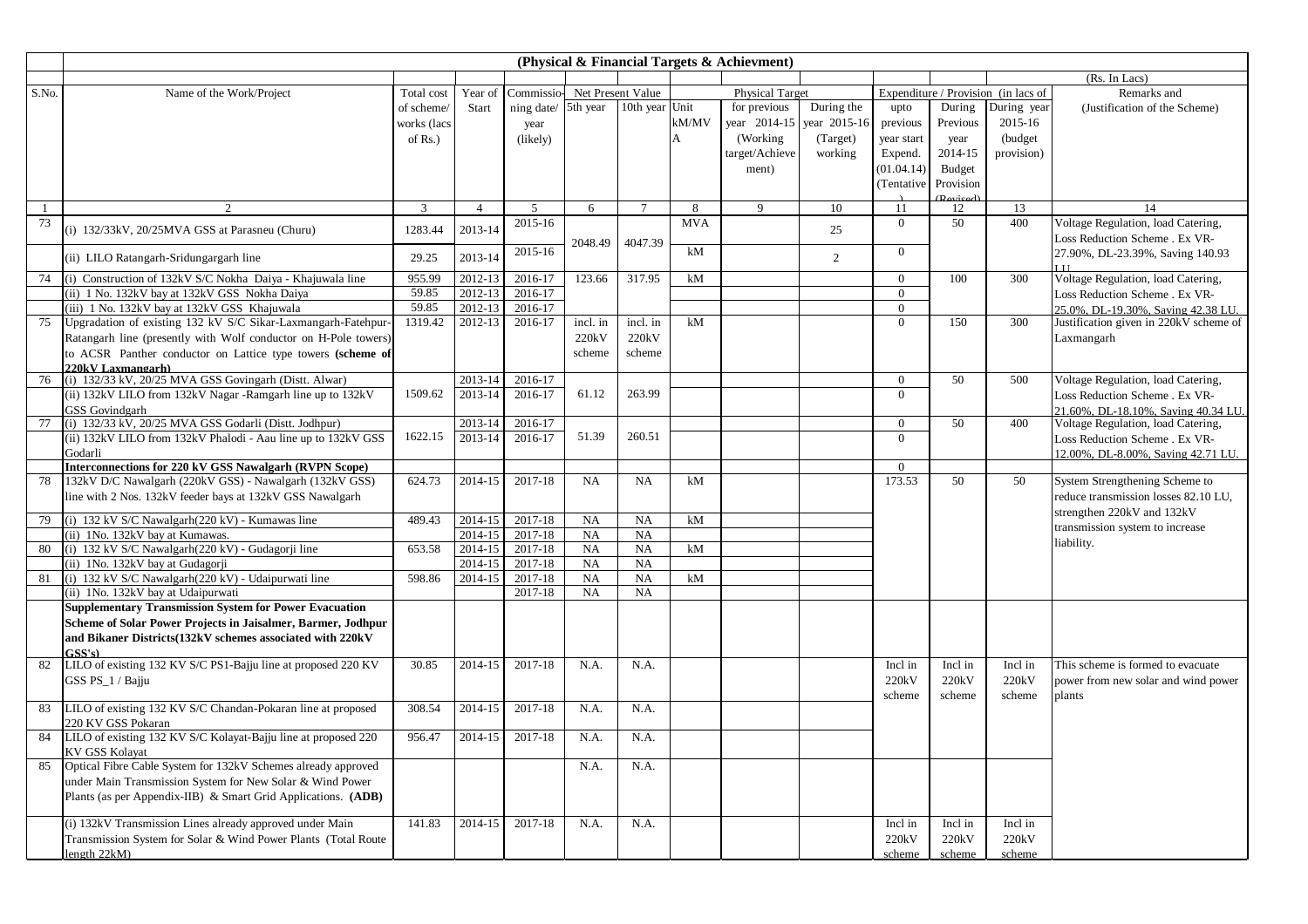## (Physical & Financial Targets & Achievment)

(Rs. In Lacs)

| S.No. | Name of the Work/Project | Total cost of scheme/ works (lacs of Rs.) | Year of Start | Commissio-ning date/ year (likely) | Net Present Value | | Unit kM/MVA | Physical Target | | Expenditure / Provision (in lacs of | | | Remarks and (Justification of the Scheme) |
|---|---|---|---|---|---|---|---|---|---|---|---|---|---|
| | | | | | 5th year | 10th year | | for previous year 2014-15 (Working target/Achievement) | During the year 2015-16 (Target) working | upto previous year start Expend. (01.04.14) (Tentative) | During Previous year 2014-15 Budget Provision (Revised) | During year 2015-16 (budget provision) | |
| 1 | 2 | 3 | 4 | 5 | 6 | 7 | 8 | 9 | 10 | 11 | 12 | 13 | 14 |
| 73 | (i) 132/33kV, 20/25MVA GSS at Parasneu (Churu) | 1283.44 | 2013-14 | 2015-16 | 2048.49 | 4047.39 | MVA | | 25 | 0 | 50 | 400 | Voltage Regulation, load Catering, Loss Reduction Scheme . Ex VR-27.90%, DL-23.39%, Saving 140.93 LU |
| | (ii) LILO Ratangarh-Sridungargarh line | 29.25 | 2013-14 | 2015-16 | | | kM | | 2 | 0 | | | |
| 74 | (i) Construction of 132kV S/C Nokha Daiya - Khajuwala line | 955.99 | 2012-13 | 2016-17 | 123.66 | 317.95 | kM | | | 0 | 100 | 300 | Voltage Regulation, load Catering, Loss Reduction Scheme . Ex VR-25.0%, DL-19.30%, Saving 42.38 LU. |
| | (ii) 1 No. 132kV bay at 132kV GSS Nokha Daiya | 59.85 | 2012-13 | 2016-17 | | | | | | 0 | | | |
| | (iii) 1 No. 132kV bay at 132kV GSS Khajuwala | 59.85 | 2012-13 | 2016-17 | | | | | | 0 | | | |
| 75 | Upgradation of existing 132 kV S/C Sikar-Laxmangarh-Fatehpur-Ratangarh line (presently with Wolf conductor on H-Pole towers) to ACSR Panther conductor on Lattice type towers **(scheme of 220kV Laxmangarh)** | 1319.42 | 2012-13 | 2016-17 | incl. in 220kV scheme | incl. in 220kV scheme | kM | | | 0 | 150 | 300 | Justification given in 220kV scheme of Laxmangarh |
| 76 | (i) 132/33 kV, 20/25 MVA GSS Govingarh (Distt. Alwar) | 1509.62 | 2013-14 | 2016-17 | 61.12 | 263.99 | | | | 0 | 50 | 500 | Voltage Regulation, load Catering, Loss Reduction Scheme . Ex VR-21.60%, DL-18.10%, Saving 40.34 LU. |
| | (ii) 132kV LILO from 132kV Nagar -Ramgarh line up to 132kV GSS Govindgarh | | 2013-14 | 2016-17 | | | | | | 0 | | | |
| 77 | (i) 132/33 kV, 20/25 MVA GSS Godarli (Distt. Jodhpur) | 1622.15 | 2013-14 | 2016-17 | 51.39 | 260.51 | | | | 0 | 50 | 400 | Voltage Regulation, load Catering, Loss Reduction Scheme . Ex VR-12.00%, DL-8.00%, Saving 42.71 LU. |
| | (ii) 132kV LILO from 132kV Phalodi - Aau line up to 132kV GSS Godarli | | 2013-14 | 2016-17 | | | | | | 0 | | | |
| | **Interconnections for 220 kV GSS Nawalgarh (RVPN Scope)** | | | | | | | | | 0 | | | |
| 78 | 132kV D/C Nawalgarh (220kV GSS) - Nawalgarh (132kV GSS) line with 2 Nos. 132kV feeder bays at 132kV GSS Nawalgarh | 624.73 | 2014-15 | 2017-18 | NA | NA | kM | | | 173.53 | 50 | 50 | System Strengthening Scheme to reduce transmission losses 82.10 LU, strengthen 220kV and 132kV transmission system to increase liability. |
| 79 | (i) 132 kV S/C Nawalgarh(220 kV) - Kumawas line | 489.43 | 2014-15 | 2017-18 | NA | NA | kM | | | | | | |
| | (ii) 1No. 132kV bay at Kumawas. | | 2014-15 | 2017-18 | NA | NA | | | | | | | |
| 80 | (i) 132 kV S/C Nawalgarh(220 kV) - Gudagorji line | 653.58 | 2014-15 | 2017-18 | NA | NA | kM | | | | | | |
| | (ii) 1No. 132kV bay at Gudagorji | | 2014-15 | 2017-18 | NA | NA | | | | | | | |
| 81 | (i) 132 kV S/C Nawalgarh(220 kV) - Udaipurwati line | 598.86 | 2014-15 | 2017-18 | NA | NA | kM | | | | | | |
| | (ii) 1No. 132kV bay at Udaipurwati | | | 2017-18 | NA | NA | | | | | | | |
| | **Supplementary Transmission System for Power Evacuation Scheme of Solar Power Projects in Jaisalmer, Barmer, Jodhpur and Bikaner Districts(132kV schemes associated with 220kV GSS's)** | | | | | | | | | | | | |
| 82 | LILO of existing 132 KV S/C PS1-Bajju line at proposed 220 KV GSS PS_1 / Bajju | 30.85 | 2014-15 | 2017-18 | N.A. | N.A. | | | | Incl in 220kV scheme | Incl in 220kV scheme | Incl in 220kV scheme | This scheme is formed to evacuate power from new solar and wind power plants |
| 83 | LILO of existing 132 KV S/C Chandan-Pokaran line at proposed 220 KV GSS Pokaran | 308.54 | 2014-15 | 2017-18 | N.A. | N.A. | | | | | | | |
| 84 | LILO of existing 132 KV S/C Kolayat-Bajju line at proposed 220 KV GSS Kolayat | 956.47 | 2014-15 | 2017-18 | N.A. | N.A. | | | | | | | |
| 85 | Optical Fibre Cable System for 132kV Schemes already approved under Main Transmission System for New Solar & Wind Power Plants (as per Appendix-IIB) & Smart Grid Applications. **(ADB)** | | | | N.A. | N.A. | | | | | | | |
| | (i) 132kV Transmission Lines already approved under Main Transmission System for Solar & Wind Power Plants (Total Route length 22kM) | 141.83 | 2014-15 | 2017-18 | N.A. | N.A. | | | | Incl in 220kV scheme | Incl in 220kV scheme | Incl in 220kV scheme | |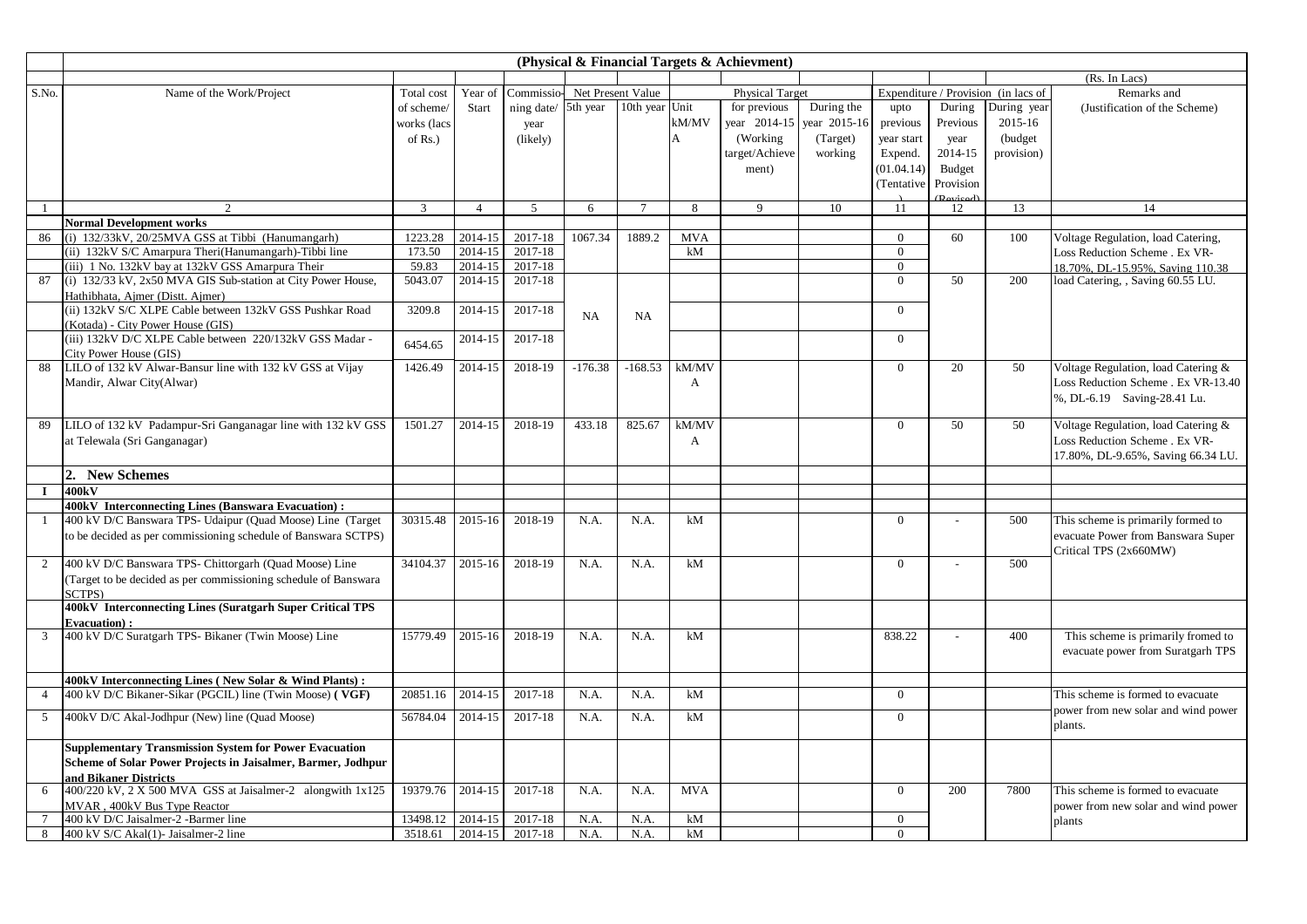## (Physical & Financial Targets & Achievment)

(Rs. In Lacs)

| S.No. | Name of the Work/Project | Total cost of scheme/ works (lacs of Rs.) | Year of Start | Commissio-ning date/ year (likely) | Net Present Value | | Unit kM/MVA | Physical Target | | Expenditure / Provision (in lacs of | | | Remarks and (Justification of the Scheme) |
|---|---|---|---|---|---|---|---|---|---|---|---|---|---|
| | | | | | 5th year | 10th year | | for previous year 2014-15 (Working target/Achievement) | During the year 2015-16 (Target) working | upto previous year start Expend. (01.04.14) (Tentative) | During Previous year 2014-15 Budget Provision (Revised) | During year 2015-16 (budget provision) | |
| 1 | 2 | 3 | 4 | 5 | 6 | 7 | 8 | 9 | 10 | 11 | 12 | 13 | 14 |
| | **Normal Development works** | | | | | | | | | | | | |
| 86 | (i) 132/33kV, 20/25MVA GSS at Tibbi (Hanumangarh) | 1223.28 | 2014-15 | 2017-18 | 1067.34 | 1889.2 | MVA | | | 0 | 60 | 100 | Voltage Regulation, load Catering, Loss Reduction Scheme . Ex VR-18.70%, DL-15.95%, Saving 110.38 |
| | (ii) 132kV S/C Amarpura Theri(Hanumangarh)-Tibbi line | 173.50 | 2014-15 | 2017-18 | | | kM | | | 0 | | | |
| | (iii) 1 No. 132kV bay at 132kV GSS Amarpura Their | 59.83 | 2014-15 | 2017-18 | | | | | | 0 | | | |
| 87 | (i) 132/33 kV, 2x50 MVA GIS Sub-station at City Power House, Hathibhata, Ajmer (Distt. Ajmer) | 5043.07 | 2014-15 | 2017-18 | NA | NA | | | | 0 | 50 | 200 | load Catering, , Saving 60.55 LU. |
| | (ii) 132kV S/C XLPE Cable between 132kV GSS Pushkar Road (Kotada) - City Power House (GIS) | 3209.8 | 2014-15 | 2017-18 | | | | | | 0 | | | |
| | (iii) 132kV D/C XLPE Cable between 220/132kV GSS Madar - City Power House (GIS) | 6454.65 | 2014-15 | 2017-18 | | | | | | 0 | | | |
| 88 | LILO of 132 kV Alwar-Bansur line with 132 kV GSS at Vijay Mandir, Alwar City(Alwar) | 1426.49 | 2014-15 | 2018-19 | -176.38 | -168.53 | kM/MVA | | | 0 | 20 | 50 | Voltage Regulation, load Catering & Loss Reduction Scheme . Ex VR-13.40 %, DL-6.19 Saving-28.41 Lu. |
| 89 | LILO of 132 kV Padampur-Sri Ganganagar line with 132 kV GSS at Telewala (Sri Ganganagar) | 1501.27 | 2014-15 | 2018-19 | 433.18 | 825.67 | kM/MVA | | | 0 | 50 | 50 | Voltage Regulation, load Catering & Loss Reduction Scheme . Ex VR-17.80%, DL-9.65%, Saving 66.34 LU. |
| | **2. New Schemes** | | | | | | | | | | | | |
| **I** | **400kV** | | | | | | | | | | | | |
| | **400kV Interconnecting Lines (Banswara Evacuation) :** | | | | | | | | | | | | |
| 1 | 400 kV D/C Banswara TPS- Udaipur (Quad Moose) Line (Target to be decided as per commissioning schedule of Banswara SCTPS) | 30315.48 | 2015-16 | 2018-19 | N.A. | N.A. | kM | | | 0 | - | 500 | This scheme is primarily formed to evacuate Power from Banswara Super Critical TPS (2x660MW) |
| 2 | 400 kV D/C Banswara TPS- Chittorgarh (Quad Moose) Line (Target to be decided as per commissioning schedule of Banswara SCTPS) | 34104.37 | 2015-16 | 2018-19 | N.A. | N.A. | kM | | | 0 | - | 500 | |
| | **400kV Interconnecting Lines (Suratgarh Super Critical TPS Evacuation) :** | | | | | | | | | | | | |
| 3 | 400 kV D/C Suratgarh TPS- Bikaner (Twin Moose) Line | 15779.49 | 2015-16 | 2018-19 | N.A. | N.A. | kM | | | 838.22 | - | 400 | This scheme is primarily fromed to evacuate power from Suratgarh TPS |
| | **400kV Interconnecting Lines ( New Solar & Wind Plants) :** | | | | | | | | | | | | |
| 4 | 400 kV D/C Bikaner-Sikar (PGCIL) line (Twin Moose) **( VGF)** | 20851.16 | 2014-15 | 2017-18 | N.A. | N.A. | kM | | | 0 | | | This scheme is formed to evacuate power from new solar and wind power plants. |
| 5 | 400kV D/C Akal-Jodhpur (New) line (Quad Moose) | 56784.04 | 2014-15 | 2017-18 | N.A. | N.A. | kM | | | 0 | | | |
| | **Supplementary Transmission System for Power Evacuation Scheme of Solar Power Projects in Jaisalmer, Barmer, Jodhpur and Bikaner Districts** | | | | | | | | | | | | |
| 6 | 400/220 kV, 2 X 500 MVA GSS at Jaisalmer-2 alongwith 1x125 MVAR , 400kV Bus Type Reactor | 19379.76 | 2014-15 | 2017-18 | N.A. | N.A. | MVA | | | 0 | 200 | 7800 | This scheme is formed to evacuate power from new solar and wind power plants |
| 7 | 400 kV D/C Jaisalmer-2 -Barmer line | 13498.12 | 2014-15 | 2017-18 | N.A. | N.A. | kM | | | 0 | | | |
| 8 | 400 kV S/C Akal(1)- Jaisalmer-2 line | 3518.61 | 2014-15 | 2017-18 | N.A. | N.A. | kM | | | 0 | | | |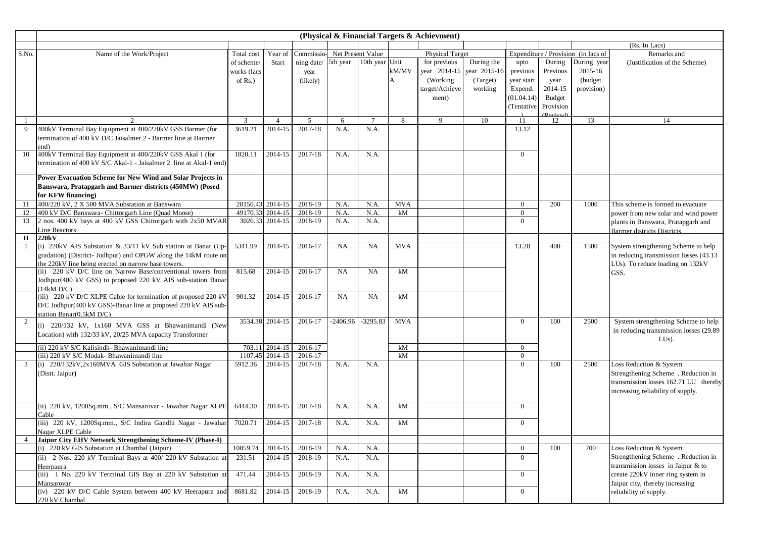## (Physical & Financial Targets & Achievment)

(Rs. In Lacs)

| S.No. | Name of the Work/Project | Total cost of scheme/ works (lacs of Rs.) | Year of Start | Commissio-ning date/ year (likely) | Net Present Value | | Unit kM/MVA | Physical Target | | Expenditure / Provision (in lacs of | | | Remarks and (Justification of the Scheme) |
|---|---|---|---|---|---|---|---|---|---|---|---|---|---|
| | | | | | 5th year | 10th year | | for previous year 2014-15 (Working target/Achievement) | During the year 2015-16 (Target) working | upto previous year start Expend. (01.04.14) (Tentative) | During Previous year 2014-15 Budget Provision (Revised) | During year 2015-16 (budget provision) | |
| 1 | 2 | 3 | 4 | 5 | 6 | 7 | 8 | 9 | 10 | 11 | 12 | 13 | 14 |
| 9 | 400kV Terminal Bay Equipment at 400/220kV GSS Barmer (for termination of 400 kV D/C Jaisalmer 2 - Barmer line at Barmer end) | 3619.21 | 2014-15 | 2017-18 | N.A. | N.A. | | | | 13.12 | | | |
| 10 | 400kV Terminal Bay Equipment at 400/220kV GSS Akal 1 (for termination of 400 kV S/C Akal-1 - Jaisalmer 2 line at Akal-1 end) | 1820.11 | 2014-15 | 2017-18 | N.A. | N.A. | | | | 0 | | | |
| | **Power Evacuation Scheme for New Wind and Solar Projects in Banswara, Pratapgarh and Barmer districts (450MW) (Posed for KFW financing)** | | | | | | | | | | | | |
| 11 | 400/220 kV, 2 X 500 MVA Substation at Banswara | 28150.43 | 2014-15 | 2018-19 | N.A. | N.A. | MVA | | | 0 | 200 | 1000 | This scheme is formed to evacuate power from new solar and wind power plants in Banswara, Pratapgarh and Barmer districts Districts. |
| 12 | 400 kV D/C Banswara- Chittorgarh Line (Quad Moose) | 49170.33 | 2014-15 | 2018-19 | N.A. | N.A. | kM | | | 0 | | | |
| 13 | 2 nos. 400 kV bays at 400 kV GSS Chittorgarh with 2x50 MVAR Line Reactors | 3026.33 | 2014-15 | 2018-19 | N.A. | N.A. | | | | 0 | | | |
| **II** | **220kV** | | | | | | | | | | | | |
| 1 | (i) 220kV AIS Substation & 33/11 kV Sub station at Banar (Up-gradation) (District- Jodhpur) and OPGW along the 14kM route on the 220kV line being erected on narrow base towers. | 5341.99 | 2014-15 | 2016-17 | NA | NA | MVA | | | 13.28 | 400 | 1500 | System strengthening Scheme to help in reducing transmission losses (43.13 LUs). To reduce loading on 132kV GSS. |
| | (ii) 220 kV D/C line on Narrow Base/conventional towers from Jodhpur(400 kV GSS) to proposed 220 kV AIS sub-station Banar (14kM D/C) | 815.68 | 2014-15 | 2016-17 | NA | NA | kM | | | | | | |
| | (iii) 220 kV D/C XLPE Cable for termination of proposed 220 kV D/C Jodhpur(400 kV GSS)-Banar line at proposed 220 kV AIS sub-station Banar(0.5kM D/C) | 901.32 | 2014-15 | 2016-17 | NA | NA | kM | | | | | | |
| 2 | (i) 220/132 kV, 1x160 MVA GSS at Bhawanimandi (New Location) with 132/33 kV, 20/25 MVA capacity Transformer | 3534.38 | 2014-15 | 2016-17 | -2406.96 | -3295.83 | MVA | | | 0 | 100 | 2500 | System strengthening Scheme to help in reducing transmission losses (29.89 LUs). |
| | (ii) 220 kV S/C Kalisindh- Bhawanimandi line | 703.11 | 2014-15 | 2016-17 | | | kM | | | 0 | | | |
| | (iii) 220 kV S/C Modak- Bhawanimandi line | 1107.45 | 2014-15 | 2016-17 | | | kM | | | 0 | | | |
| 3 | (i) 220/132kV,2x160MVA GIS Substation at Jawahar Nagar (Distt. Jaipur) | 5912.36 | 2014-15 | 2017-18 | N.A. | N.A. | | | | 0 | 100 | 2500 | Loss Reduction & System Strengthening Scheme . Reduction in transmission losses 162.71 LU thereby increasing reliability of supply. |
| | (ii) 220 kV, 1200Sq.mm., S/C Mansarovar - Jawahar Nagar XLPE Cable | 6444.30 | 2014-15 | 2017-18 | N.A. | N.A. | kM | | | 0 | | | |
| | (iii) 220 kV, 1200Sq.mm., S/C Indira Gandhi Nagar - Jawahar Nagar XLPE Cable | 7020.71 | 2014-15 | 2017-18 | N.A. | N.A. | kM | | | 0 | | | |
| 4 | **Jaipur City EHV Network Strengthening Scheme-IV (Phase-I)** | | | | | | | | | | | | |
| | (i) 220 kV GIS Substation at Chambal (Jaipur) | 10859.74 | 2014-15 | 2018-19 | N.A. | N.A. | | | | 0 | 100 | 700 | Loss Reduction & System Strengthening Scheme . Reduction in transmission losses in Jaipur & to create 220kV inner ring system in Jaipur city, thereby increasing reliability of supply. |
| | (ii) 2 Nos. 220 kV Terminal Bays at 400/ 220 kV Substation at Heerpaura | 231.51 | 2014-15 | 2018-19 | N.A. | N.A. | | | | 0 | | | |
| | (iii) 1 No. 220 kV Terminal GIS Bay at 220 kV Substation at Mansarovar | 471.44 | 2014-15 | 2018-19 | N.A. | N.A. | | | | 0 | | | |
| | (iv) 220 kV D/C Cable System between 400 kV Heerapura and 220 kV Chambal | 8681.82 | 2014-15 | 2018-19 | N.A. | N.A. | kM | | | 0 | | | |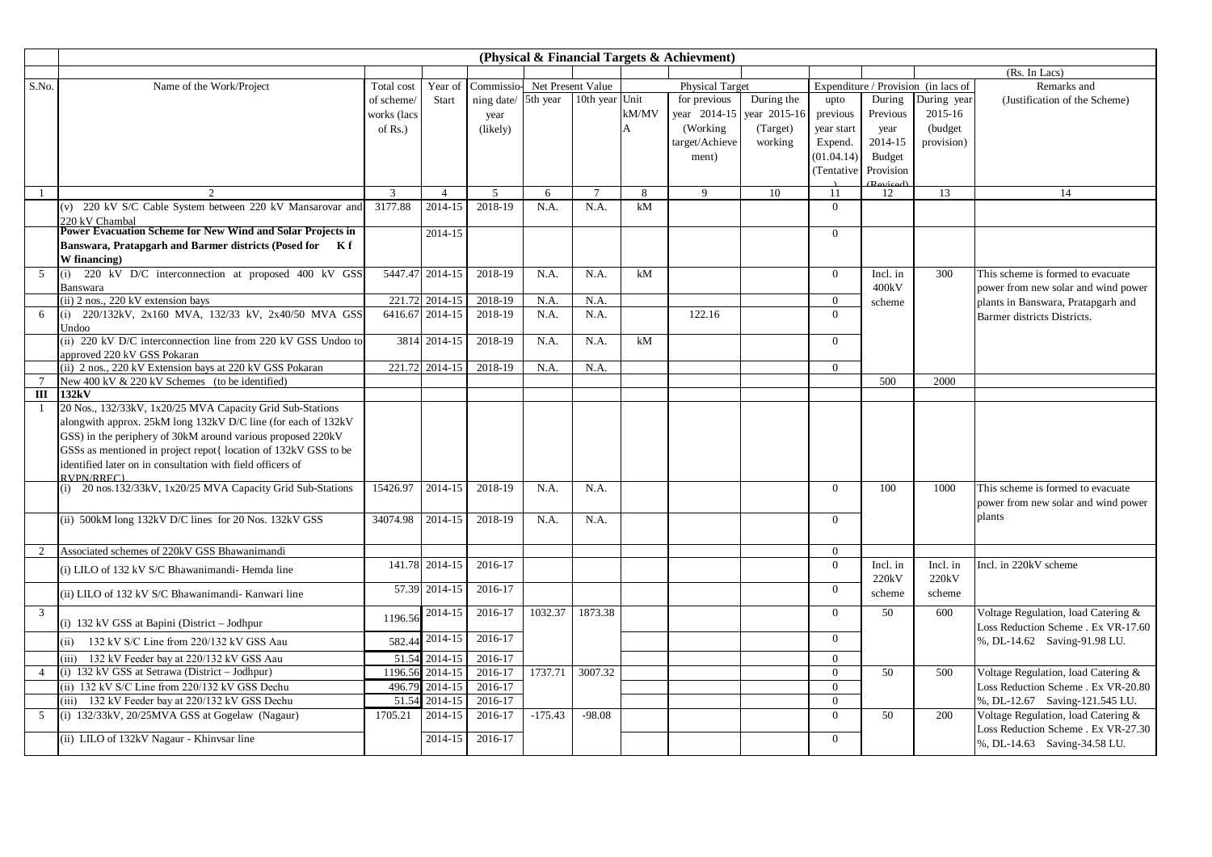**(Physical & Financial Targets & Achievment)**

(Rs. In Lacs)

| S.No. | Name of the Work/Project | Total cost of scheme/ works (lacs of Rs.) | Year of Start | Commissioning date/ year (likely) | Net Present Value | | Unit kM/MVA | Physical Target | | Expenditure / Provision (in lacs of ) | | | Remarks and (Justification of the Scheme) |
|---|---|---|---|---|---|---|---|---|---|---|---|---|---|
| | | | | | 5th year | 10th year | | for previous year 2014-15 (Working target/Achievement) | During the year 2015-16 (Target) working | upto previous year start Expend. (01.04.14) (Tentative) | During Previous year 2014-15 Budget Provision (Revised) | During year 2015-16 (budget provision) | |
| 1 | 2 | 3 | 4 | 5 | 6 | 7 | 8 | 9 | 10 | 11 | 12 | 13 | 14 |
| | (v) 220 kV S/C Cable System between 220 kV Mansarovar and 220 kV Chambal | 3177.88 | 2014-15 | 2018-19 | N.A. | N.A. | kM | | | 0 | | | |
| | **Power Evacuation Scheme for New Wind and Solar Projects in Banswara, Pratapgarh and Barmer districts (Posed for K f W financing)** | | 2014-15 | | | | | | | 0 | | | |
| 5 | (i) 220 kV D/C interconnection at proposed 400 kV GSS Banswara | 5447.47 | 2014-15 | 2018-19 | N.A. | N.A. | kM | | | 0 | Incl. in 400kV scheme | 300 | This scheme is formed to evacuate power from new solar and wind power plants in Banswara, Pratapgarh and Barmer districts Districts. |
| | (ii) 2 nos., 220 kV extension bays | 221.72 | 2014-15 | 2018-19 | N.A. | N.A. | | | | 0 | | | |
| 6 | (i) 220/132kV, 2x160 MVA, 132/33 kV, 2x40/50 MVA GSS Undoo | 6416.67 | 2014-15 | 2018-19 | N.A. | N.A. | | 122.16 | | 0 | | | |
| | (ii) 220 kV D/C interconnection line from 220 kV GSS Undoo to approved 220 kV GSS Pokaran | 3814 | 2014-15 | 2018-19 | N.A. | N.A. | kM | | | 0 | | | |
| | (ii) 2 nos., 220 kV Extension bays at 220 kV GSS Pokaran | 221.72 | 2014-15 | 2018-19 | N.A. | N.A. | | | | 0 | | | |
| 7 | New 400 kV & 220 kV Schemes (to be identified) | | | | | | | | | | 500 | 2000 | |
| **III** | **132kV** | | | | | | | | | | | | |
| 1 | 20 Nos., 132/33kV, 1x20/25 MVA Capacity Grid Sub-Stations alongwith approx. 25kM long 132kV D/C line (for each of 132kV GSS) in the periphery of 30kM around various proposed 220kV GSSs as mentioned in project repot{ location of 132kV GSS to be identified later on in consultation with field officers of RVPN/RREC} | | | | | | | | | | | | |
| | (i) 20 nos.132/33kV, 1x20/25 MVA Capacity Grid Sub-Stations | 15426.97 | 2014-15 | 2018-19 | N.A. | N.A. | | | | 0 | 100 | 1000 | This scheme is formed to evacuate power from new solar and wind power plants |
| | (ii) 500kM long 132kV D/C lines for 20 Nos. 132kV GSS | 34074.98 | 2014-15 | 2018-19 | N.A. | N.A. | | | | 0 | | | |
| 2 | Associated schemes of 220kV GSS Bhawanimandi | | | | | | | | | 0 | | | |
| | (i) LILO of 132 kV S/C Bhawanimandi- Hemda line | 141.78 | 2014-15 | 2016-17 | | | | | | 0 | Incl. in 220kV scheme | Incl. in 220kV scheme | Incl. in 220kV scheme |
| | (ii) LILO of 132 kV S/C Bhawanimandi- Kanwari line | 57.39 | 2014-15 | 2016-17 | | | | | | 0 | | | |
| 3 | (i) 132 kV GSS at Bapini (District – Jodhpur | 1196.56 | 2014-15 | 2016-17 | 1032.37 | 1873.38 | | | | 0 | 50 | 600 | Voltage Regulation, load Catering & Loss Reduction Scheme . Ex VR-17.60 %, DL-14.62 Saving-91.98 LU. |
| | (ii) 132 kV S/C Line from 220/132 kV GSS Aau | 582.44 | 2014-15 | 2016-17 | | | | | | 0 | | | |
| | (iii) 132 kV Feeder bay at 220/132 kV GSS Aau | 51.54 | 2014-15 | 2016-17 | | | | | | 0 | | | |
| 4 | (i) 132 kV GSS at Setrawa (District – Jodhpur) | 1196.56 | 2014-15 | 2016-17 | 1737.71 | 3007.32 | | | | 0 | 50 | 500 | Voltage Regulation, load Catering & Loss Reduction Scheme . Ex VR-20.80 %, DL-12.67 Saving-121.545 LU. |
| | (ii) 132 kV S/C Line from 220/132 kV GSS Dechu | 496.79 | 2014-15 | 2016-17 | | | | | | 0 | | | |
| | (iii) 132 kV Feeder bay at 220/132 kV GSS Dechu | 51.54 | 2014-15 | 2016-17 | | | | | | 0 | | | |
| 5 | (i) 132/33kV, 20/25MVA GSS at Gogelaw (Nagaur) | 1705.21 | 2014-15 | 2016-17 | -175.43 | -98.08 | | | | 0 | 50 | 200 | Voltage Regulation, load Catering & Loss Reduction Scheme . Ex VR-27.30 %, DL-14.63 Saving-34.58 LU. |
| | (ii) LILO of 132kV Nagaur - Khinvsar line | | 2014-15 | 2016-17 | | | | | | 0 | | | |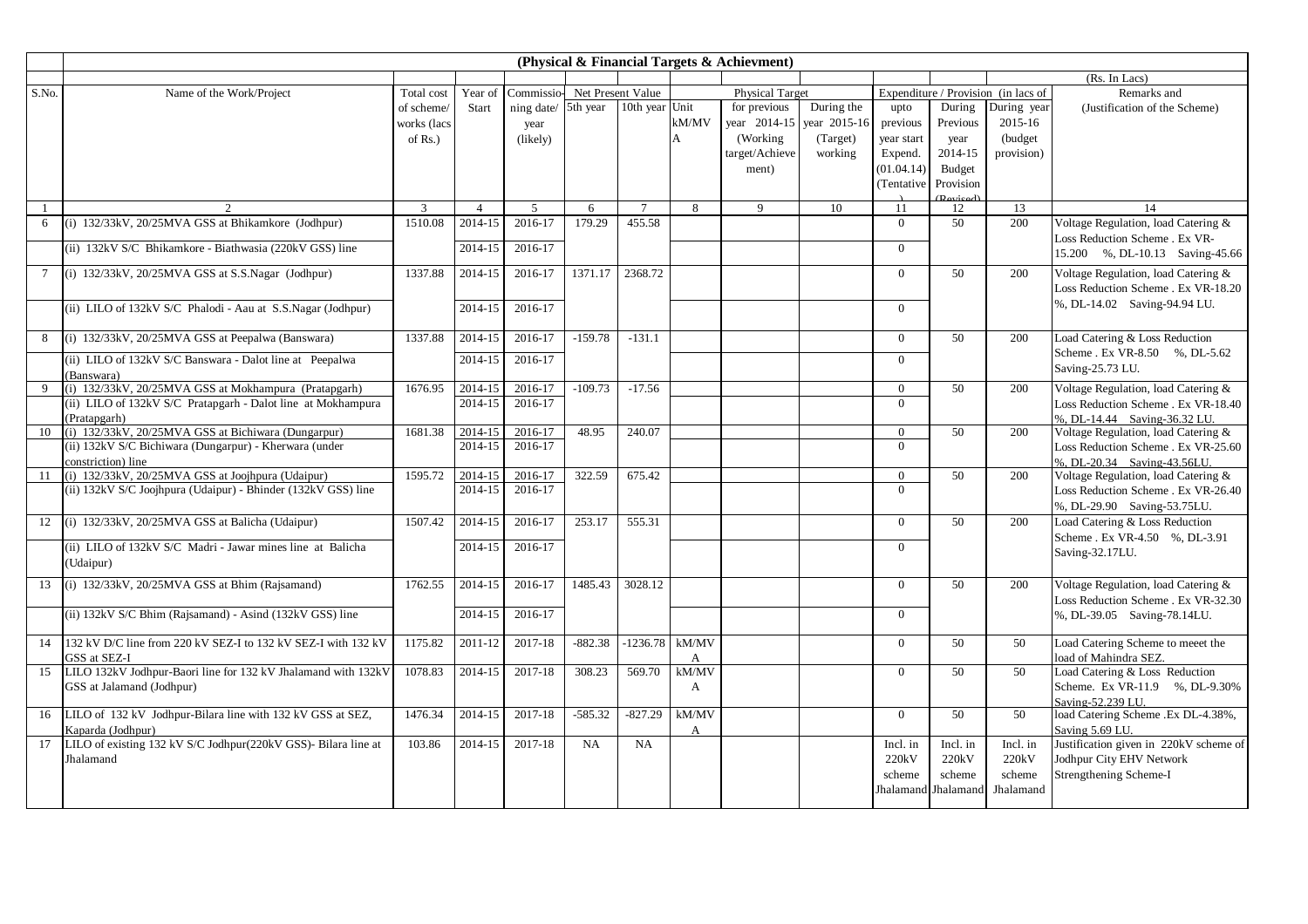## (Physical & Financial Targets & Achievment)

(Rs. In Lacs)

| S.No. | Name of the Work/Project | Total cost of scheme/ works (lacs of Rs.) | Year of Start | Commissio-ning date/ year (likely) | Net Present Value | | Unit kM/MVA | Physical Target | | Expenditure / Provision (in lacs of | | | Remarks and (Justification of the Scheme) |
|---|---|---|---|---|---|---|---|---|---|---|---|---|---|
| | | | | | 5th year | 10th year | | for previous year 2014-15 (Working target/Achievement) | During the year 2015-16 (Target) working | upto previous year start Expend. (01.04.14) (Tentative) | During Previous year 2014-15 Budget Provision (Revised) | During year 2015-16 (budget provision) | |
| 1 | 2 | 3 | 4 | 5 | 6 | 7 | 8 | 9 | 10 | 11 | 12 | 13 | 14 |
| 6 | (i) 132/33kV, 20/25MVA GSS at Bhikamkore (Jodhpur) | 1510.08 | 2014-15 | 2016-17 | 179.29 | 455.58 | | | | 0 | 50 | 200 | Voltage Regulation, load Catering & Loss Reduction Scheme . Ex VR-15.200 %, DL-10.13 Saving-45.66 |
| | (ii) 132kV S/C Bhikamkore - Biathwasia (220kV GSS) line | | 2014-15 | 2016-17 | | | | | | 0 | | | |
| 7 | (i) 132/33kV, 20/25MVA GSS at S.S.Nagar (Jodhpur) | 1337.88 | 2014-15 | 2016-17 | 1371.17 | 2368.72 | | | | 0 | 50 | 200 | Voltage Regulation, load Catering & Loss Reduction Scheme . Ex VR-18.20 %, DL-14.02 Saving-94.94 LU. |
| | (ii) LILO of 132kV S/C Phalodi - Aau at S.S.Nagar (Jodhpur) | | 2014-15 | 2016-17 | | | | | | 0 | | | |
| 8 | (i) 132/33kV, 20/25MVA GSS at Peepalwa (Banswara) | 1337.88 | 2014-15 | 2016-17 | -159.78 | -131.1 | | | | 0 | 50 | 200 | Load Catering & Loss Reduction Scheme . Ex VR-8.50 %, DL-5.62 Saving-25.73 LU. |
| | (ii) LILO of 132kV S/C Banswara - Dalot line at Peepalwa (Banswara) | | 2014-15 | 2016-17 | | | | | | 0 | | | |
| 9 | (i) 132/33kV, 20/25MVA GSS at Mokhampura (Pratapgarh) | 1676.95 | 2014-15 | 2016-17 | -109.73 | -17.56 | | | | 0 | 50 | 200 | Voltage Regulation, load Catering & Loss Reduction Scheme . Ex VR-18.40 %, DL-14.44 Saving-36.32 LU. |
| | (ii) LILO of 132kV S/C Pratapgarh - Dalot line at Mokhampura (Pratapgarh) | | 2014-15 | 2016-17 | | | | | | 0 | | | |
| 10 | (i) 132/33kV, 20/25MVA GSS at Bichiwara (Dungarpur) | 1681.38 | 2014-15 | 2016-17 | 48.95 | 240.07 | | | | 0 | 50 | 200 | Voltage Regulation, load Catering & Loss Reduction Scheme . Ex VR-25.60 %, DL-20.34 Saving-43.56LU. |
| | (ii) 132kV S/C Bichiwara (Dungarpur) - Kherwara (under constriction) line | | 2014-15 | 2016-17 | | | | | | 0 | | | |
| 11 | (i) 132/33kV, 20/25MVA GSS at Joojhpura (Udaipur) | 1595.72 | 2014-15 | 2016-17 | 322.59 | 675.42 | | | | 0 | 50 | 200 | Voltage Regulation, load Catering & Loss Reduction Scheme . Ex VR-26.40 %, DL-29.90 Saving-53.75LU. |
| | (ii) 132kV S/C Joojhpura (Udaipur) - Bhinder (132kV GSS) line | | 2014-15 | 2016-17 | | | | | | 0 | | | |
| 12 | (i) 132/33kV, 20/25MVA GSS at Balicha (Udaipur) | 1507.42 | 2014-15 | 2016-17 | 253.17 | 555.31 | | | | 0 | 50 | 200 | Load Catering & Loss Reduction Scheme . Ex VR-4.50 %, DL-3.91 Saving-32.17LU. |
| | (ii) LILO of 132kV S/C Madri - Jawar mines line at Balicha (Udaipur) | | 2014-15 | 2016-17 | | | | | | 0 | | | |
| 13 | (i) 132/33kV, 20/25MVA GSS at Bhim (Rajsamand) | 1762.55 | 2014-15 | 2016-17 | 1485.43 | 3028.12 | | | | 0 | 50 | 200 | Voltage Regulation, load Catering & Loss Reduction Scheme . Ex VR-32.30 %, DL-39.05 Saving-78.14LU. |
| | (ii) 132kV S/C Bhim (Rajsamand) - Asind (132kV GSS) line | | 2014-15 | 2016-17 | | | | | | 0 | | | |
| 14 | 132 kV D/C line from 220 kV SEZ-I to 132 kV SEZ-I with 132 kV GSS at SEZ-I | 1175.82 | 2011-12 | 2017-18 | -882.38 | -1236.78 | kM/MVA | | | 0 | 50 | 50 | Load Catering Scheme to meeet the load of Mahindra SEZ. |
| 15 | LILO 132kV Jodhpur-Baori line for 132 kV Jhalamand with 132kV GSS at Jalamand (Jodhpur) | 1078.83 | 2014-15 | 2017-18 | 308.23 | 569.70 | kM/MVA | | | 0 | 50 | 50 | Load Catering & Loss Reduction Scheme. Ex VR-11.9 %, DL-9.30% Saving-52.239 LU. |
| 16 | LILO of 132 kV Jodhpur-Bilara line with 132 kV GSS at SEZ, Kaparda (Jodhpur) | 1476.34 | 2014-15 | 2017-18 | -585.32 | -827.29 | kM/MVA | | | 0 | 50 | 50 | load Catering Scheme .Ex DL-4.38%, Saving 5.69 LU. |
| 17 | LILO of existing 132 kV S/C Jodhpur(220kV GSS)- Bilara line at Jhalamand | 103.86 | 2014-15 | 2017-18 | NA | NA | | | | Incl. in 220kV scheme Jhalamand | Incl. in 220kV scheme Jhalamand | Incl. in 220kV scheme Jhalamand | Justification given in 220kV scheme of Jodhpur City EHV Network Strengthening Scheme-I |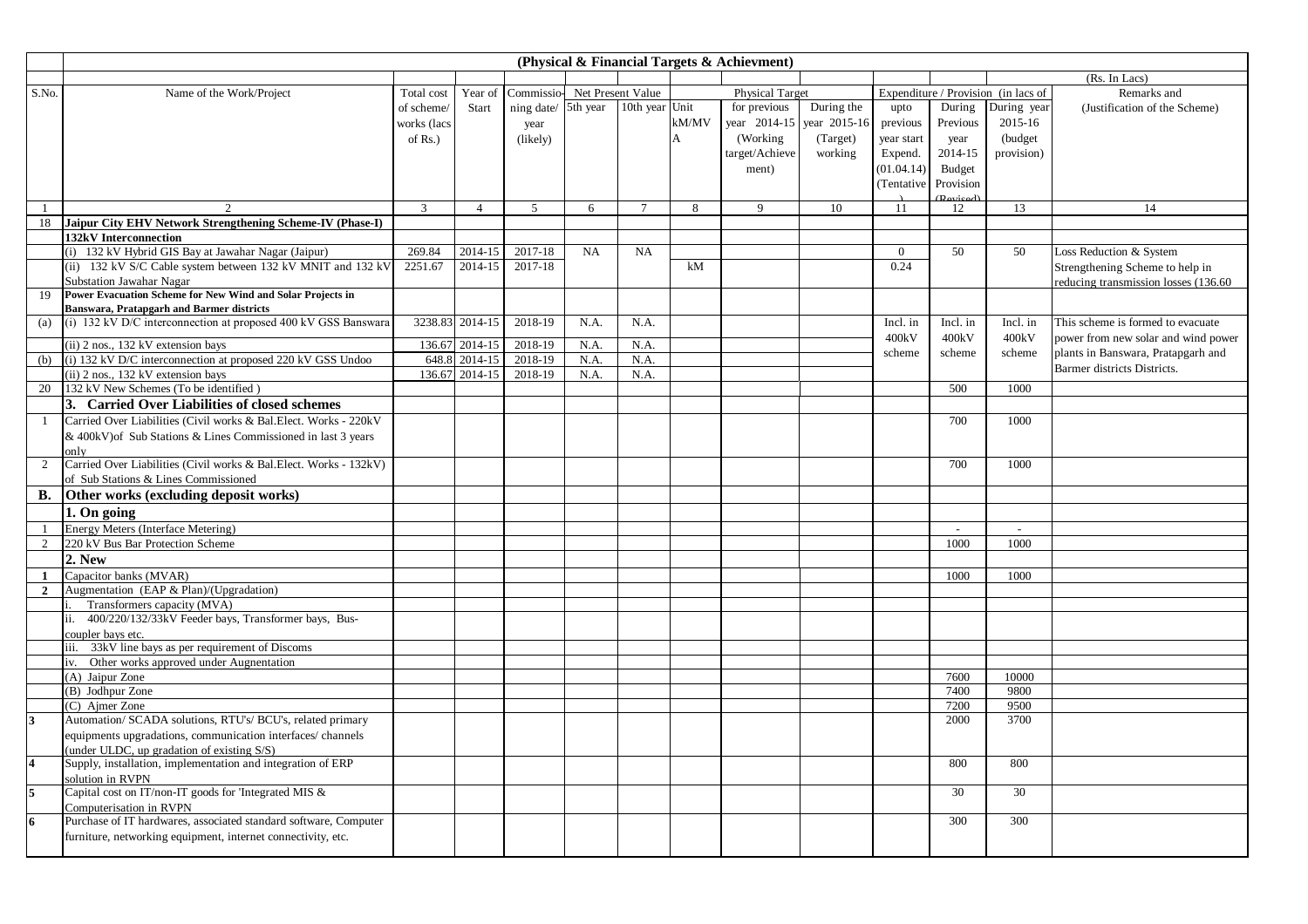**(Physical & Financial Targets & Achievment)**

(Rs. In Lacs)

| S.No. | Name of the Work/Project | Total cost of scheme/ works (lacs of Rs.) | Year of Start | Commissioning date/ year (likely) | Net Present Value | | Physical Target | | | Expenditure / Provision (in lacs of | | | Remarks and (Justification of the Scheme) |
|---|---|---|---|---|---|---|---|---|---|---|---|---|---|
| | | | | | 5th year | 10th year | Unit kM/MVA | for previous year 2014-15 (Working target/Achievement) | During the year 2015-16 (Target) working | upto previous year start Expend. (01.04.14) (Tentative) | During Previous year 2014-15 Budget Provision (Revised) | During year 2015-16 (budget provision) | |
| 1 | 2 | 3 | 4 | 5 | 6 | 7 | 8 | 9 | 10 | 11 | 12 | 13 | 14 |
| 18 | **Jaipur City EHV Network Strengthening Scheme-IV (Phase-I)** | | | | | | | | | | | | |
| | **132kV Interconnection** | | | | | | | | | | | | |
| | (i) 132 kV Hybrid GIS Bay at Jawahar Nagar (Jaipur) | 269.84 | 2014-15 | 2017-18 | NA | NA | | | | 0 | 50 | 50 | Loss Reduction & System Strengthening Scheme to help in reducing transmission losses (136.60 |
| | (ii) 132 kV S/C Cable system between 132 kV MNIT and 132 kV Substation Jawahar Nagar | 2251.67 | 2014-15 | 2017-18 | | | kM | | | 0.24 | | | |
| 19 | **Power Evacuation Scheme for New Wind and Solar Projects in Banswara, Pratapgarh and Barmer districts** | | | | | | | | | | | | |
| (a) | (i) 132 kV D/C interconnection at proposed 400 kV GSS Banswara | 3238.83 | 2014-15 | 2018-19 | N.A. | N.A. | | | | Incl. in 400kV scheme | Incl. in 400kV scheme | Incl. in 400kV scheme | This scheme is formed to evacuate power from new solar and wind power plants in Banswara, Pratapgarh and Barmer districts Districts. |
| | (ii) 2 nos., 132 kV extension bays | 136.67 | 2014-15 | 2018-19 | N.A. | N.A. | | | | | | | |
| (b) | (i) 132 kV D/C interconnection at proposed 220 kV GSS Undoo | 648.8 | 2014-15 | 2018-19 | N.A. | N.A. | | | | | | | |
| | (ii) 2 nos., 132 kV extension bays | 136.67 | 2014-15 | 2018-19 | N.A. | N.A. | | | | | | | |
| 20 | 132 kV New Schemes (To be identified ) | | | | | | | | | | 500 | 1000 | |
| | **3. Carried Over Liabilities of closed schemes** | | | | | | | | | | | | |
| 1 | Carried Over Liabilities (Civil works & Bal.Elect. Works - 220kV & 400kV)of Sub Stations & Lines Commissioned in last 3 years only | | | | | | | | | | 700 | 1000 | |
| 2 | Carried Over Liabilities (Civil works & Bal.Elect. Works - 132kV) of Sub Stations & Lines Commissioned | | | | | | | | | | 700 | 1000 | |
| **B.** | **Other works (excluding deposit works)** | | | | | | | | | | | | |
| | **1. On going** | | | | | | | | | | | | |
| 1 | Energy Meters (Interface Metering) | | | | | | | | | | - | - | |
| 2 | 220 kV Bus Bar Protection Scheme | | | | | | | | | | 1000 | 1000 | |
| | **2. New** | | | | | | | | | | | | |
| **1** | Capacitor banks (MVAR) | | | | | | | | | | 1000 | 1000 | |
| **2** | Augmentation (EAP & Plan)/(Upgradation) | | | | | | | | | | | | |
| | i. Transformers capacity (MVA) | | | | | | | | | | | | |
| | ii. 400/220/132/33kV Feeder bays, Transformer bays, Bus-coupler bays etc. | | | | | | | | | | | | |
| | iii. 33kV line bays as per requirement of Discoms | | | | | | | | | | | | |
| | iv. Other works approved under Augnentation | | | | | | | | | | | | |
| | (A) Jaipur Zone | | | | | | | | | | 7600 | 10000 | |
| | (B) Jodhpur Zone | | | | | | | | | | 7400 | 9800 | |
| | (C) Ajmer Zone | | | | | | | | | | 7200 | 9500 | |
| **3** | Automation/ SCADA solutions, RTU's/ BCU's, related primary equipments upgradations, communication interfaces/ channels (under ULDC, up gradation of existing S/S) | | | | | | | | | | 2000 | 3700 | |
| **4** | Supply, installation, implementation and integration of ERP solution in RVPN | | | | | | | | | | 800 | 800 | |
| **5** | Capital cost on IT/non-IT goods for 'Integrated MIS & Computerisation in RVPN | | | | | | | | | | 30 | 30 | |
| **6** | Purchase of IT hardwares, associated standard software, Computer furniture, networking equipment, internet connectivity, etc. | | | | | | | | | | 300 | 300 | |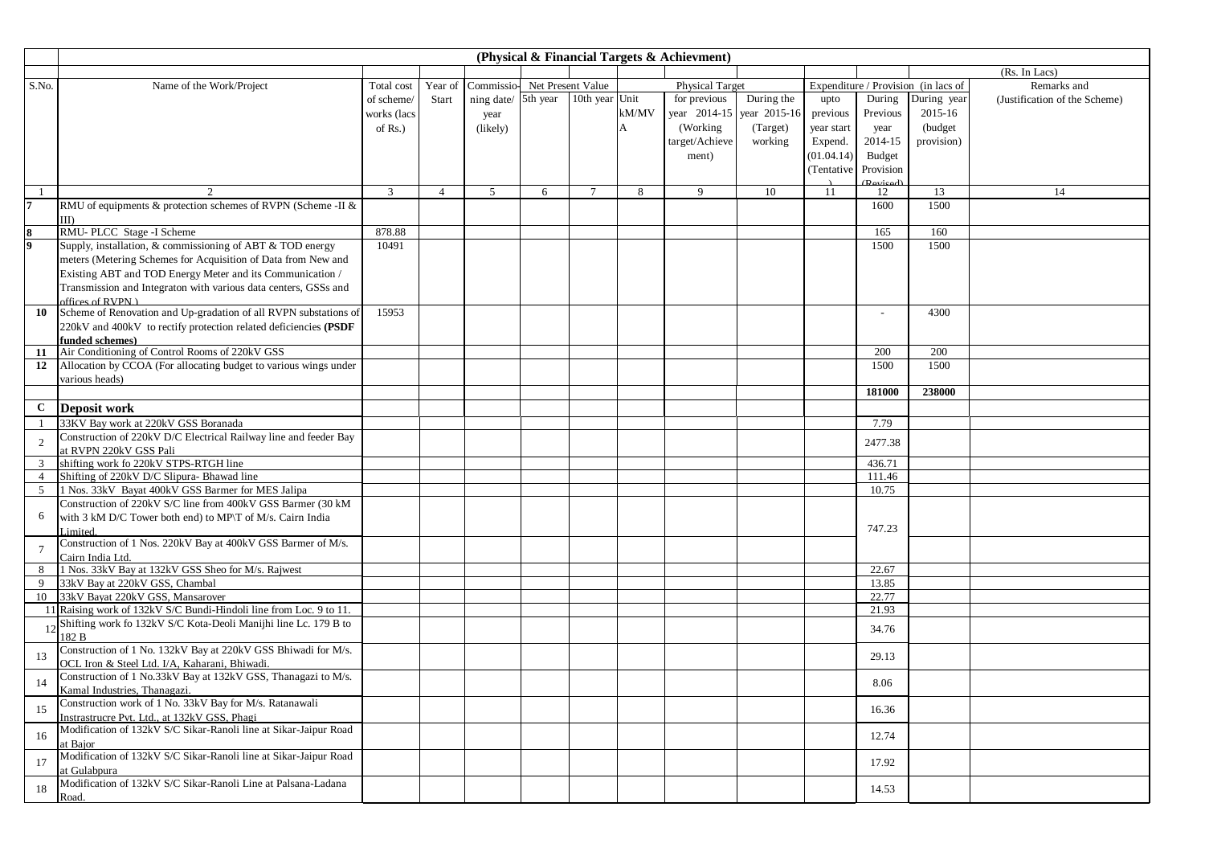| (Physical & Financial Targets & Achievment) | | | | | | | | | | | | | |
|---|---|---|---|---|---|---|---|---|---|---|---|---|---|
| | | | | | | | | | | | | | (Rs. In Lacs) |
| S.No. | Name of the Work/Project | Total cost of scheme/ works (lacs of Rs.) | Year of Start | Commissioning date/ year (likely) | Net Present Value | | Unit kM/MVA | Physical Target | | Expenditure / Provision (in lacs of | | | Remarks and (Justification of the Scheme) |
| | | | | | 5th year | 10th year | | for previous year 2014-15 (Working target/Achievement) | During the year 2015-16 (Target) working | upto previous year start Expend. (01.04.14) (Tentative) | During Previous year 2014-15 Budget Provision (Revised) | During year 2015-16 (budget provision) | |
| 1 | 2 | 3 | 4 | 5 | 6 | 7 | 8 | 9 | 10 | 11 | 12 | 13 | 14 |
| 7 | RMU of equipments & protection schemes of RVPN (Scheme -II & III) | | | | | | | | | | 1600 | 1500 | |
| 8 | RMU- PLCC Stage -I Scheme | 878.88 | | | | | | | | | 165 | 160 | |
| 9 | Supply, installation, & commissioning of ABT & TOD energy meters (Metering Schemes for Acquisition of Data from New and Existing ABT and TOD Energy Meter and its Communication / Transmission and Integraton with various data centers, GSSs and offices of RVPN ) | 10491 | | | | | | | | | 1500 | 1500 | |
| 10 | Scheme of Renovation and Up-gradation of all RVPN substations of 220kV and 400kV to rectify protection related deficiencies **(PSDF funded schemes)** | 15953 | | | | | | | | | - | 4300 | |
| 11 | Air Conditioning of Control Rooms of 220kV GSS | | | | | | | | | | 200 | 200 | |
| 12 | Allocation by CCOA (For allocating budget to various wings under various heads) | | | | | | | | | | 1500 | 1500 | |
| | | | | | | | | | | | **181000** | **238000** | |
| **C** | **Deposit work** | | | | | | | | | | | | |
| 1 | 33KV Bay work at 220kV GSS Boranada | | | | | | | | | | 7.79 | | |
| 2 | Construction of 220kV D/C Electrical Railway line and feeder Bay at RVPN 220kV GSS Pali | | | | | | | | | | 2477.38 | | |
| 3 | shifting work fo 220kV STPS-RTGH line | | | | | | | | | | 436.71 | | |
| 4 | Shifting of 220kV D/C Slipura- Bhawad line | | | | | | | | | | 111.46 | | |
| 5 | 1 Nos. 33kV Bayat 400kV GSS Barmer for MES Jalipa | | | | | | | | | | 10.75 | | |
| 6 | Construction of 220kV S/C line from 400kV GSS Barmer (30 kM with 3 kM D/C Tower both end) to MP\T of M/s. Cairn India Limited. | | | | | | | | | | 747.23 | | |
| 7 | Construction of 1 Nos. 220kV Bay at 400kV GSS Barmer of M/s. Cairn India Ltd. | | | | | | | | | | | | |
| 8 | 1 Nos. 33kV Bay at 132kV GSS Sheo for M/s. Rajwest | | | | | | | | | | 22.67 | | |
| 9 | 33kV Bay at 220kV GSS, Chambal | | | | | | | | | | 13.85 | | |
| 10 | 33kV Bayat 220kV GSS, Mansarover | | | | | | | | | | 22.77 | | |
| 11 | Raising work of 132kV S/C Bundi-Hindoli line from Loc. 9 to 11. | | | | | | | | | | 21.93 | | |
| 12 | Shifting work fo 132kV S/C Kota-Deoli Manijhi line Lc. 179 B to 182 B | | | | | | | | | | 34.76 | | |
| 13 | Construction of 1 No. 132kV Bay at 220kV GSS Bhiwadi for M/s. OCL Iron & Steel Ltd. I/A, Kaharani, Bhiwadi. | | | | | | | | | | 29.13 | | |
| 14 | Construction of 1 No.33kV Bay at 132kV GSS, Thanagazi to M/s. Kamal Industries, Thanagazi. | | | | | | | | | | 8.06 | | |
| 15 | Construction work of 1 No. 33kV Bay for M/s. Ratanawali Instrastrucre Pvt. Ltd., at 132kV GSS, Phagi | | | | | | | | | | 16.36 | | |
| 16 | Modification of 132kV S/C Sikar-Ranoli line at Sikar-Jaipur Road at Bajor | | | | | | | | | | 12.74 | | |
| 17 | Modification of 132kV S/C Sikar-Ranoli line at Sikar-Jaipur Road at Gulabpura | | | | | | | | | | 17.92 | | |
| 18 | Modification of 132kV S/C Sikar-Ranoli Line at Palsana-Ladana Road. | | | | | | | | | | 14.53 | | |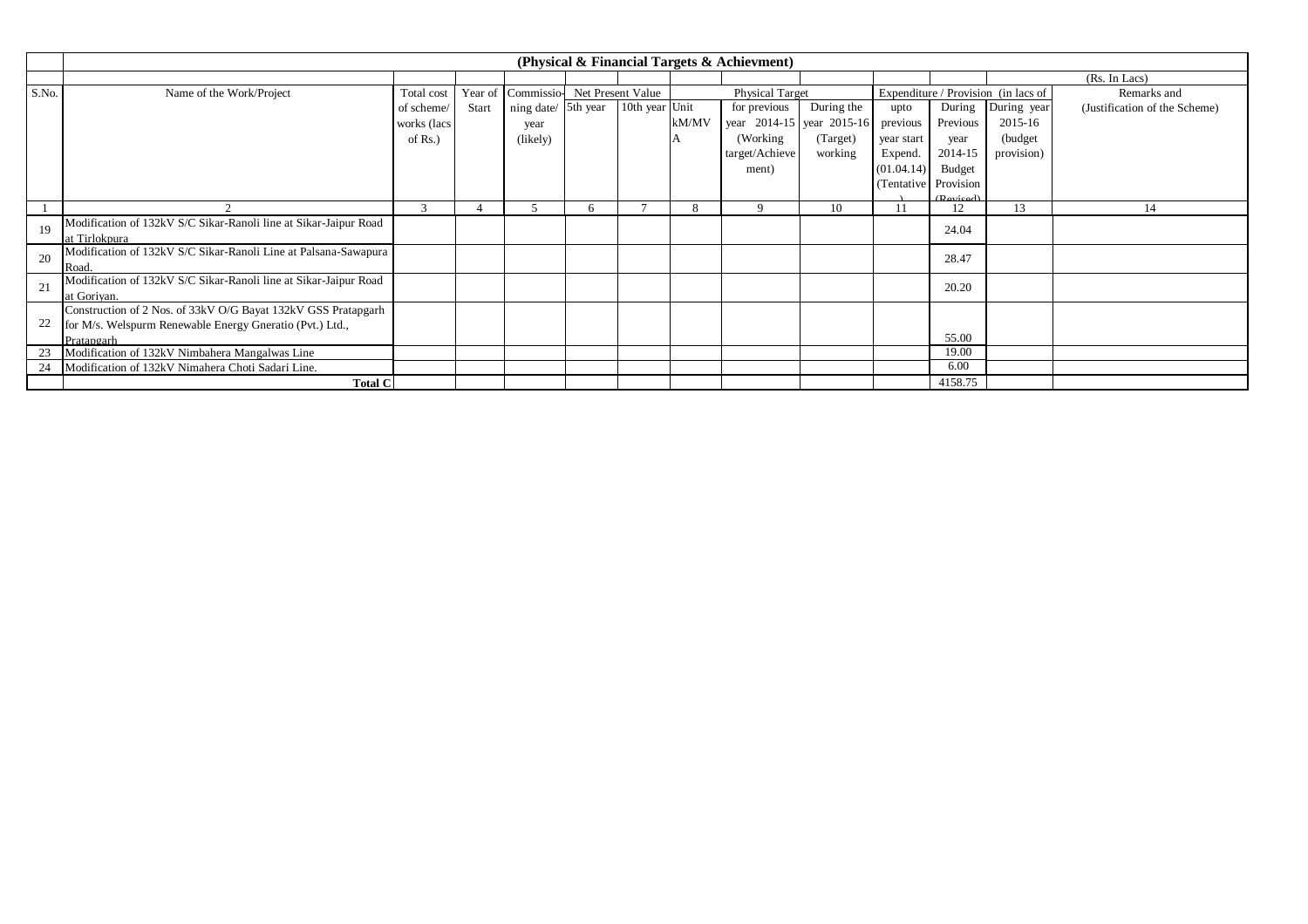## (Physical & Financial Targets & Achievment)

(Rs. In Lacs)

| S.No. | Name of the Work/Project | Total cost of scheme/ works (lacs of Rs.) | Year of Start | Commissio-ning date/ year (likely) | Net Present Value | | Physical Target | | | Expenditure / Provision (in lacs of | | | Remarks and (Justification of the Scheme) |
|---|---|---|---|---|---|---|---|---|---|---|---|---|---|
| | | | | | 5th year | 10th year | Unit kM/MVA | for previous year 2014-15 (Working target/Achievement) | During the year 2015-16 (Target) working | upto previous year start Expend. (01.04.14) (Tentative) | During Previous year 2014-15 Budget Provision (Revised) | During year 2015-16 (budget provision) | |
| 1 | 2 | 3 | 4 | 5 | 6 | 7 | 8 | 9 | 10 | 11 | 12 | 13 | 14 |
| 19 | Modification of 132kV S/C Sikar-Ranoli line at Sikar-Jaipur Road at Tirlokpura | | | | | | | | | | 24.04 | | |
| 20 | Modification of 132kV S/C Sikar-Ranoli Line at Palsana-Sawapura Road. | | | | | | | | | | 28.47 | | |
| 21 | Modification of 132kV S/C Sikar-Ranoli line at Sikar-Jaipur Road at Goriyan. | | | | | | | | | | 20.20 | | |
| 22 | Construction of 2 Nos. of 33kV O/G Bayat 132kV GSS Pratapgarh for M/s. Welspurm Renewable Energy Gneratio (Pvt.) Ltd., Pratapgarh | | | | | | | | | | 55.00 | | |
| 23 | Modification of 132kV Nimbahera Mangalwas Line | | | | | | | | | | 19.00 | | |
| 24 | Modification of 132kV Nimahera Choti Sadari Line. | | | | | | | | | | 6.00 | | |
| | **Total C** | | | | | | | | | | 4158.75 | | |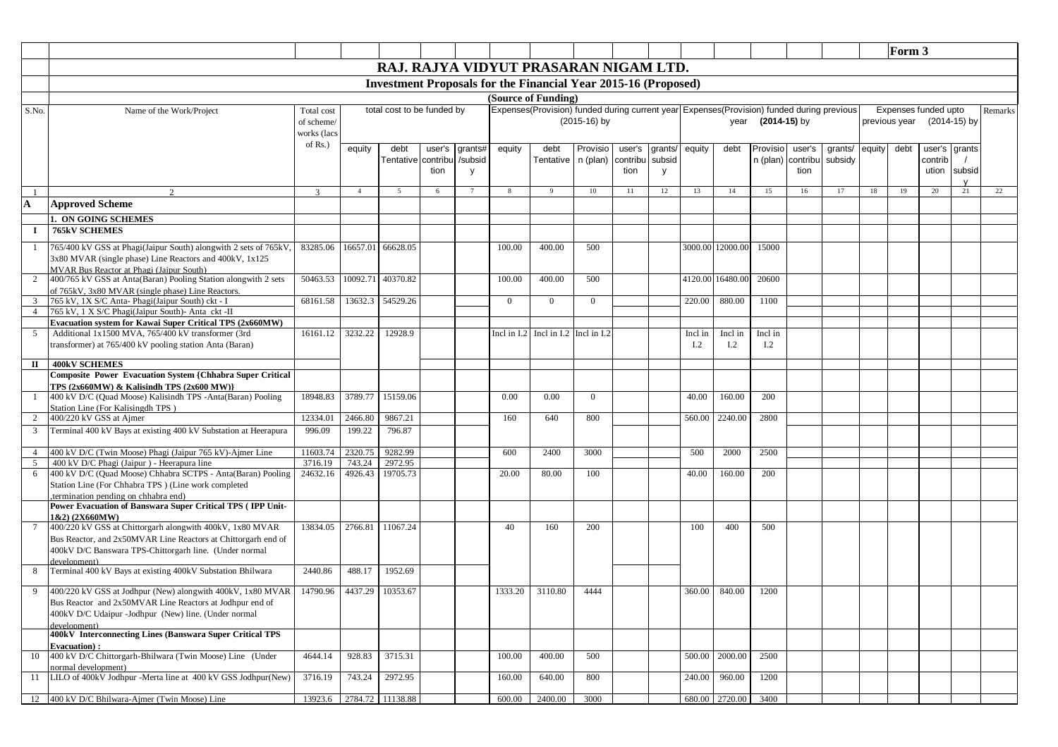**Form 3**

# RAJ. RAJYA VIDYUT PRASARAN NIGAM LTD.

## Investment Proposals for the Financial Year 2015-16 (Proposed)

### (Source of Funding)

| S.No. | Name of the Work/Project | Total cost of scheme/ works (lacs of Rs.) | total cost to be funded by | | | | Expenses(Provision) funded during current year (2015-16) by | | | | | Expenses(Provision) funded during previous year (2014-15) by | | | | | Expenses funded upto previous year (2014-15) by | | | | Remarks |
|---|---|---|---|---|---|---|---|---|---|---|---|---|---|---|---|---|---|---|---|---|---|
| | | | equity | debt Tentative | user's contribution | grants# /subsidy | equity | debt Tentative | Provision (plan) | user's contribution | grants/ subsidy | equity | debt | Provision (plan) | user's contribution | grants/ subsidy | equity | debt | user's contribution | grants / subsidy | |
| 1 | 2 | 3 | 4 | 5 | 6 | 7 | 8 | 9 | 10 | 11 | 12 | 13 | 14 | 15 | 16 | 17 | 18 | 19 | 20 | 21 | 22 |
| **A** | **Approved Scheme** | | | | | | | | | | | | | | | | | | | | |
| | **1. ON GOING SCHEMES** | | | | | | | | | | | | | | | | | | | | |
| **I** | **765kV SCHEMES** | | | | | | | | | | | | | | | | | | | | |
| 1 | 765/400 kV GSS at Phagi(Jaipur South) alongwith 2 sets of 765kV, 3x80 MVAR (single phase) Line Reactors and 400kV, 1x125 MVAR Bus Reactor at Phagi (Jaipur South) | 83285.06 | 16657.01 | 66628.05 | | | 100.00 | 400.00 | 500 | | | 3000.00 | 12000.00 | 15000 | | | | | | | |
| 2 | 400/765 kV GSS at Anta(Baran) Pooling Station alongwith 2 sets of 765kV, 3x80 MVAR (single phase) Line Reactors. | 50463.53 | 10092.71 | 40370.82 | | | 100.00 | 400.00 | 500 | | | 4120.00 | 16480.00 | 20600 | | | | | | | |
| 3 | 765 kV, 1X S/C Anta- Phagi(Jaipur South) ckt - I | 68161.58 | 13632.3 | 54529.26 | | | 0 | 0 | 0 | | | 220.00 | 880.00 | 1100 | | | | | | | |
| 4 | 765 kV, 1 X S/C Phagi(Jaipur South)- Anta ckt -II | | | | | | | | | | | | | | | | | | | | |
| | **Evacuation system for Kawai Super Critical TPS (2x660MW)** | | | | | | | | | | | | | | | | | | | | |
| 5 | Additional 1x1500 MVA, 765/400 kV transformer (3rd transformer) at 765/400 kV pooling station Anta (Baran) | 16161.12 | 3232.22 | 12928.9 | | | Incl in I.2 | Incl in I.2 | Incl in I.2 | | | Incl in I.2 | Incl in I.2 | Incl in I.2 | | | | | | | |
| **II** | **400kV SCHEMES** | | | | | | | | | | | | | | | | | | | | |
| | **Composite Power Evacuation System {Chhabra Super Critical TPS (2x660MW) & Kalisindh TPS (2x600 MW)}** | | | | | | | | | | | | | | | | | | | | |
| 1 | 400 kV D/C (Quad Moose) Kalisindh TPS -Anta(Baran) Pooling Station Line (For Kalisingdh TPS ) | 18948.83 | 3789.77 | 15159.06 | | | 0.00 | 0.00 | 0 | | | 40.00 | 160.00 | 200 | | | | | | | |
| 2 | 400/220 kV GSS at Ajmer | 12334.01 | 2466.80 | 9867.21 | | | 160 | 640 | 800 | | | 560.00 | 2240.00 | 2800 | | | | | | | |
| 3 | Terminal 400 kV Bays at existing 400 kV Substation at Heerapura | 996.09 | 199.22 | 796.87 | | | | | | | | | | | | | | | | | |
| 4 | 400 kV D/C (Twin Moose) Phagi (Jaipur 765 kV)-Ajmer Line | 11603.74 | 2320.75 | 9282.99 | | | 600 | 2400 | 3000 | | | 500 | 2000 | 2500 | | | | | | | |
| 5 | 400 kV D/C Phagi (Jaipur ) - Heerapura line | 3716.19 | 743.24 | 2972.95 | | | | | | | | | | | | | | | | | |
| 6 | 400 kV D/C (Quad Moose) Chhabra SCTPS - Anta(Baran) Pooling Station Line (For Chhabra TPS ) (Line work completed ,termination pending on chhabra end) | 24632.16 | 4926.43 | 19705.73 | | | 20.00 | 80.00 | 100 | | | 40.00 | 160.00 | 200 | | | | | | | |
| | **Power Evacuation of Banswara Super Critical TPS ( IPP Unit-1&2) (2X660MW)** | | | | | | | | | | | | | | | | | | | | |
| 7 | 400/220 kV GSS at Chittorgarh alongwith 400kV, 1x80 MVAR Bus Reactor, and 2x50MVAR Line Reactors at Chittorgarh end of 400kV D/C Banswara TPS-Chittorgarh line. (Under normal development) | 13834.05 | 2766.81 | 11067.24 | | | 40 | 160 | 200 | | | 100 | 400 | 500 | | | | | | | |
| 8 | Terminal 400 kV Bays at existing 400kV Substation Bhilwara | 2440.86 | 488.17 | 1952.69 | | | | | | | | | | | | | | | | | |
| 9 | 400/220 kV GSS at Jodhpur (New) alongwith 400kV, 1x80 MVAR Bus Reactor and 2x50MVAR Line Reactors at Jodhpur end of 400kV D/C Udaipur -Jodhpur (New) line. (Under normal development) | 14790.96 | 4437.29 | 10353.67 | | | 1333.20 | 3110.80 | 4444 | | | 360.00 | 840.00 | 1200 | | | | | | | |
| | **400kV Interconnecting Lines (Banswara Super Critical TPS Evacuation) :** | | | | | | | | | | | | | | | | | | | | |
| 10 | 400 kV D/C Chittorgarh-Bhilwara (Twin Moose) Line (Under normal development) | 4644.14 | 928.83 | 3715.31 | | | 100.00 | 400.00 | 500 | | | 500.00 | 2000.00 | 2500 | | | | | | | |
| 11 | LILO of 400kV Jodhpur -Merta line at 400 kV GSS Jodhpur(New) | 3716.19 | 743.24 | 2972.95 | | | 160.00 | 640.00 | 800 | | | 240.00 | 960.00 | 1200 | | | | | | | |
| 12 | 400 kV D/C Bhilwara-Ajmer (Twin Moose) Line | 13923.6 | 2784.72 | 11138.88 | | | 600.00 | 2400.00 | 3000 | | | 680.00 | 2720.00 | 3400 | | | | | | | |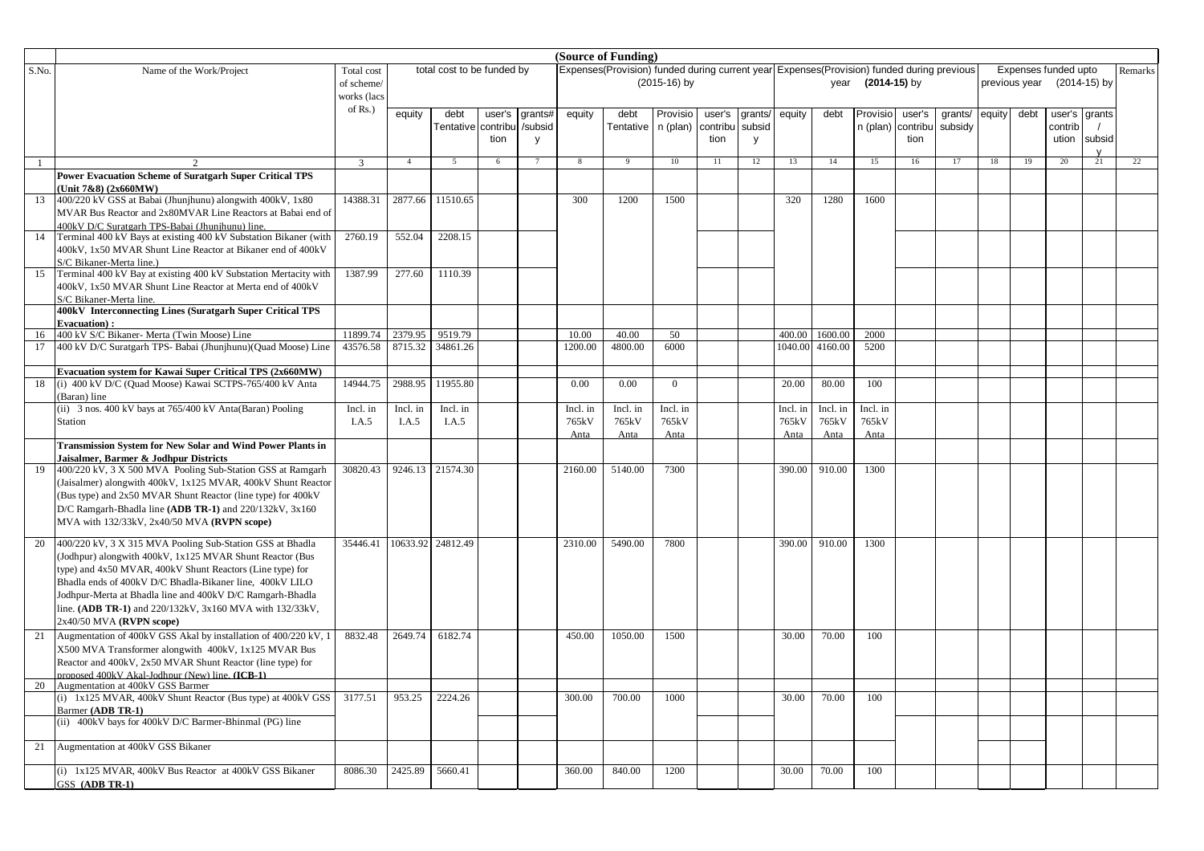| S.No. | Name of the Work/Project | Total cost of scheme/ works (lacs of Rs.) | total cost to be funded by | | | | (Source of Funding) Expenses(Provision) funded during current year (2015-16) by | | | | | Expenses(Provision) funded during previous year (2014-15) by | | | | | Expenses funded upto previous year (2014-15) by | | | | Remarks |
|---|---|---|---|---|---|---|---|---|---|---|---|---|---|---|---|---|---|---|---|---|---|
| | | | equity | debt Tentative | user's contribution | grants# /subsidy | equity | debt Tentative | Provision (plan) | user's contribution | grants/ subsidy | equity | debt | Provision (plan) | user's contribution | grants/ subsidy | equity | debt | user's contribution | grants / subsidy | |
| 1 | 2 | 3 | 4 | 5 | 6 | 7 | 8 | 9 | 10 | 11 | 12 | 13 | 14 | 15 | 16 | 17 | 18 | 19 | 20 | 21 | 22 |
| | **Power Evacuation Scheme of Suratgarh Super Critical TPS (Unit 7&8) (2x660MW)** | | | | | | | | | | | | | | | | | | | | |
| 13 | 400/220 kV GSS at Babai (Jhunjhunu) alongwith 400kV, 1x80 MVAR Bus Reactor and 2x80MVAR Line Reactors at Babai end of 400kV D/C Suratgarh TPS-Babai (Jhunjhunu) line. | 14388.31 | 2877.66 | 11510.65 | | | 300 | 1200 | 1500 | | | 320 | 1280 | 1600 | | | | | | | |
| 14 | Terminal 400 kV Bays at existing 400 kV Substation Bikaner (with 400kV, 1x50 MVAR Shunt Line Reactor at Bikaner end of 400kV S/C Bikaner-Merta line.) | 2760.19 | 552.04 | 2208.15 | | | | | | | | | | | | | | | | | |
| 15 | Terminal 400 kV Bay at existing 400 kV Substation Mertacity with 400kV, 1x50 MVAR Shunt Line Reactor at Merta end of 400kV S/C Bikaner-Merta line. | 1387.99 | 277.60 | 1110.39 | | | | | | | | | | | | | | | | | |
| | **400kV Interconnecting Lines (Suratgarh Super Critical TPS Evacuation) :** | | | | | | | | | | | | | | | | | | | | |
| 16 | 400 kV S/C Bikaner- Merta (Twin Moose) Line | 11899.74 | 2379.95 | 9519.79 | | | 10.00 | 40.00 | 50 | | | 400.00 | 1600.00 | 2000 | | | | | | | |
| 17 | 400 kV D/C Suratgarh TPS- Babai (Jhunjhunu)(Quad Moose) Line | 43576.58 | 8715.32 | 34861.26 | | | 1200.00 | 4800.00 | 6000 | | | 1040.00 | 4160.00 | 5200 | | | | | | | |
| | **Evacuation system for Kawai Super Critical TPS (2x660MW)** | | | | | | | | | | | | | | | | | | | | |
| 18 | (i) 400 kV D/C (Quad Moose) Kawai SCTPS-765/400 kV Anta (Baran) line | 14944.75 | 2988.95 | 11955.80 | | | 0.00 | 0.00 | 0 | | | 20.00 | 80.00 | 100 | | | | | | | |
| | (ii) 3 nos. 400 kV bays at 765/400 kV Anta(Baran) Pooling Station | Incl. in I.A.5 | Incl. in I.A.5 | Incl. in I.A.5 | | | Incl. in 765kV Anta | Incl. in 765kV Anta | Incl. in 765kV Anta | | | Incl. in 765kV Anta | Incl. in 765kV Anta | Incl. in 765kV Anta | | | | | | | |
| | **Transmission System for New Solar and Wind Power Plants in Jaisalmer, Barmer & Jodhpur Districts** | | | | | | | | | | | | | | | | | | | | |
| 19 | 400/220 kV, 3 X 500 MVA Pooling Sub-Station GSS at Ramgarh (Jaisalmer) alongwith 400kV, 1x125 MVAR, 400kV Shunt Reactor (Bus type) and 2x50 MVAR Shunt Reactor (line type) for 400kV D/C Ramgarh-Bhadla line **(ADB TR-1)** and 220/132kV, 3x160 MVA with 132/33kV, 2x40/50 MVA **(RVPN scope)** | 30820.43 | 9246.13 | 21574.30 | | | 2160.00 | 5140.00 | 7300 | | | 390.00 | 910.00 | 1300 | | | | | | | |
| 20 | 400/220 kV, 3 X 315 MVA Pooling Sub-Station GSS at Bhadla (Jodhpur) alongwith 400kV, 1x125 MVAR Shunt Reactor (Bus type) and 4x50 MVAR, 400kV Shunt Reactors (Line type) for Bhadla ends of 400kV D/C Bhadla-Bikaner line, 400kV LILO Jodhpur-Merta at Bhadla line and 400kV D/C Ramgarh-Bhadla line. **(ADB TR-1)** and 220/132kV, 3x160 MVA with 132/33kV, 2x40/50 MVA **(RVPN scope)** | 35446.41 | 10633.92 | 24812.49 | | | 2310.00 | 5490.00 | 7800 | | | 390.00 | 910.00 | 1300 | | | | | | | |
| 21 | Augmentation of 400kV GSS Akal by installation of 400/220 kV, 1 X500 MVA Transformer alongwith 400kV, 1x125 MVAR Bus Reactor and 400kV, 2x50 MVAR Shunt Reactor (line type) for proposed 400kV Akal-Jodhpur (New) line. **(ICB-1)** | 8832.48 | 2649.74 | 6182.74 | | | 450.00 | 1050.00 | 1500 | | | 30.00 | 70.00 | 100 | | | | | | | |
| 20 | Augmentation at 400kV GSS Barmer | | | | | | | | | | | | | | | | | | | | |
| | (i) 1x125 MVAR, 400kV Shunt Reactor (Bus type) at 400kV GSS Barmer **(ADB TR-1)** | 3177.51 | 953.25 | 2224.26 | | | 300.00 | 700.00 | 1000 | | | 30.00 | 70.00 | 100 | | | | | | | |
| | (ii) 400kV bays for 400kV D/C Barmer-Bhinmal (PG) line | | | | | | | | | | | | | | | | | | | | |
| 21 | Augmentation at 400kV GSS Bikaner | | | | | | | | | | | | | | | | | | | | |
| | (i) 1x125 MVAR, 400kV Bus Reactor at 400kV GSS Bikaner GSS **(ADB TR-1)** | 8086.30 | 2425.89 | 5660.41 | | | 360.00 | 840.00 | 1200 | | | 30.00 | 70.00 | 100 | | | | | | | |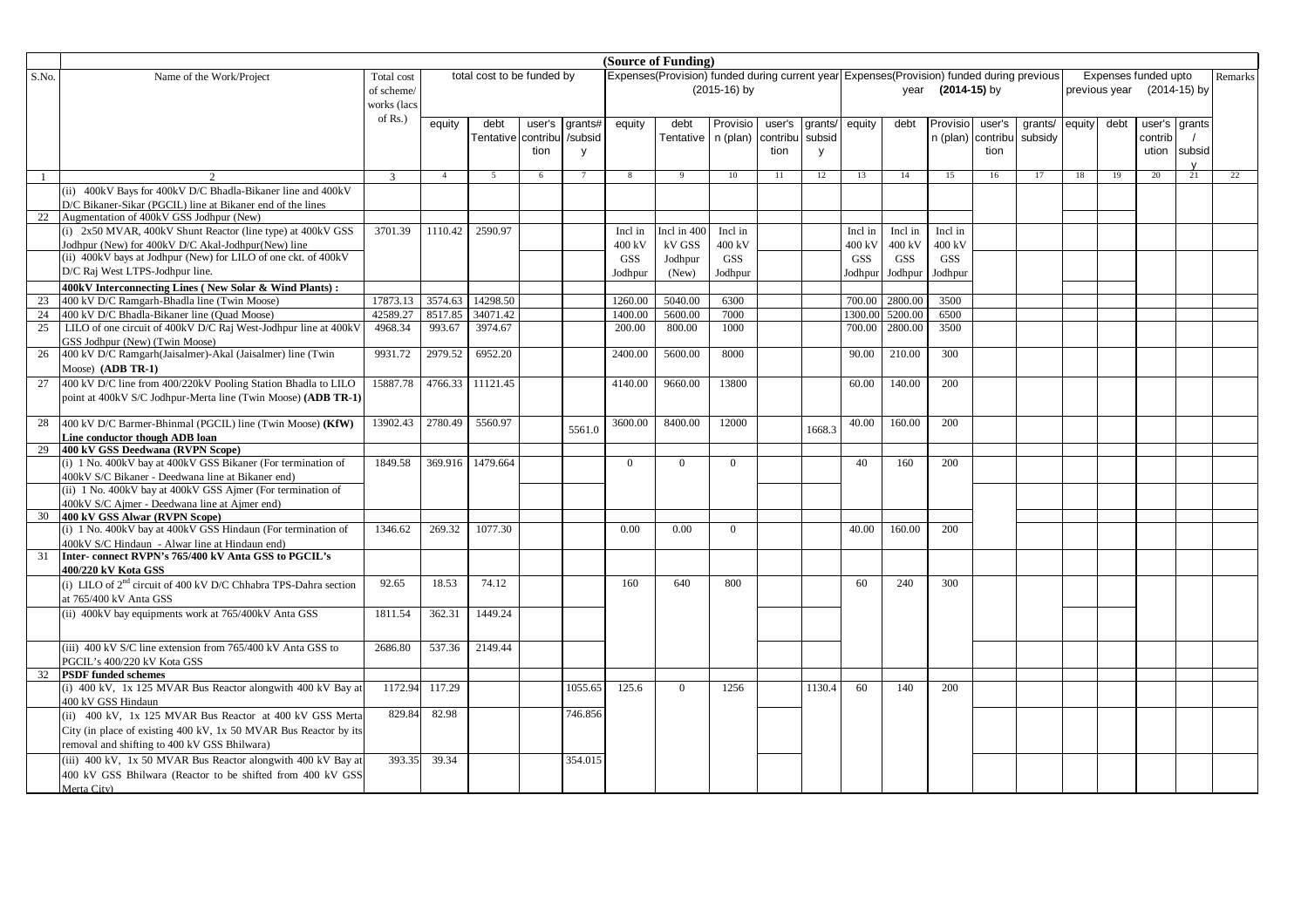| S.No. | Name of the Work/Project | Total cost of scheme/ works (lacs of Rs.) | total cost to be funded by | | | | (Source of Funding) Expenses(Provision) funded during current year (2015-16) by | | | | | Expenses(Provision) funded during previous year (2014-15) by | | | | | Expenses funded upto previous year (2014-15) by | | | | Remarks |
|---|---|---|---|---|---|---|---|---|---|---|---|---|---|---|---|---|---|---|---|---|---|
| | | | equity | debt Tentative | user's contribution | grants# /subsidy | equity | debt Tentative | Provision (plan) | user's contribution | grants/ subsidy | equity | debt | Provision (plan) | user's contribution | grants/ subsidy | equity | debt | user's contribution | grants / subsidy | |
| 1 | 2 | 3 | 4 | 5 | 6 | 7 | 8 | 9 | 10 | 11 | 12 | 13 | 14 | 15 | 16 | 17 | 18 | 19 | 20 | 21 | 22 |
| | (ii) 400kV Bays for 400kV D/C Bhadla-Bikaner line and 400kV D/C Bikaner-Sikar (PGCIL) line at Bikaner end of the lines | | | | | | | | | | | | | | | | | | | | |
| 22 | Augmentation of 400kV GSS Jodhpur (New) | | | | | | | | | | | | | | | | | | | | |
| | (i) 2x50 MVAR, 400kV Shunt Reactor (line type) at 400kV GSS Jodhpur (New) for 400kV D/C Akal-Jodhpur(New) line | 3701.39 | 1110.42 | 2590.97 | | | Incl in 400 kV GSS Jodhpur | Incl in 400 kV GSS Jodhpur (New) | Incl in 400 kV GSS Jodhpur | | | Incl in 400 kV GSS Jodhpur | Incl in 400 kV GSS Jodhpur | Incl in 400 kV GSS Jodhpur | | | | | | | |
| | (ii) 400kV bays at Jodhpur (New) for LILO of one ckt. of 400kV D/C Raj West LTPS-Jodhpur line. | | | | | | | | | | | | | | | | | | | | |
| | **400kV Interconnecting Lines ( New Solar & Wind Plants) :** | | | | | | | | | | | | | | | | | | | | |
| 23 | 400 kV D/C Ramgarh-Bhadla line (Twin Moose) | 17873.13 | 3574.63 | 14298.50 | | | 1260.00 | 5040.00 | 6300 | | | 700.00 | 2800.00 | 3500 | | | | | | | |
| 24 | 400 kV D/C Bhadla-Bikaner line (Quad Moose) | 42589.27 | 8517.85 | 34071.42 | | | 1400.00 | 5600.00 | 7000 | | | 1300.00 | 5200.00 | 6500 | | | | | | | |
| 25 | LILO of one circuit of 400kV D/C Raj West-Jodhpur line at 400kV GSS Jodhpur (New) (Twin Moose) | 4968.34 | 993.67 | 3974.67 | | | 200.00 | 800.00 | 1000 | | | 700.00 | 2800.00 | 3500 | | | | | | | |
| 26 | 400 kV D/C Ramgarh(Jaisalmer)-Akal (Jaisalmer) line (Twin Moose) **(ADB TR-1)** | 9931.72 | 2979.52 | 6952.20 | | | 2400.00 | 5600.00 | 8000 | | | 90.00 | 210.00 | 300 | | | | | | | |
| 27 | 400 kV D/C line from 400/220kV Pooling Station Bhadla to LILO point at 400kV S/C Jodhpur-Merta line (Twin Moose) **(ADB TR-1)** | 15887.78 | 4766.33 | 11121.45 | | | 4140.00 | 9660.00 | 13800 | | | 60.00 | 140.00 | 200 | | | | | | | |
| 28 | 400 kV D/C Barmer-Bhinmal (PGCIL) line (Twin Moose) **(KfW) Line conductor though ADB loan** | 13902.43 | 2780.49 | 5560.97 | | 5561.0 | 3600.00 | 8400.00 | 12000 | | 1668.3 | 40.00 | 160.00 | 200 | | | | | | | |
| 29 | **400 kV GSS Deedwana (RVPN Scope)** | | | | | | | | | | | | | | | | | | | | |
| | (i) 1 No. 400kV bay at 400kV GSS Bikaner (For termination of 400kV S/C Bikaner - Deedwana line at Bikaner end) | 1849.58 | 369.916 | 1479.664 | | | 0 | 0 | 0 | | | 40 | 160 | 200 | | | | | | | |
| | (ii) 1 No. 400kV bay at 400kV GSS Ajmer (For termination of 400kV S/C Ajmer - Deedwana line at Ajmer end) | | | | | | | | | | | | | | | | | | | | |
| 30 | **400 kV GSS Alwar (RVPN Scope)** | | | | | | | | | | | | | | | | | | | | |
| | (i) 1 No. 400kV bay at 400kV GSS Hindaun (For termination of 400kV S/C Hindaun - Alwar line at Hindaun end) | 1346.62 | 269.32 | 1077.30 | | | 0.00 | 0.00 | 0 | | | 40.00 | 160.00 | 200 | | | | | | | |
| 31 | **Inter- connect RVPN's 765/400 kV Anta GSS to PGCIL's 400/220 kV Kota GSS** | | | | | | | | | | | | | | | | | | | | |
| | (i) LILO of 2nd circuit of 400 kV D/C Chhabra TPS-Dahra section at 765/400 kV Anta GSS | 92.65 | 18.53 | 74.12 | | | 160 | 640 | 800 | | | 60 | 240 | 300 | | | | | | | |
| | (ii) 400kV bay equipments work at 765/400kV Anta GSS | 1811.54 | 362.31 | 1449.24 | | | | | | | | | | | | | | | | | |
| | (iii) 400 kV S/C line extension from 765/400 kV Anta GSS to PGCIL's 400/220 kV Kota GSS | 2686.80 | 537.36 | 2149.44 | | | | | | | | | | | | | | | | | |
| 32 | **PSDF funded schemes** | | | | | | | | | | | | | | | | | | | | |
| | (i) 400 kV, 1x 125 MVAR Bus Reactor alongwith 400 kV Bay at 400 kV GSS Hindaun | 1172.94 | 117.29 | | | 1055.65 | 125.6 | 0 | 1256 | | 1130.4 | 60 | 140 | 200 | | | | | | | |
| | (ii) 400 kV, 1x 125 MVAR Bus Reactor at 400 kV GSS Merta City (in place of existing 400 kV, 1x 50 MVAR Bus Reactor by its removal and shifting to 400 kV GSS Bhilwara) | 829.84 | 82.98 | | | 746.856 | | | | | | | | | | | | | | | |
| | (iii) 400 kV, 1x 50 MVAR Bus Reactor alongwith 400 kV Bay at 400 kV GSS Bhilwara (Reactor to be shifted from 400 kV GSS Merta City) | 393.35 | 39.34 | | | 354.015 | | | | | | | | | | | | | | | |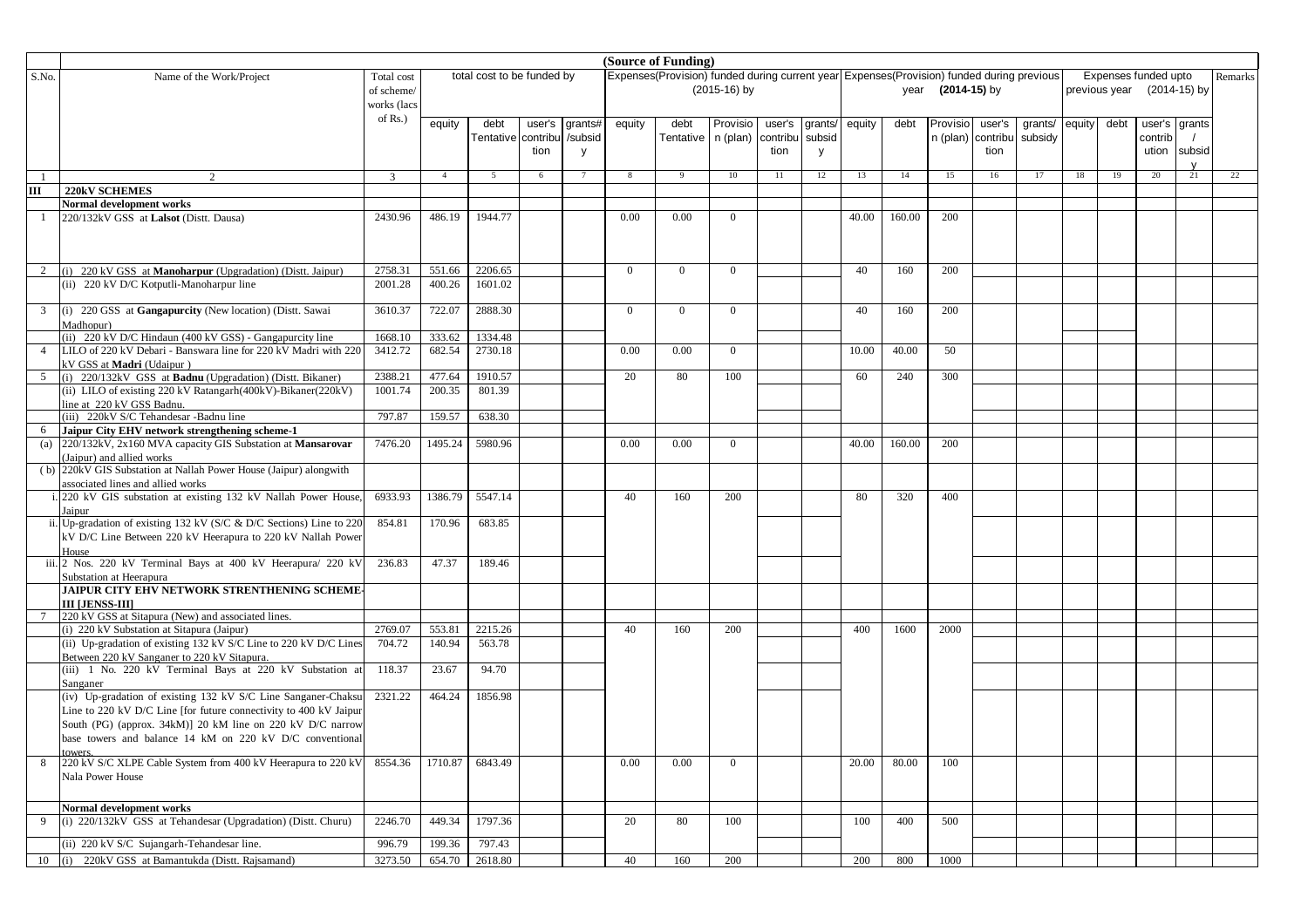| S.No. | Name of the Work/Project | Total cost of scheme/ works (lacs of Rs.) | total cost to be funded by | | | | (Source of Funding) Expenses(Provision) funded during current year (2015-16) by | | | | | Expenses(Provision) funded during previous year (2014-15) by | | | | | Expenses funded upto previous year (2014-15) by | | | | Remarks |
|---|---|---|---|---|---|---|---|---|---|---|---|---|---|---|---|---|---|---|---|---|---|
| | | | equity | debt Tentative | user's contribution | grants# /subsidy | equity | debt Tentative | Provision (plan) | user's contribution | grants/ subsidy | equity | debt | Provision (plan) | user's contribution | grants/ subsidy | equity | debt | user's contribution | grants / subsidy | |
| 1 | 2 | 3 | 4 | 5 | 6 | 7 | 8 | 9 | 10 | 11 | 12 | 13 | 14 | 15 | 16 | 17 | 18 | 19 | 20 | 21 | 22 |
| **III** | **220kV SCHEMES** | | | | | | | | | | | | | | | | | | | | |
| | **Normal development works** | | | | | | | | | | | | | | | | | | | | |
| 1 | 220/132kV GSS at **Lalsot** (Distt. Dausa) | 2430.96 | 486.19 | 1944.77 | | | 0.00 | 0.00 | 0 | | | 40.00 | 160.00 | 200 | | | | | | | |
| 2 | (i) 220 kV GSS at **Manoharpur** (Upgradation) (Distt. Jaipur) | 2758.31 | 551.66 | 2206.65 | | | 0 | 0 | 0 | | | 40 | 160 | 200 | | | | | | | |
| | (ii) 220 kV D/C Kotputli-Manoharpur line | 2001.28 | 400.26 | 1601.02 | | | | | | | | | | | | | | | | | |
| 3 | (i) 220 GSS at **Gangapurcity** (New location) (Distt. Sawai Madhopur) | 3610.37 | 722.07 | 2888.30 | | | 0 | 0 | 0 | | | 40 | 160 | 200 | | | | | | | |
| | (ii) 220 kV D/C Hindaun (400 kV GSS) - Gangapurcity line | 1668.10 | 333.62 | 1334.48 | | | | | | | | | | | | | | | | | |
| 4 | LILO of 220 kV Debari - Banswara line for 220 kV Madri with 220 kV GSS at **Madri** (Udaipur ) | 3412.72 | 682.54 | 2730.18 | | | 0.00 | 0.00 | 0 | | | 10.00 | 40.00 | 50 | | | | | | | |
| 5 | (i) 220/132kV GSS at **Badnu** (Upgradation) (Distt. Bikaner) | 2388.21 | 477.64 | 1910.57 | | | 20 | 80 | 100 | | | 60 | 240 | 300 | | | | | | | |
| | (ii) LILO of existing 220 kV Ratangarh(400kV)-Bikaner(220kV) line at 220 kV GSS Badnu. | 1001.74 | 200.35 | 801.39 | | | | | | | | | | | | | | | | | |
| | (iii) 220kV S/C Tehandesar -Badnu line | 797.87 | 159.57 | 638.30 | | | | | | | | | | | | | | | | | |
| 6 | **Jaipur City EHV network strengthening scheme-1** | | | | | | | | | | | | | | | | | | | | |
| (a) | 220/132kV, 2x160 MVA capacity GIS Substation at **Mansarovar** (Jaipur) and allied works | 7476.20 | 1495.24 | 5980.96 | | | 0.00 | 0.00 | 0 | | | 40.00 | 160.00 | 200 | | | | | | | |
| ( b) | 220kV GIS Substation at Nallah Power House (Jaipur) alongwith associated lines and allied works | | | | | | | | | | | | | | | | | | | | |
| i. | 220 kV GIS substation at existing 132 kV Nallah Power House, Jaipur | 6933.93 | 1386.79 | 5547.14 | | | 40 | 160 | 200 | | | 80 | 320 | 400 | | | | | | | |
| ii. | Up-gradation of existing 132 kV (S/C & D/C Sections) Line to 220 kV D/C Line Between 220 kV Heerapura to 220 kV Nallah Power House | 854.81 | 170.96 | 683.85 | | | | | | | | | | | | | | | | | |
| iii. | 2 Nos. 220 kV Terminal Bays at 400 kV Heerapura/ 220 kV Substation at Heerapura | 236.83 | 47.37 | 189.46 | | | | | | | | | | | | | | | | | |
| | **JAIPUR CITY EHV NETWORK STRENTHENING SCHEME-III [JENSS-III]** | | | | | | | | | | | | | | | | | | | | |
| 7 | 220 kV GSS at Sitapura (New) and associated lines. | | | | | | | | | | | | | | | | | | | | |
| | (i) 220 kV Substation at Sitapura (Jaipur) | 2769.07 | 553.81 | 2215.26 | | | 40 | 160 | 200 | | | 400 | 1600 | 2000 | | | | | | | |
| | (ii) Up-gradation of existing 132 kV S/C Line to 220 kV D/C Lines Between 220 kV Sanganer to 220 kV Sitapura. | 704.72 | 140.94 | 563.78 | | | | | | | | | | | | | | | | | |
| | (iii) 1 No. 220 kV Terminal Bays at 220 kV Substation at Sanganer | 118.37 | 23.67 | 94.70 | | | | | | | | | | | | | | | | | |
| | (iv) Up-gradation of existing 132 kV S/C Line Sanganer-Chaksu Line to 220 kV D/C Line [for future connectivity to 400 kV Jaipur South (PG) (approx. 34kM)] 20 kM line on 220 kV D/C narrow base towers and balance 14 kM on 220 kV D/C conventional towers. | 2321.22 | 464.24 | 1856.98 | | | | | | | | | | | | | | | | | |
| 8 | 220 kV S/C XLPE Cable System from 400 kV Heerapura to 220 kV Nala Power House | 8554.36 | 1710.87 | 6843.49 | | | 0.00 | 0.00 | 0 | | | 20.00 | 80.00 | 100 | | | | | | | |
| | **Normal development works** | | | | | | | | | | | | | | | | | | | | |
| 9 | (i) 220/132kV GSS at Tehandesar (Upgradation) (Distt. Churu) | 2246.70 | 449.34 | 1797.36 | | | 20 | 80 | 100 | | | 100 | 400 | 500 | | | | | | | |
| | (ii) 220 kV S/C Sujangarh-Tehandesar line. | 996.79 | 199.36 | 797.43 | | | | | | | | | | | | | | | | | |
| 10 | (i) 220kV GSS at Bamantukda (Distt. Rajsamand) | 3273.50 | 654.70 | 2618.80 | | | 40 | 160 | 200 | | | 200 | 800 | 1000 | | | | | | | |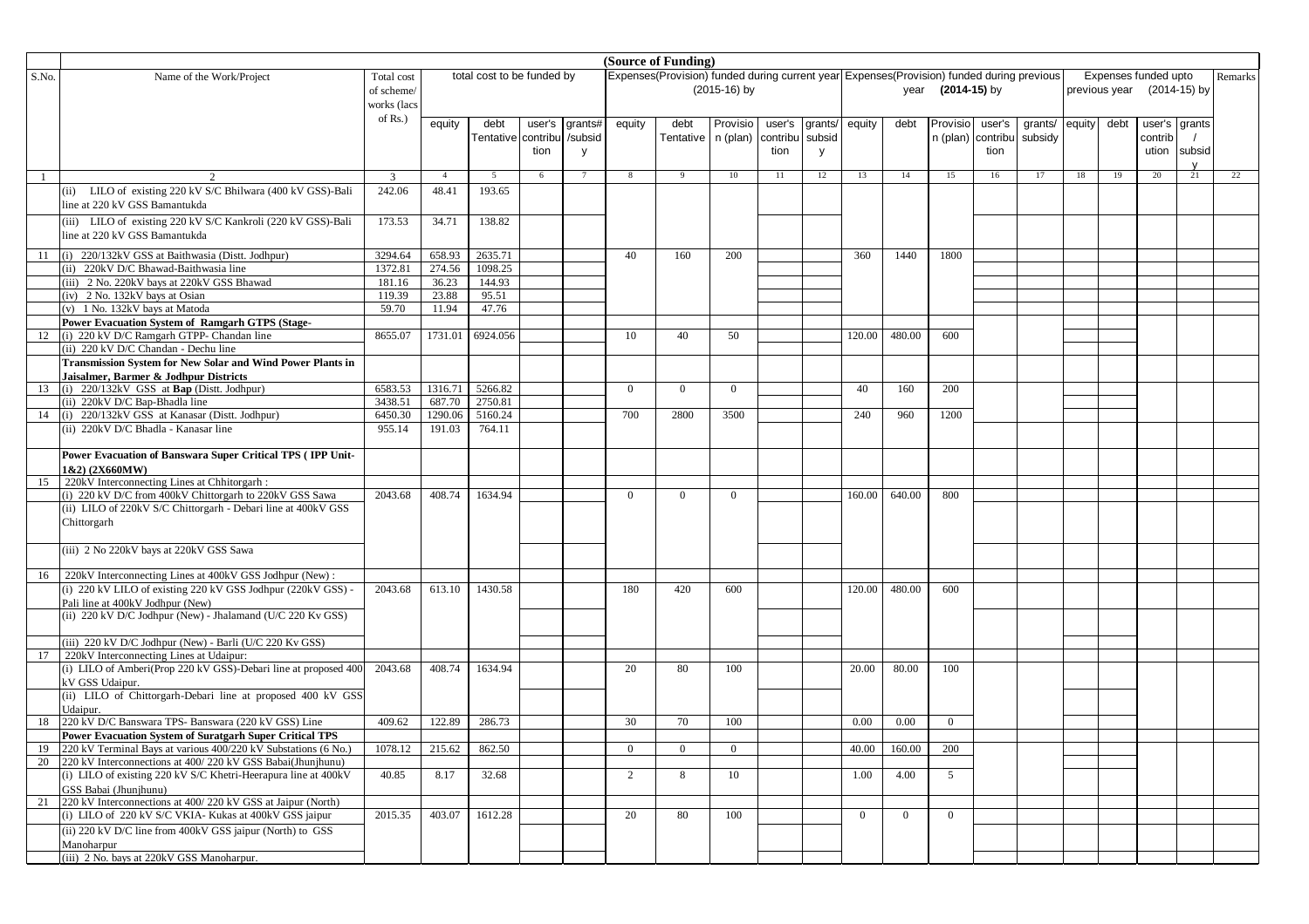| S.No. | Name of the Work/Project | Total cost of scheme/ works (lacs of Rs.) | total cost to be funded by | | | | (Source of Funding) Expenses(Provision) funded during current year (2015-16) by | | | | | Expenses(Provision) funded during previous year (2014-15) by | | | | | Expenses funded upto previous year (2014-15) by | | | | Remarks |
|---|---|---|---|---|---|---|---|---|---|---|---|---|---|---|---|---|---|---|---|---|---|
| | | | equity | debt Tentative | user's contribution | grants# /subsidy | equity | debt Tentative | Provision (plan) | user's contribution | grants/ subsidy | equity | debt | Provision (plan) | user's contribution | grants/ subsidy | equity | debt | user's contribution | grants / subsidy | |
| 1 | 2 | 3 | 4 | 5 | 6 | 7 | 8 | 9 | 10 | 11 | 12 | 13 | 14 | 15 | 16 | 17 | 18 | 19 | 20 | 21 | 22 |
| | (ii) LILO of existing 220 kV S/C Bhilwara (400 kV GSS)-Bali line at 220 kV GSS Bamantukda | 242.06 | 48.41 | 193.65 | | | | | | | | | | | | | | | | | |
| | (iii) LILO of existing 220 kV S/C Kankroli (220 kV GSS)-Bali line at 220 kV GSS Bamantukda | 173.53 | 34.71 | 138.82 | | | | | | | | | | | | | | | | | |
| 11 | (i) 220/132kV GSS at Baithwasia (Distt. Jodhpur) | 3294.64 | 658.93 | 2635.71 | | | 40 | 160 | 200 | | | 360 | 1440 | 1800 | | | | | | | |
| | (ii) 220kV D/C Bhawad-Baithwasia line | 1372.81 | 274.56 | 1098.25 | | | | | | | | | | | | | | | | | |
| | (iii) 2 No. 220kV bays at 220kV GSS Bhawad | 181.16 | 36.23 | 144.93 | | | | | | | | | | | | | | | | | |
| | (iv) 2 No. 132kV bays at Osian | 119.39 | 23.88 | 95.51 | | | | | | | | | | | | | | | | | |
| | (v) 1 No. 132kV bays at Matoda | 59.70 | 11.94 | 47.76 | | | | | | | | | | | | | | | | | |
| | **Power Evacuation System of Ramgarh GTPS (Stage-** | | | | | | | | | | | | | | | | | | | | |
| 12 | (i) 220 kV D/C Ramgarh GTPP- Chandan line | 8655.07 | 1731.01 | 6924.056 | | | 10 | 40 | 50 | | | 120.00 | 480.00 | 600 | | | | | | | |
| | (ii) 220 kV D/C Chandan - Dechu line | | | | | | | | | | | | | | | | | | | | |
| | **Transmission System for New Solar and Wind Power Plants in Jaisalmer, Barmer & Jodhpur Districts** | | | | | | | | | | | | | | | | | | | | |
| 13 | (i) 220/132kV GSS at **Bap** (Distt. Jodhpur) | 6583.53 | 1316.71 | 5266.82 | | | 0 | 0 | 0 | | | 40 | 160 | 200 | | | | | | | |
| | (ii) 220kV D/C Bap-Bhadla line | 3438.51 | 687.70 | 2750.81 | | | | | | | | | | | | | | | | | |
| 14 | (i) 220/132kV GSS at Kanasar (Distt. Jodhpur) | 6450.30 | 1290.06 | 5160.24 | | | 700 | 2800 | 3500 | | | 240 | 960 | 1200 | | | | | | | |
| | (ii) 220kV D/C Bhadla - Kanasar line | 955.14 | 191.03 | 764.11 | | | | | | | | | | | | | | | | | |
| | **Power Evacuation of Banswara Super Critical TPS ( IPP Unit-1&2) (2X660MW)** | | | | | | | | | | | | | | | | | | | | |
| 15 | 220kV Interconnecting Lines at Chhitorgarh : | | | | | | | | | | | | | | | | | | | | |
| | (i) 220 kV D/C from 400kV Chittorgarh to 220kV GSS Sawa | 2043.68 | 408.74 | 1634.94 | | | 0 | 0 | 0 | | | 160.00 | 640.00 | 800 | | | | | | | |
| | (ii) LILO of 220kV S/C Chittorgarh - Debari line at 400kV GSS Chittorgarh | | | | | | | | | | | | | | | | | | | | |
| | (iii) 2 No 220kV bays at 220kV GSS Sawa | | | | | | | | | | | | | | | | | | | | |
| 16 | 220kV Interconnecting Lines at 400kV GSS Jodhpur (New) : | | | | | | | | | | | | | | | | | | | | |
| | (i) 220 kV LILO of existing 220 kV GSS Jodhpur (220kV GSS) - Pali line at 400kV Jodhpur (New) | 2043.68 | 613.10 | 1430.58 | | | 180 | 420 | 600 | | | 120.00 | 480.00 | 600 | | | | | | | |
| | (ii) 220 kV D/C Jodhpur (New) - Jhalamand (U/C 220 Kv GSS) | | | | | | | | | | | | | | | | | | | | |
| | (iii) 220 kV D/C Jodhpur (New) - Barli (U/C 220 Kv GSS) | | | | | | | | | | | | | | | | | | | | |
| 17 | 220kV Interconnecting Lines at Udaipur: | | | | | | | | | | | | | | | | | | | | |
| | (i) LILO of Amberi(Prop 220 kV GSS)-Debari line at proposed 400 kV GSS Udaipur. | 2043.68 | 408.74 | 1634.94 | | | 20 | 80 | 100 | | | 20.00 | 80.00 | 100 | | | | | | | |
| | (ii) LILO of Chittorgarh-Debari line at proposed 400 kV GSS Udaipur. | | | | | | | | | | | | | | | | | | | | |
| 18 | 220 kV D/C Banswara TPS- Banswara (220 kV GSS) Line | 409.62 | 122.89 | 286.73 | | | 30 | 70 | 100 | | | 0.00 | 0.00 | 0 | | | | | | | |
| | **Power Evacuation System of Suratgarh Super Critical TPS** | | | | | | | | | | | | | | | | | | | | |
| 19 | 220 kV Terminal Bays at various 400/220 kV Substations (6 No.) | 1078.12 | 215.62 | 862.50 | | | 0 | 0 | 0 | | | 40.00 | 160.00 | 200 | | | | | | | |
| 20 | 220 kV Interconnections at 400/ 220 kV GSS Babai(Jhunjhunu) | | | | | | | | | | | | | | | | | | | | |
| | (i) LILO of existing 220 kV S/C Khetri-Heerapura line at 400kV GSS Babai (Jhunjhunu) | 40.85 | 8.17 | 32.68 | | | 2 | 8 | 10 | | | 1.00 | 4.00 | 5 | | | | | | | |
| 21 | 220 kV Interconnections at 400/ 220 kV GSS at Jaipur (North) | | | | | | | | | | | | | | | | | | | | |
| | (i) LILO of 220 kV S/C VKIA- Kukas at 400kV GSS jaipur | 2015.35 | 403.07 | 1612.28 | | | 20 | 80 | 100 | | | 0 | 0 | 0 | | | | | | | |
| | (ii) 220 kV D/C line from 400kV GSS jaipur (North) to GSS Manoharpur | | | | | | | | | | | | | | | | | | | | |
| | (iii) 2 No. bays at 220kV GSS Manoharpur. | | | | | | | | | | | | | | | | | | | | |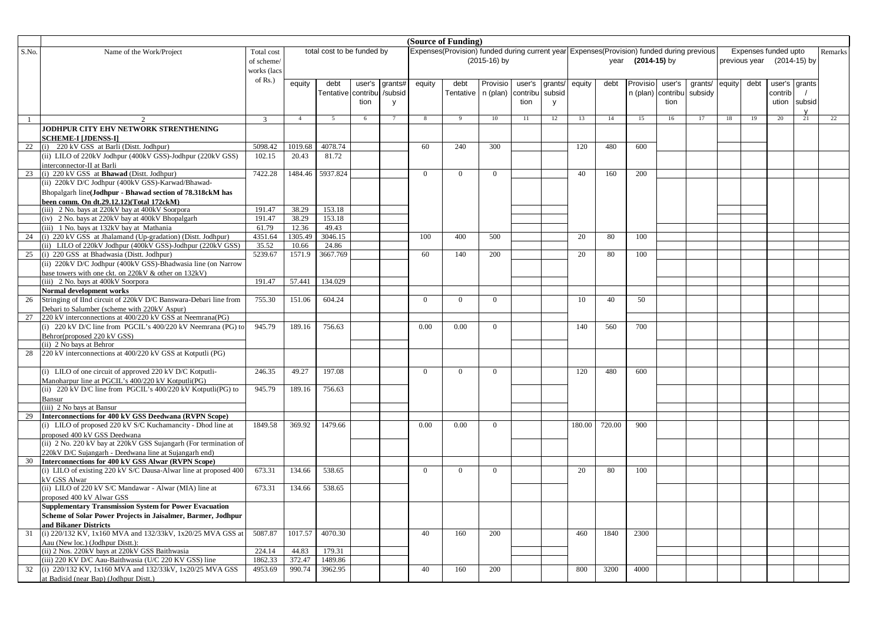| S.No. | Name of the Work/Project | Total cost of scheme/ works (lacs of Rs.) | total cost to be funded by | | | | (Source of Funding) Expenses(Provision) funded during current year (2015-16) by | | | | | Expenses(Provision) funded during previous year (2014-15) by | | | | | Expenses funded upto previous year (2014-15) by | | | | Remarks |
|---|---|---|---|---|---|---|---|---|---|---|---|---|---|---|---|---|---|---|---|---|---|
| | | | equity | debt Tentative | user's contribution | grants#/subsidy | equity | debt Tentative | Provision (plan) | user's contribution | grants/subsidy | equity | debt | Provision (plan) | user's contribution | grants/subsidy | equity | debt | user's contribution | grants/subsidy | |
| 1 | 2 | 3 | 4 | 5 | 6 | 7 | 8 | 9 | 10 | 11 | 12 | 13 | 14 | 15 | 16 | 17 | 18 | 19 | 20 | 21 | 22 |
| | **JODHPUR CITY EHV NETWORK STRENTHENING SCHEME-I [JDENSS-I]** | | | | | | | | | | | | | | | | | | | | |
| 22 | (i) 220 kV GSS at Barli (Distt. Jodhpur) | 5098.42 | 1019.68 | 4078.74 | | | 60 | 240 | 300 | | | 120 | 480 | 600 | | | | | | | |
| | (ii) LILO of 220kV Jodhpur (400kV GSS)-Jodhpur (220kV GSS) interconnector-II at Barli | 102.15 | 20.43 | 81.72 | | | | | | | | | | | | | | | | | |
| 23 | (i) 220 kV GSS at **Bhawad** (Distt. Jodhpur) | 7422.28 | 1484.46 | 5937.824 | | | 0 | 0 | 0 | | | 40 | 160 | 200 | | | | | | | |
| | (ii) 220kV D/C Jodhpur (400kV GSS)-Karwad/Bhawad-Bhopalgarh line(**Jodhpur - Bhawad section of 78.318ckM has been comm. On dt.29.12.12)(Total 172ckM)** | | | | | | | | | | | | | | | | | | | | |
| | (iii) 2 No. bays at 220kV bay at 400kV Soorpora | 191.47 | 38.29 | 153.18 | | | | | | | | | | | | | | | | | |
| | (iv) 2 No. bays at 220kV bay at 400kV Bhopalgarh | 191.47 | 38.29 | 153.18 | | | | | | | | | | | | | | | | | |
| | (iii) 1 No. bays at 132kV bay at Mathania | 61.79 | 12.36 | 49.43 | | | | | | | | | | | | | | | | | |
| 24 | (i) 220 kV GSS at Jhalamand (Up-gradation) (Distt. Jodhpur) | 4351.64 | 1305.49 | 3046.15 | | | 100 | 400 | 500 | | | 20 | 80 | 100 | | | | | | | |
| | (ii) LILO of 220kV Jodhpur (400kV GSS)-Jodhpur (220kV GSS) | 35.52 | 10.66 | 24.86 | | | | | | | | | | | | | | | | | |
| 25 | (i) 220 GSS at Bhadwasia (Distt. Jodhpur) | 5239.67 | 1571.9 | 3667.769 | | | 60 | 140 | 200 | | | 20 | 80 | 100 | | | | | | | |
| | (ii) 220kV D/C Jodhpur (400kV GSS)-Bhadwasia line (on Narrow base towers with one ckt. on 220kV & other on 132kV) | | | | | | | | | | | | | | | | | | | | |
| | (iii) 2 No. bays at 400kV Soorpora | 191.47 | 57.441 | 134.029 | | | | | | | | | | | | | | | | | |
| | **Normal development works** | | | | | | | | | | | | | | | | | | | | |
| 26 | Stringing of IInd circuit of 220kV D/C Banswara-Debari line from Debari to Salumber (scheme with 220kV Aspur) | 755.30 | 151.06 | 604.24 | | | 0 | 0 | 0 | | | 10 | 40 | 50 | | | | | | | |
| 27 | 220 kV interconnections at 400/220 kV GSS at Neemrana(PG) | | | | | | | | | | | | | | | | | | | | |
| | (i) 220 kV D/C line from PGCIL's 400/220 kV Neemrana (PG) to Behror(proposed 220 kV GSS) | 945.79 | 189.16 | 756.63 | | | 0.00 | 0.00 | 0 | | | 140 | 560 | 700 | | | | | | | |
| | (ii) 2 No bays at Behror | | | | | | | | | | | | | | | | | | | | |
| 28 | 220 kV interconnections at 400/220 kV GSS at Kotputli (PG) | | | | | | | | | | | | | | | | | | | | |
| | (i) LILO of one circuit of approved 220 kV D/C Kotputli-Manoharpur line at PGCIL's 400/220 kV Kotputli(PG) | 246.35 | 49.27 | 197.08 | | | 0 | 0 | 0 | | | 120 | 480 | 600 | | | | | | | |
| | (ii) 220 kV D/C line from PGCIL's 400/220 kV Kotputli(PG) to Bansur | 945.79 | 189.16 | 756.63 | | | | | | | | | | | | | | | | | |
| | (iii) 2 No bays at Bansur | | | | | | | | | | | | | | | | | | | | |
| 29 | **Interconnections for 400 kV GSS Deedwana (RVPN Scope)** | | | | | | | | | | | | | | | | | | | | |
| | (i) LILO of proposed 220 kV S/C Kuchamancity - Dhod line at proposed 400 kV GSS Deedwana | 1849.58 | 369.92 | 1479.66 | | | 0.00 | 0.00 | 0 | | | 180.00 | 720.00 | 900 | | | | | | | |
| | (ii) 2 No. 220 kV bay at 220kV GSS Sujangarh (For termination of 220kV D/C Sujangarh - Deedwana line at Sujangarh end) | | | | | | | | | | | | | | | | | | | | |
| 30 | **Interconnections for 400 kV GSS Alwar (RVPN Scope)** | | | | | | | | | | | | | | | | | | | | |
| | (i) LILO of existing 220 kV S/C Dausa-Alwar line at proposed 400 kV GSS Alwar | 673.31 | 134.66 | 538.65 | | | 0 | 0 | 0 | | | 20 | 80 | 100 | | | | | | | |
| | (ii) LILO of 220 kV S/C Mandawar - Alwar (MIA) line at proposed 400 kV Alwar GSS | 673.31 | 134.66 | 538.65 | | | | | | | | | | | | | | | | | |
| | **Supplementary Transmission System for Power Evacuation Scheme of Solar Power Projects in Jaisalmer, Barmer, Jodhpur and Bikaner Districts** | | | | | | | | | | | | | | | | | | | | |
| 31 | (i) 220/132 KV, 1x160 MVA and 132/33kV, 1x20/25 MVA GSS at Aau (New loc.) (Jodhpur Distt.): | 5087.87 | 1017.57 | 4070.30 | | | 40 | 160 | 200 | | | 460 | 1840 | 2300 | | | | | | | |
| | (ii) 2 Nos. 220kV bays at 220kV GSS Baithwasia | 224.14 | 44.83 | 179.31 | | | | | | | | | | | | | | | | | |
| | (iii) 220 KV D/C Aau-Baithwasia (U/C 220 KV GSS) line | 1862.33 | 372.47 | 1489.86 | | | | | | | | | | | | | | | | | |
| 32 | (i) 220/132 KV, 1x160 MVA and 132/33kV, 1x20/25 MVA GSS at Badisid (near Bap) (Jodhpur Distt.) | 4953.69 | 990.74 | 3962.95 | | | 40 | 160 | 200 | | | 800 | 3200 | 4000 | | | | | | | |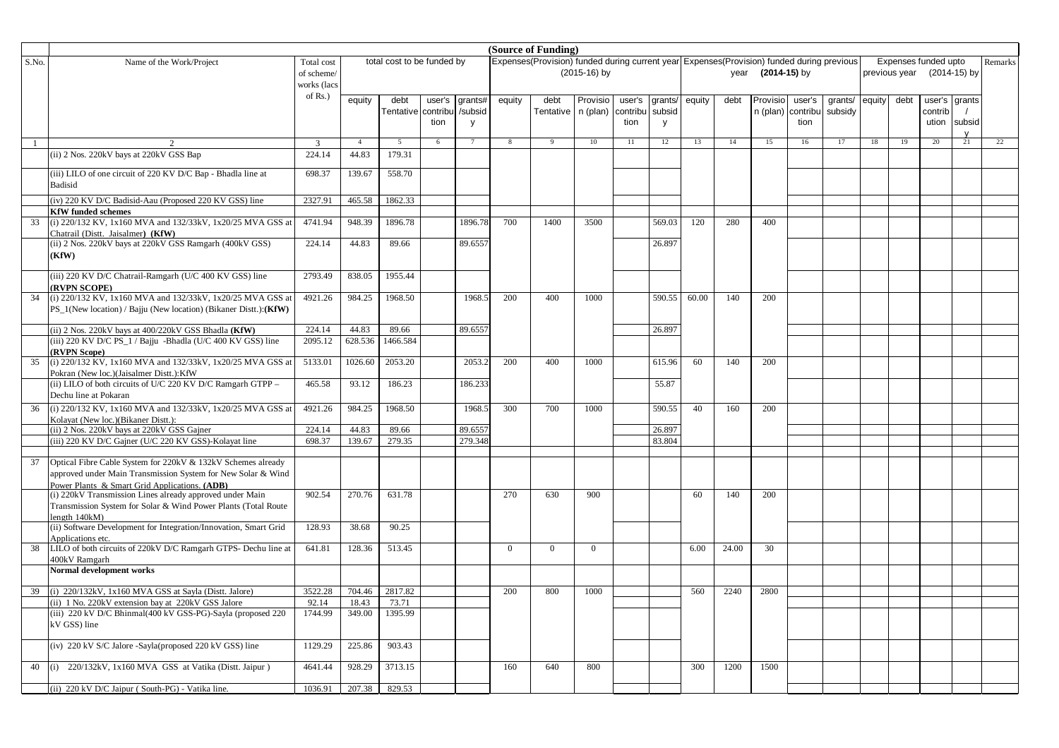| S.No. | Name of the Work/Project | Total cost of scheme/ works (lacs of Rs.) | total cost to be funded by | | | | (Source of Funding) Expenses(Provision) funded during current year (2015-16) by | | | | | Expenses(Provision) funded during previous year (2014-15) by | | | | | Expenses funded upto previous year (2014-15) by | | | | Remarks |
|---|---|---|---|---|---|---|---|---|---|---|---|---|---|---|---|---|---|---|---|---|---|
| | | | equity | debt Tentative | user's contribution | grants#/subsidy | equity | debt Tentative | Provision (plan) | user's contribution | grants/ subsidy | equity | debt | Provision (plan) | user's contribution | grants/ subsidy | equity | debt | user's contribution | grants / subsidy | |
| 1 | 2 | 3 | 4 | 5 | 6 | 7 | 8 | 9 | 10 | 11 | 12 | 13 | 14 | 15 | 16 | 17 | 18 | 19 | 20 | 21 | 22 |
| | (ii) 2 Nos. 220kV bays at 220kV GSS Bap | 224.14 | 44.83 | 179.31 | | | | | | | | | | | | | | | | | |
| | (iii) LILO of one circuit of 220 KV D/C Bap - Bhadla line at Badisid | 698.37 | 139.67 | 558.70 | | | | | | | | | | | | | | | | | |
| | (iv) 220 KV D/C Badisid-Aau (Proposed 220 KV GSS) line | 2327.91 | 465.58 | 1862.33 | | | | | | | | | | | | | | | | | |
| | **KfW funded schemes** | | | | | | | | | | | | | | | | | | | | |
| 33 | (i) 220/132 KV, 1x160 MVA and 132/33kV, 1x20/25 MVA GSS at Chatrail (Distt. Jaisalmer) **(KfW)** | 4741.94 | 948.39 | 1896.78 | | 1896.78 | 700 | 1400 | 3500 | | 569.03 | 120 | 280 | 400 | | | | | | | |
| | (ii) 2 Nos. 220kV bays at 220kV GSS Ramgarh (400kV GSS) **(KfW)** | 224.14 | 44.83 | 89.66 | | 89.6557 | | | | | 26.897 | | | | | | | | | | |
| | (iii) 220 KV D/C Chatrail-Ramgarh (U/C 400 KV GSS) line **(RVPN SCOPE)** | 2793.49 | 838.05 | 1955.44 | | | | | | | | | | | | | | | | | |
| 34 | (i) 220/132 KV, 1x160 MVA and 132/33kV, 1x20/25 MVA GSS at PS_1(New location) / Bajju (New location) (Bikaner Distt.):**(KfW)** | 4921.26 | 984.25 | 1968.50 | | 1968.5 | 200 | 400 | 1000 | | 590.55 | 60.00 | 140 | 200 | | | | | | | |
| | (ii) 2 Nos. 220kV bays at 400/220kV GSS Bhadla **(KfW)** | 224.14 | 44.83 | 89.66 | | 89.6557 | | | | | 26.897 | | | | | | | | | | |
| | (iii) 220 KV D/C PS_1 / Bajju -Bhadla (U/C 400 KV GSS) line **(RVPN Scope)** | 2095.12 | 628.536 | 1466.584 | | | | | | | | | | | | | | | | | |
| 35 | (i) 220/132 KV, 1x160 MVA and 132/33kV, 1x20/25 MVA GSS at Pokran (New loc.)(Jaisalmer Distt.):KfW | 5133.01 | 1026.60 | 2053.20 | | 2053.2 | 200 | 400 | 1000 | | 615.96 | 60 | 140 | 200 | | | | | | | |
| | (ii) LILO of both circuits of U/C 220 KV D/C Ramgarh GTPP – Dechu line at Pokaran | 465.58 | 93.12 | 186.23 | | 186.233 | | | | | 55.87 | | | | | | | | | | |
| 36 | (i) 220/132 KV, 1x160 MVA and 132/33kV, 1x20/25 MVA GSS at Kolayat (New loc.)(Bikaner Distt.): | 4921.26 | 984.25 | 1968.50 | | 1968.5 | 300 | 700 | 1000 | | 590.55 | 40 | 160 | 200 | | | | | | | |
| | (ii) 2 Nos. 220kV bays at 220kV GSS Gajner | 224.14 | 44.83 | 89.66 | | 89.6557 | | | | | 26.897 | | | | | | | | | | |
| | (iii) 220 KV D/C Gajner (U/C 220 KV GSS)-Kolayat line | 698.37 | 139.67 | 279.35 | | 279.348 | | | | | 83.804 | | | | | | | | | | |
| 37 | Optical Fibre Cable System for 220kV & 132kV Schemes already approved under Main Transmission System for New Solar & Wind Power Plants & Smart Grid Applications. **(ADB)** | | | | | | | | | | | | | | | | | | | | |
| | (i) 220kV Transmission Lines already approved under Main Transmission System for Solar & Wind Power Plants (Total Route length 140kM) | 902.54 | 270.76 | 631.78 | | | 270 | 630 | 900 | | | 60 | 140 | 200 | | | | | | | |
| | (ii) Software Development for Integration/Innovation, Smart Grid Applications etc. | 128.93 | 38.68 | 90.25 | | | | | | | | | | | | | | | | | |
| 38 | LILO of both circuits of 220kV D/C Ramgarh GTPS- Dechu line at 400kV Ramgarh | 641.81 | 128.36 | 513.45 | | | 0 | 0 | 0 | | | 6.00 | 24.00 | 30 | | | | | | | |
| | **Normal development works** | | | | | | | | | | | | | | | | | | | | |
| 39 | (i) 220/132kV, 1x160 MVA GSS at Sayla (Distt. Jalore) | 3522.28 | 704.46 | 2817.82 | | | 200 | 800 | 1000 | | | 560 | 2240 | 2800 | | | | | | | |
| | (ii) 1 No. 220kV extension bay at 220kV GSS Jalore | 92.14 | 18.43 | 73.71 | | | | | | | | | | | | | | | | | |
| | (iii) 220 kV D/C Bhinmal(400 kV GSS-PG)-Sayla (proposed 220 kV GSS) line | 1744.99 | 349.00 | 1395.99 | | | | | | | | | | | | | | | | | |
| | (iv) 220 kV S/C Jalore -Sayla(proposed 220 kV GSS) line | 1129.29 | 225.86 | 903.43 | | | | | | | | | | | | | | | | | |
| 40 | (i) 220/132kV, 1x160 MVA GSS at Vatika (Distt. Jaipur ) | 4641.44 | 928.29 | 3713.15 | | | 160 | 640 | 800 | | | 300 | 1200 | 1500 | | | | | | | |
| | (ii) 220 kV D/C Jaipur ( South-PG) - Vatika line. | 1036.91 | 207.38 | 829.53 | | | | | | | | | | | | | | | | | |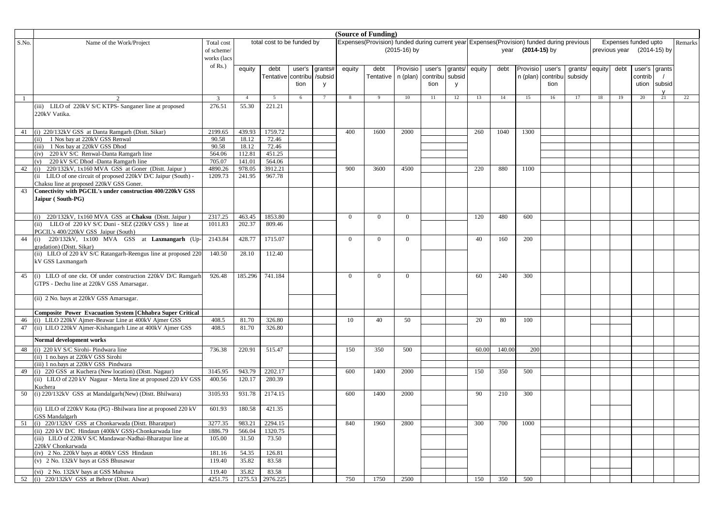| S.No. | Name of the Work/Project | Total cost of scheme/ works (lacs of Rs.) | total cost to be funded by | | | | (Source of Funding) Expenses(Provision) funded during current year (2015-16) by | | | | | Expenses(Provision) funded during previous year (2014-15) by | | | | | Expenses funded upto previous year (2014-15) by | | | | Remarks |
|---|---|---|---|---|---|---|---|---|---|---|---|---|---|---|---|---|---|---|---|---|---|
| | | | equity | debt Tentative | user's contribution | grants# /subsidy | equity | debt Tentative | Provision (plan) | user's contribution | grants/ subsidy | equity | debt | Provision (plan) | user's contribution | grants/ subsidy | equity | debt | user's contribution | grants / subsidy | |
| 1 | 2 | 3 | 4 | 5 | 6 | 7 | 8 | 9 | 10 | 11 | 12 | 13 | 14 | 15 | 16 | 17 | 18 | 19 | 20 | 21 | 22 |
| | (iii) LILO of 220kV S/C KTPS- Sanganer line at proposed 220kV Vatika. | 276.51 | 55.30 | 221.21 | | | | | | | | | | | | | | | | | |
| 41 | (i) 220/132kV GSS at Danta Ramgarh (Distt. Sikar) | 2199.65 | 439.93 | 1759.72 | | | 400 | 1600 | 2000 | | | 260 | 1040 | 1300 | | | | | | | |
| | (ii) 1 Nos bay at 220kV GSS Renwal | 90.58 | 18.12 | 72.46 | | | | | | | | | | | | | | | | | |
| | (iii) 1 Nos bay at 220kV GSS Dhod | 90.58 | 18.12 | 72.46 | | | | | | | | | | | | | | | | | |
| | (iv) 220 kV S/C Renwal-Danta Ramgarh line | 564.06 | 112.81 | 451.25 | | | | | | | | | | | | | | | | | |
| | (v) 220 kV S/C Dhod -Danta Ramgarh line | 705.07 | 141.01 | 564.06 | | | | | | | | | | | | | | | | | |
| 42 | (i) 220/132kV, 1x160 MVA GSS at Goner (Distt. Jaipur ) | 4890.26 | 978.05 | 3912.21 | | | 900 | 3600 | 4500 | | | 220 | 880 | 1100 | | | | | | | |
| | (ii LILO of one circuit of proposed 220kV D/C Jaipur (South) - Chaksu line at proposed 220kV GSS Goner. | 1209.73 | 241.95 | 967.78 | | | | | | | | | | | | | | | | | |
| 43 | **Conectivity with PGCIL's under construction 400/220kV GSS Jaipur ( South-PG)** | | | | | | | | | | | | | | | | | | | | |
| | (i) 220/132kV, 1x160 MVA GSS at **Chaksu** (Distt. Jaipur ) | 2317.25 | 463.45 | 1853.80 | | | 0 | 0 | 0 | | | 120 | 480 | 600 | | | | | | | |
| | (ii) LILO of 220 kV S/C Duni - SEZ (220kV GSS ) line at PGCIL's 400/220kV GSS Jaipur (South) | 1011.83 | 202.37 | 809.46 | | | | | | | | | | | | | | | | | |
| 44 | (i) 220/132kV, 1x100 MVA GSS at **Laxmangarh** (Up-gradation) (Distt. Sikar) | 2143.84 | 428.77 | 1715.07 | | | 0 | 0 | 0 | | | 40 | 160 | 200 | | | | | | | |
| | (ii) LILO of 220 kV S/C Ratangarh-Reengus line at proposed 220 kV GSS Laxmangarh | 140.50 | 28.10 | 112.40 | | | | | | | | | | | | | | | | | |
| 45 | (i) LILO of one ckt. Of under construction 220kV D/C Ramgarh GTPS - Dechu line at 220kV GSS Amarsagar. | 926.48 | 185.296 | 741.184 | | | 0 | 0 | 0 | | | 60 | 240 | 300 | | | | | | | |
| | (ii) 2 No. bays at 220kV GSS Amarsagar. | | | | | | | | | | | | | | | | | | | | |
| | **Composite Power Evacuation System [Chhabra Super Critical** | | | | | | | | | | | | | | | | | | | | |
| 46 | (i) LILO 220kV Ajmer-Beawar Line at 400kV Ajmer GSS | 408.5 | 81.70 | 326.80 | | | 10 | 40 | 50 | | | 20 | 80 | 100 | | | | | | | |
| 47 | (ii) LILO 220kV Ajmer-Kishangarh Line at 400kV Ajmer GSS | 408.5 | 81.70 | 326.80 | | | | | | | | | | | | | | | | | |
| | **Normal development works** | | | | | | | | | | | | | | | | | | | | |
| 48 | (i) 220 kV S/C Sirohi- Pindwara line | 736.38 | 220.91 | 515.47 | | | 150 | 350 | 500 | | | 60.00 | 140.00 | 200 | | | | | | | |
| | (ii) 1 no.bays at 220kV GSS Sirohi | | | | | | | | | | | | | | | | | | | | |
| | (iii) 1 no.bays at 220kV GSS Pindwara | | | | | | | | | | | | | | | | | | | | |
| 49 | (i) 220 GSS at Kuchera (New location) (Distt. Nagaur) | 3145.95 | 943.79 | 2202.17 | | | 600 | 1400 | 2000 | | | 150 | 350 | 500 | | | | | | | |
| | (ii) LILO of 220 kV Nagaur - Merta line at proposed 220 kV GSS Kuchera | 400.56 | 120.17 | 280.39 | | | | | | | | | | | | | | | | | |
| 50 | (i) 220/132kV GSS at Mandalgarh(New) (Distt. Bhilwara) | 3105.93 | 931.78 | 2174.15 | | | 600 | 1400 | 2000 | | | 90 | 210 | 300 | | | | | | | |
| | (ii) LILO of 220kV Kota (PG) -Bhilwara line at proposed 220 kV GSS Mandalgarh | 601.93 | 180.58 | 421.35 | | | | | | | | | | | | | | | | | |
| 51 | (i) 220/132kV GSS at Chonkarwada (Distt. Bharatpur) | 3277.35 | 983.21 | 2294.15 | | | 840 | 1960 | 2800 | | | 300 | 700 | 1000 | | | | | | | |
| | (ii) 220 kV D/C Hindaun (400kV GSS)-Chonkarwada line | 1886.79 | 566.04 | 1320.75 | | | | | | | | | | | | | | | | | |
| | (iii) LILO of 220kV S/C Mandawar-Nadbai-Bharatpur line at 220kV Chonkarwada | 105.00 | 31.50 | 73.50 | | | | | | | | | | | | | | | | | |
| | (iv) 2 No. 220kV bays at 400kV GSS Hindaun | 181.16 | 54.35 | 126.81 | | | | | | | | | | | | | | | | | |
| | (v) 2 No. 132kV bays at GSS Bhusawar | 119.40 | 35.82 | 83.58 | | | | | | | | | | | | | | | | | |
| | (vi) 2 No. 132kV bays at GSS Mahuwa | 119.40 | 35.82 | 83.58 | | | | | | | | | | | | | | | | | |
| 52 | (i) 220/132kV GSS at Behror (Distt. Alwar) | 4251.75 | 1275.53 | 2976.225 | | | 750 | 1750 | 2500 | | | 150 | 350 | 500 | | | | | | | |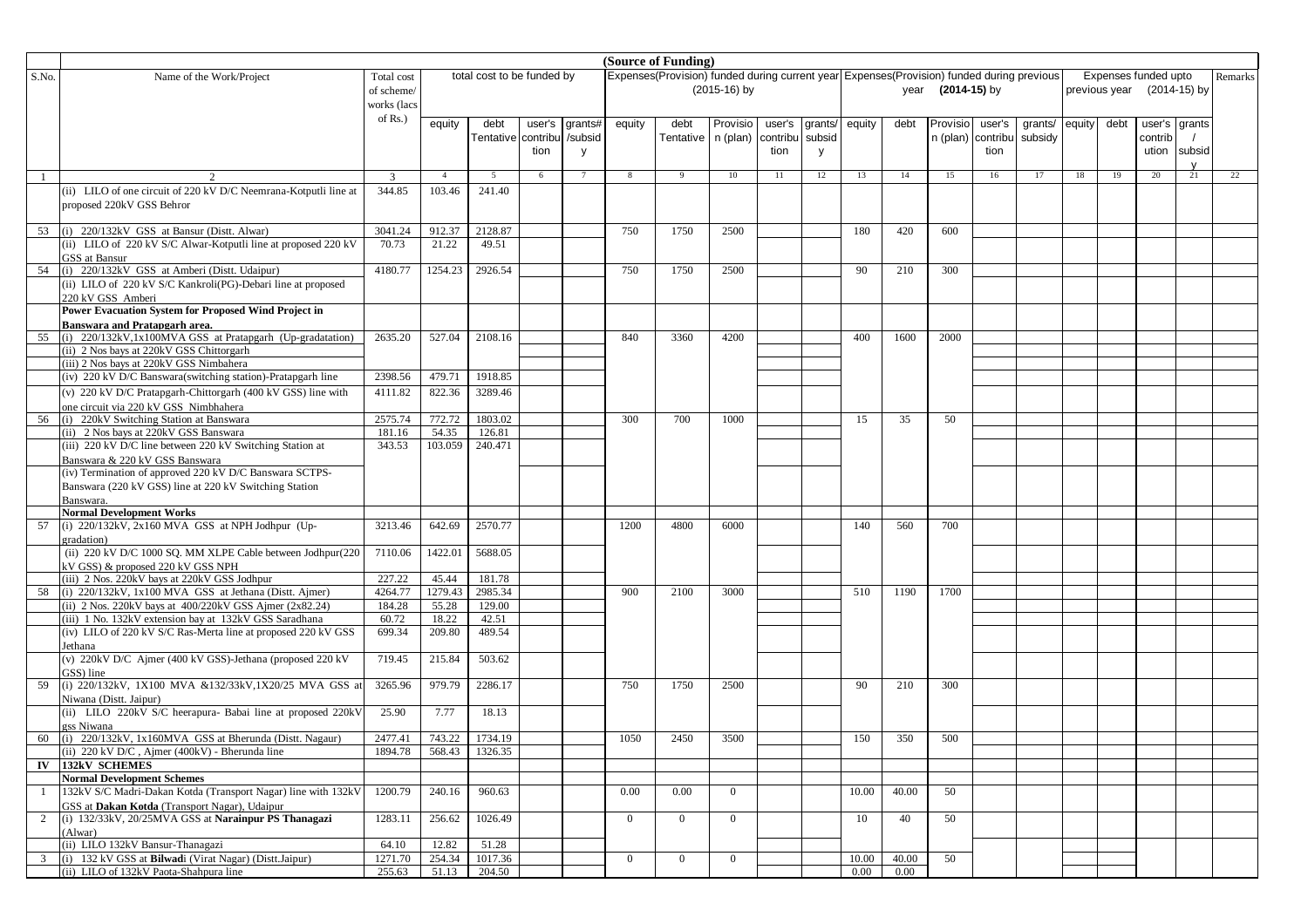| S.No. | Name of the Work/Project | Total cost of scheme/ works (lacs of Rs.) | total cost to be funded by | | | | (Source of Funding) Expenses(Provision) funded during current year (2015-16) by | | | | | Expenses(Provision) funded during previous year (2014-15) by | | | | | Expenses funded upto previous year (2014-15) by | | | | Remarks |
|---|---|---|---|---|---|---|---|---|---|---|---|---|---|---|---|---|---|---|---|---|---|
| | | | equity | debt Tentative | user's contribution | grants# /subsidy | equity | debt Tentative | Provision (plan) | user's contribution | grants/ subsidy | equity | debt | Provision (plan) | user's contribution | grants/ subsidy | equity | debt | user's contribution | grants / subsidy | |
| 1 | 2 | 3 | 4 | 5 | 6 | 7 | 8 | 9 | 10 | 11 | 12 | 13 | 14 | 15 | 16 | 17 | 18 | 19 | 20 | 21 | 22 |
| | (ii) LILO of one circuit of 220 kV D/C Neemrana-Kotputli line at proposed 220kV GSS Behror | 344.85 | 103.46 | 241.40 | | | | | | | | | | | | | | | | | |
| 53 | (i) 220/132kV GSS at Bansur (Distt. Alwar) | 3041.24 | 912.37 | 2128.87 | | | 750 | 1750 | 2500 | | | 180 | 420 | 600 | | | | | | | |
| | (ii) LILO of 220 kV S/C Alwar-Kotputli line at proposed 220 kV GSS at Bansur | 70.73 | 21.22 | 49.51 | | | | | | | | | | | | | | | | | |
| 54 | (i) 220/132kV GSS at Amberi (Distt. Udaipur) | 4180.77 | 1254.23 | 2926.54 | | | 750 | 1750 | 2500 | | | 90 | 210 | 300 | | | | | | | |
| | (ii) LILO of 220 kV S/C Kankroli(PG)-Debari line at proposed 220 kV GSS Amberi | | | | | | | | | | | | | | | | | | | | |
| | **Power Evacuation System for Proposed Wind Project in Banswara and Pratapgarh area.** | | | | | | | | | | | | | | | | | | | | |
| 55 | (i) 220/132kV,1x100MVA GSS at Pratapgarh (Up-gradatation) | 2635.20 | 527.04 | 2108.16 | | | 840 | 3360 | 4200 | | | 400 | 1600 | 2000 | | | | | | | |
| | (ii) 2 Nos bays at 220kV GSS Chittorgarh | | | | | | | | | | | | | | | | | | | | |
| | (iii) 2 Nos bays at 220kV GSS Nimbahera | | | | | | | | | | | | | | | | | | | | |
| | (iv) 220 kV D/C Banswara(switching station)-Pratapgarh line | 2398.56 | 479.71 | 1918.85 | | | | | | | | | | | | | | | | | |
| | (v) 220 kV D/C Pratapgarh-Chittorgarh (400 kV GSS) line with one circuit via 220 kV GSS Nimbhahera | 4111.82 | 822.36 | 3289.46 | | | | | | | | | | | | | | | | | |
| 56 | (i) 220kV Switching Station at Banswara | 2575.74 | 772.72 | 1803.02 | | | 300 | 700 | 1000 | | | 15 | 35 | 50 | | | | | | | |
| | (ii) 2 Nos bays at 220kV GSS Banswara | 181.16 | 54.35 | 126.81 | | | | | | | | | | | | | | | | | |
| | (iii) 220 kV D/C line between 220 kV Switching Station at Banswara & 220 kV GSS Banswara | 343.53 | 103.059 | 240.471 | | | | | | | | | | | | | | | | | |
| | (iv) Termination of approved 220 kV D/C Banswara SCTPS-Banswara (220 kV GSS) line at 220 kV Switching Station Banswara. | | | | | | | | | | | | | | | | | | | | |
| | **Normal Development Works** | | | | | | | | | | | | | | | | | | | | |
| 57 | (i) 220/132kV, 2x160 MVA GSS at NPH Jodhpur (Up-gradation) | 3213.46 | 642.69 | 2570.77 | | | 1200 | 4800 | 6000 | | | 140 | 560 | 700 | | | | | | | |
| | (ii) 220 kV D/C 1000 SQ. MM XLPE Cable between Jodhpur(220 kV GSS) & proposed 220 kV GSS NPH | 7110.06 | 1422.01 | 5688.05 | | | | | | | | | | | | | | | | | |
| | (iii) 2 Nos. 220kV bays at 220kV GSS Jodhpur | 227.22 | 45.44 | 181.78 | | | | | | | | | | | | | | | | | |
| 58 | (i) 220/132kV, 1x100 MVA GSS at Jethana (Distt. Ajmer) | 4264.77 | 1279.43 | 2985.34 | | | 900 | 2100 | 3000 | | | 510 | 1190 | 1700 | | | | | | | |
| | (ii) 2 Nos. 220kV bays at 400/220kV GSS Ajmer (2x82.24) | 184.28 | 55.28 | 129.00 | | | | | | | | | | | | | | | | | |
| | (iii) 1 No. 132kV extension bay at 132kV GSS Saradhana | 60.72 | 18.22 | 42.51 | | | | | | | | | | | | | | | | | |
| | (iv) LILO of 220 kV S/C Ras-Merta line at proposed 220 kV GSS Jethana | 699.34 | 209.80 | 489.54 | | | | | | | | | | | | | | | | | |
| | (v) 220kV D/C Ajmer (400 kV GSS)-Jethana (proposed 220 kV GSS) line | 719.45 | 215.84 | 503.62 | | | | | | | | | | | | | | | | | |
| 59 | (i) 220/132kV, 1X100 MVA &132/33kV,1X20/25 MVA GSS at Niwana (Distt. Jaipur) | 3265.96 | 979.79 | 2286.17 | | | 750 | 1750 | 2500 | | | 90 | 210 | 300 | | | | | | | |
| | (ii) LILO 220kV S/C heerapura- Babai line at proposed 220kV gss Niwana | 25.90 | 7.77 | 18.13 | | | | | | | | | | | | | | | | | |
| 60 | (i) 220/132kV, 1x160MVA GSS at Bherunda (Distt. Nagaur) | 2477.41 | 743.22 | 1734.19 | | | 1050 | 2450 | 3500 | | | 150 | 350 | 500 | | | | | | | |
| | (ii) 220 kV D/C , Ajmer (400kV) - Bherunda line | 1894.78 | 568.43 | 1326.35 | | | | | | | | | | | | | | | | | |
| **IV** | **132kV SCHEMES** | | | | | | | | | | | | | | | | | | | | |
| | **Normal Development Schemes** | | | | | | | | | | | | | | | | | | | | |
| 1 | 132kV S/C Madri-Dakan Kotda (Transport Nagar) line with 132kV GSS at **Dakan Kotda** (Transport Nagar), Udaipur | 1200.79 | 240.16 | 960.63 | | | 0.00 | 0.00 | 0 | | | 10.00 | 40.00 | 50 | | | | | | | |
| 2 | (i) 132/33kV, 20/25MVA GSS at **Narainpur PS Thanagazi** (Alwar) | 1283.11 | 256.62 | 1026.49 | | | 0 | 0 | 0 | | | 10 | 40 | 50 | | | | | | | |
| | (ii) LILO 132kV Bansur-Thanagazi | 64.10 | 12.82 | 51.28 | | | | | | | | | | | | | | | | | |
| 3 | (i) 132 kV GSS at **Bilwadi** (Virat Nagar) (Distt.Jaipur) | 1271.70 | 254.34 | 1017.36 | | | 0 | 0 | 0 | | | 10.00 | 40.00 | 50 | | | | | | | |
| | (ii) LILO of 132kV Paota-Shahpura line | 255.63 | 51.13 | 204.50 | | | | | | | | 0.00 | 0.00 | | | | | | | | |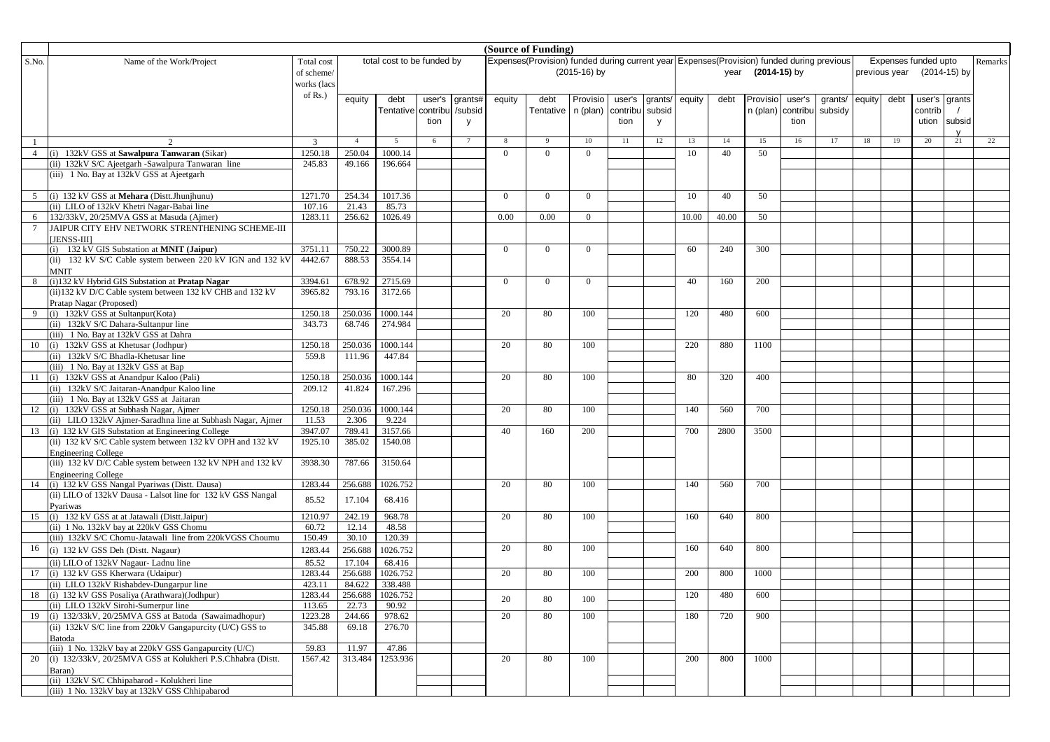| S.No. | Name of the Work/Project | Total cost of scheme/ works (lacs of Rs.) | total cost to be funded by | | | | (Source of Funding) Expenses(Provision) funded during current year (2015-16) by | | | | | Expenses(Provision) funded during previous year (2014-15) by | | | | | Expenses funded upto previous year (2014-15) by | | | | Remarks |
|---|---|---|---|---|---|---|---|---|---|---|---|---|---|---|---|---|---|---|---|---|---|
| | | | equity | debt Tentative | user's contribution | grants# /subsidy | equity | debt Tentative | Provision (plan) | user's contribution | grants/ subsidy | equity | debt | Provision (plan) | user's contribution | grants/ subsidy | equity | debt | user's contribution | grants / subsidy | |
| 1 | 2 | 3 | 4 | 5 | 6 | 7 | 8 | 9 | 10 | 11 | 12 | 13 | 14 | 15 | 16 | 17 | 18 | 19 | 20 | 21 | 22 |
| 4 | (i) 132kV GSS at **Sawalpura Tanwaran** (Sikar) | 1250.18 | 250.04 | 1000.14 | | | 0 | 0 | 0 | | | 10 | 40 | 50 | | | | | | | |
| | (ii) 132kV S/C Ajeetgarh -Sawalpura Tanwaran line | 245.83 | 49.166 | 196.664 | | | | | | | | | | | | | | | | | |
| | (iii) 1 No. Bay at 132kV GSS at Ajeetgarh | | | | | | | | | | | | | | | | | | | | |
| 5 | (i) 132 kV GSS at **Mehara** (Distt.Jhunjhunu) | 1271.70 | 254.34 | 1017.36 | | | 0 | 0 | 0 | | | 10 | 40 | 50 | | | | | | | |
| | (ii) LILO of 132kV Khetri Nagar-Babai line | 107.16 | 21.43 | 85.73 | | | | | | | | | | | | | | | | | |
| 6 | 132/33kV, 20/25MVA GSS at Masuda (Ajmer) | 1283.11 | 256.62 | 1026.49 | | | 0.00 | 0.00 | 0 | | | 10.00 | 40.00 | 50 | | | | | | | |
| 7 | JAIPUR CITY EHV NETWORK STRENTHENING SCHEME-III [JENSS-III] | | | | | | | | | | | | | | | | | | | | |
| | (i) 132 kV GIS Substation at **MNIT (Jaipur)** | 3751.11 | 750.22 | 3000.89 | | | 0 | 0 | 0 | | | 60 | 240 | 300 | | | | | | | |
| | (ii) 132 kV S/C Cable system between 220 kV IGN and 132 kV MNIT | 4442.67 | 888.53 | 3554.14 | | | | | | | | | | | | | | | | | |
| 8 | (i)132 kV Hybrid GIS Substation at **Pratap Nagar** | 3394.61 | 678.92 | 2715.69 | | | 0 | 0 | 0 | | | 40 | 160 | 200 | | | | | | | |
| | (ii)132 kV D/C Cable system between 132 kV CHB and 132 kV Pratap Nagar (Proposed) | 3965.82 | 793.16 | 3172.66 | | | | | | | | | | | | | | | | | |
| 9 | (i) 132kV GSS at Sultanpur(Kota) | 1250.18 | 250.036 | 1000.144 | | | 20 | 80 | 100 | | | 120 | 480 | 600 | | | | | | | |
| | (ii) 132kV S/C Dahara-Sultanpur line | 343.73 | 68.746 | 274.984 | | | | | | | | | | | | | | | | | |
| | (iii) 1 No. Bay at 132kV GSS at Dahra | | | | | | | | | | | | | | | | | | | | |
| 10 | (i) 132kV GSS at Khetusar (Jodhpur) | 1250.18 | 250.036 | 1000.144 | | | 20 | 80 | 100 | | | 220 | 880 | 1100 | | | | | | | |
| | (ii) 132kV S/C Bhadla-Khetusar line | 559.8 | 111.96 | 447.84 | | | | | | | | | | | | | | | | | |
| | (iii) 1 No. Bay at 132kV GSS at Bap | | | | | | | | | | | | | | | | | | | | |
| 11 | (i) 132kV GSS at Anandpur Kaloo (Pali) | 1250.18 | 250.036 | 1000.144 | | | 20 | 80 | 100 | | | 80 | 320 | 400 | | | | | | | |
| | (ii) 132kV S/C Jaitaran-Anandpur Kaloo line | 209.12 | 41.824 | 167.296 | | | | | | | | | | | | | | | | | |
| | (iii) 1 No. Bay at 132kV GSS at Jaitaran | | | | | | | | | | | | | | | | | | | | |
| 12 | (i) 132kV GSS at Subhash Nagar, Ajmer | 1250.18 | 250.036 | 1000.144 | | | 20 | 80 | 100 | | | 140 | 560 | 700 | | | | | | | |
| | (ii) LILO 132kV Ajmer-Saradhna line at Subhash Nagar, Ajmer | 11.53 | 2.306 | 9.224 | | | | | | | | | | | | | | | | | |
| 13 | (i) 132 kV GIS Substation at Engineering College | 3947.07 | 789.41 | 3157.66 | | | 40 | 160 | 200 | | | 700 | 2800 | 3500 | | | | | | | |
| | (ii) 132 kV S/C Cable system between 132 kV OPH and 132 kV Engineering College | 1925.10 | 385.02 | 1540.08 | | | | | | | | | | | | | | | | | |
| | (iii) 132 kV D/C Cable system between 132 kV NPH and 132 kV Engineering College | 3938.30 | 787.66 | 3150.64 | | | | | | | | | | | | | | | | | |
| 14 | (i) 132 kV GSS Nangal Pyariwas (Distt. Dausa) | 1283.44 | 256.688 | 1026.752 | | | 20 | 80 | 100 | | | 140 | 560 | 700 | | | | | | | |
| | (ii) LILO of 132kV Dausa - Lalsot line for 132 kV GSS Nangal Pyariwas | 85.52 | 17.104 | 68.416 | | | | | | | | | | | | | | | | | |
| 15 | (i) 132 kV GSS at at Jatawali (Distt.Jaipur) | 1210.97 | 242.19 | 968.78 | | | 20 | 80 | 100 | | | 160 | 640 | 800 | | | | | | | |
| | (ii) 1 No. 132kV bay at 220kV GSS Chomu | 60.72 | 12.14 | 48.58 | | | | | | | | | | | | | | | | | |
| | (iii) 132kV S/C Chomu-Jatawali line from 220kVGSS Choumu | 150.49 | 30.10 | 120.39 | | | | | | | | | | | | | | | | | |
| 16 | (i) 132 kV GSS Deh (Distt. Nagaur) | 1283.44 | 256.688 | 1026.752 | | | 20 | 80 | 100 | | | 160 | 640 | 800 | | | | | | | |
| | (ii) LILO of 132kV Nagaur- Ladnu line | 85.52 | 17.104 | 68.416 | | | | | | | | | | | | | | | | | |
| 17 | (i) 132 kV GSS Kherwara (Udaipur) | 1283.44 | 256.688 | 1026.752 | | | 20 | 80 | 100 | | | 200 | 800 | 1000 | | | | | | | |
| | (ii) LILO 132kV Rishabdev-Dungarpur line | 423.11 | 84.622 | 338.488 | | | | | | | | | | | | | | | | | |
| 18 | (i) 132 kV GSS Posaliya (Arathwara)(Jodhpur) | 1283.44 | 256.688 | 1026.752 | | | 20 | 80 | 100 | | | 120 | 480 | 600 | | | | | | | |
| | (ii) LILO 132kV Sirohi-Sumerpur line | 113.65 | 22.73 | 90.92 | | | | | | | | | | | | | | | | | |
| 19 | (i) 132/33kV, 20/25MVA GSS at Batoda (Sawaimadhopur) | 1223.28 | 244.66 | 978.62 | | | 20 | 80 | 100 | | | 180 | 720 | 900 | | | | | | | |
| | (ii) 132kV S/C line from 220kV Gangapurcity (U/C) GSS to Batoda | 345.88 | 69.18 | 276.70 | | | | | | | | | | | | | | | | | |
| | (iii) 1 No. 132kV bay at 220kV GSS Gangapurcity (U/C) | 59.83 | 11.97 | 47.86 | | | | | | | | | | | | | | | | | |
| 20 | (i) 132/33kV, 20/25MVA GSS at Kolukheri P.S.Chhabra (Distt. Baran) | 1567.42 | 313.484 | 1253.936 | | | 20 | 80 | 100 | | | 200 | 800 | 1000 | | | | | | | |
| | (ii) 132kV S/C Chhipabarod - Kolukheri line | | | | | | | | | | | | | | | | | | | | |
| | (iii) 1 No. 132kV bay at 132kV GSS Chhipabarod | | | | | | | | | | | | | | | | | | | | |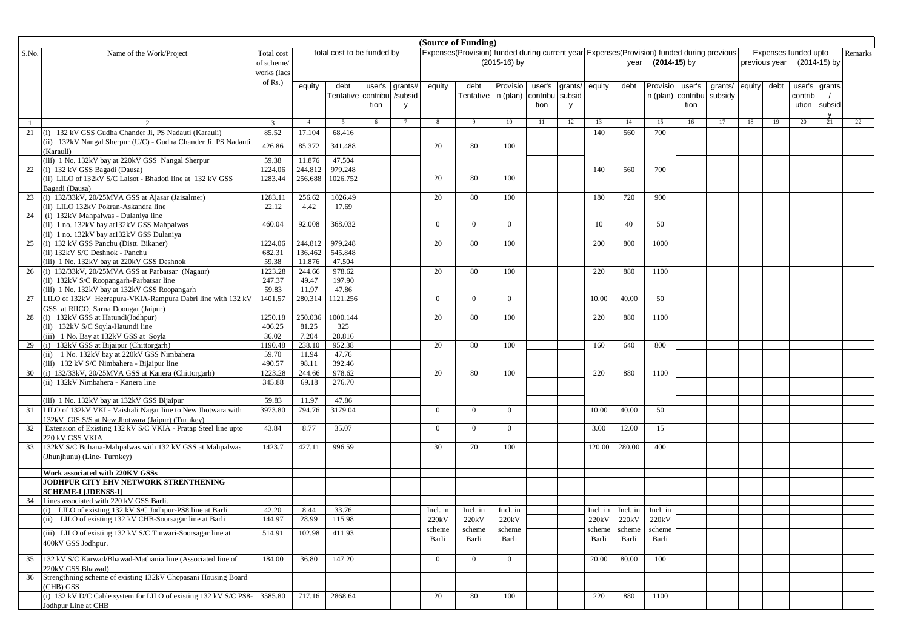| | (Source of Funding) | | | | | | | | | | | | | | | | | | | | | |
|---|---|---|---|---|---|---|---|---|---|---|---|---|---|---|---|---|---|---|---|---|---|---|
| S.No. | Name of the Work/Project | Total cost of scheme/ works (lacs of Rs.) | total cost to be funded by | | | | Expenses(Provision) funded during current year (2015-16) by | | | | | Expenses(Provision) funded during previous year (2014-15) by | | | | | Expenses funded upto previous year (2014-15) by | | | | Remarks |
| | | | equity | debt Tentative | user's contribution | grants#/subsidy | equity | debt Tentative | Provision (plan) | user's contribution | grants/ subsidy | equity | debt | Provision (plan) | user's contribution | grants/ subsidy | equity | debt | user's contribution | grants / subsidy | |
| 1 | 2 | 3 | 4 | 5 | 6 | 7 | 8 | 9 | 10 | 11 | 12 | 13 | 14 | 15 | 16 | 17 | 18 | 19 | 20 | 21 | 22 |
| 21 | (i) 132 kV GSS Gudha Chander Ji, PS Nadauti (Karauli) | 85.52 | 17.104 | 68.416 | | | | | | | | 140 | 560 | 700 | | | | | | | |
| | (ii) 132kV Nangal Sherpur (U/C) - Gudha Chander Ji, PS Nadauti (Karauli) | 426.86 | 85.372 | 341.488 | | | 20 | 80 | 100 | | | | | | | | | | | | |
| | (iii) 1 No. 132kV bay at 220kV GSS Nangal Sherpur | 59.38 | 11.876 | 47.504 | | | | | | | | | | | | | | | | | |
| 22 | (i) 132 kV GSS Bagadi (Dausa) | 1224.06 | 244.812 | 979.248 | | | | | | | | 140 | 560 | 700 | | | | | | | |
| | (ii) LILO of 132kV S/C Lalsot - Bhadoti line at 132 kV GSS Bagadi (Dausa) | 1283.44 | 256.688 | 1026.752 | | | 20 | 80 | 100 | | | | | | | | | | | | |
| 23 | (i) 132/33kV, 20/25MVA GSS at Ajasar (Jaisalmer) | 1283.11 | 256.62 | 1026.49 | | | 20 | 80 | 100 | | | 180 | 720 | 900 | | | | | | | |
| | (ii) LILO 132kV Pokran-Askandra line | 22.12 | 4.42 | 17.69 | | | | | | | | | | | | | | | | | |
| 24 | (i) 132kV Mahpalwas - Dulaniya line | | | | | | | | | | | | | | | | | | | | |
| | (ii) 1 no. 132kV bay at132kV GSS Mahpalwas | 460.04 | 92.008 | 368.032 | | | 0 | 0 | 0 | | | 10 | 40 | 50 | | | | | | | |
| | (ii) 1 no. 132kV bay at132kV GSS Dulaniya | | | | | | | | | | | | | | | | | | | | |
| 25 | (i) 132 kV GSS Panchu (Distt. Bikaner) | 1224.06 | 244.812 | 979.248 | | | 20 | 80 | 100 | | | 200 | 800 | 1000 | | | | | | | |
| | (ii) 132kV S/C Deshnok - Panchu | 682.31 | 136.462 | 545.848 | | | | | | | | | | | | | | | | | |
| | (iii) 1 No. 132kV bay at 220kV GSS Deshnok | 59.38 | 11.876 | 47.504 | | | | | | | | | | | | | | | | | |
| 26 | (i) 132/33kV, 20/25MVA GSS at Parbatsar (Nagaur) | 1223.28 | 244.66 | 978.62 | | | 20 | 80 | 100 | | | 220 | 880 | 1100 | | | | | | | |
| | (ii) 132kV S/C Roopangarh-Parbatsar line | 247.37 | 49.47 | 197.90 | | | | | | | | | | | | | | | | | |
| | (iii) 1 No. 132kV bay at 132kV GSS Roopangarh | 59.83 | 11.97 | 47.86 | | | | | | | | | | | | | | | | | |
| 27 | LILO of 132kV Heerapura-VKIA-Rampura Dabri line with 132 kV GSS at RIICO, Sarna Doongar (Jaipur) | 1401.57 | 280.314 | 1121.256 | | | 0 | 0 | 0 | | | 10.00 | 40.00 | 50 | | | | | | | |
| 28 | (i) 132kV GSS at Hatundi(Jodhpur) | 1250.18 | 250.036 | 1000.144 | | | 20 | 80 | 100 | | | 220 | 880 | 1100 | | | | | | | |
| | (ii) 132kV S/C Soyla-Hatundi line | 406.25 | 81.25 | 325 | | | | | | | | | | | | | | | | | |
| | (iii) 1 No. Bay at 132kV GSS at Soyla | 36.02 | 7.204 | 28.816 | | | | | | | | | | | | | | | | | |
| 29 | (i) 132kV GSS at Bijaipur (Chittorgarh) | 1190.48 | 238.10 | 952.38 | | | 20 | 80 | 100 | | | 160 | 640 | 800 | | | | | | | |
| | (ii) 1 No. 132kV bay at 220kV GSS Nimbahera | 59.70 | 11.94 | 47.76 | | | | | | | | | | | | | | | | | |
| | (iii) 132 kV S/C Nimbahera - Bijaipur line | 490.57 | 98.11 | 392.46 | | | | | | | | | | | | | | | | | |
| 30 | (i) 132/33kV, 20/25MVA GSS at Kanera (Chittorgarh) | 1223.28 | 244.66 | 978.62 | | | 20 | 80 | 100 | | | 220 | 880 | 1100 | | | | | | | |
| | (ii) 132kV Nimbahera - Kanera line | 345.88 | 69.18 | 276.70 | | | | | | | | | | | | | | | | | |
| | (iii) 1 No. 132kV bay at 132kV GSS Bijaipur | 59.83 | 11.97 | 47.86 | | | | | | | | | | | | | | | | | |
| 31 | LILO of 132kV VKI - Vaishali Nagar line to New Jhotwara with 132kV GIS S/S at New Jhotwara (Jaipur) (Turnkey) | 3973.80 | 794.76 | 3179.04 | | | 0 | 0 | 0 | | | 10.00 | 40.00 | 50 | | | | | | | |
| 32 | Extension of Existing 132 kV S/C VKIA - Pratap Steel line upto 220 kV GSS VKIA | 43.84 | 8.77 | 35.07 | | | 0 | 0 | 0 | | | 3.00 | 12.00 | 15 | | | | | | | |
| 33 | 132kV S/C Buhana-Mahpalwas with 132 kV GSS at Mahpalwas (Jhunjhunu) (Line- Turnkey) | 1423.7 | 427.11 | 996.59 | | | 30 | 70 | 100 | | | 120.00 | 280.00 | 400 | | | | | | | |
| | **Work associated with 220KV GSSs** | | | | | | | | | | | | | | | | | | | | |
| | **JODHPUR CITY EHV NETWORK STRENTHENING SCHEME-I [JDENSS-I]** | | | | | | | | | | | | | | | | | | | | |
| 34 | Lines associated with 220 kV GSS Barli. | | | | | | | | | | | | | | | | | | | | |
| | (i) LILO of existing 132 kV S/C Jodhpur-PS8 line at Barli | 42.20 | 8.44 | 33.76 | | | Incl. in 220kV scheme Barli | Incl. in 220kV scheme Barli | Incl. in 220kV scheme Barli | | | Incl. in 220kV scheme Barli | Incl. in 220kV scheme Barli | Incl. in 220kV scheme Barli | | | | | | | |
| | (ii) LILO of existing 132 kV CHB-Soorsagar line at Barli | 144.97 | 28.99 | 115.98 | | | | | | | | | | | | | | | | | |
| | (iii) LILO of existing 132 kV S/C Tinwari-Soorsagar line at 400kV GSS Jodhpur. | 514.91 | 102.98 | 411.93 | | | | | | | | | | | | | | | | | |
| 35 | 132 kV S/C Karwad/Bhawad-Mathania line (Associated line of 220kV GSS Bhawad) | 184.00 | 36.80 | 147.20 | | | 0 | 0 | 0 | | | 20.00 | 80.00 | 100 | | | | | | | |
| 36 | Strengthning scheme of existing 132kV Chopasani Housing Board (CHB) GSS | | | | | | | | | | | | | | | | | | | | |
| | (i) 132 kV D/C Cable system for LILO of existing 132 kV S/C PS8-Jodhpur Line at CHB | 3585.80 | 717.16 | 2868.64 | | | 20 | 80 | 100 | | | 220 | 880 | 1100 | | | | | | | |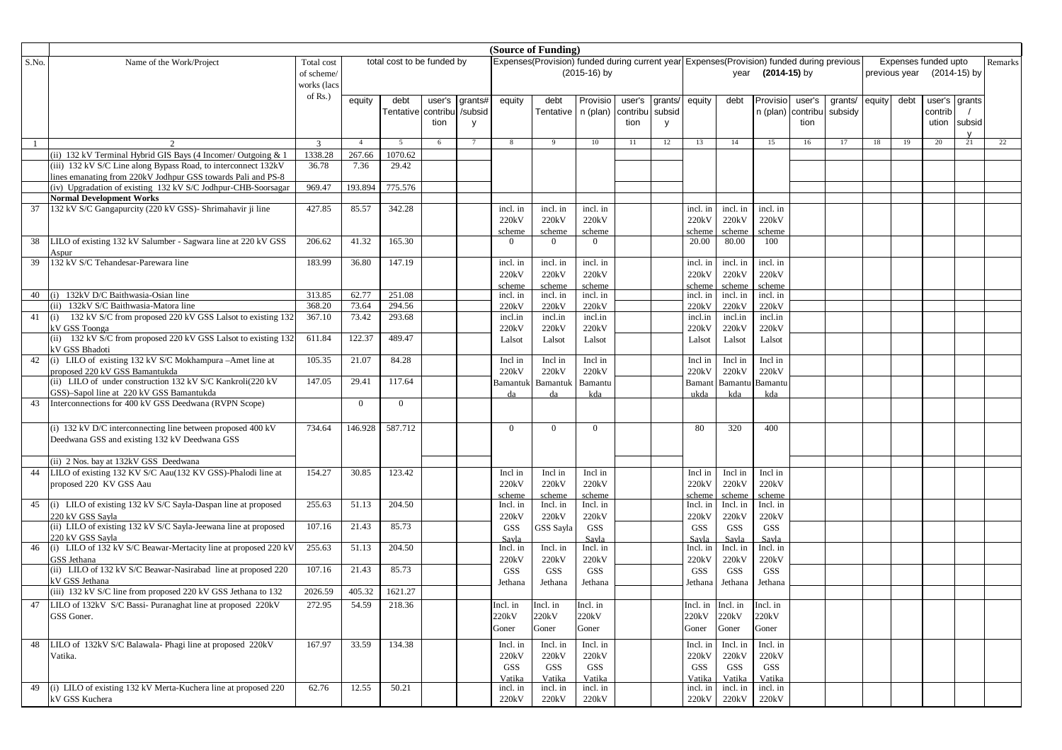| S.No. | Name of the Work/Project | Total cost of scheme/ works (lacs of Rs.) | total cost to be funded by | | | | (Source of Funding) Expenses(Provision) funded during current year (2015-16) by | | | | | Expenses(Provision) funded during previous year (2014-15) by | | | | | Expenses funded upto previous year (2014-15) by | | | | Remarks |
|---|---|---|---|---|---|---|---|---|---|---|---|---|---|---|---|---|---|---|---|---|---|
| | | | equity | debt Tentative | user's contribution | grants# /subsidy | equity | debt Tentative | Provision (plan) | user's contribution | grants/ subsidy | equity | debt | Provision (plan) | user's contribution | grants/ subsidy | equity | debt | user's contribution | grants / subsidy | |
| 1 | 2 | 3 | 4 | 5 | 6 | 7 | 8 | 9 | 10 | 11 | 12 | 13 | 14 | 15 | 16 | 17 | 18 | 19 | 20 | 21 | 22 |
| | (ii) 132 kV Terminal Hybrid GIS Bays (4 Incomer/ Outgoing & 1 | 1338.28 | 267.66 | 1070.62 | | | | | | | | | | | | | | | | | |
| | (iii) 132 kV S/C Line along Bypass Road, to interconnect 132kV lines emanating from 220kV Jodhpur GSS towards Pali and PS-8 | 36.78 | 7.36 | 29.42 | | | | | | | | | | | | | | | | | |
| | (iv) Upgradation of existing 132 kV S/C Jodhpur-CHB-Soorsagar | 969.47 | 193.894 | 775.576 | | | | | | | | | | | | | | | | | |
| | **Normal Development Works** | | | | | | | | | | | | | | | | | | | | |
| 37 | 132 kV S/C Gangapurcity (220 kV GSS)- Shrimahavir ji line | 427.85 | 85.57 | 342.28 | | | incl. in 220kV scheme | incl. in 220kV scheme | incl. in 220kV scheme | | | incl. in 220kV scheme | incl. in 220kV scheme | incl. in 220kV scheme | | | | | | | |
| 38 | LILO of existing 132 kV Salumber - Sagwara line at 220 kV GSS Aspur | 206.62 | 41.32 | 165.30 | | | 0 | 0 | 0 | | | 20.00 | 80.00 | 100 | | | | | | | |
| 39 | 132 kV S/C Tehandesar-Parewara line | 183.99 | 36.80 | 147.19 | | | incl. in 220kV scheme | incl. in 220kV scheme | incl. in 220kV scheme | | | incl. in 220kV scheme | incl. in 220kV scheme | incl. in 220kV scheme | | | | | | | |
| 40 | (i) 132kV D/C Baithwasia-Osian line | 313.85 | 62.77 | 251.08 | | | incl. in 220kV | incl. in 220kV | incl. in 220kV | | | incl. in 220kV | incl. in 220kV | incl. in 220kV | | | | | | | |
| | (ii) 132kV S/C Baithwasia-Matora line | 368.20 | 73.64 | 294.56 | | | | | | | | | | | | | | | | | |
| 41 | (i) 132 kV S/C from proposed 220 kV GSS Lalsot to existing 132 kV GSS Toonga | 367.10 | 73.42 | 293.68 | | | incl.in 220kV Lalsot | incl.in 220kV Lalsot | incl.in 220kV Lalsot | | | incl.in 220kV Lalsot | incl.in 220kV Lalsot | incl.in 220kV Lalsot | | | | | | | |
| | (ii) 132 kV S/C from proposed 220 kV GSS Lalsot to existing 132 kV GSS Bhadoti | 611.84 | 122.37 | 489.47 | | | | | | | | | | | | | | | | | |
| 42 | (i) LILO of existing 132 kV S/C Mokhampura –Amet line at proposed 220 kV GSS Bamantukda | 105.35 | 21.07 | 84.28 | | | Incl in 220kV Bamantukda | Incl in 220kV Bamantukda | Incl in 220kV Bamantukda | | | Incl in 220kV Bamantukda | Incl in 220kV Bamantukda | Incl in 220kV Bamantukda | | | | | | | |
| | (ii) LILO of under construction 132 kV S/C Kankroli(220 kV GSS)–Sapol line at 220 kV GSS Bamantukda | 147.05 | 29.41 | 117.64 | | | | | | | | | | | | | | | | | |
| 43 | Interconnections for 400 kV GSS Deedwana (RVPN Scope) | | 0 | 0 | | | | | | | | | | | | | | | | | |
| | (i) 132 kV D/C interconnecting line between proposed 400 kV Deedwana GSS and existing 132 kV Deedwana GSS | 734.64 | 146.928 | 587.712 | | | 0 | 0 | 0 | | | 80 | 320 | 400 | | | | | | | |
| | (ii) 2 Nos. bay at 132kV GSS Deedwana | | | | | | | | | | | | | | | | | | | | |
| 44 | LILO of existing 132 KV S/C Aau(132 KV GSS)-Phalodi line at proposed 220 KV GSS Aau | 154.27 | 30.85 | 123.42 | | | Incl in 220kV scheme | Incl in 220kV scheme | Incl in 220kV scheme | | | Incl in 220kV scheme | Incl in 220kV scheme | Incl in 220kV scheme | | | | | | | |
| 45 | (i) LILO of existing 132 kV S/C Sayla-Daspan line at proposed 220 kV GSS Sayla | 255.63 | 51.13 | 204.50 | | | Incl. in 220kV GSS Sayla | Incl. in 220kV GSS Sayla | Incl. in 220kV GSS Sayla | | | Incl. in 220kV GSS Sayla | Incl. in 220kV GSS Sayla | Incl. in 220kV GSS Sayla | | | | | | | |
| | (ii) LILO of existing 132 kV S/C Sayla-Jeewana line at proposed 220 kV GSS Sayla | 107.16 | 21.43 | 85.73 | | | | | | | | | | | | | | | | | |
| 46 | (i) LILO of 132 kV S/C Beawar-Mertacity line at proposed 220 kV GSS Jethana | 255.63 | 51.13 | 204.50 | | | Incl. in 220kV GSS Jethana | Incl. in 220kV GSS Jethana | Incl. in 220kV GSS Jethana | | | Incl. in 220kV GSS Jethana | Incl. in 220kV GSS Jethana | Incl. in 220kV GSS Jethana | | | | | | | |
| | (ii) LILO of 132 kV S/C Beawar-Nasirabad line at proposed 220 kV GSS Jethana | 107.16 | 21.43 | 85.73 | | | | | | | | | | | | | | | | | |
| | (iii) 132 kV S/C line from proposed 220 kV GSS Jethana to 132 | 2026.59 | 405.32 | 1621.27 | | | | | | | | | | | | | | | | | |
| 47 | LILO of 132kV S/C Bassi- Puranaghat line at proposed 220kV GSS Goner. | 272.95 | 54.59 | 218.36 | | | Incl. in 220kV Goner | Incl. in 220kV Goner | Incl. in 220kV Goner | | | Incl. in 220kV Goner | Incl. in 220kV Goner | Incl. in 220kV Goner | | | | | | | |
| 48 | LILO of 132kV S/C Balawala- Phagi line at proposed 220kV Vatika. | 167.97 | 33.59 | 134.38 | | | Incl. in 220kV GSS Vatika | Incl. in 220kV GSS Vatika | Incl. in 220kV GSS Vatika | | | Incl. in 220kV GSS Vatika | Incl. in 220kV GSS Vatika | Incl. in 220kV GSS Vatika | | | | | | | |
| 49 | (i) LILO of existing 132 kV Merta-Kuchera line at proposed 220 kV GSS Kuchera | 62.76 | 12.55 | 50.21 | | | incl. in 220kV | incl. in 220kV | incl. in 220kV | | | incl. in 220kV | incl. in 220kV | incl. in 220kV | | | | | | | |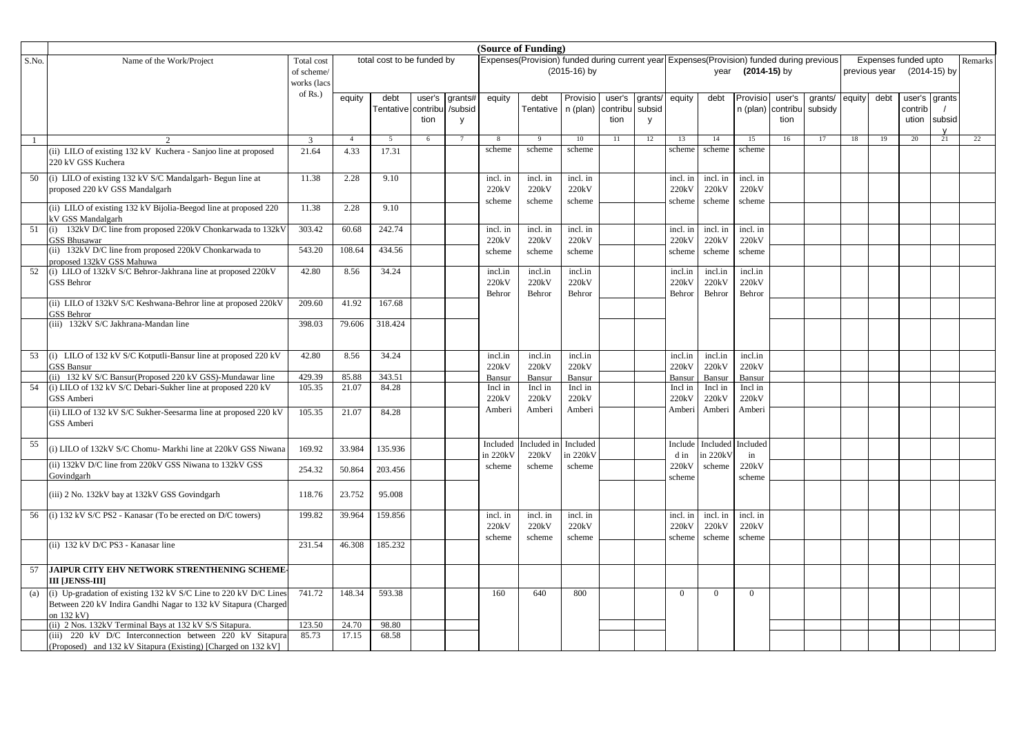| S.No. | Name of the Work/Project | Total cost of scheme/ works (lacs of Rs.) | total cost to be funded by | | | | (Source of Funding) Expenses(Provision) funded during current year (2015-16) by | | | | | Expenses(Provision) funded during previous year (2014-15) by | | | | | Expenses funded upto previous year (2014-15) by | | | | Remarks |
|---|---|---|---|---|---|---|---|---|---|---|---|---|---|---|---|---|---|---|---|---|---|
| | | | equity | debt Tentative | user's contribution | grants# /subsidy | equity | debt Tentative | Provision (plan) | user's contribution | grants/ subsidy | equity | debt | Provision (plan) | user's contribution | grants/ subsidy | equity | debt | user's contribution | grants / subsidy | |
| 1 | 2 | 3 | 4 | 5 | 6 | 7 | 8 | 9 | 10 | 11 | 12 | 13 | 14 | 15 | 16 | 17 | 18 | 19 | 20 | 21 | 22 |
| | (ii) LILO of existing 132 kV Kuchera - Sanjoo line at proposed 220 kV GSS Kuchera | 21.64 | 4.33 | 17.31 | | | scheme | scheme | scheme | | | scheme | scheme | scheme | | | | | | | |
| 50 | (i) LILO of existing 132 kV S/C Mandalgarh- Begun line at proposed 220 kV GSS Mandalgarh | 11.38 | 2.28 | 9.10 | | | incl. in 220kV scheme | incl. in 220kV scheme | incl. in 220kV scheme | | | incl. in 220kV scheme | incl. in 220kV scheme | incl. in 220kV scheme | | | | | | | |
| | (ii) LILO of existing 132 kV Bijolia-Beegod line at proposed 220 kV GSS Mandalgarh | 11.38 | 2.28 | 9.10 | | | | | | | | | | | | | | | | | |
| 51 | (i) 132kV D/C line from proposed 220kV Chonkarwada to 132kV GSS Bhusawar | 303.42 | 60.68 | 242.74 | | | incl. in 220kV scheme | incl. in 220kV scheme | incl. in 220kV scheme | | | incl. in 220kV scheme | incl. in 220kV scheme | incl. in 220kV scheme | | | | | | | |
| | (ii) 132kV D/C line from proposed 220kV Chonkarwada to proposed 132kV GSS Mahuwa | 543.20 | 108.64 | 434.56 | | | | | | | | | | | | | | | | | |
| 52 | (i) LILO of 132kV S/C Behror-Jakhrana line at proposed 220kV GSS Behror | 42.80 | 8.56 | 34.24 | | | incl.in 220kV Behror | incl.in 220kV Behror | incl.in 220kV Behror | | | incl.in 220kV Behror | incl.in 220kV Behror | incl.in 220kV Behror | | | | | | | |
| | (ii) LILO of 132kV S/C Keshwana-Behror line at proposed 220kV GSS Behror | 209.60 | 41.92 | 167.68 | | | | | | | | | | | | | | | | | |
| | (iii) 132kV S/C Jakhrana-Mandan line | 398.03 | 79.606 | 318.424 | | | | | | | | | | | | | | | | | |
| 53 | (i) LILO of 132 kV S/C Kotputli-Bansur line at proposed 220 kV GSS Bansur | 42.80 | 8.56 | 34.24 | | | incl.in 220kV Bansur | incl.in 220kV Bansur | incl.in 220kV Bansur | | | incl.in 220kV Bansur | incl.in 220kV Bansur | incl.in 220kV Bansur | | | | | | | |
| | (ii) 132 kV S/C Bansur(Proposed 220 kV GSS)-Mundawar line | 429.39 | 85.88 | 343.51 | | | | | | | | | | | | | | | | | |
| 54 | (i) LILO of 132 kV S/C Debari-Sukher line at proposed 220 kV GSS Amberi | 105.35 | 21.07 | 84.28 | | | Incl in 220kV Amberi | Incl in 220kV Amberi | Incl in 220kV Amberi | | | Incl in 220kV Amberi | Incl in 220kV Amberi | Incl in 220kV Amberi | | | | | | | |
| | (ii) LILO of 132 kV S/C Sukher-Seesarma line at proposed 220 kV GSS Amberi | 105.35 | 21.07 | 84.28 | | | | | | | | | | | | | | | | | |
| 55 | (i) LILO of 132kV S/C Chomu- Markhi line at 220kV GSS Niwana | 169.92 | 33.984 | 135.936 | | | Included in 220kV scheme | Included in 220kV scheme | Included in 220kV scheme | | | Included in 220kV scheme | Included in 220kV scheme | Included in 220kV scheme | | | | | | | |
| | (ii) 132kV D/C line from 220kV GSS Niwana to 132kV GSS Govindgarh | 254.32 | 50.864 | 203.456 | | | | | | | | | | | | | | | | | |
| | (iii) 2 No. 132kV bay at 132kV GSS Govindgarh | 118.76 | 23.752 | 95.008 | | | | | | | | | | | | | | | | | |
| 56 | (i) 132 kV S/C PS2 - Kanasar (To be erected on D/C towers) | 199.82 | 39.964 | 159.856 | | | incl. in 220kV scheme | incl. in 220kV scheme | incl. in 220kV scheme | | | incl. in 220kV scheme | incl. in 220kV scheme | incl. in 220kV scheme | | | | | | | |
| | (ii) 132 kV D/C PS3 - Kanasar line | 231.54 | 46.308 | 185.232 | | | | | | | | | | | | | | | | | |
| 57 | **JAIPUR CITY EHV NETWORK STRENTHENING SCHEME-III [JENSS-III]** | | | | | | | | | | | | | | | | | | | | |
| (a) | (i) Up-gradation of existing 132 kV S/C Line to 220 kV D/C Lines Between 220 kV Indira Gandhi Nagar to 132 kV Sitapura (Charged on 132 kV) | 741.72 | 148.34 | 593.38 | | | 160 | 640 | 800 | | | 0 | 0 | 0 | | | | | | | |
| | (ii) 2 Nos. 132kV Terminal Bays at 132 kV S/S Sitapura. | 123.50 | 24.70 | 98.80 | | | | | | | | | | | | | | | | | |
| | (iii) 220 kV D/C Interconnection between 220 kV Sitapura (Proposed) and 132 kV Sitapura (Existing) [Charged on 132 kV] | 85.73 | 17.15 | 68.58 | | | | | | | | | | | | | | | | | |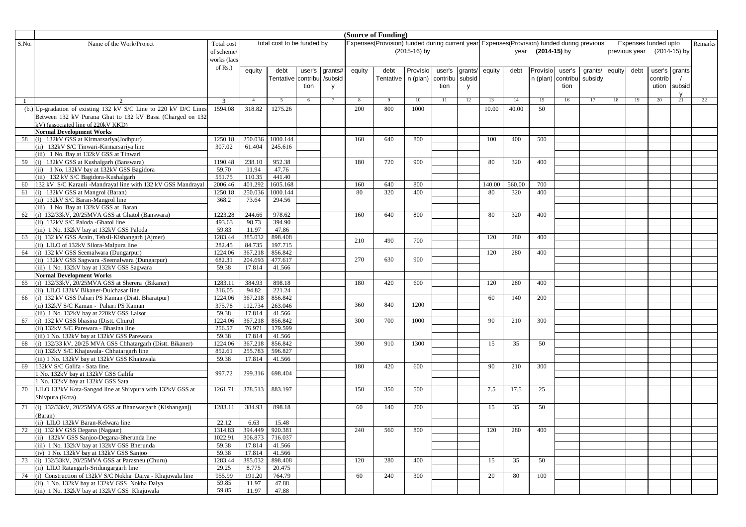| S.No. | Name of the Work/Project | Total cost of scheme/ works (lacs of Rs.) | total cost to be funded by | | | | (Source of Funding) Expenses(Provision) funded during current year (2015-16) by | | | | | Expenses(Provision) funded during previous year (2014-15) by | | | | | Expenses funded upto previous year (2014-15) by | | | | Remarks |
|---|---|---|---|---|---|---|---|---|---|---|---|---|---|---|---|---|---|---|---|---|---|
| | | | equity | debt Tentative | user's contribution | grants# /subsidy | equity | debt Tentative | Provision (plan) | user's contribution | grants/ subsidy | equity | debt | Provision (plan) | user's contribution | grants/ subsidy | equity | debt | user's contribution | grants / subsidy | |
| 1 | 2 | 3 | 4 | 5 | 6 | 7 | 8 | 9 | 10 | 11 | 12 | 13 | 14 | 15 | 16 | 17 | 18 | 19 | 20 | 21 | 22 |
| | (b.) Up-gradation of existing 132 kV S/C Line to 220 kV D/C Lines Between 132 kV Purana Ghat to 132 kV Bassi (Charged on 132 kV) (associated line of 220kV KKD) | 1594.08 | 318.82 | 1275.26 | | | 200 | 800 | 1000 | | | 10.00 | 40.00 | 50 | | | | | | | |
| | **Normal Development Works** | | | | | | | | | | | | | | | | | | | | |
| 58 | (i) 132kV GSS at Kirmarsariya(Jodhpur) | 1250.18 | 250.036 | 1000.144 | | | 160 | 640 | 800 | | | 100 | 400 | 500 | | | | | | | |
| | (ii) 132kV S/C Tinwari-Kirmarsariya line | 307.02 | 61.404 | 245.616 | | | | | | | | | | | | | | | | | |
| | (iii) 1 No. Bay at 132kV GSS at Tinwari | | | | | | | | | | | | | | | | | | | | |
| 59 | (i) 132kV GSS at Kushalgarh (Banswara) | 1190.48 | 238.10 | 952.38 | | | 180 | 720 | 900 | | | 80 | 320 | 400 | | | | | | | |
| | (ii) 1 No. 132kV bay at 132kV GSS Bagidora | 59.70 | 11.94 | 47.76 | | | | | | | | | | | | | | | | | |
| | (iii) 132 kV S/C Bagidora-Kushalgarh | 551.75 | 110.35 | 441.40 | | | | | | | | | | | | | | | | | |
| 60 | 132 kV S/C Karauli -Mandrayal line with 132 kV GSS Mandrayal | 2006.46 | 401.292 | 1605.168 | | | 160 | 640 | 800 | | | 140.00 | 560.00 | 700 | | | | | | | |
| 61 | (i) 132kV GSS at Mangrol (Baran) | 1250.18 | 250.036 | 1000.144 | | | 80 | 320 | 400 | | | 80 | 320 | 400 | | | | | | | |
| | (ii) 132kV S/C Baran-Mangrol line | 368.2 | 73.64 | 294.56 | | | | | | | | | | | | | | | | | |
| | (iii) 1 No. Bay at 132kV GSS at Baran | | | | | | | | | | | | | | | | | | | | |
| 62 | (i) 132/33kV, 20/25MVA GSS at Ghatol (Banswara) | 1223.28 | 244.66 | 978.62 | | | 160 | 640 | 800 | | | 80 | 320 | 400 | | | | | | | |
| | (ii) 132kV S/C Paloda -Ghatol line | 493.63 | 98.73 | 394.90 | | | | | | | | | | | | | | | | | |
| | (iii) 1 No. 132kV bay at 132kV GSS Paloda | 59.83 | 11.97 | 47.86 | | | | | | | | | | | | | | | | | |
| 63 | (i) 132 kV GSS Arain, Tehsil-Kishangarh (Ajmer) | 1283.44 | 385.032 | 898.408 | | | 210 | 490 | 700 | | | 120 | 280 | 400 | | | | | | | |
| | (ii) LILO of 132kV Silora-Malpura line | 282.45 | 84.735 | 197.715 | | | | | | | | | | | | | | | | | |
| 64 | (i) 132 kV GSS Seemalwara (Dungarpur) | 1224.06 | 367.218 | 856.842 | | | 270 | 630 | 900 | | | 120 | 280 | 400 | | | | | | | |
| | (ii) 132kV GSS Sagwara -Seemalwara (Dungarpur) | 682.31 | 204.693 | 477.617 | | | | | | | | | | | | | | | | | |
| | (iii) 1 No. 132kV bay at 132kV GSS Sagwara | 59.38 | 17.814 | 41.566 | | | | | | | | | | | | | | | | | |
| | **Normal Development Works** | | | | | | | | | | | | | | | | | | | | |
| 65 | (i) 132/33kV, 20/25MVA GSS at Sherera (Bikaner) | 1283.11 | 384.93 | 898.18 | | | 180 | 420 | 600 | | | 120 | 280 | 400 | | | | | | | |
| | (ii) LILO 132kV Bikaner-Dulchasar line | 316.05 | 94.82 | 221.24 | | | | | | | | | | | | | | | | | |
| 66 | (i) 132 kV GSS Pahari PS Kaman (Distt. Bharatpur) | 1224.06 | 367.218 | 856.842 | | | 360 | 840 | 1200 | | | 60 | 140 | 200 | | | | | | | |
| | (ii) 132kV S/C Kaman - Pahari PS Kaman | 375.78 | 112.734 | 263.046 | | | | | | | | | | | | | | | | | |
| | (iii) 1 No. 132kV bay at 220kV GSS Lalsot | 59.38 | 17.814 | 41.566 | | | | | | | | | | | | | | | | | |
| 67 | (i) 132 kV GSS bhasina (Distt. Churu) | 1224.06 | 367.218 | 856.842 | | | 300 | 700 | 1000 | | | 90 | 210 | 300 | | | | | | | |
| | (ii) 132kV S/C Parewara - Bhasina line | 256.57 | 76.971 | 179.599 | | | | | | | | | | | | | | | | | |
| | (iii) 1 No. 132kV bay at 132kV GSS Parewara | 59.38 | 17.814 | 41.566 | | | | | | | | | | | | | | | | | |
| 68 | (i) 132/33 kV, 20/25 MVA GSS Chhatargarh (Distt. Bikaner) | 1224.06 | 367.218 | 856.842 | | | 390 | 910 | 1300 | | | 15 | 35 | 50 | | | | | | | |
| | (ii) 132kV S/C Khajuwala- Chhatargarh line | 852.61 | 255.783 | 596.827 | | | | | | | | | | | | | | | | | |
| | (iii) 1 No. 132kV bay at 132kV GSS Khajuwala | 59.38 | 17.814 | 41.566 | | | | | | | | | | | | | | | | | |
| 69 | 132kV S/C Galifa - Sata line. 1 No. 132kV bay at 132kV GSS Galifa 1 No. 132kV bay at 132kV GSS Sata | 997.72 | 299.316 | 698.404 | | | 180 | 420 | 600 | | | 90 | 210 | 300 | | | | | | | |
| 70 | LILO 132kV Kota-Sangod line at Shivpura with 132kV GSS at Shivpura (Kota) | 1261.71 | 378.513 | 883.197 | | | 150 | 350 | 500 | | | 7.5 | 17.5 | 25 | | | | | | | |
| 71 | (i) 132/33kV, 20/25MVA GSS at Bhanwargarh (Kishanganj) (Baran) | 1283.11 | 384.93 | 898.18 | | | 60 | 140 | 200 | | | 15 | 35 | 50 | | | | | | | |
| | (ii) LILO 132kV Baran-Kelwara line | 22.12 | 6.63 | 15.48 | | | | | | | | | | | | | | | | | |
| 72 | (i) 132 kV GSS Degana (Nagaur) | 1314.83 | 394.449 | 920.381 | | | 240 | 560 | 800 | | | 120 | 280 | 400 | | | | | | | |
| | (ii) 132kV GSS Sanjoo-Degana-Bherunda line | 1022.91 | 306.873 | 716.037 | | | | | | | | | | | | | | | | | |
| | (iii) 1 No. 132kV bay at 132kV GSS Bherunda | 59.38 | 17.814 | 41.566 | | | | | | | | | | | | | | | | | |
| | (iv) 1 No. 132kV bay at 132kV GSS Sanjoo | 59.38 | 17.814 | 41.566 | | | | | | | | | | | | | | | | | |
| 73 | (i) 132/33kV, 20/25MVA GSS at Parasneu (Churu) | 1283.44 | 385.032 | 898.408 | | | 120 | 280 | 400 | | | 15 | 35 | 50 | | | | | | | |
| | (ii) LILO Ratangarh-Sridungargarh line | 29.25 | 8.775 | 20.475 | | | | | | | | | | | | | | | | | |
| 74 | (i) Construction of 132kV S/C Nokha Daiya - Khajuwala line | 955.99 | 191.20 | 764.79 | | | 60 | 240 | 300 | | | 20 | 80 | 100 | | | | | | | |
| | (ii) 1 No. 132kV bay at 132kV GSS Nokha Daiya | 59.85 | 11.97 | 47.88 | | | | | | | | | | | | | | | | | |
| | (iii) 1 No. 132kV bay at 132kV GSS Khajuwala | 59.85 | 11.97 | 47.88 | | | | | | | | | | | | | | | | | |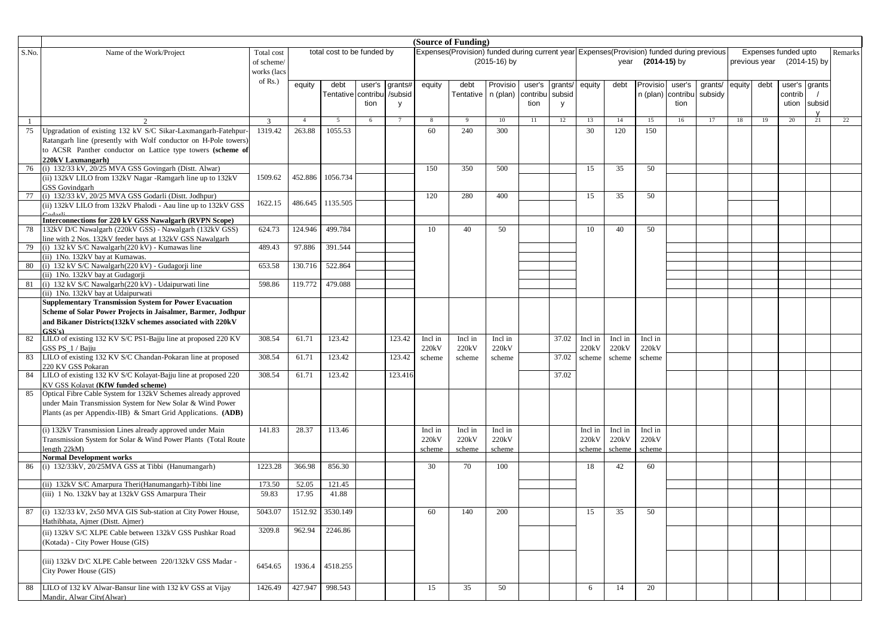| S.No. | Name of the Work/Project | Total cost of scheme/ works (lacs of Rs.) | total cost to be funded by | | | | (Source of Funding) Expenses(Provision) funded during current year (2015-16) by | | | | | Expenses(Provision) funded during previous year (2014-15) by | | | | | Expenses funded upto previous year (2014-15) by | | | | Remarks |
|---|---|---|---|---|---|---|---|---|---|---|---|---|---|---|---|---|---|---|---|---|---|
| | | | equity | debt Tentative | user's contribution | grants# /subsidy | equity | debt Tentative | Provision (plan) | user's contribution | grants/ subsidy | equity | debt | Provision (plan) | user's contribution | grants/ subsidy | equity | debt | user's contribution | grants / subsidy | |
| 1 | 2 | 3 | 4 | 5 | 6 | 7 | 8 | 9 | 10 | 11 | 12 | 13 | 14 | 15 | 16 | 17 | 18 | 19 | 20 | 21 | 22 |
| 75 | Upgradation of existing 132 kV S/C Sikar-Laxmangarh-Fatehpur-Ratangarh line (presently with Wolf conductor on H-Pole towers) to ACSR Panther conductor on Lattice type towers **(scheme of 220kV Laxmangarh)** | 1319.42 | 263.88 | 1055.53 | | | 60 | 240 | 300 | | | 30 | 120 | 150 | | | | | | | |
| 76 | (i) 132/33 kV, 20/25 MVA GSS Govingarh (Distt. Alwar)<br>(ii) 132kV LILO from 132kV Nagar -Ramgarh line up to 132kV GSS Govindgarh | 1509.62 | 452.886 | 1056.734 | | | 150 | 350 | 500 | | | 15 | 35 | 50 | | | | | | | |
| 77 | (i) 132/33 kV, 20/25 MVA GSS Godarli (Distt. Jodhpur)<br>(ii) 132kV LILO from 132kV Phalodi - Aau line up to 132kV GSS Godarli | 1622.15 | 486.645 | 1135.505 | | | 120 | 280 | 400 | | | 15 | 35 | 50 | | | | | | | |
| | **Interconnections for 220 kV GSS Nawalgarh (RVPN Scope)** | | | | | | | | | | | | | | | | | | | | |
| 78 | 132kV D/C Nawalgarh (220kV GSS) - Nawalgarh (132kV GSS) line with 2 Nos. 132kV feeder bays at 132kV GSS Nawalgarh | 624.73 | 124.946 | 499.784 | | | 10 | 40 | 50 | | | 10 | 40 | 50 | | | | | | | |
| 79 | (i) 132 kV S/C Nawalgarh(220 kV) - Kumawas line<br>(ii) 1No. 132kV bay at Kumawas. | 489.43 | 97.886 | 391.544 | | | | | | | | | | | | | | | | | |
| 80 | (i) 132 kV S/C Nawalgarh(220 kV) - Gudagorji line<br>(ii) 1No. 132kV bay at Gudagorji | 653.58 | 130.716 | 522.864 | | | | | | | | | | | | | | | | | |
| 81 | (i) 132 kV S/C Nawalgarh(220 kV) - Udaipurwati line<br>(ii) 1No. 132kV bay at Udaipurwati | 598.86 | 119.772 | 479.088 | | | | | | | | | | | | | | | | | |
| | **Supplementary Transmission System for Power Evacuation Scheme of Solar Power Projects in Jaisalmer, Barmer, Jodhpur and Bikaner Districts(132kV schemes associated with 220kV GSS's)** | | | | | | | | | | | | | | | | | | | | |
| 82 | LILO of existing 132 KV S/C PS1-Bajju line at proposed 220 KV GSS PS_1 / Bajju | 308.54 | 61.71 | 123.42 | | 123.42 | Incl in 220kV scheme | Incl in 220kV scheme | Incl in 220kV scheme | | 37.02 | Incl in 220kV scheme | Incl in 220kV scheme | Incl in 220kV scheme | | | | | | | |
| 83 | LILO of existing 132 KV S/C Chandan-Pokaran line at proposed 220 KV GSS Pokaran | 308.54 | 61.71 | 123.42 | | 123.42 | | | | | 37.02 | | | | | | | | | | |
| 84 | LILO of existing 132 KV S/C Kolayat-Bajju line at proposed 220 KV GSS Kolayat **(KfW funded scheme)** | 308.54 | 61.71 | 123.42 | | 123.416 | | | | | 37.02 | | | | | | | | | | |
| 85 | Optical Fibre Cable System for 132kV Schemes already approved under Main Transmission System for New Solar & Wind Power Plants (as per Appendix-IIB) & Smart Grid Applications. **(ADB)** | | | | | | | | | | | | | | | | | | | | |
| | (i) 132kV Transmission Lines already approved under Main Transmission System for Solar & Wind Power Plants (Total Route length 22kM) | 141.83 | 28.37 | 113.46 | | | Incl in 220kV scheme | Incl in 220kV scheme | Incl in 220kV scheme | | | Incl in 220kV scheme | Incl in 220kV scheme | Incl in 220kV scheme | | | | | | | |
| | **Normal Development works** | | | | | | | | | | | | | | | | | | | | |
| 86 | (i) 132/33kV, 20/25MVA GSS at Tibbi (Hanumangarh) | 1223.28 | 366.98 | 856.30 | | | 30 | 70 | 100 | | | 18 | 42 | 60 | | | | | | | |
| | (ii) 132kV S/C Amarpura Theri(Hanumangarh)-Tibbi line | 173.50 | 52.05 | 121.45 | | | | | | | | | | | | | | | | | |
| | (iii) 1 No. 132kV bay at 132kV GSS Amarpura Their | 59.83 | 17.95 | 41.88 | | | | | | | | | | | | | | | | | |
| 87 | (i) 132/33 kV, 2x50 MVA GIS Sub-station at City Power House, Hathibhata, Ajmer (Distt. Ajmer) | 5043.07 | 1512.92 | 3530.149 | | | 60 | 140 | 200 | | | 15 | 35 | 50 | | | | | | | |
| | (ii) 132kV S/C XLPE Cable between 132kV GSS Pushkar Road (Kotada) - City Power House (GIS) | 3209.8 | 962.94 | 2246.86 | | | | | | | | | | | | | | | | | |
| | (iii) 132kV D/C XLPE Cable between 220/132kV GSS Madar - City Power House (GIS) | 6454.65 | 1936.4 | 4518.255 | | | | | | | | | | | | | | | | | |
| 88 | LILO of 132 kV Alwar-Bansur line with 132 kV GSS at Vijay Mandir, Alwar City(Alwar) | 1426.49 | 427.947 | 998.543 | | | 15 | 35 | 50 | | | 6 | 14 | 20 | | | | | | | |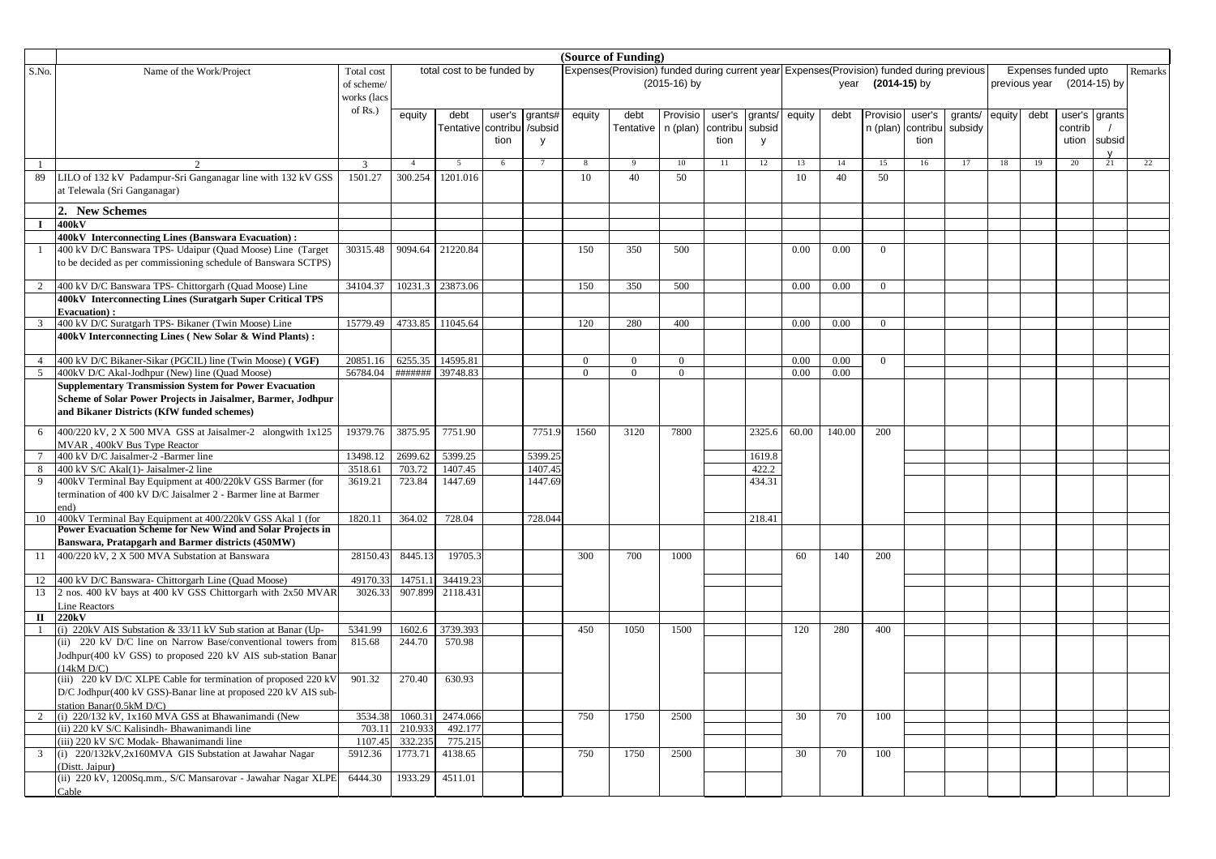| S.No. | Name of the Work/Project | Total cost of scheme/ works (lacs of Rs.) | total cost to be funded by | | | | (Source of Funding) Expenses(Provision) funded during current year (2015-16) by | | | | | Expenses(Provision) funded during previous year (2014-15) by | | | | | Expenses funded upto previous year (2014-15) by | | | | Remarks |
|---|---|---|---|---|---|---|---|---|---|---|---|---|---|---|---|---|---|---|---|---|---|
| | | | equity | debt Tentative | user's contribution | grants# /subsidy | equity | debt Tentative | Provision (plan) | user's contribution | grants/ subsidy | equity | debt | Provision (plan) | user's contribution | grants/ subsidy | equity | debt | user's contribution | grants / subsidy | |
| 1 | 2 | 3 | 4 | 5 | 6 | 7 | 8 | 9 | 10 | 11 | 12 | 13 | 14 | 15 | 16 | 17 | 18 | 19 | 20 | 21 | 22 |
| 89 | LILO of 132 kV Padampur-Sri Ganganagar line with 132 kV GSS at Telewala (Sri Ganganagar) | 1501.27 | 300.254 | 1201.016 | | | 10 | 40 | 50 | | | 10 | 40 | 50 | | | | | | | |
| | **2. New Schemes** | | | | | | | | | | | | | | | | | | | | |
| I | **400kV** | | | | | | | | | | | | | | | | | | | | |
| | **400kV Interconnecting Lines (Banswara Evacuation) :** | | | | | | | | | | | | | | | | | | | | |
| 1 | 400 kV D/C Banswara TPS- Udaipur (Quad Moose) Line (Target to be decided as per commissioning schedule of Banswara SCTPS) | 30315.48 | 9094.64 | 21220.84 | | | 150 | 350 | 500 | | | 0.00 | 0.00 | 0 | | | | | | | |
| 2 | 400 kV D/C Banswara TPS- Chittorgarh (Quad Moose) Line | 34104.37 | 10231.3 | 23873.06 | | | 150 | 350 | 500 | | | 0.00 | 0.00 | 0 | | | | | | | |
| | **400kV Interconnecting Lines (Suratgarh Super Critical TPS Evacuation) :** | | | | | | | | | | | | | | | | | | | | |
| 3 | 400 kV D/C Suratgarh TPS- Bikaner (Twin Moose) Line | 15779.49 | 4733.85 | 11045.64 | | | 120 | 280 | 400 | | | 0.00 | 0.00 | 0 | | | | | | | |
| | **400kV Interconnecting Lines ( New Solar & Wind Plants) :** | | | | | | | | | | | | | | | | | | | | |
| 4 | 400 kV D/C Bikaner-Sikar (PGCIL) line (Twin Moose) **( VGF)** | 20851.16 | 6255.35 | 14595.81 | | | 0 | 0 | 0 | | | 0.00 | 0.00 | 0 | | | | | | | |
| 5 | 400kV D/C Akal-Jodhpur (New) line (Quad Moose) | 56784.04 | ####### | 39748.83 | | | 0 | 0 | 0 | | | 0.00 | 0.00 | | | | | | | | |
| | **Supplementary Transmission System for Power Evacuation Scheme for Solar Power Projects in Jaisalmer, Barmer, Jodhpur and Bikaner Districts (KfW funded schemes)** | | | | | | | | | | | | | | | | | | | | |
| 6 | 400/220 kV, 2 X 500 MVA GSS at Jaisalmer-2 alongwith 1x125 MVAR , 400kV Bus Type Reactor | 19379.76 | 3875.95 | 7751.90 | | 7751.9 | 1560 | 3120 | 7800 | | 2325.6 | 60.00 | 140.00 | 200 | | | | | | | |
| 7 | 400 kV D/C Jaisalmer-2 -Barmer line | 13498.12 | 2699.62 | 5399.25 | | 5399.25 | | | | | 1619.8 | | | | | | | | | | |
| 8 | 400 kV S/C Akal(1)- Jaisalmer-2 line | 3518.61 | 703.72 | 1407.45 | | 1407.45 | | | | | 422.2 | | | | | | | | | | |
| 9 | 400kV Terminal Bay Equipment at 400/220kV GSS Barmer (for termination of 400 kV D/C Jaisalmer 2 - Barmer line at Barmer end) | 3619.21 | 723.84 | 1447.69 | | 1447.69 | | | | | 434.31 | | | | | | | | | | |
| 10 | 400kV Terminal Bay Equipment at 400/220kV GSS Akal 1 (for | 1820.11 | 364.02 | 728.04 | | 728.044 | | | | | 218.41 | | | | | | | | | | |
| | **Power Evacuation Scheme for New Wind and Solar Projects in Banswara, Pratapgarh and Barmer districts (450MW)** | | | | | | | | | | | | | | | | | | | | |
| 11 | 400/220 kV, 2 X 500 MVA Substation at Banswara | 28150.43 | 8445.13 | 19705.3 | | | 300 | 700 | 1000 | | | 60 | 140 | 200 | | | | | | | |
| 12 | 400 kV D/C Banswara- Chittorgarh Line (Quad Moose) | 49170.33 | 14751.1 | 34419.23 | | | | | | | | | | | | | | | | | |
| 13 | 2 nos. 400 kV bays at 400 kV GSS Chittorgarh with 2x50 MVAR Line Reactors | 3026.33 | 907.899 | 2118.431 | | | | | | | | | | | | | | | | | |
| II | **220kV** | | | | | | | | | | | | | | | | | | | | |
| 1 | (i) 220kV AIS Substation & 33/11 kV Sub station at Banar (Up- | 5341.99 | 1602.6 | 3739.393 | | | 450 | 1050 | 1500 | | | 120 | 280 | 400 | | | | | | | |
| | (ii) 220 kV D/C line on Narrow Base/conventional towers from Jodhpur(400 kV GSS) to proposed 220 kV AIS sub-station Banar (14kM D/C) | 815.68 | 244.70 | 570.98 | | | | | | | | | | | | | | | | | |
| | (iii) 220 kV D/C XLPE Cable for termination of proposed 220 kV D/C Jodhpur(400 kV GSS)-Banar line at proposed 220 kV AIS sub-station Banar(0.5kM D/C) | 901.32 | 270.40 | 630.93 | | | | | | | | | | | | | | | | | |
| 2 | (i) 220/132 kV, 1x160 MVA GSS at Bhawanimandi (New | 3534.38 | 1060.31 | 2474.066 | | | 750 | 1750 | 2500 | | | 30 | 70 | 100 | | | | | | | |
| | (ii) 220 kV S/C Kalisindh- Bhawanimandi line | 703.11 | 210.933 | 492.177 | | | | | | | | | | | | | | | | | |
| | (iii) 220 kV S/C Modak- Bhawanimandi line | 1107.45 | 332.235 | 775.215 | | | | | | | | | | | | | | | | | |
| 3 | (i) 220/132kV,2x160MVA GIS Substation at Jawahar Nagar (Distt. Jaipur) | 5912.36 | 1773.71 | 4138.65 | | | 750 | 1750 | 2500 | | | 30 | 70 | 100 | | | | | | | |
| | (ii) 220 kV, 1200Sq.mm., S/C Mansarovar - Jawahar Nagar XLPE Cable | 6444.30 | 1933.29 | 4511.01 | | | | | | | | | | | | | | | | | |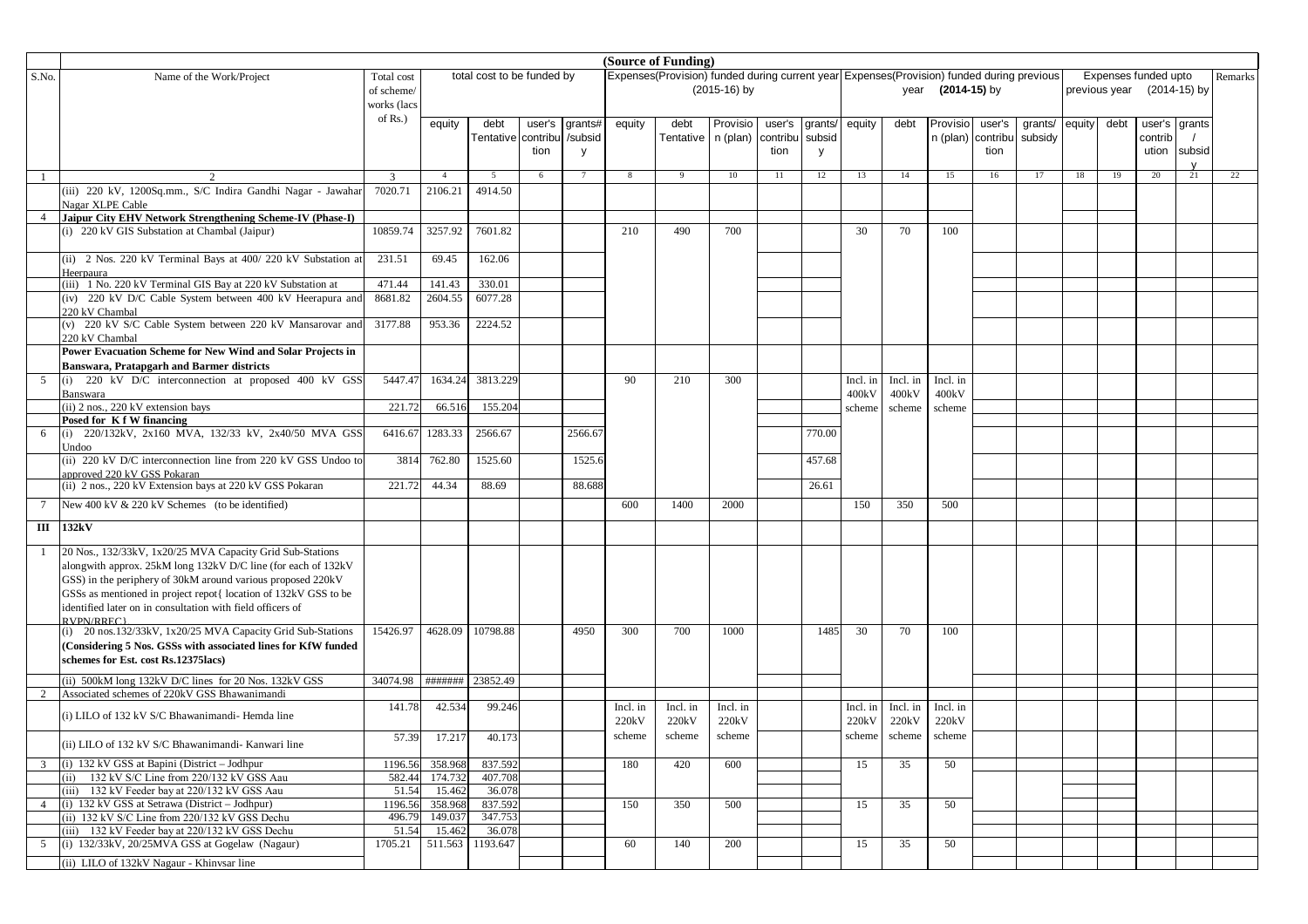| S.No. | Name of the Work/Project | Total cost of scheme/ works (lacs of Rs.) | total cost to be funded by | | | | (Source of Funding) Expenses(Provision) funded during current year (2015-16) by | | | | | Expenses(Provision) funded during previous year (2014-15) by | | | | | Expenses funded upto previous year (2014-15) by | | | | Remarks |
|---|---|---|---|---|---|---|---|---|---|---|---|---|---|---|---|---|---|---|---|---|---|
| | | | equity | debt Tentative | user's contribution | grants# /subsidy | equity | debt Tentative | Provision (plan) | user's contribution | grants/ subsidy | equity | debt | Provision (plan) | user's contribution | grants/ subsidy | equity | debt | user's contribution | grants / subsidy | |
| 1 | 2 | 3 | 4 | 5 | 6 | 7 | 8 | 9 | 10 | 11 | 12 | 13 | 14 | 15 | 16 | 17 | 18 | 19 | 20 | 21 | 22 |
| | (iii) 220 kV, 1200Sq.mm., S/C Indira Gandhi Nagar - Jawahar Nagar XLPE Cable | 7020.71 | 2106.21 | 4914.50 | | | | | | | | | | | | | | | | | |
| 4 | **Jaipur City EHV Network Strengthening Scheme-IV (Phase-I)** | | | | | | | | | | | | | | | | | | | | |
| | (i) 220 kV GIS Substation at Chambal (Jaipur) | 10859.74 | 3257.92 | 7601.82 | | | 210 | 490 | 700 | | | 30 | 70 | 100 | | | | | | | |
| | (ii) 2 Nos. 220 kV Terminal Bays at 400/ 220 kV Substation at Heerpaura | 231.51 | 69.45 | 162.06 | | | | | | | | | | | | | | | | | |
| | (iii) 1 No. 220 kV Terminal GIS Bay at 220 kV Substation at | 471.44 | 141.43 | 330.01 | | | | | | | | | | | | | | | | | |
| | (iv) 220 kV D/C Cable System between 400 kV Heerapura and 220 kV Chambal | 8681.82 | 2604.55 | 6077.28 | | | | | | | | | | | | | | | | | |
| | (v) 220 kV S/C Cable System between 220 kV Mansarovar and 220 kV Chambal | 3177.88 | 953.36 | 2224.52 | | | | | | | | | | | | | | | | | |
| | **Power Evacuation Scheme for New Wind and Solar Projects in Banswara, Pratapgarh and Barmer districts** | | | | | | | | | | | | | | | | | | | | |
| 5 | (i) 220 kV D/C interconnection at proposed 400 kV GSS Banswara | 5447.47 | 1634.24 | 3813.229 | | | 90 | 210 | 300 | | | Incl. in 400kV scheme | Incl. in 400kV scheme | Incl. in 400kV scheme | | | | | | | |
| | (ii) 2 nos., 220 kV extension bays | 221.72 | 66.516 | 155.204 | | | | | | | | | | | | | | | | | |
| | **Posed for K f W financing** | | | | | | | | | | | | | | | | | | | | |
| 6 | (i) 220/132kV, 2x160 MVA, 132/33 kV, 2x40/50 MVA GSS Undoo | 6416.67 | 1283.33 | 2566.67 | | 2566.67 | | | | | 770.00 | | | | | | | | | | |
| | (ii) 220 kV D/C interconnection line from 220 kV GSS Undoo to approved 220 kV GSS Pokaran | 3814 | 762.80 | 1525.60 | | 1525.6 | | | | | 457.68 | | | | | | | | | | |
| | (ii) 2 nos., 220 kV Extension bays at 220 kV GSS Pokaran | 221.72 | 44.34 | 88.69 | | 88.688 | | | | | 26.61 | | | | | | | | | | |
| 7 | New 400 kV & 220 kV Schemes (to be identified) | | | | | | 600 | 1400 | 2000 | | | 150 | 350 | 500 | | | | | | | |
| **III** | **132kV** | | | | | | | | | | | | | | | | | | | | |
| 1 | 20 Nos., 132/33kV, 1x20/25 MVA Capacity Grid Sub-Stations alongwith approx. 25kM long 132kV D/C line (for each of 132kV GSS) in the periphery of 30kM around various proposed 220kV GSSs as mentioned in project repot{ location of 132kV GSS to be identified later on in consultation with field officers of RVPN/RREC} | | | | | | | | | | | | | | | | | | | | |
| | (i) 20 nos.132/33kV, 1x20/25 MVA Capacity Grid Sub-Stations **(Considering 5 Nos. GSSs with associated lines for KfW funded schemes for Est. cost Rs.12375lacs)** | 15426.97 | 4628.09 | 10798.88 | | 4950 | 300 | 700 | 1000 | | 1485 | 30 | 70 | 100 | | | | | | | |
| | (ii) 500kM long 132kV D/C lines for 20 Nos. 132kV GSS | 34074.98 | ####### | 23852.49 | | | | | | | | | | | | | | | | | |
| 2 | Associated schemes of 220kV GSS Bhawanimandi | | | | | | | | | | | | | | | | | | | | |
| | (i) LILO of 132 kV S/C Bhawanimandi- Hemda line | 141.78 | 42.534 | 99.246 | | | Incl. in 220kV scheme | Incl. in 220kV scheme | Incl. in 220kV scheme | | | Incl. in 220kV scheme | Incl. in 220kV scheme | Incl. in 220kV scheme | | | | | | | |
| | (ii) LILO of 132 kV S/C Bhawanimandi- Kanwari line | 57.39 | 17.217 | 40.173 | | | | | | | | | | | | | | | | | |
| 3 | (i) 132 kV GSS at Bapini (District – Jodhpur | 1196.56 | 358.968 | 837.592 | | | 180 | 420 | 600 | | | 15 | 35 | 50 | | | | | | | |
| | (ii) 132 kV S/C Line from 220/132 kV GSS Aau | 582.44 | 174.732 | 407.708 | | | | | | | | | | | | | | | | | |
| | (iii) 132 kV Feeder bay at 220/132 kV GSS Aau | 51.54 | 15.462 | 36.078 | | | | | | | | | | | | | | | | | |
| 4 | (i) 132 kV GSS at Setrawa (District – Jodhpur) | 1196.56 | 358.968 | 837.592 | | | 150 | 350 | 500 | | | 15 | 35 | 50 | | | | | | | |
| | (ii) 132 kV S/C Line from 220/132 kV GSS Dechu | 496.79 | 149.037 | 347.753 | | | | | | | | | | | | | | | | | |
| | (iii) 132 kV Feeder bay at 220/132 kV GSS Dechu | 51.54 | 15.462 | 36.078 | | | | | | | | | | | | | | | | | |
| 5 | (i) 132/33kV, 20/25MVA GSS at Gogelaw (Nagaur) | 1705.21 | 511.563 | 1193.647 | | | 60 | 140 | 200 | | | 15 | 35 | 50 | | | | | | | |
| | (ii) LILO of 132kV Nagaur - Khinvsar line | | | | | | | | | | | | | | | | | | | | |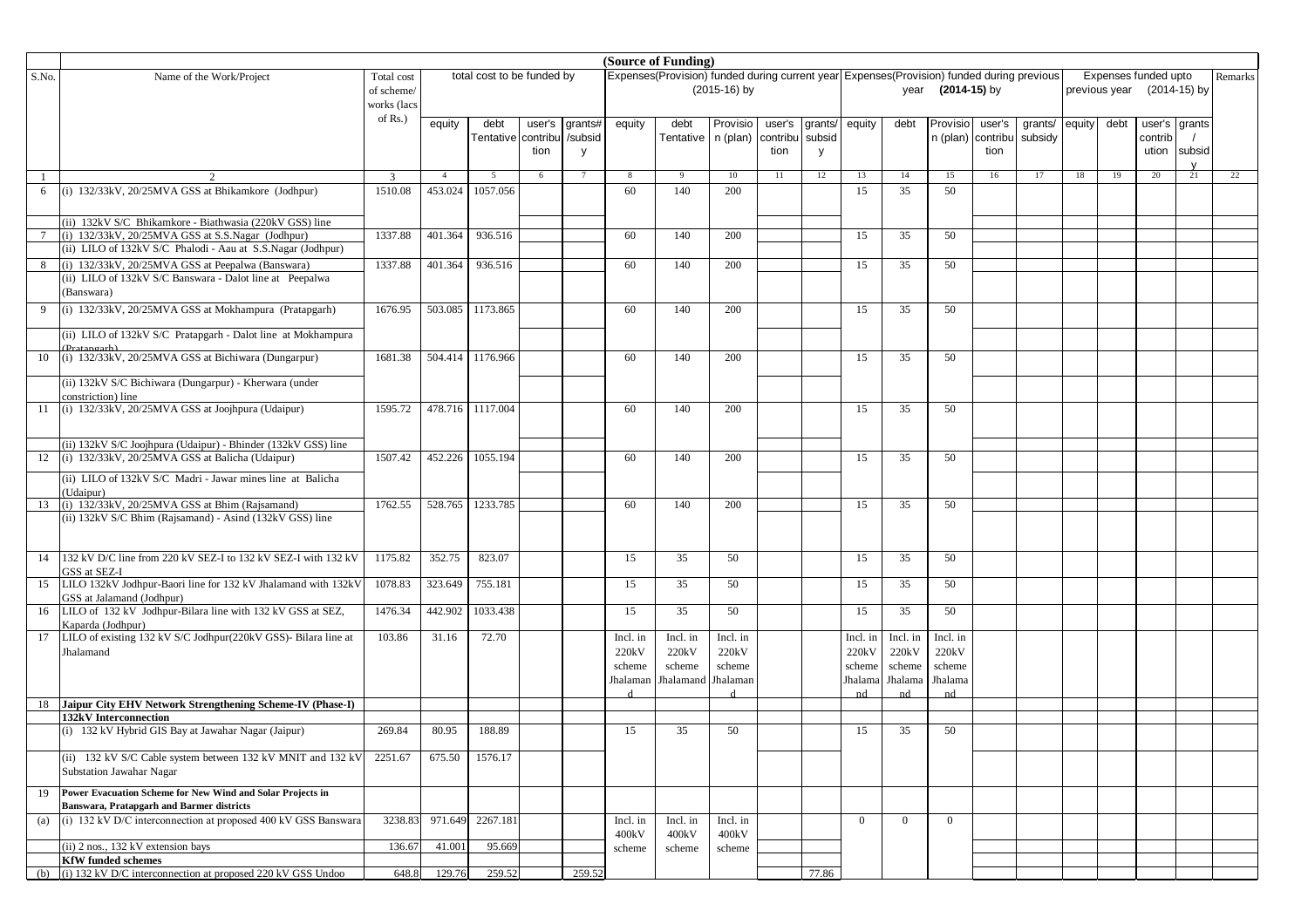| S.No. | Name of the Work/Project | Total cost of scheme/ works (lacs of Rs.) | total cost to be funded by | | | | (Source of Funding) Expenses(Provision) funded during current year (2015-16) by | | | | | Expenses(Provision) funded during previous year (2014-15) by | | | | | Expenses funded upto previous year (2014-15) by | | | | Remarks |
|---|---|---|---|---|---|---|---|---|---|---|---|---|---|---|---|---|---|---|---|---|---|
| | | | equity | debt Tentative | user's contribution | grants#/subsidy | equity | debt Tentative | Provision (plan) | user's contribution | grants/ subsidy | equity | debt | Provision (plan) | user's contribution | grants/ subsidy | equity | debt | user's contribution | grants / subsidy | |
| 1 | 2 | 3 | 4 | 5 | 6 | 7 | 8 | 9 | 10 | 11 | 12 | 13 | 14 | 15 | 16 | 17 | 18 | 19 | 20 | 21 | 22 |
| 6 | (i) 132/33kV, 20/25MVA GSS at Bhikamkore (Jodhpur) | 1510.08 | 453.024 | 1057.056 | | | 60 | 140 | 200 | | | 15 | 35 | 50 | | | | | | | |
| | (ii) 132kV S/C Bhikamkore - Biathwasia (220kV GSS) line | | | | | | | | | | | | | | | | | | | | |
| 7 | (i) 132/33kV, 20/25MVA GSS at S.S.Nagar (Jodhpur) | 1337.88 | 401.364 | 936.516 | | | 60 | 140 | 200 | | | 15 | 35 | 50 | | | | | | | |
| | (ii) LILO of 132kV S/C Phalodi - Aau at S.S.Nagar (Jodhpur) | | | | | | | | | | | | | | | | | | | | |
| 8 | (i) 132/33kV, 20/25MVA GSS at Peepalwa (Banswara) | 1337.88 | 401.364 | 936.516 | | | 60 | 140 | 200 | | | 15 | 35 | 50 | | | | | | | |
| | (ii) LILO of 132kV S/C Banswara - Dalot line at Peepalwa (Banswara) | | | | | | | | | | | | | | | | | | | | |
| 9 | (i) 132/33kV, 20/25MVA GSS at Mokhampura (Pratapgarh) | 1676.95 | 503.085 | 1173.865 | | | 60 | 140 | 200 | | | 15 | 35 | 50 | | | | | | | |
| | (ii) LILO of 132kV S/C Pratapgarh - Dalot line at Mokhampura (Pratapgarh) | | | | | | | | | | | | | | | | | | | | |
| 10 | (i) 132/33kV, 20/25MVA GSS at Bichiwara (Dungarpur) | 1681.38 | 504.414 | 1176.966 | | | 60 | 140 | 200 | | | 15 | 35 | 50 | | | | | | | |
| | (ii) 132kV S/C Bichiwara (Dungarpur) - Kherwara (under constriction) line | | | | | | | | | | | | | | | | | | | | |
| 11 | (i) 132/33kV, 20/25MVA GSS at Joojhpura (Udaipur) | 1595.72 | 478.716 | 1117.004 | | | 60 | 140 | 200 | | | 15 | 35 | 50 | | | | | | | |
| | (ii) 132kV S/C Joojhpura (Udaipur) - Bhinder (132kV GSS) line | | | | | | | | | | | | | | | | | | | | |
| 12 | (i) 132/33kV, 20/25MVA GSS at Balicha (Udaipur) | 1507.42 | 452.226 | 1055.194 | | | 60 | 140 | 200 | | | 15 | 35 | 50 | | | | | | | |
| | (ii) LILO of 132kV S/C Madri - Jawar mines line at Balicha (Udaipur) | | | | | | | | | | | | | | | | | | | | |
| 13 | (i) 132/33kV, 20/25MVA GSS at Bhim (Rajsamand) | 1762.55 | 528.765 | 1233.785 | | | 60 | 140 | 200 | | | 15 | 35 | 50 | | | | | | | |
| | (ii) 132kV S/C Bhim (Rajsamand) - Asind (132kV GSS) line | | | | | | | | | | | | | | | | | | | | |
| 14 | 132 kV D/C line from 220 kV SEZ-I to 132 kV SEZ-I with 132 kV GSS at SEZ-I | 1175.82 | 352.75 | 823.07 | | | 15 | 35 | 50 | | | 15 | 35 | 50 | | | | | | | |
| 15 | LILO 132kV Jodhpur-Baori line for 132 kV Jhalamand with 132kV GSS at Jalamand (Jodhpur) | 1078.83 | 323.649 | 755.181 | | | 15 | 35 | 50 | | | 15 | 35 | 50 | | | | | | | |
| 16 | LILO of 132 kV Jodhpur-Bilara line with 132 kV GSS at SEZ, Kaparda (Jodhpur) | 1476.34 | 442.902 | 1033.438 | | | 15 | 35 | 50 | | | 15 | 35 | 50 | | | | | | | |
| 17 | LILO of existing 132 kV S/C Jodhpur(220kV GSS)- Bilara line at Jhalamand | 103.86 | 31.16 | 72.70 | | | Incl. in 220kV scheme Jhalamand | Incl. in 220kV scheme Jhalamand | Incl. in 220kV scheme Jhalamand | | | Incl. in 220kV scheme Jhalamand | Incl. in 220kV scheme Jhalamand | Incl. in 220kV scheme Jhalamand | | | | | | | |
| 18 | **Jaipur City EHV Network Strengthening Scheme-IV (Phase-I)** | | | | | | | | | | | | | | | | | | | | |
| | **132kV Interconnection** | | | | | | | | | | | | | | | | | | | | |
| | (i) 132 kV Hybrid GIS Bay at Jawahar Nagar (Jaipur) | 269.84 | 80.95 | 188.89 | | | 15 | 35 | 50 | | | 15 | 35 | 50 | | | | | | | |
| | (ii) 132 kV S/C Cable system between 132 kV MNIT and 132 kV Substation Jawahar Nagar | 2251.67 | 675.50 | 1576.17 | | | | | | | | | | | | | | | | | |
| 19 | **Power Evacuation Scheme for New Wind and Solar Projects in Banswara, Pratapgarh and Barmer districts** | | | | | | | | | | | | | | | | | | | | |
| (a) | (i) 132 kV D/C interconnection at proposed 400 kV GSS Banswara | 3238.83 | 971.649 | 2267.181 | | | Incl. in 400kV scheme | Incl. in 400kV scheme | Incl. in 400kV scheme | | | 0 | 0 | 0 | | | | | | | |
| | (ii) 2 nos., 132 kV extension bays | 136.67 | 41.001 | 95.669 | | | | | | | | | | | | | | | | | |
| | **KfW funded schemes** | | | | | | | | | | | | | | | | | | | | |
| (b) | (i) 132 kV D/C interconnection at proposed 220 kV GSS Undoo | 648.8 | 129.76 | 259.52 | | 259.52 | | | | | 77.86 | | | | | | | | | | |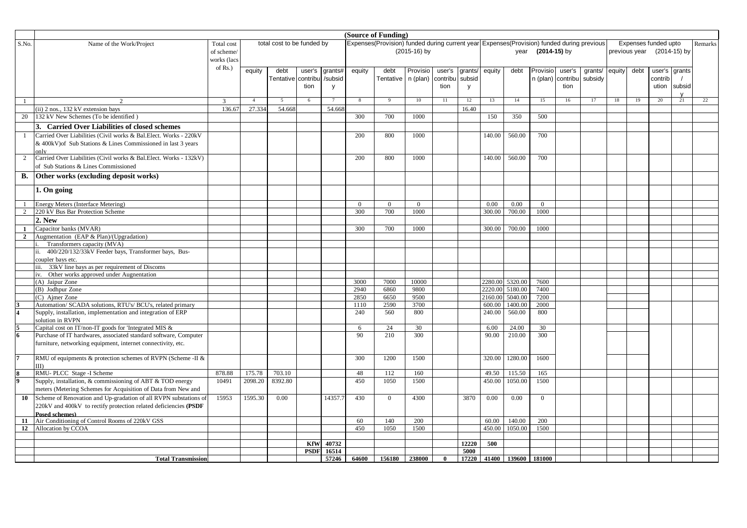| S.No. | Name of the Work/Project | Total cost of scheme/ works (lacs of Rs.) | total cost to be funded by | | | | (Source of Funding) Expenses(Provision) funded during current year (2015-16) by | | | | | Expenses(Provision) funded during previous year (2014-15) by | | | | | Expenses funded upto previous year (2014-15) by | | | | Remarks |
|---|---|---|---|---|---|---|---|---|---|---|---|---|---|---|---|---|---|---|---|---|---|
| | | | equity | debt Tentative | user's contribution | grants# /subsidy | equity | debt Tentative | Provision (plan) | user's contribution | grants/ subsidy | equity | debt | Provision (plan) | user's contribution | grants/ subsidy | equity | debt | user's contribution | grants / subsidy | |
| 1 | 2 | 3 | 4 | 5 | 6 | 7 | 8 | 9 | 10 | 11 | 12 | 13 | 14 | 15 | 16 | 17 | 18 | 19 | 20 | 21 | 22 |
| | (ii) 2 nos., 132 kV extension bays | 136.67 | 27.334 | 54.668 | | 54.668 | | | | | 16.40 | | | | | | | | | | |
| 20 | 132 kV New Schemes (To be identified ) | | | | | | 300 | 700 | 1000 | | | 150 | 350 | 500 | | | | | | | |
| | **3. Carried Over Liabilities of closed schemes** | | | | | | | | | | | | | | | | | | | | |
| 1 | Carried Over Liabilities (Civil works & Bal.Elect. Works - 220kV & 400kV)of Sub Stations & Lines Commissioned in last 3 years only | | | | | | 200 | 800 | 1000 | | | 140.00 | 560.00 | 700 | | | | | | | |
| 2 | Carried Over Liabilities (Civil works & Bal.Elect. Works - 132kV) of Sub Stations & Lines Commissioned | | | | | | 200 | 800 | 1000 | | | 140.00 | 560.00 | 700 | | | | | | | |
| **B.** | **Other works (excluding deposit works)** | | | | | | | | | | | | | | | | | | | | |
| | **1. On going** | | | | | | | | | | | | | | | | | | | | |
| 1 | Energy Meters (Interface Metering) | | | | | | 0 | 0 | 0 | | | 0.00 | 0.00 | 0 | | | | | | | |
| 2 | 220 kV Bus Bar Protection Scheme | | | | | | 300 | 700 | 1000 | | | 300.00 | 700.00 | 1000 | | | | | | | |
| | **2. New** | | | | | | | | | | | | | | | | | | | | |
| **1** | Capacitor banks (MVAR) | | | | | | 300 | 700 | 1000 | | | 300.00 | 700.00 | 1000 | | | | | | | |
| **2** | Augmentation (EAP & Plan)/(Upgradation) | | | | | | | | | | | | | | | | | | | | |
| | i. Transformers capacity (MVA) | | | | | | | | | | | | | | | | | | | | |
| | ii. 400/220/132/33kV Feeder bays, Transformer bays, Bus-coupler bays etc. | | | | | | | | | | | | | | | | | | | | |
| | iii. 33kV line bays as per requirement of Discoms | | | | | | | | | | | | | | | | | | | | |
| | iv. Other works approved under Augnentation | | | | | | | | | | | | | | | | | | | | |
| | (A) Jaipur Zone | | | | | | 3000 | 7000 | 10000 | | | 2280.00 | 5320.00 | 7600 | | | | | | | |
| | (B) Jodhpur Zone | | | | | | 2940 | 6860 | 9800 | | | 2220.00 | 5180.00 | 7400 | | | | | | | |
| | (C) Ajmer Zone | | | | | | 2850 | 6650 | 9500 | | | 2160.00 | 5040.00 | 7200 | | | | | | | |
| **3** | Automation/ SCADA solutions, RTU's/ BCU's, related primary | | | | | | 1110 | 2590 | 3700 | | | 600.00 | 1400.00 | 2000 | | | | | | | |
| **4** | Supply, installation, implementation and integration of ERP solution in RVPN | | | | | | 240 | 560 | 800 | | | 240.00 | 560.00 | 800 | | | | | | | |
| **5** | Capital cost on IT/non-IT goods for 'Integrated MIS & | | | | | | 6 | 24 | 30 | | | 6.00 | 24.00 | 30 | | | | | | | |
| **6** | Purchase of IT hardwares, associated standard software, Computer furniture, networking equipment, internet connectivity, etc. | | | | | | 90 | 210 | 300 | | | 90.00 | 210.00 | 300 | | | | | | | |
| **7** | RMU of equipments & protection schemes of RVPN (Scheme -II & III) | | | | | | 300 | 1200 | 1500 | | | 320.00 | 1280.00 | 1600 | | | | | | | |
| **8** | RMU- PLCC Stage -I Scheme | 878.88 | 175.78 | 703.10 | | | 48 | 112 | 160 | | | 49.50 | 115.50 | 165 | | | | | | | |
| **9** | Supply, installation, & commissioning of ABT & TOD energy meters (Metering Schemes for Acquisition of Data from New and | 10491 | 2098.20 | 8392.80 | | | 450 | 1050 | 1500 | | | 450.00 | 1050.00 | 1500 | | | | | | | |
| **10** | Scheme of Renovation and Up-gradation of all RVPN substations of 220kV and 400kV to rectify protection related deficiencies **(PSDF Posed schemes)** | 15953 | 1595.30 | 0.00 | | 14357.7 | 430 | 0 | 4300 | | 3870 | 0.00 | 0.00 | 0 | | | | | | | |
| **11** | Air Conditioning of Control Rooms of 220kV GSS | | | | | | 60 | 140 | 200 | | | 60.00 | 140.00 | 200 | | | | | | | |
| **12** | Allocation by CCOA | | | | | | 450 | 1050 | 1500 | | | 450.00 | 1050.00 | 1500 | | | | | | | |
| | | | | | | | | | | | | | | | | | | | | | |
| | | | | | **KfW** | **40732** | | | | | **12220** | **500** | | | | | | | | | |
| | | | | | **PSDF** | **16514** | | | | | **5000** | | | | | | | | | | |
| | **Total Transmission** | | | | | **57246** | **64600** | **156180** | **238000** | **0** | **17220** | **41400** | **139600** | **181000** | | | | | | | |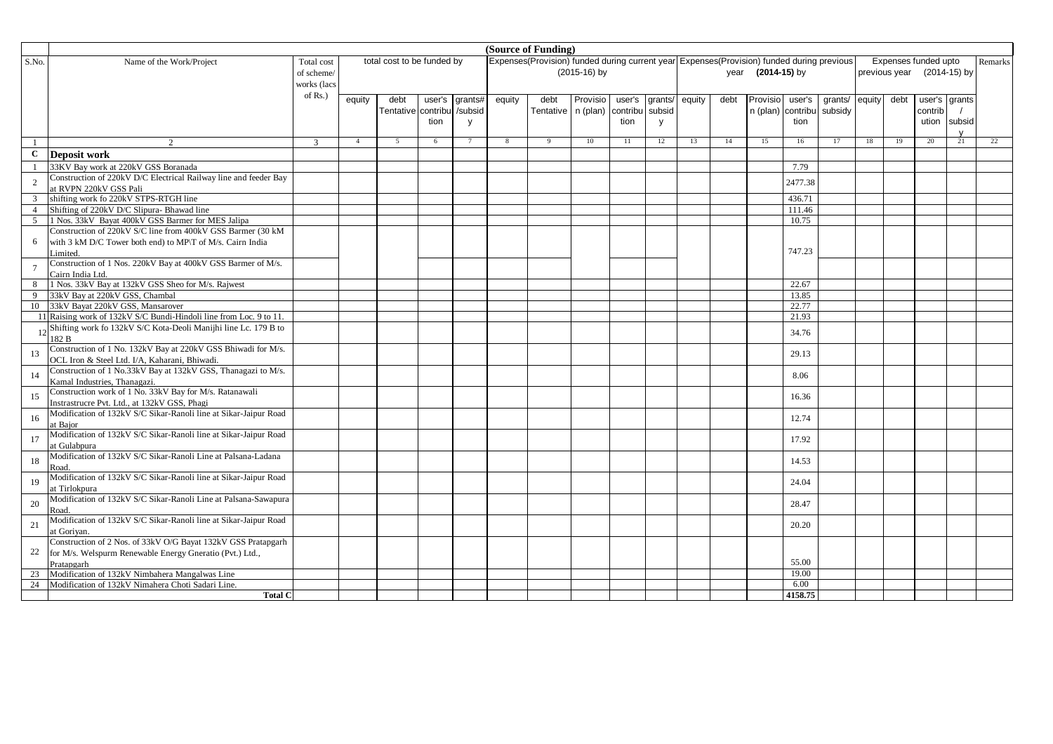| | (Source of Funding) | | | | | | | | | | | | | | | | | | | | |
|---|---|---|---|---|---|---|---|---|---|---|---|---|---|---|---|---|---|---|---|---|---|
| S.No. | Name of the Work/Project | Total cost of scheme/ works (lacs of Rs.) | total cost to be funded by | | | | Expenses(Provision) funded during current year (2015-16) by | | | | | Expenses(Provision) funded during previous year (2014-15) by | | | | | Expenses funded upto previous year (2014-15) by | | | | Remarks |
| | | | equity | debt Tentative | user's contribution | grants# /subsidy | equity | debt Tentative | Provision (plan) | user's contribution | grants/ subsidy | equity | debt | Provision (plan) | user's contribution | grants/ subsidy | equity | debt | user's contribution | grants / subsidy | |
| 1 | 2 | 3 | 4 | 5 | 6 | 7 | 8 | 9 | 10 | 11 | 12 | 13 | 14 | 15 | 16 | 17 | 18 | 19 | 20 | 21 | 22 |
| **C** | **Deposit work** | | | | | | | | | | | | | | | | | | | | |
| 1 | 33KV Bay work at 220kV GSS Boranada | | | | | | | | | | | | | | 7.79 | | | | | | |
| 2 | Construction of 220kV D/C Electrical Railway line and feeder Bay at RVPN 220kV GSS Pali | | | | | | | | | | | | | | 2477.38 | | | | | | |
| 3 | shifting work fo 220kV STPS-RTGH line | | | | | | | | | | | | | | 436.71 | | | | | | |
| 4 | Shifting of 220kV D/C Slipura- Bhawad line | | | | | | | | | | | | | | 111.46 | | | | | | |
| 5 | 1 Nos. 33kV Bayat 400kV GSS Barmer for MES Jalipa | | | | | | | | | | | | | | 10.75 | | | | | | |
| 6 | Construction of 220kV S/C line from 400kV GSS Barmer (30 kM with 3 kM D/C Tower both end) to MP\T of M/s. Cairn India Limited. | | | | | | | | | | | | | | 747.23 | | | | | | |
| 7 | Construction of 1 Nos. 220kV Bay at 400kV GSS Barmer of M/s. Cairn India Ltd. | | | | | | | | | | | | | | | | | | | | |
| 8 | 1 Nos. 33kV Bay at 132kV GSS Sheo for M/s. Rajwest | | | | | | | | | | | | | | 22.67 | | | | | | |
| 9 | 33kV Bay at 220kV GSS, Chambal | | | | | | | | | | | | | | 13.85 | | | | | | |
| 10 | 33kV Bayat 220kV GSS, Mansarover | | | | | | | | | | | | | | 22.77 | | | | | | |
| 11 | Raising work of 132kV S/C Bundi-Hindoli line from Loc. 9 to 11. | | | | | | | | | | | | | | 21.93 | | | | | | |
| 12 | Shifting work fo 132kV S/C Kota-Deoli Manijhi line Lc. 179 B to 182 B | | | | | | | | | | | | | | 34.76 | | | | | | |
| 13 | Construction of 1 No. 132kV Bay at 220kV GSS Bhiwadi for M/s. OCL Iron & Steel Ltd. I/A, Kaharani, Bhiwadi. | | | | | | | | | | | | | | 29.13 | | | | | | |
| 14 | Construction of 1 No.33kV Bay at 132kV GSS, Thanagazi to M/s. Kamal Industries, Thanagazi. | | | | | | | | | | | | | | 8.06 | | | | | | |
| 15 | Construction work of 1 No. 33kV Bay for M/s. Ratanawali Instrastrucre Pvt. Ltd., at 132kV GSS, Phagi | | | | | | | | | | | | | | 16.36 | | | | | | |
| 16 | Modification of 132kV S/C Sikar-Ranoli line at Sikar-Jaipur Road at Bajor | | | | | | | | | | | | | | 12.74 | | | | | | |
| 17 | Modification of 132kV S/C Sikar-Ranoli line at Sikar-Jaipur Road at Gulabpura | | | | | | | | | | | | | | 17.92 | | | | | | |
| 18 | Modification of 132kV S/C Sikar-Ranoli Line at Palsana-Ladana Road. | | | | | | | | | | | | | | 14.53 | | | | | | |
| 19 | Modification of 132kV S/C Sikar-Ranoli line at Sikar-Jaipur Road at Tirlokpura | | | | | | | | | | | | | | 24.04 | | | | | | |
| 20 | Modification of 132kV S/C Sikar-Ranoli Line at Palsana-Sawapura Road. | | | | | | | | | | | | | | 28.47 | | | | | | |
| 21 | Modification of 132kV S/C Sikar-Ranoli line at Sikar-Jaipur Road at Goriyan. | | | | | | | | | | | | | | 20.20 | | | | | | |
| 22 | Construction of 2 Nos. of 33kV O/G Bayat 132kV GSS Pratapgarh for M/s. Welspurm Renewable Energy Gneratio (Pvt.) Ltd., Pratapgarh | | | | | | | | | | | | | | 55.00 | | | | | | |
| 23 | Modification of 132kV Nimbahera Mangalwas Line | | | | | | | | | | | | | | 19.00 | | | | | | |
| 24 | Modification of 132kV Nimahera Choti Sadari Line. | | | | | | | | | | | | | | 6.00 | | | | | | |
| | **Total C** | | | | | | | | | | | | | | **4158.75** | | | | | | |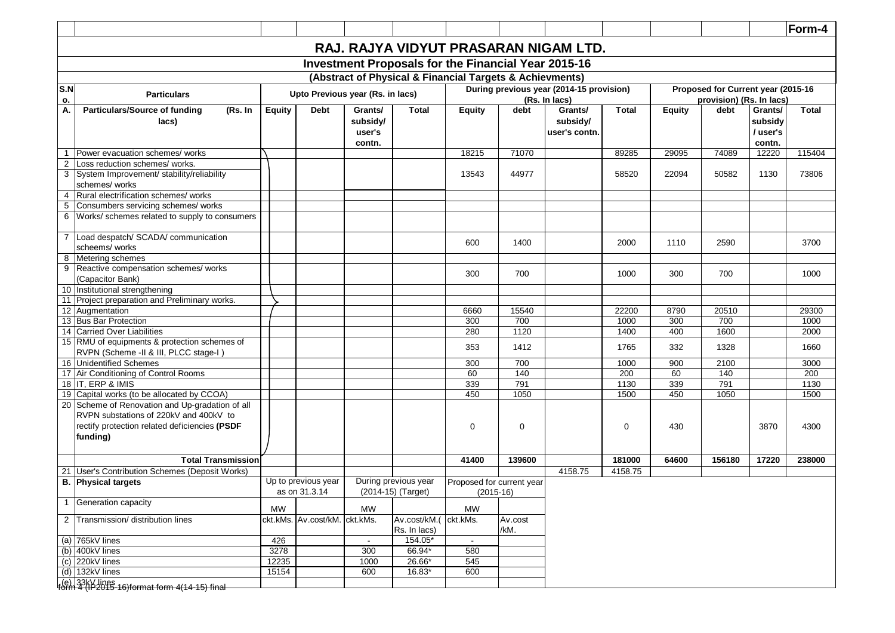Form-4

# RAJ. RAJYA VIDYUT PRASARAN NIGAM LTD.

## Investment Proposals for the Financial Year 2015-16

### (Abstract of Physical & Financial Targets & Achievments)

| S.No. | Particulars | Upto Previous year (Rs. in lacs) | | | | During previous year (2014-15 provision) (Rs. In lacs) | | | | Proposed for Current year (2015-16 provision) (Rs. In lacs) | | | |
|---|---|---|---|---|---|---|---|---|---|---|---|---|---|
| A. | Particulars/Source of funding (Rs. In lacs) | Equity | Debt | Grants/ subsidy/ user's contn. | Total | Equity | debt | Grants/ subsidy/ user's contn. | Total | Equity | debt | Grants/ subsidy / user's contn. | Total |
| 1 | Power evacuation schemes/ works | | | | | 18215 | 71070 | | 89285 | 29095 | 74089 | 12220 | 115404 |
| 2 | Loss reduction schemes/ works. | | | | | | | | | | | | |
| 3 | System Improvement/ stability/reliability schemes/ works | | | | | 13543 | 44977 | | 58520 | 22094 | 50582 | 1130 | 73806 |
| 4 | Rural electrification schemes/ works | | | | | | | | | | | | |
| 5 | Consumbers servicing schemes/ works | | | | | | | | | | | | |
| 6 | Works/ schemes related to supply to consumers | | | | | | | | | | | | |
| 7 | Load despatch/ SCADA/ communication scheems/ works | | | | | 600 | 1400 | | 2000 | 1110 | 2590 | | 3700 |
| 8 | Metering schemes | | | | | | | | | | | | |
| 9 | Reactive compensation schemes/ works (Capacitor Bank) | | | | | 300 | 700 | | 1000 | 300 | 700 | | 1000 |
| 10 | Institutional strengthening | | | | | | | | | | | | |
| 11 | Project preparation and Preliminary works. | | | | | | | | | | | | |
| 12 | Augmentation | | | | | 6660 | 15540 | | 22200 | 8790 | 20510 | | 29300 |
| 13 | Bus Bar Protection | | | | | 300 | 700 | | 1000 | 300 | 700 | | 1000 |
| 14 | Carried Over Liabilities | | | | | 280 | 1120 | | 1400 | 400 | 1600 | | 2000 |
| 15 | RMU of equipments & protection schemes of RVPN (Scheme -II & III, PLCC stage-I ) | | | | | 353 | 1412 | | 1765 | 332 | 1328 | | 1660 |
| 16 | Unidentified Schemes | | | | | 300 | 700 | | 1000 | 900 | 2100 | | 3000 |
| 17 | Air Conditioning of Control Rooms | | | | | 60 | 140 | | 200 | 60 | 140 | | 200 |
| 18 | IT, ERP & IMIS | | | | | 339 | 791 | | 1130 | 339 | 791 | | 1130 |
| 19 | Capital works (to be allocated by CCOA) | | | | | 450 | 1050 | | 1500 | 450 | 1050 | | 1500 |
| 20 | Scheme of Renovation and Up-gradation of all RVPN substations of 220kV and 400kV to rectify protection related deficiencies **(PSDF funding)** | | | | | 0 | 0 | | 0 | 430 | | 3870 | 4300 |
| | **Total Transmission** | | | | | **41400** | **139600** | | **181000** | **64600** | **156180** | **17220** | **238000** |
| 21 | User's Contribution Schemes (Deposit Works) | | | | | | | 4158.75 | 4158.75 | | | | |

| B. | Physical targets | Up to previous year as on 31.3.14 | | During previous year (2014-15) (Target) | | Proposed for current year (2015-16) | |
|---|---|---|---|---|---|---|---|
| 1 | Generation capacity | MW | | MW | | MW | |
| 2 | Transmission/ distribution lines | ckt.kMs. | Av.cost/kM. | ckt.kMs. | Av.cost/kM.( Rs. In lacs) | ckt.kMs. | Av.cost /kM. |
| (a) | 765kV lines | 426 | | - | 154.05* | - | |
| (b) | 400kV lines | 3278 | | 300 | 66.94* | 580 | |
| (c) | 220kV lines | 12235 | | 1000 | 26.66* | 545 | |
| (d) | 132kV lines | 15154 | | 600 | 16.83* | 600 | |
| (e) | 33kV lines | | | | | | |

form 4 (IP2015-16)format form-4(14-15) final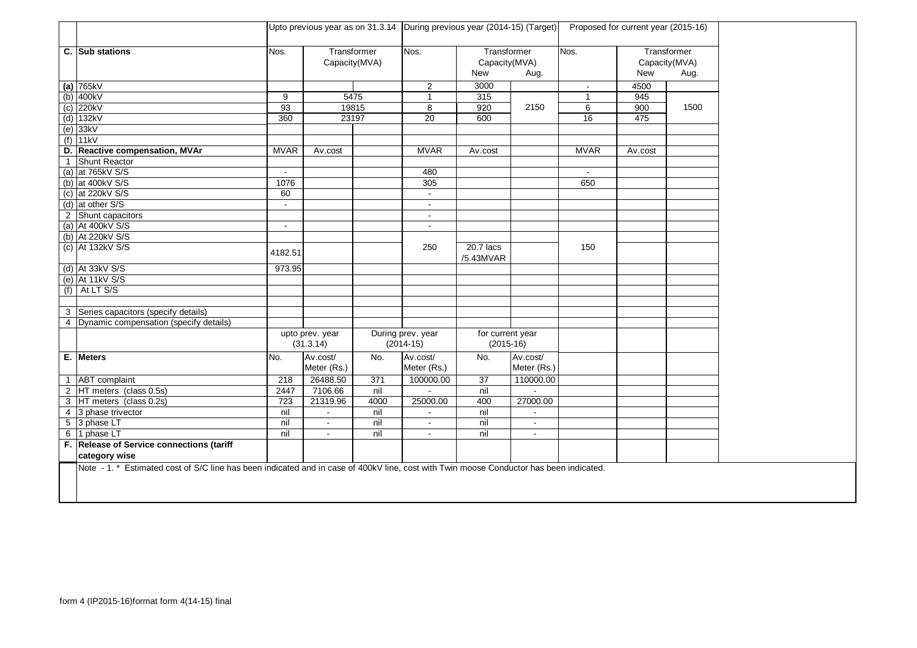| | | Upto previous year as on 31.3.14 | | | During previous year (2014-15) (Target) | | | Proposed for current year (2015-16) | | |
|---|---|---|---|---|---|---|---|---|---|---|
| **C.** | **Sub stations** | Nos. | Transformer Capacity(MVA) | | Nos. | Transformer Capacity(MVA) | | Nos. | Transformer Capacity(MVA) | |
| | | | | | | New | Aug. | | New | Aug. |
| **(a)** | 765kV | | | | 2 | 3000 | | - | 4500 | |
| (b) | 400kV | 9 | 5475 | | 1 | 315 | | 1 | 945 | |
| (c) | 220kV | 93 | 19815 | | 8 | 920 | 2150 | 6 | 900 | 1500 |
| (d) | 132kV | 360 | 23197 | | 20 | 600 | | 16 | 475 | |
| (e) | 33kV | | | | | | | | | |
| (f) | 11kV | | | | | | | | | |
| **D.** | **Reactive compensation, MVAr** | MVAR | Av.cost | | MVAR | Av.cost | | MVAR | Av.cost | |
| 1 | Shunt Reactor | | | | | | | | | |
| (a) | at 765kV S/S | - | | | 480 | | | - | | |
| (b) | at 400kV S/S | 1076 | | | 305 | | | 650 | | |
| (c) | at 220kV S/S | 60 | | | - | | | | | |
| (d) | at other S/S | - | | | - | | | | | |
| 2 | Shunt capacitors | | | | - | | | | | |
| (a) | At 400kV S/S | - | | | - | | | | | |
| (b) | At 220kV S/S | | | | | | | | | |
| (c) | At 132kV S/S | 4182.51 | | | 250 | 20.7 lacs /5.43MVAR | | 150 | | |
| (d) | At 33kV S/S | 973.95 | | | | | | | | |
| (e) | At 11kV S/S | | | | | | | | | |
| (f) | At LT S/S | | | | | | | | | |
| | | | | | | | | | | |
| 3 | Series capacitors (specify details) | | | | | | | | | |
| 4 | Dynamic compensation (specify details) | | | | | | | | | |
| | | upto prev. year (31.3.14) | | During prev. year (2014-15) | | for current year (2015-16) | | | | |
| **E.** | **Meters** | No. | Av.cost/ Meter (Rs.) | No. | Av.cost/ Meter (Rs.) | No. | Av.cost/ Meter (Rs.) | | | |
| 1 | ABT complaint | 218 | 26488.50 | 371 | 100000.00 | 37 | 110000.00 | | | |
| 2 | HT meters (class 0.5s) | 2447 | 7106.66 | nil | - | nil | - | | | |
| 3 | HT meters (class 0.2s) | 723 | 21319.96 | 4000 | 25000.00 | 400 | 27000.00 | | | |
| 4 | 3 phase trivector | nil | - | nil | - | nil | - | | | |
| 5 | 3 phase LT | nil | - | nil | - | nil | - | | | |
| 6 | 1 phase LT | nil | - | nil | - | nil | - | | | |
| **F.** | **Release of Service connections (tariff category wise** | | | | | | | | | |

Note - 1. * Estimated cost of S/C line has been indicated and in case of 400kV line, cost with Twin moose Conductor has been indicated.

form 4 (IP2015-16)format form 4(14-15) final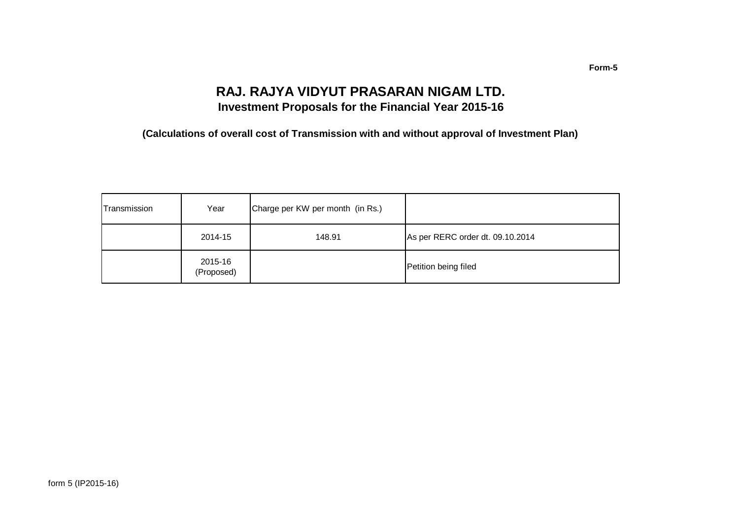**Form-5**

# RAJ. RAJYA VIDYUT PRASARAN NIGAM LTD.

## Investment Proposals for the Financial Year 2015-16

### (Calculations of overall cost of Transmission with and without approval of Investment Plan)

| Transmission | Year | Charge per KW per month (in Rs.) | |
|---|---|---|---|
| | 2014-15 | 148.91 | As per RERC order dt. 09.10.2014 |
| | 2015-16 (Proposed) | | Petition being filed |

form 5 (IP2015-16)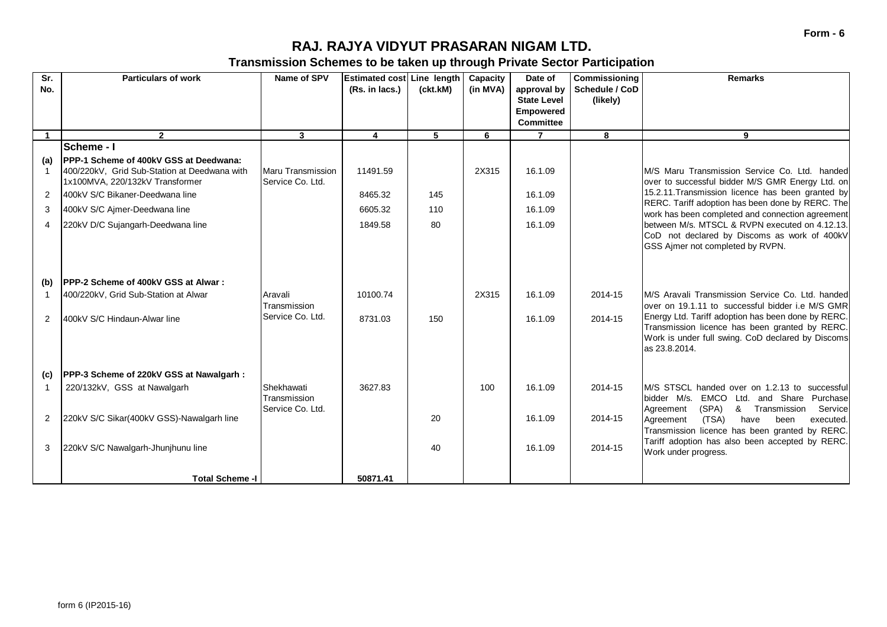Form - 6

# RAJ. RAJYA VIDYUT PRASARAN NIGAM LTD.

## Transmission Schemes to be taken up through Private Sector Participation

| Sr. No. | Particulars of work | Name of SPV | Estimated cost (Rs. in lacs.) | Line length (ckt.kM) | Capacity (in MVA) | Date of approval by State Level Empowered Committee | Commissioning Schedule / CoD (likely) | Remarks |
|---|---|---|---|---|---|---|---|---|
| 1 | 2 | 3 | 4 | 5 | 6 | 7 | 8 | 9 |
| | **Scheme - I** | | | | | | | |
| (a) | **PPP-1 Scheme of 400kV GSS at Deedwana:** | | | | | | | |
| 1 | 400/220kV, Grid Sub-Station at Deedwana with 1x100MVA, 220/132kV Transformer | Maru Transmission Service Co. Ltd. | 11491.59 | | 2X315 | 16.1.09 | | M/S Maru Transmission Service Co. Ltd. handed over to successful bidder M/S GMR Energy Ltd. on 15.2.11.Transmission licence has been granted by RERC. Tariff adoption has been done by RERC. The work has been completed and connection agreement between M/s. MTSCL & RVPN executed on 4.12.13. CoD not declared by Discoms as work of 400kV GSS Ajmer not completed by RVPN. |
| 2 | 400kV S/C Bikaner-Deedwana line | | 8465.32 | 145 | | 16.1.09 | | |
| 3 | 400kV S/C Ajmer-Deedwana line | | 6605.32 | 110 | | 16.1.09 | | |
| 4 | 220kV D/C Sujangarh-Deedwana line | | 1849.58 | 80 | | 16.1.09 | | |
| (b) | **PPP-2 Scheme of 400kV GSS at Alwar :** | | | | | | | |
| 1 | 400/220kV, Grid Sub-Station at Alwar | Aravali Transmission Service Co. Ltd. | 10100.74 | | 2X315 | 16.1.09 | 2014-15 | M/S Aravali Transmission Service Co. Ltd. handed over on 19.1.11 to successful bidder i.e M/S GMR Energy Ltd. Tariff adoption has been done by RERC. Transmission licence has been granted by RERC. Work is under full swing. CoD declared by Discoms as 23.8.2014. |
| 2 | 400kV S/C Hindaun-Alwar line | | 8731.03 | 150 | | 16.1.09 | 2014-15 | |
| (c) | **PPP-3 Scheme of 220kV GSS at Nawalgarh :** | | | | | | | |
| 1 | 220/132kV, GSS at Nawalgarh | Shekhawati Transmission Service Co. Ltd. | 3627.83 | | 100 | 16.1.09 | 2014-15 | M/S STSCL handed over on 1.2.13 to successful bidder M/s. EMCO Ltd. and Share Purchase Agreement (SPA) & Transmission Service Agreement (TSA) have been executed. Transmission licence has been granted by RERC. Tariff adoption has also been accepted by RERC. Work under progress. |
| 2 | 220kV S/C Sikar(400kV GSS)-Nawalgarh line | | | 20 | | 16.1.09 | 2014-15 | |
| 3 | 220kV S/C Nawalgarh-Jhunjhunu line | | | 40 | | 16.1.09 | 2014-15 | |
| | **Total Scheme -I** | | **50871.41** | | | | | |

form 6 (IP2015-16)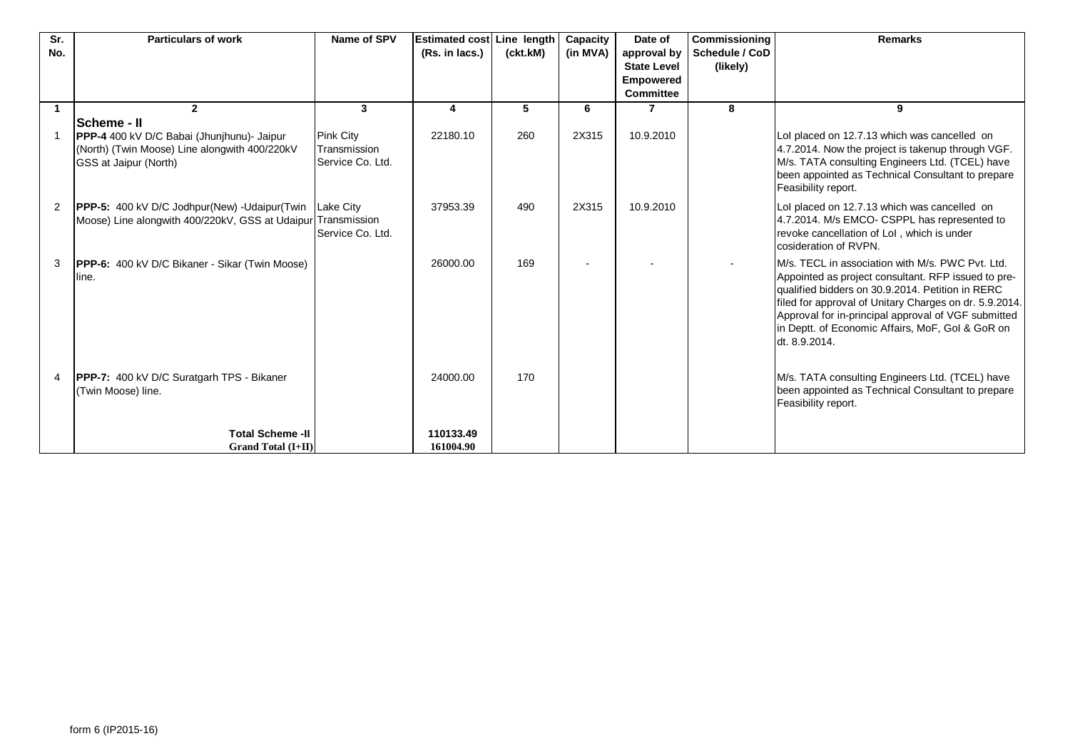| Sr. No. | Particulars of work | Name of SPV | Estimated cost (Rs. in lacs.) | Line length (ckt.kM) | Capacity (in MVA) | Date of approval by State Level Empowered Committee | Commissioning Schedule / CoD (likely) | Remarks |
|---|---|---|---|---|---|---|---|---|
| 1 | 2 | 3 | 4 | 5 | 6 | 7 | 8 | 9 |
| | **Scheme - II** | | | | | | | |
| 1 | **PPP-4** 400 kV D/C Babai (Jhunjhunu)- Jaipur (North) (Twin Moose) Line alongwith 400/220kV GSS at Jaipur (North) | Pink City Transmission Service Co. Ltd. | 22180.10 | 260 | 2X315 | 10.9.2010 | | LoI placed on 12.7.13 which was cancelled on 4.7.2014. Now the project is takenup through VGF. M/s. TATA consulting Engineers Ltd. (TCEL) have been appointed as Technical Consultant to prepare Feasibility report. |
| 2 | **PPP-5:** 400 kV D/C Jodhpur(New) -Udaipur(Twin Moose) Line alongwith 400/220kV, GSS at Udaipur | Lake City Transmission Service Co. Ltd. | 37953.39 | 490 | 2X315 | 10.9.2010 | | LoI placed on 12.7.13 which was cancelled on 4.7.2014. M/s EMCO- CSPPL has represented to revoke cancellation of LoI , which is under cosideration of RVPN. |
| 3 | **PPP-6:** 400 kV D/C Bikaner - Sikar (Twin Moose) line. | | 26000.00 | 169 | - | - | - | M/s. TECL in association with M/s. PWC Pvt. Ltd. Appointed as project consultant. RFP issued to pre-qualified bidders on 30.9.2014. Petition in RERC filed for approval of Unitary Charges on dr. 5.9.2014. Approval for in-principal approval of VGF submitted in Deptt. of Economic Affairs, MoF, GoI & GoR on dt. 8.9.2014. |
| 4 | **PPP-7:** 400 kV D/C Suratgarh TPS - Bikaner (Twin Moose) line. | | 24000.00 | 170 | | | | M/s. TATA consulting Engineers Ltd. (TCEL) have been appointed as Technical Consultant to prepare Feasibility report. |
| | **Total Scheme -II** | | **110133.49** | | | | | |
| | **Grand Total (I+II)** | | **161004.90** | | | | | |

form 6 (IP2015-16)